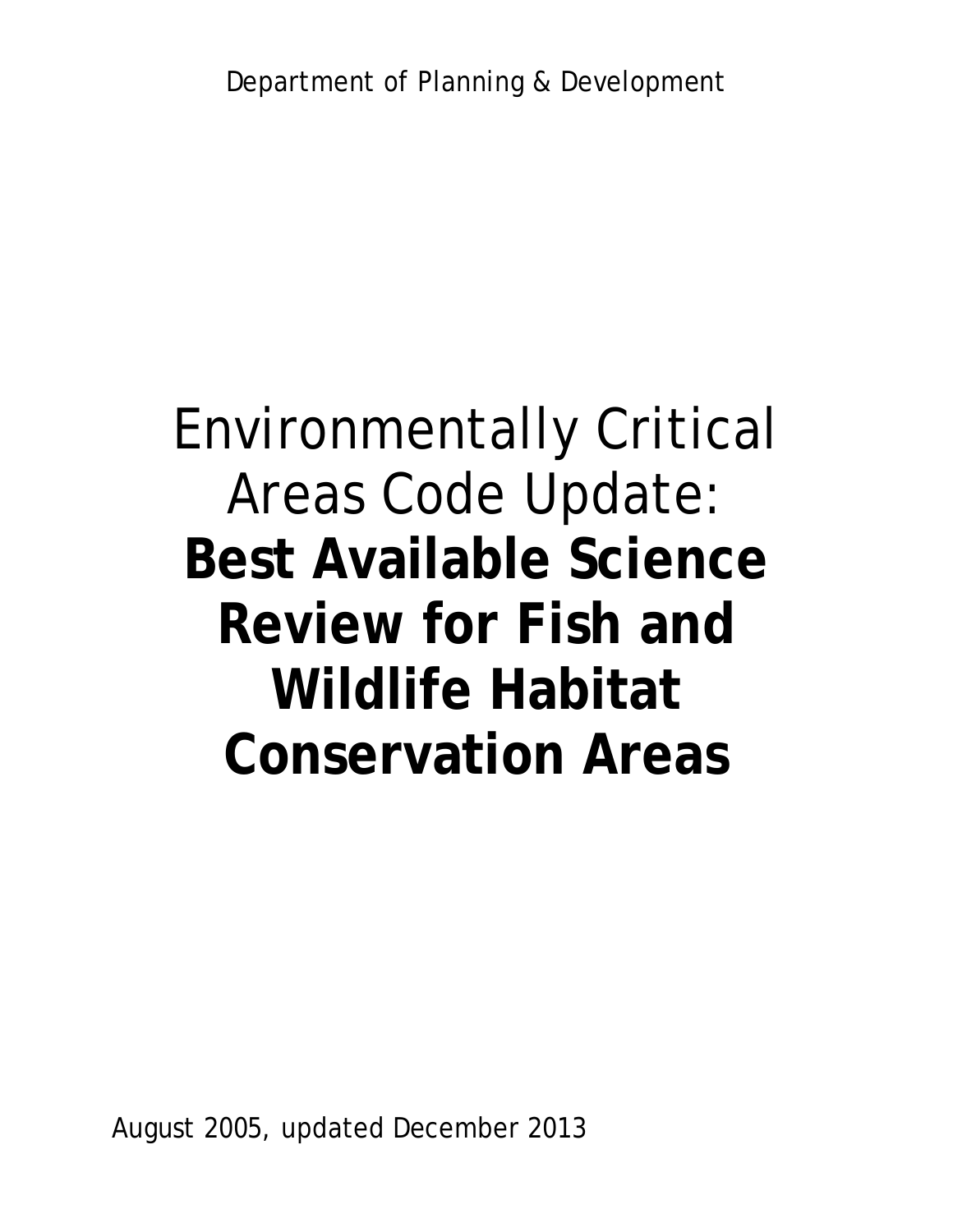Department of Planning & Development

# Environmentally Critical Areas Code Update: **Best Available Science Review for Fish and Wildlife Habitat Conservation Areas**

August 2005, updated December 2013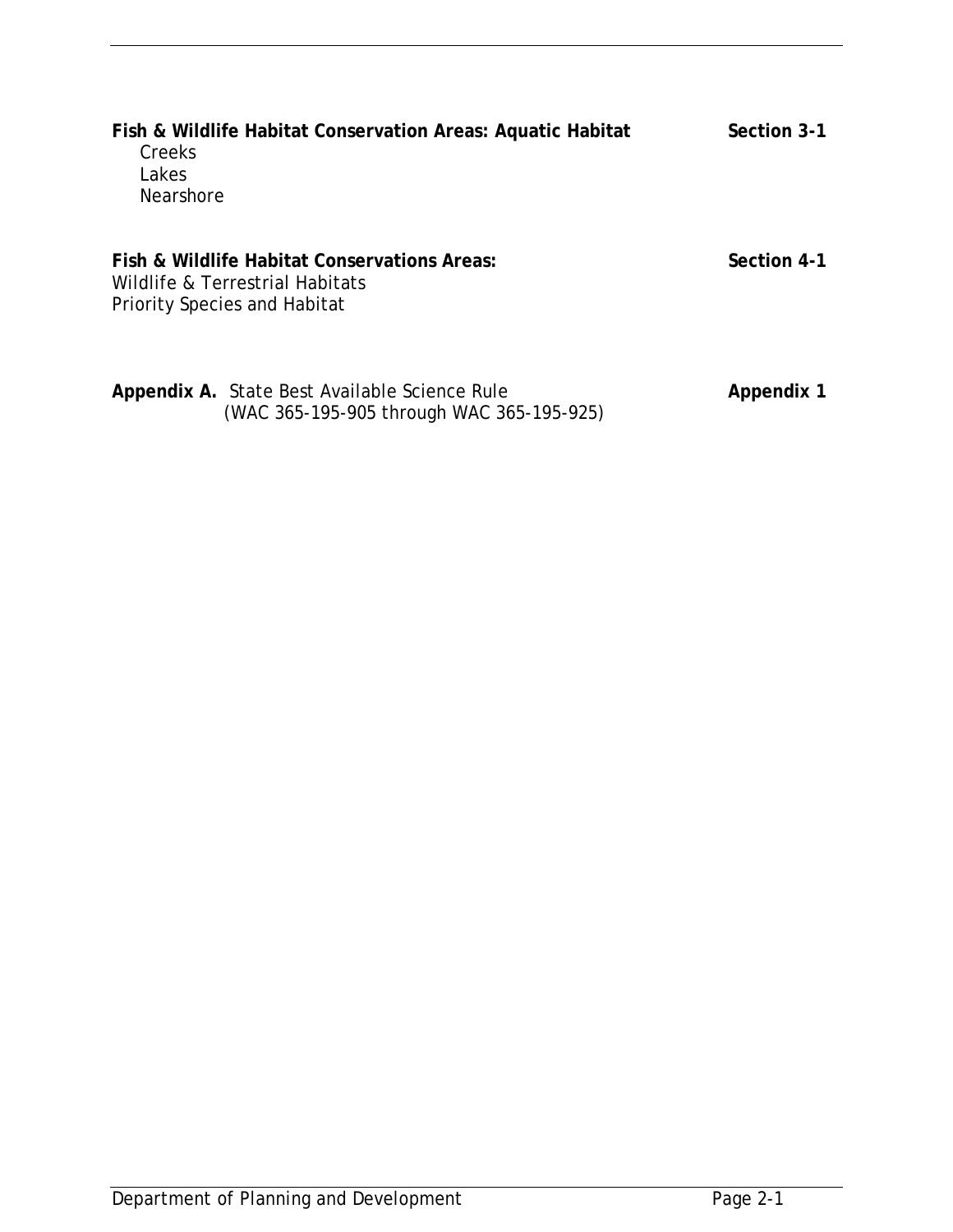**Fish & Wildlife Habitat Conservation Areas: Aquatic Habitat** **Section 3-1**

Creeks
Lakes
Nearshore

**Fish & Wildlife Habitat Conservations Areas:** **Section 4-1**

Wildlife & Terrestrial Habitats
Priority Species and Habitat

**Appendix A.** State Best Available Science Rule (WAC 365-195-905 through WAC 365-195-925) **Appendix 1**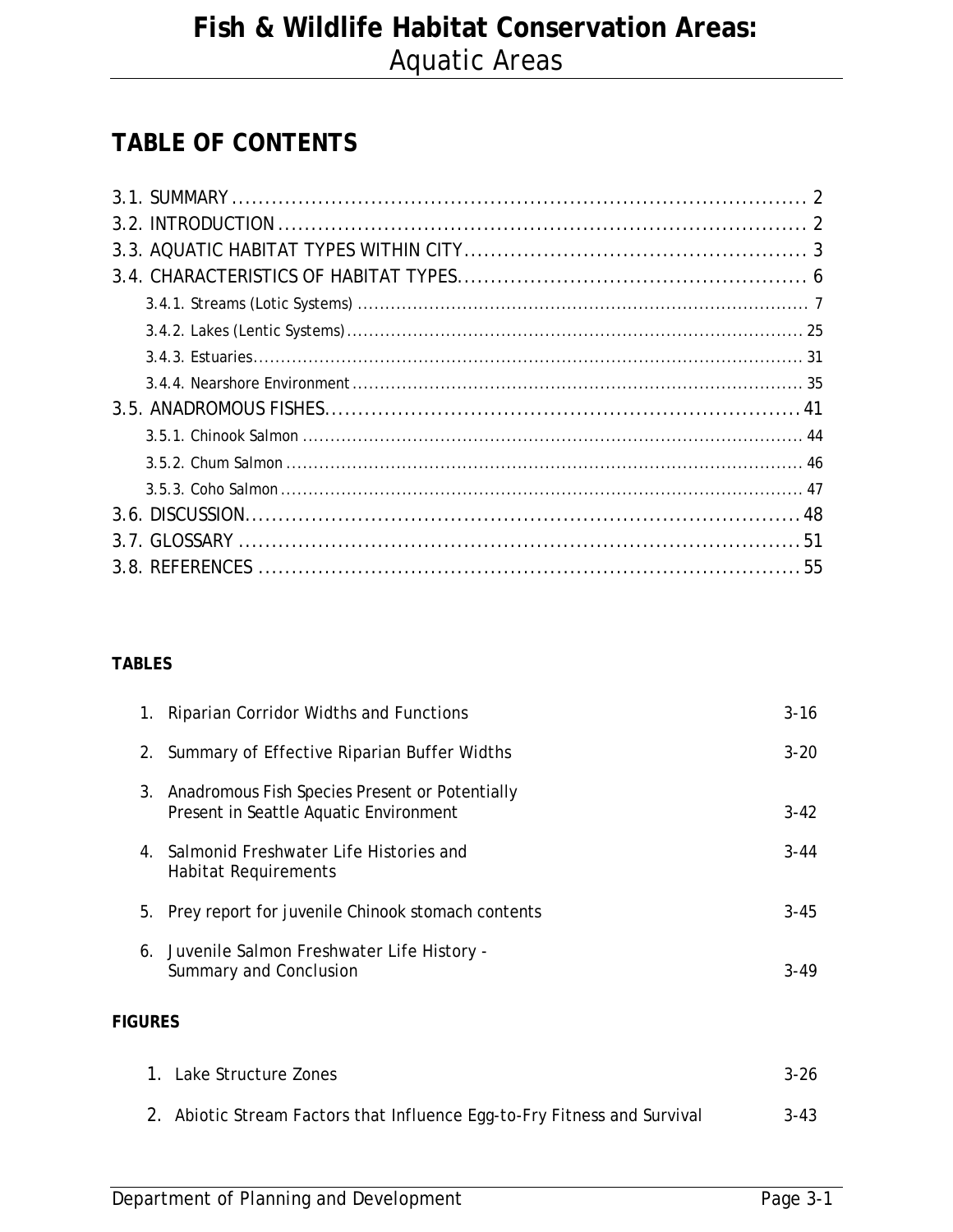# Fish & Wildlife Habitat Conservation Areas:
Aquatic Areas

## TABLE OF CONTENTS

3.1. SUMMARY ........................................................................................ 2
3.2. INTRODUCTION ................................................................................ 2
3.3. AQUATIC HABITAT TYPES WITHIN CITY ................................................ 3
3.4. CHARACTERISTICS OF HABITAT TYPES ................................................ 6
- 3.4.1. Streams (Lotic Systems) ................................................................ 7
- 3.4.2. Lakes (Lentic Systems) ................................................................ 25
- 3.4.3. Estuaries ....................................................................................... 31
- 3.4.4. Nearshore Environment ................................................................ 35

3.5. ANADROMOUS FISHES ...................................................................... 41
- 3.5.1. Chinook Salmon ............................................................................ 44
- 3.5.2. Chum Salmon ................................................................................ 46
- 3.5.3. Coho Salmon ................................................................................. 47

3.6. DISCUSSION ...................................................................................... 48
3.7. GLOSSARY ........................................................................................ 51
3.8. REFERENCES ..................................................................................... 55

**TABLES**

| | | |
|---|---|---|
| 1. | Riparian Corridor Widths and Functions | 3-16 |
| 2. | Summary of Effective Riparian Buffer Widths | 3-20 |
| 3. | Anadromous Fish Species Present or Potentially Present in Seattle Aquatic Environment | 3-42 |
| 4. | Salmonid Freshwater Life Histories and Habitat Requirements | 3-44 |
| 5. | Prey report for juvenile Chinook stomach contents | 3-45 |
| 6. | Juvenile Salmon Freshwater Life History - Summary and Conclusion | 3-49 |

**FIGURES**

| | | |
|---|---|---|
| 1. | Lake Structure Zones | 3-26 |
| 2. | Abiotic Stream Factors that Influence Egg-to-Fry Fitness and Survival | 3-43 |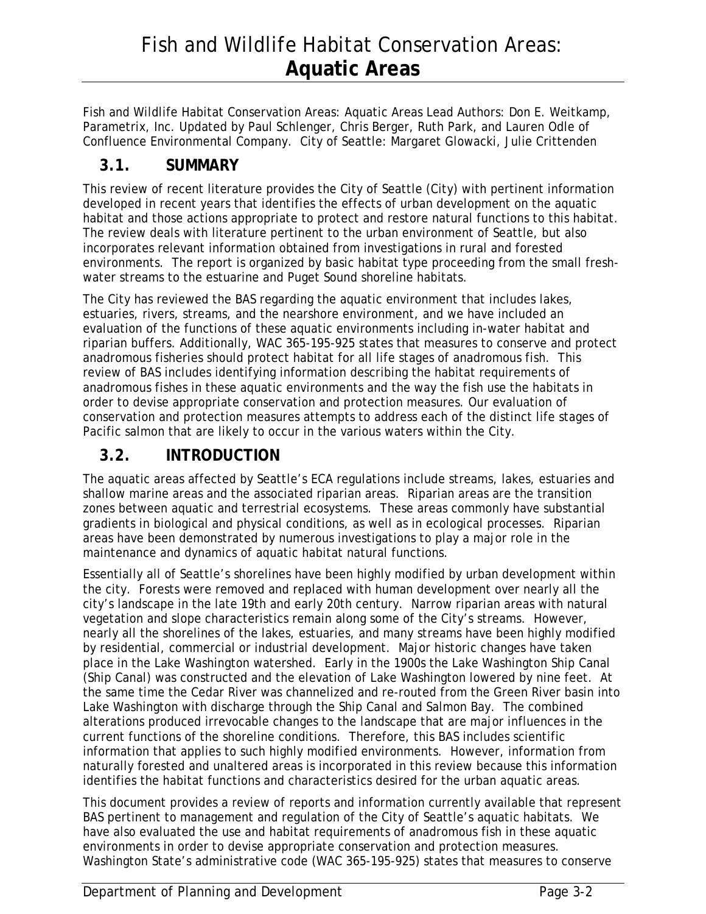# Fish and Wildlife Habitat Conservation Areas: **Aquatic Areas**

Fish and Wildlife Habitat Conservation Areas: Aquatic Areas Lead Authors: Don E. Weitkamp, Parametrix, Inc. Updated by Paul Schlenger, Chris Berger, Ruth Park, and Lauren Odle of Confluence Environmental Company. City of Seattle: Margaret Glowacki, Julie Crittenden

## 3.1. SUMMARY

This review of recent literature provides the City of Seattle (City) with pertinent information developed in recent years that identifies the effects of urban development on the aquatic habitat and those actions appropriate to protect and restore natural functions to this habitat. The review deals with literature pertinent to the urban environment of Seattle, but also incorporates relevant information obtained from investigations in rural and forested environments. The report is organized by basic habitat type proceeding from the small fresh-water streams to the estuarine and Puget Sound shoreline habitats.

The City has reviewed the BAS regarding the aquatic environment that includes lakes, estuaries, rivers, streams, and the nearshore environment, and we have included an evaluation of the functions of these aquatic environments including in-water habitat and riparian buffers. Additionally, WAC 365-195-925 states that measures to conserve and protect anadromous fisheries should protect habitat for all life stages of anadromous fish. This review of BAS includes identifying information describing the habitat requirements of anadromous fishes in these aquatic environments and the way the fish use the habitats in order to devise appropriate conservation and protection measures. Our evaluation of conservation and protection measures attempts to address each of the distinct life stages of Pacific salmon that are likely to occur in the various waters within the City.

## 3.2. INTRODUCTION

The aquatic areas affected by Seattle's ECA regulations include streams, lakes, estuaries and shallow marine areas and the associated riparian areas. Riparian areas are the transition zones between aquatic and terrestrial ecosystems. These areas commonly have substantial gradients in biological and physical conditions, as well as in ecological processes. Riparian areas have been demonstrated by numerous investigations to play a major role in the maintenance and dynamics of aquatic habitat natural functions.

Essentially all of Seattle's shorelines have been highly modified by urban development within the city. Forests were removed and replaced with human development over nearly all the city's landscape in the late 19th and early 20th century. Narrow riparian areas with natural vegetation and slope characteristics remain along some of the City's streams. However, nearly all the shorelines of the lakes, estuaries, and many streams have been highly modified by residential, commercial or industrial development. Major historic changes have taken place in the Lake Washington watershed. Early in the 1900s the Lake Washington Ship Canal (Ship Canal) was constructed and the elevation of Lake Washington lowered by nine feet. At the same time the Cedar River was channelized and re-routed from the Green River basin into Lake Washington with discharge through the Ship Canal and Salmon Bay. The combined alterations produced irrevocable changes to the landscape that are major influences in the current functions of the shoreline conditions. Therefore, this BAS includes scientific information that applies to such highly modified environments. However, information from naturally forested and unaltered areas is incorporated in this review because this information identifies the habitat functions and characteristics desired for the urban aquatic areas.

This document provides a review of reports and information currently available that represent BAS pertinent to management and regulation of the City of Seattle's aquatic habitats. We have also evaluated the use and habitat requirements of anadromous fish in these aquatic environments in order to devise appropriate conservation and protection measures. Washington State's administrative code (WAC 365-195-925) states that measures to conserve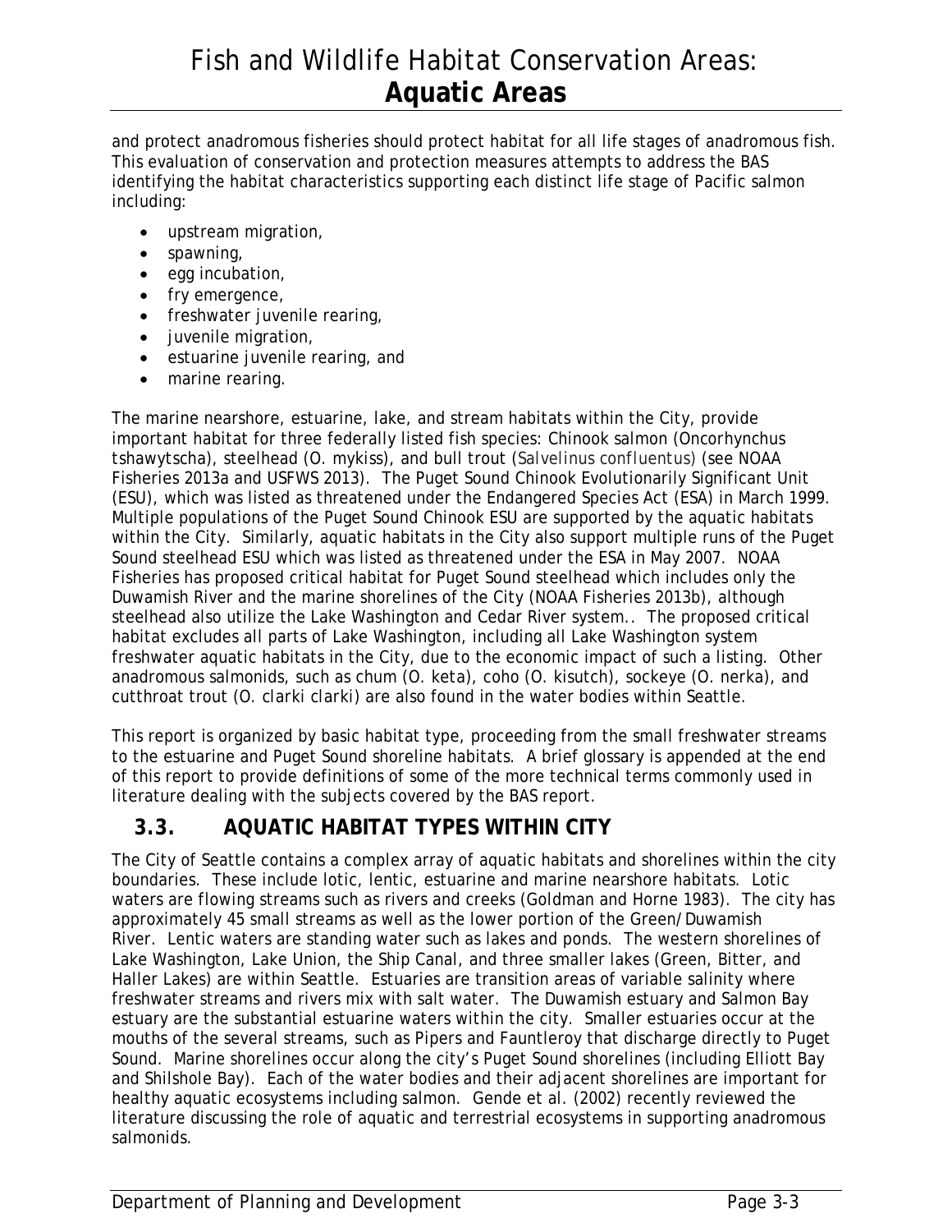and protect anadromous fisheries should protect habitat for all life stages of anadromous fish. This evaluation of conservation and protection measures attempts to address the BAS identifying the habitat characteristics supporting each distinct life stage of Pacific salmon including:

- upstream migration,
- spawning,
- egg incubation,
- fry emergence,
- freshwater juvenile rearing,
- juvenile migration,
- estuarine juvenile rearing, and
- marine rearing.

The marine nearshore, estuarine, lake, and stream habitats within the City, provide important habitat for three federally listed fish species: Chinook salmon (Oncorhynchus tshawytscha), steelhead (O. mykiss), and bull trout (*Salvelinus confluentus*) (see NOAA Fisheries 2013a and USFWS 2013). The Puget Sound Chinook Evolutionarily Significant Unit (ESU), which was listed as threatened under the Endangered Species Act (ESA) in March 1999. Multiple populations of the Puget Sound Chinook ESU are supported by the aquatic habitats within the City. Similarly, aquatic habitats in the City also support multiple runs of the Puget Sound steelhead ESU which was listed as threatened under the ESA in May 2007. NOAA Fisheries has proposed critical habitat for Puget Sound steelhead which includes only the Duwamish River and the marine shorelines of the City (NOAA Fisheries 2013b), although steelhead also utilize the Lake Washington and Cedar River system.. The proposed critical habitat excludes all parts of Lake Washington, including all Lake Washington system freshwater aquatic habitats in the City, due to the economic impact of such a listing. Other anadromous salmonids, such as chum (O. keta), coho (O. kisutch), sockeye (O. nerka), and cutthroat trout (O. clarki clarki) are also found in the water bodies within Seattle.

This report is organized by basic habitat type, proceeding from the small freshwater streams to the estuarine and Puget Sound shoreline habitats. A brief glossary is appended at the end of this report to provide definitions of some of the more technical terms commonly used in literature dealing with the subjects covered by the BAS report.

## 3.3. AQUATIC HABITAT TYPES WITHIN CITY

The City of Seattle contains a complex array of aquatic habitats and shorelines within the city boundaries. These include lotic, lentic, estuarine and marine nearshore habitats. Lotic waters are flowing streams such as rivers and creeks (Goldman and Horne 1983). The city has approximately 45 small streams as well as the lower portion of the Green/Duwamish River. Lentic waters are standing water such as lakes and ponds. The western shorelines of Lake Washington, Lake Union, the Ship Canal, and three smaller lakes (Green, Bitter, and Haller Lakes) are within Seattle. Estuaries are transition areas of variable salinity where freshwater streams and rivers mix with salt water. The Duwamish estuary and Salmon Bay estuary are the substantial estuarine waters within the city. Smaller estuaries occur at the mouths of the several streams, such as Pipers and Fauntleroy that discharge directly to Puget Sound. Marine shorelines occur along the city's Puget Sound shorelines (including Elliott Bay and Shilshole Bay). Each of the water bodies and their adjacent shorelines are important for healthy aquatic ecosystems including salmon. Gende et al. (2002) recently reviewed the literature discussing the role of aquatic and terrestrial ecosystems in supporting anadromous salmonids.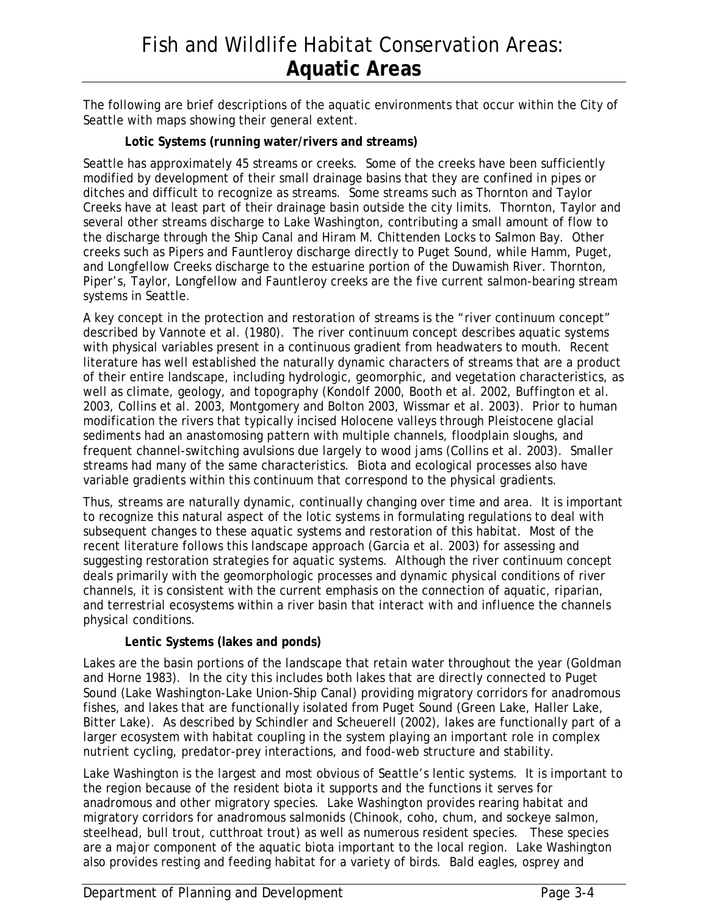# Fish and Wildlife Habitat Conservation Areas: **Aquatic Areas**

The following are brief descriptions of the aquatic environments that occur within the City of Seattle with maps showing their general extent.

### Lotic Systems (running water/rivers and streams)

Seattle has approximately 45 streams or creeks. Some of the creeks have been sufficiently modified by development of their small drainage basins that they are confined in pipes or ditches and difficult to recognize as streams. Some streams such as Thornton and Taylor Creeks have at least part of their drainage basin outside the city limits. Thornton, Taylor and several other streams discharge to Lake Washington, contributing a small amount of flow to the discharge through the Ship Canal and Hiram M. Chittenden Locks to Salmon Bay. Other creeks such as Pipers and Fauntleroy discharge directly to Puget Sound, while Hamm, Puget, and Longfellow Creeks discharge to the estuarine portion of the Duwamish River. Thornton, Piper's, Taylor, Longfellow and Fauntleroy creeks are the five current salmon-bearing stream systems in Seattle.

A key concept in the protection and restoration of streams is the "river continuum concept" described by Vannote et al. (1980). The river continuum concept describes aquatic systems with physical variables present in a continuous gradient from headwaters to mouth. Recent literature has well established the naturally dynamic characters of streams that are a product of their entire landscape, including hydrologic, geomorphic, and vegetation characteristics, as well as climate, geology, and topography (Kondolf 2000, Booth et al. 2002, Buffington et al. 2003, Collins et al. 2003, Montgomery and Bolton 2003, Wissmar et al. 2003). Prior to human modification the rivers that typically incised Holocene valleys through Pleistocene glacial sediments had an anastomosing pattern with multiple channels, floodplain sloughs, and frequent channel-switching avulsions due largely to wood jams (Collins et al. 2003). Smaller streams had many of the same characteristics. Biota and ecological processes also have variable gradients within this continuum that correspond to the physical gradients.

Thus, streams are naturally dynamic, continually changing over time and area. It is important to recognize this natural aspect of the lotic systems in formulating regulations to deal with subsequent changes to these aquatic systems and restoration of this habitat. Most of the recent literature follows this landscape approach (Garcia et al. 2003) for assessing and suggesting restoration strategies for aquatic systems. Although the river continuum concept deals primarily with the geomorphologic processes and dynamic physical conditions of river channels, it is consistent with the current emphasis on the connection of aquatic, riparian, and terrestrial ecosystems within a river basin that interact with and influence the channels physical conditions.

### Lentic Systems (lakes and ponds)

Lakes are the basin portions of the landscape that retain water throughout the year (Goldman and Horne 1983). In the city this includes both lakes that are directly connected to Puget Sound (Lake Washington-Lake Union-Ship Canal) providing migratory corridors for anadromous fishes, and lakes that are functionally isolated from Puget Sound (Green Lake, Haller Lake, Bitter Lake). As described by Schindler and Scheuerell (2002), lakes are functionally part of a larger ecosystem with habitat coupling in the system playing an important role in complex nutrient cycling, predator-prey interactions, and food-web structure and stability.

Lake Washington is the largest and most obvious of Seattle's lentic systems. It is important to the region because of the resident biota it supports and the functions it serves for anadromous and other migratory species. Lake Washington provides rearing habitat and migratory corridors for anadromous salmonids (Chinook, coho, chum, and sockeye salmon, steelhead, bull trout, cutthroat trout) as well as numerous resident species. These species are a major component of the aquatic biota important to the local region. Lake Washington also provides resting and feeding habitat for a variety of birds. Bald eagles, osprey and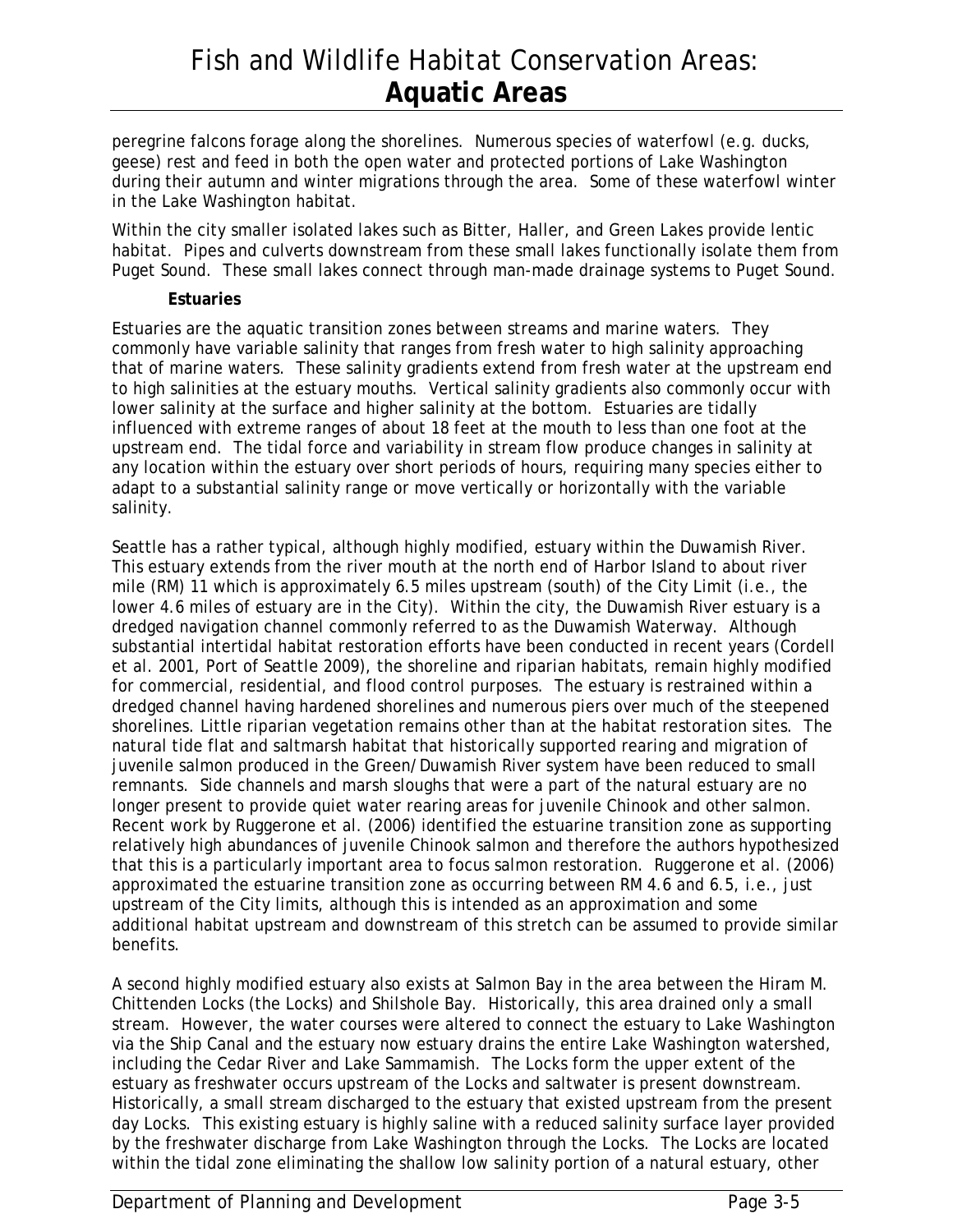peregrine falcons forage along the shorelines. Numerous species of waterfowl (e.g. ducks, geese) rest and feed in both the open water and protected portions of Lake Washington during their autumn and winter migrations through the area. Some of these waterfowl winter in the Lake Washington habitat.

Within the city smaller isolated lakes such as Bitter, Haller, and Green Lakes provide lentic habitat. Pipes and culverts downstream from these small lakes functionally isolate them from Puget Sound. These small lakes connect through man-made drainage systems to Puget Sound.

**Estuaries**

Estuaries are the aquatic transition zones between streams and marine waters. They commonly have variable salinity that ranges from fresh water to high salinity approaching that of marine waters. These salinity gradients extend from fresh water at the upstream end to high salinities at the estuary mouths. Vertical salinity gradients also commonly occur with lower salinity at the surface and higher salinity at the bottom. Estuaries are tidally influenced with extreme ranges of about 18 feet at the mouth to less than one foot at the upstream end. The tidal force and variability in stream flow produce changes in salinity at any location within the estuary over short periods of hours, requiring many species either to adapt to a substantial salinity range or move vertically or horizontally with the variable salinity.

Seattle has a rather typical, although highly modified, estuary within the Duwamish River. This estuary extends from the river mouth at the north end of Harbor Island to about river mile (RM) 11 which is approximately 6.5 miles upstream (south) of the City Limit (i.e., the lower 4.6 miles of estuary are in the City). Within the city, the Duwamish River estuary is a dredged navigation channel commonly referred to as the Duwamish Waterway. Although substantial intertidal habitat restoration efforts have been conducted in recent years (Cordell et al. 2001, Port of Seattle 2009), the shoreline and riparian habitats, remain highly modified for commercial, residential, and flood control purposes. The estuary is restrained within a dredged channel having hardened shorelines and numerous piers over much of the steepened shorelines. Little riparian vegetation remains other than at the habitat restoration sites. The natural tide flat and saltmarsh habitat that historically supported rearing and migration of juvenile salmon produced in the Green/Duwamish River system have been reduced to small remnants. Side channels and marsh sloughs that were a part of the natural estuary are no longer present to provide quiet water rearing areas for juvenile Chinook and other salmon. Recent work by Ruggerone et al. (2006) identified the estuarine transition zone as supporting relatively high abundances of juvenile Chinook salmon and therefore the authors hypothesized that this is a particularly important area to focus salmon restoration. Ruggerone et al. (2006) approximated the estuarine transition zone as occurring between RM 4.6 and 6.5, i.e., just upstream of the City limits, although this is intended as an approximation and some additional habitat upstream and downstream of this stretch can be assumed to provide similar benefits.

A second highly modified estuary also exists at Salmon Bay in the area between the Hiram M. Chittenden Locks (the Locks) and Shilshole Bay. Historically, this area drained only a small stream. However, the water courses were altered to connect the estuary to Lake Washington via the Ship Canal and the estuary now estuary drains the entire Lake Washington watershed, including the Cedar River and Lake Sammamish. The Locks form the upper extent of the estuary as freshwater occurs upstream of the Locks and saltwater is present downstream. Historically, a small stream discharged to the estuary that existed upstream from the present day Locks. This existing estuary is highly saline with a reduced salinity surface layer provided by the freshwater discharge from Lake Washington through the Locks. The Locks are located within the tidal zone eliminating the shallow low salinity portion of a natural estuary, other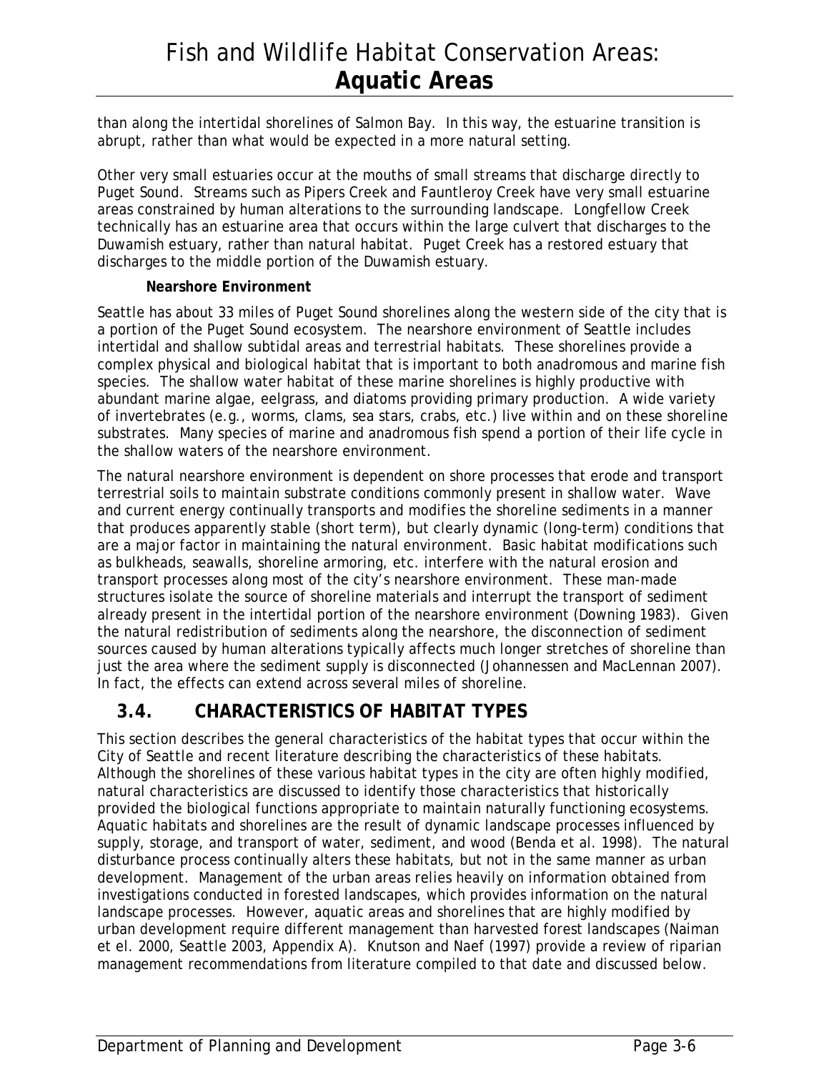than along the intertidal shorelines of Salmon Bay. In this way, the estuarine transition is abrupt, rather than what would be expected in a more natural setting.

Other very small estuaries occur at the mouths of small streams that discharge directly to Puget Sound. Streams such as Pipers Creek and Fauntleroy Creek have very small estuarine areas constrained by human alterations to the surrounding landscape. Longfellow Creek technically has an estuarine area that occurs within the large culvert that discharges to the Duwamish estuary, rather than natural habitat. Puget Creek has a restored estuary that discharges to the middle portion of the Duwamish estuary.

**Nearshore Environment**

Seattle has about 33 miles of Puget Sound shorelines along the western side of the city that is a portion of the Puget Sound ecosystem. The nearshore environment of Seattle includes intertidal and shallow subtidal areas and terrestrial habitats. These shorelines provide a complex physical and biological habitat that is important to both anadromous and marine fish species. The shallow water habitat of these marine shorelines is highly productive with abundant marine algae, eelgrass, and diatoms providing primary production. A wide variety of invertebrates (e.g., worms, clams, sea stars, crabs, etc.) live within and on these shoreline substrates. Many species of marine and anadromous fish spend a portion of their life cycle in the shallow waters of the nearshore environment.

The natural nearshore environment is dependent on shore processes that erode and transport terrestrial soils to maintain substrate conditions commonly present in shallow water. Wave and current energy continually transports and modifies the shoreline sediments in a manner that produces apparently stable (short term), but clearly dynamic (long-term) conditions that are a major factor in maintaining the natural environment. Basic habitat modifications such as bulkheads, seawalls, shoreline armoring, etc. interfere with the natural erosion and transport processes along most of the city's nearshore environment. These man-made structures isolate the source of shoreline materials and interrupt the transport of sediment already present in the intertidal portion of the nearshore environment (Downing 1983). Given the natural redistribution of sediments along the nearshore, the disconnection of sediment sources caused by human alterations typically affects much longer stretches of shoreline than just the area where the sediment supply is disconnected (Johannessen and MacLennan 2007). In fact, the effects can extend across several miles of shoreline.

## 3.4. CHARACTERISTICS OF HABITAT TYPES

This section describes the general characteristics of the habitat types that occur within the City of Seattle and recent literature describing the characteristics of these habitats. Although the shorelines of these various habitat types in the city are often highly modified, natural characteristics are discussed to identify those characteristics that historically provided the biological functions appropriate to maintain naturally functioning ecosystems. Aquatic habitats and shorelines are the result of dynamic landscape processes influenced by supply, storage, and transport of water, sediment, and wood (Benda et al. 1998). The natural disturbance process continually alters these habitats, but not in the same manner as urban development. Management of the urban areas relies heavily on information obtained from investigations conducted in forested landscapes, which provides information on the natural landscape processes. However, aquatic areas and shorelines that are highly modified by urban development require different management than harvested forest landscapes (Naiman et el. 2000, Seattle 2003, Appendix A). Knutson and Naef (1997) provide a review of riparian management recommendations from literature compiled to that date and discussed below.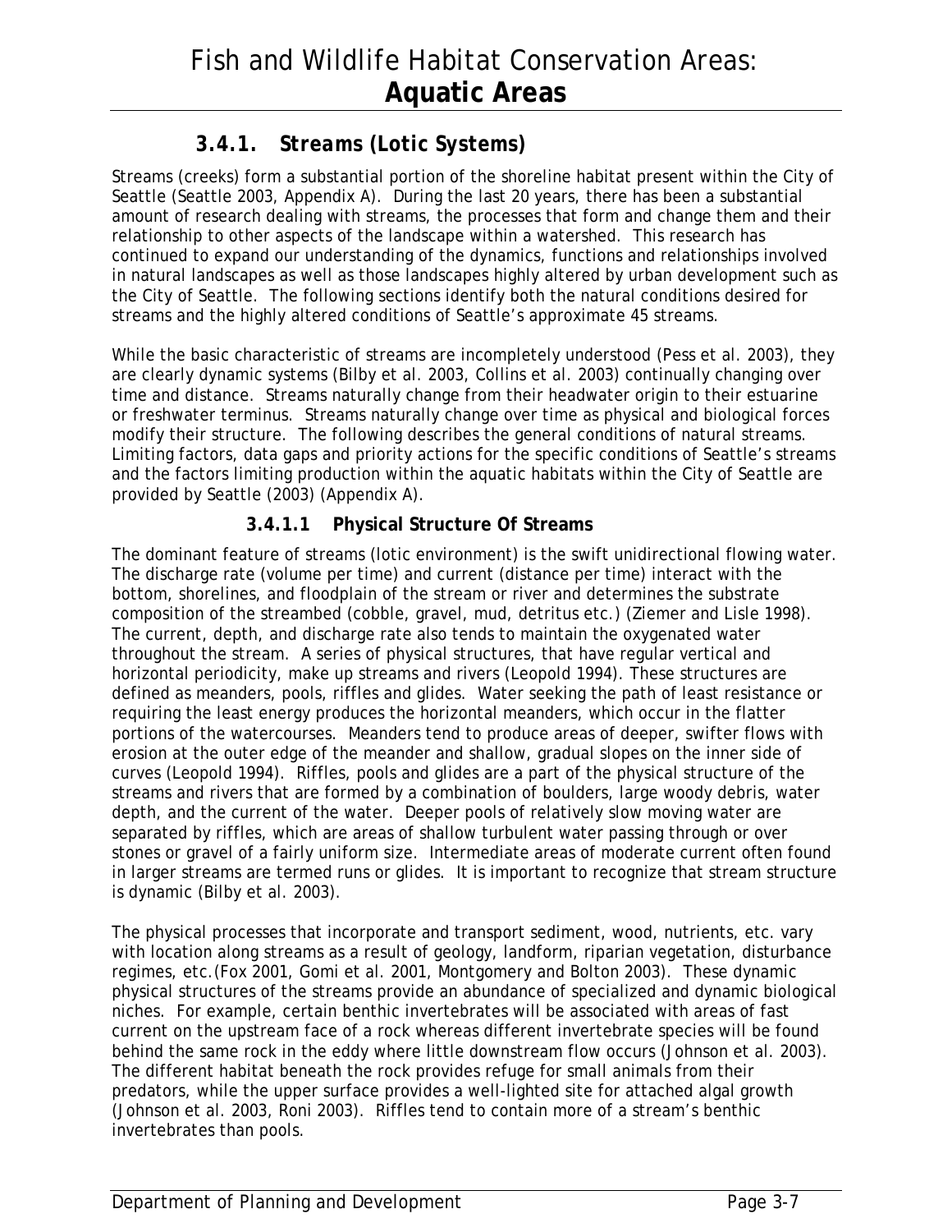# Fish and Wildlife Habitat Conservation Areas: **Aquatic Areas**

### *3.4.1. Streams (Lotic Systems)*

Streams (creeks) form a substantial portion of the shoreline habitat present within the City of Seattle (Seattle 2003, Appendix A). During the last 20 years, there has been a substantial amount of research dealing with streams, the processes that form and change them and their relationship to other aspects of the landscape within a watershed. This research has continued to expand our understanding of the dynamics, functions and relationships involved in natural landscapes as well as those landscapes highly altered by urban development such as the City of Seattle. The following sections identify both the natural conditions desired for streams and the highly altered conditions of Seattle's approximate 45 streams.

While the basic characteristic of streams are incompletely understood (Pess et al. 2003), they are clearly dynamic systems (Bilby et al. 2003, Collins et al. 2003) continually changing over time and distance. Streams naturally change from their headwater origin to their estuarine or freshwater terminus. Streams naturally change over time as physical and biological forces modify their structure. The following describes the general conditions of natural streams. Limiting factors, data gaps and priority actions for the specific conditions of Seattle's streams and the factors limiting production within the aquatic habitats within the City of Seattle are provided by Seattle (2003) (Appendix A).

#### 3.4.1.1 Physical Structure Of Streams

The dominant feature of streams (lotic environment) is the swift unidirectional flowing water. The discharge rate (volume per time) and current (distance per time) interact with the bottom, shorelines, and floodplain of the stream or river and determines the substrate composition of the streambed (cobble, gravel, mud, detritus etc.) (Ziemer and Lisle 1998). The current, depth, and discharge rate also tends to maintain the oxygenated water throughout the stream. A series of physical structures, that have regular vertical and horizontal periodicity, make up streams and rivers (Leopold 1994). These structures are defined as meanders, pools, riffles and glides. Water seeking the path of least resistance or requiring the least energy produces the horizontal meanders, which occur in the flatter portions of the watercourses. Meanders tend to produce areas of deeper, swifter flows with erosion at the outer edge of the meander and shallow, gradual slopes on the inner side of curves (Leopold 1994). Riffles, pools and glides are a part of the physical structure of the streams and rivers that are formed by a combination of boulders, large woody debris, water depth, and the current of the water. Deeper pools of relatively slow moving water are separated by riffles, which are areas of shallow turbulent water passing through or over stones or gravel of a fairly uniform size. Intermediate areas of moderate current often found in larger streams are termed runs or glides. It is important to recognize that stream structure is dynamic (Bilby et al. 2003).

The physical processes that incorporate and transport sediment, wood, nutrients, etc. vary with location along streams as a result of geology, landform, riparian vegetation, disturbance regimes, etc.(Fox 2001, Gomi et al. 2001, Montgomery and Bolton 2003). These dynamic physical structures of the streams provide an abundance of specialized and dynamic biological niches. For example, certain benthic invertebrates will be associated with areas of fast current on the upstream face of a rock whereas different invertebrate species will be found behind the same rock in the eddy where little downstream flow occurs (Johnson et al. 2003). The different habitat beneath the rock provides refuge for small animals from their predators, while the upper surface provides a well-lighted site for attached algal growth (Johnson et al. 2003, Roni 2003). Riffles tend to contain more of a stream's benthic invertebrates than pools.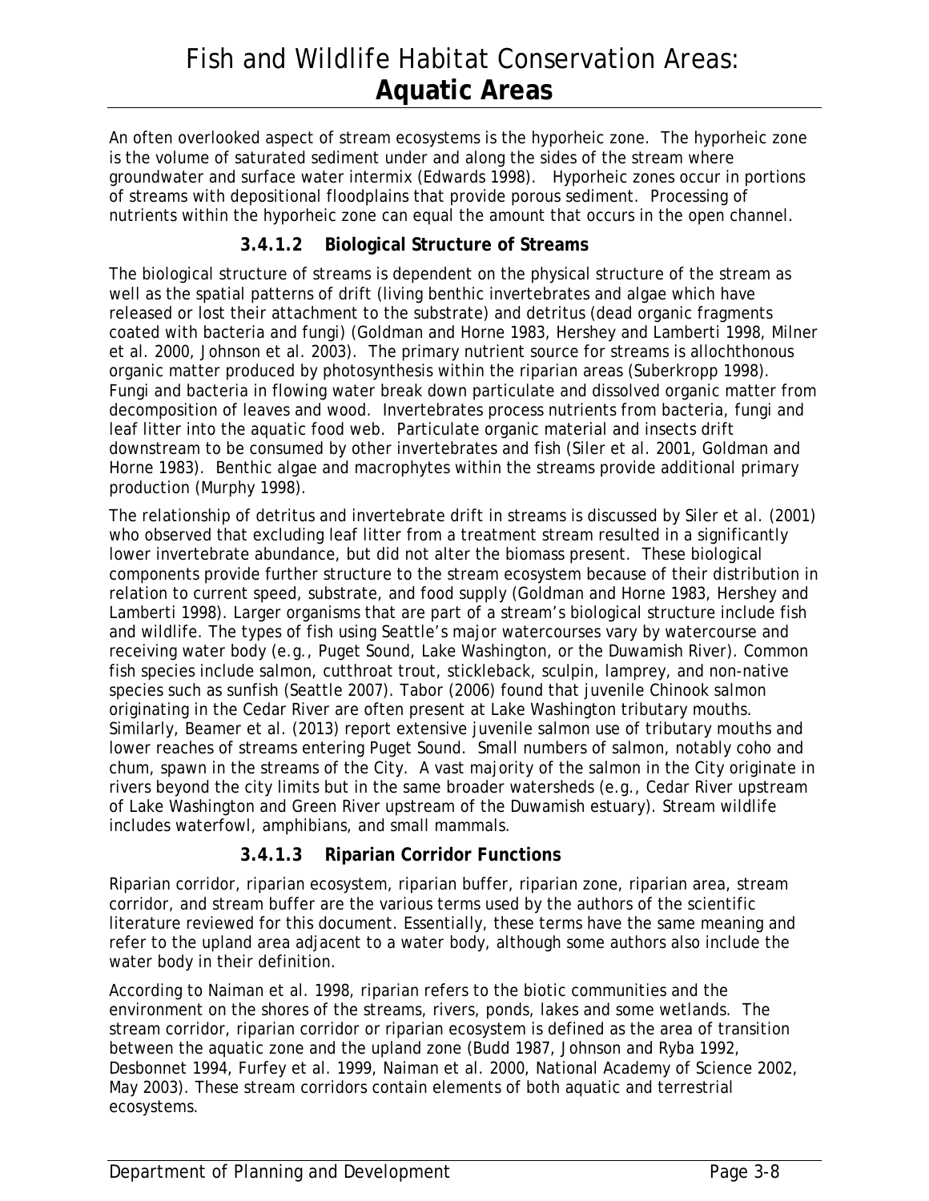An often overlooked aspect of stream ecosystems is the hyporheic zone. The hyporheic zone is the volume of saturated sediment under and along the sides of the stream where groundwater and surface water intermix (Edwards 1998). Hyporheic zones occur in portions of streams with depositional floodplains that provide porous sediment. Processing of nutrients within the hyporheic zone can equal the amount that occurs in the open channel.

#### 3.4.1.2 Biological Structure of Streams

The biological structure of streams is dependent on the physical structure of the stream as well as the spatial patterns of drift (living benthic invertebrates and algae which have released or lost their attachment to the substrate) and detritus (dead organic fragments coated with bacteria and fungi) (Goldman and Horne 1983, Hershey and Lamberti 1998, Milner et al. 2000, Johnson et al. 2003). The primary nutrient source for streams is allochthonous organic matter produced by photosynthesis within the riparian areas (Suberkropp 1998). Fungi and bacteria in flowing water break down particulate and dissolved organic matter from decomposition of leaves and wood. Invertebrates process nutrients from bacteria, fungi and leaf litter into the aquatic food web. Particulate organic material and insects drift downstream to be consumed by other invertebrates and fish (Siler et al. 2001, Goldman and Horne 1983). Benthic algae and macrophytes within the streams provide additional primary production (Murphy 1998).

The relationship of detritus and invertebrate drift in streams is discussed by Siler et al. (2001) who observed that excluding leaf litter from a treatment stream resulted in a significantly lower invertebrate abundance, but did not alter the biomass present. These biological components provide further structure to the stream ecosystem because of their distribution in relation to current speed, substrate, and food supply (Goldman and Horne 1983, Hershey and Lamberti 1998). Larger organisms that are part of a stream's biological structure include fish and wildlife. The types of fish using Seattle's major watercourses vary by watercourse and receiving water body (e.g., Puget Sound, Lake Washington, or the Duwamish River). Common fish species include salmon, cutthroat trout, stickleback, sculpin, lamprey, and non-native species such as sunfish (Seattle 2007). Tabor (2006) found that juvenile Chinook salmon originating in the Cedar River are often present at Lake Washington tributary mouths. Similarly, Beamer et al. (2013) report extensive juvenile salmon use of tributary mouths and lower reaches of streams entering Puget Sound. Small numbers of salmon, notably coho and chum, spawn in the streams of the City. A vast majority of the salmon in the City originate in rivers beyond the city limits but in the same broader watersheds (e.g., Cedar River upstream of Lake Washington and Green River upstream of the Duwamish estuary). Stream wildlife includes waterfowl, amphibians, and small mammals.

#### 3.4.1.3 Riparian Corridor Functions

Riparian corridor, riparian ecosystem, riparian buffer, riparian zone, riparian area, stream corridor, and stream buffer are the various terms used by the authors of the scientific literature reviewed for this document. Essentially, these terms have the same meaning and refer to the upland area adjacent to a water body, although some authors also include the water body in their definition.

According to Naiman et al. 1998, riparian refers to the biotic communities and the environment on the shores of the streams, rivers, ponds, lakes and some wetlands. The stream corridor, riparian corridor or riparian ecosystem is defined as the area of transition between the aquatic zone and the upland zone (Budd 1987, Johnson and Ryba 1992, Desbonnet 1994, Furfey et al. 1999, Naiman et al. 2000, National Academy of Science 2002, May 2003). These stream corridors contain elements of both aquatic and terrestrial ecosystems.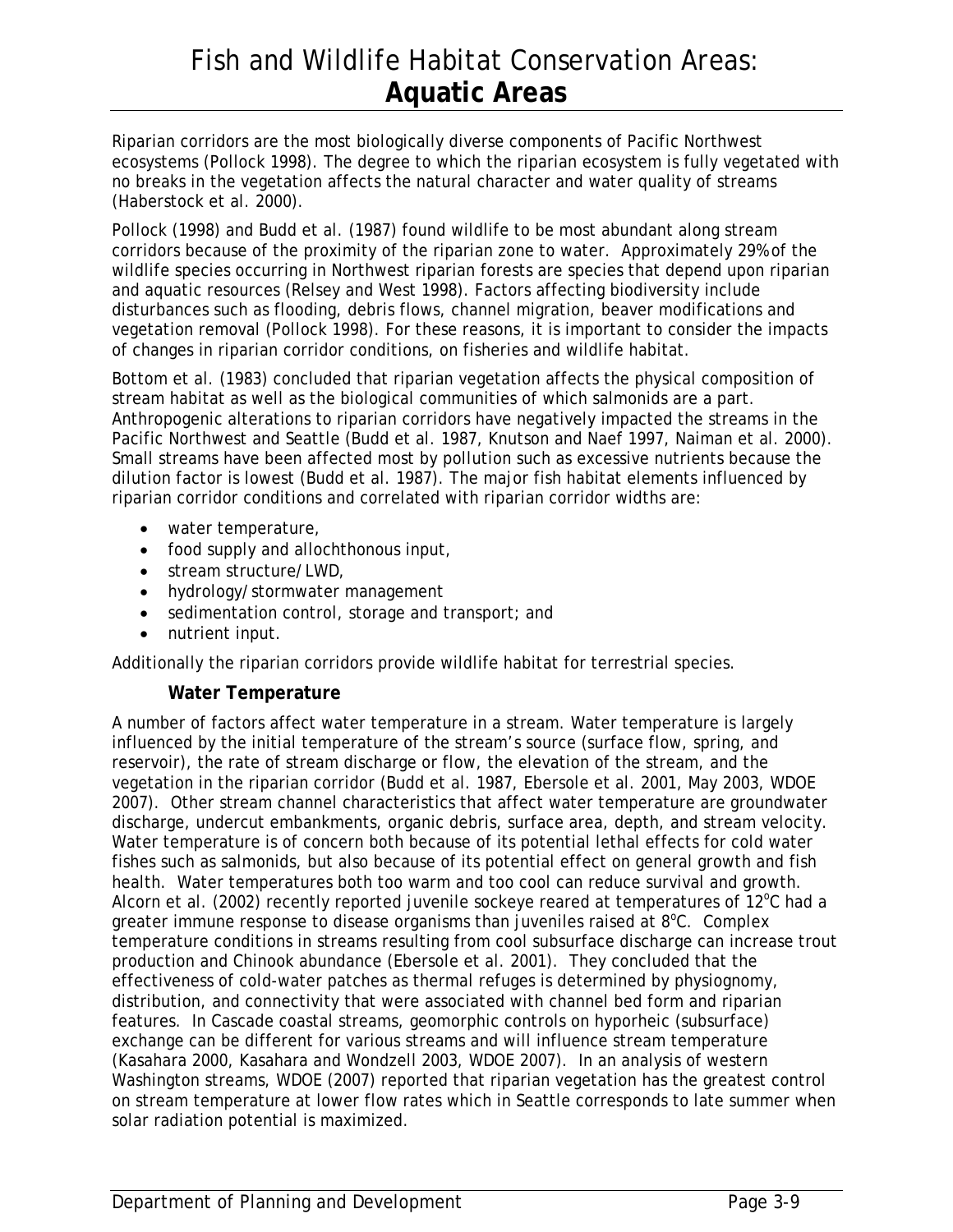# Fish and Wildlife Habitat Conservation Areas: **Aquatic Areas**

Riparian corridors are the most biologically diverse components of Pacific Northwest ecosystems (Pollock 1998). The degree to which the riparian ecosystem is fully vegetated with no breaks in the vegetation affects the natural character and water quality of streams (Haberstock et al. 2000).

Pollock (1998) and Budd et al. (1987) found wildlife to be most abundant along stream corridors because of the proximity of the riparian zone to water. Approximately 29% of the wildlife species occurring in Northwest riparian forests are species that depend upon riparian and aquatic resources (Relsey and West 1998). Factors affecting biodiversity include disturbances such as flooding, debris flows, channel migration, beaver modifications and vegetation removal (Pollock 1998). For these reasons, it is important to consider the impacts of changes in riparian corridor conditions, on fisheries and wildlife habitat.

Bottom et al. (1983) concluded that riparian vegetation affects the physical composition of stream habitat as well as the biological communities of which salmonids are a part. Anthropogenic alterations to riparian corridors have negatively impacted the streams in the Pacific Northwest and Seattle (Budd et al. 1987, Knutson and Naef 1997, Naiman et al. 2000). Small streams have been affected most by pollution such as excessive nutrients because the dilution factor is lowest (Budd et al. 1987). The major fish habitat elements influenced by riparian corridor conditions and correlated with riparian corridor widths are:

- water temperature,
- food supply and allochthonous input,
- stream structure/LWD,
- hydrology/stormwater management
- sedimentation control, storage and transport; and
- nutrient input.

Additionally the riparian corridors provide wildlife habitat for terrestrial species.

### Water Temperature

A number of factors affect water temperature in a stream. Water temperature is largely influenced by the initial temperature of the stream's source (surface flow, spring, and reservoir), the rate of stream discharge or flow, the elevation of the stream, and the vegetation in the riparian corridor (Budd et al. 1987, Ebersole et al. 2001, May 2003, WDOE 2007). Other stream channel characteristics that affect water temperature are groundwater discharge, undercut embankments, organic debris, surface area, depth, and stream velocity. Water temperature is of concern both because of its potential lethal effects for cold water fishes such as salmonids, but also because of its potential effect on general growth and fish health. Water temperatures both too warm and too cool can reduce survival and growth. Alcorn et al. (2002) recently reported juvenile sockeye reared at temperatures of 12°C had a greater immune response to disease organisms than juveniles raised at 8°C. Complex temperature conditions in streams resulting from cool subsurface discharge can increase trout production and Chinook abundance (Ebersole et al. 2001). They concluded that the effectiveness of cold-water patches as thermal refuges is determined by physiognomy, distribution, and connectivity that were associated with channel bed form and riparian features. In Cascade coastal streams, geomorphic controls on hyporheic (subsurface) exchange can be different for various streams and will influence stream temperature (Kasahara 2000, Kasahara and Wondzell 2003, WDOE 2007). In an analysis of western Washington streams, WDOE (2007) reported that riparian vegetation has the greatest control on stream temperature at lower flow rates which in Seattle corresponds to late summer when solar radiation potential is maximized.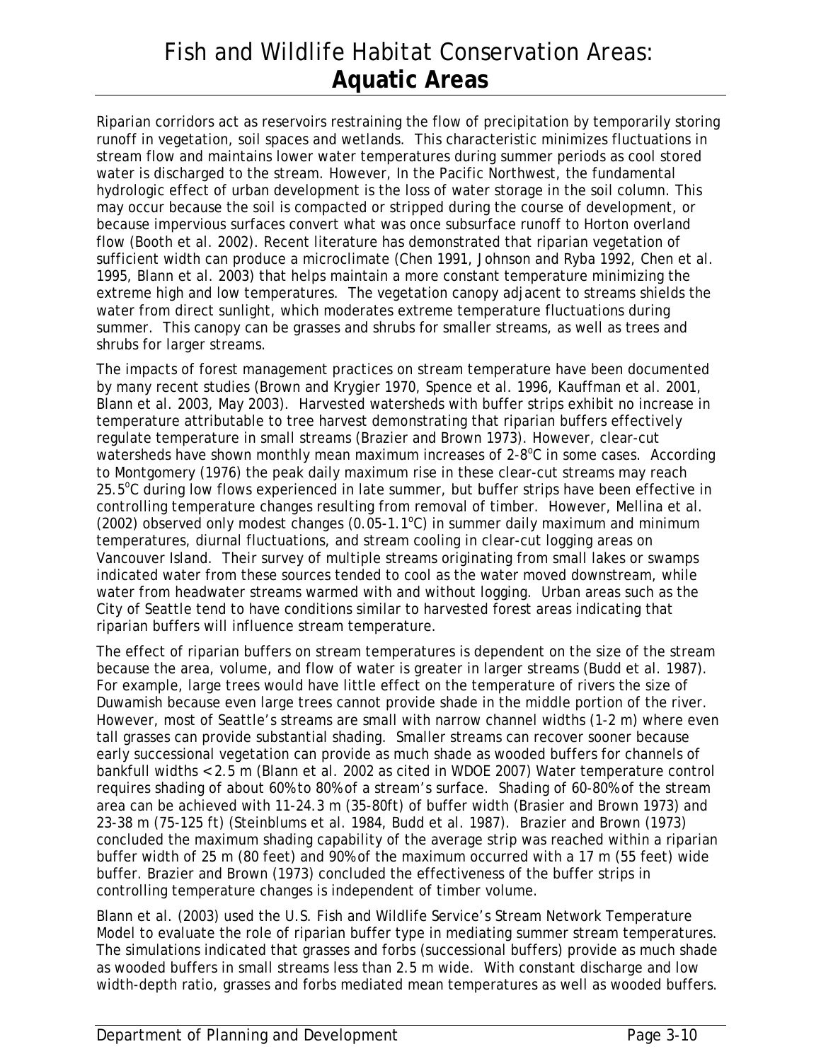# Fish and Wildlife Habitat Conservation Areas: **Aquatic Areas**

Riparian corridors act as reservoirs restraining the flow of precipitation by temporarily storing runoff in vegetation, soil spaces and wetlands. This characteristic minimizes fluctuations in stream flow and maintains lower water temperatures during summer periods as cool stored water is discharged to the stream. However, In the Pacific Northwest, the fundamental hydrologic effect of urban development is the loss of water storage in the soil column. This may occur because the soil is compacted or stripped during the course of development, or because impervious surfaces convert what was once subsurface runoff to Horton overland flow (Booth et al. 2002). Recent literature has demonstrated that riparian vegetation of sufficient width can produce a microclimate (Chen 1991, Johnson and Ryba 1992, Chen et al. 1995, Blann et al. 2003) that helps maintain a more constant temperature minimizing the extreme high and low temperatures. The vegetation canopy adjacent to streams shields the water from direct sunlight, which moderates extreme temperature fluctuations during summer. This canopy can be grasses and shrubs for smaller streams, as well as trees and shrubs for larger streams.

The impacts of forest management practices on stream temperature have been documented by many recent studies (Brown and Krygier 1970, Spence et al. 1996, Kauffman et al. 2001, Blann et al. 2003, May 2003). Harvested watersheds with buffer strips exhibit no increase in temperature attributable to tree harvest demonstrating that riparian buffers effectively regulate temperature in small streams (Brazier and Brown 1973). However, clear-cut watersheds have shown monthly mean maximum increases of 2-8°C in some cases. According to Montgomery (1976) the peak daily maximum rise in these clear-cut streams may reach 25.5°C during low flows experienced in late summer, but buffer strips have been effective in controlling temperature changes resulting from removal of timber. However, Mellina et al. (2002) observed only modest changes (0.05-1.1°C) in summer daily maximum and minimum temperatures, diurnal fluctuations, and stream cooling in clear-cut logging areas on Vancouver Island. Their survey of multiple streams originating from small lakes or swamps indicated water from these sources tended to cool as the water moved downstream, while water from headwater streams warmed with and without logging. Urban areas such as the City of Seattle tend to have conditions similar to harvested forest areas indicating that riparian buffers will influence stream temperature.

The effect of riparian buffers on stream temperatures is dependent on the size of the stream because the area, volume, and flow of water is greater in larger streams (Budd et al. 1987). For example, large trees would have little effect on the temperature of rivers the size of Duwamish because even large trees cannot provide shade in the middle portion of the river. However, most of Seattle's streams are small with narrow channel widths (1-2 m) where even tall grasses can provide substantial shading. Smaller streams can recover sooner because early successional vegetation can provide as much shade as wooded buffers for channels of bankfull widths < 2.5 m (Blann et al. 2002 as cited in WDOE 2007) Water temperature control requires shading of about 60% to 80% of a stream's surface. Shading of 60-80% of the stream area can be achieved with 11-24.3 m (35-80ft) of buffer width (Brasier and Brown 1973) and 23-38 m (75-125 ft) (Steinblums et al. 1984, Budd et al. 1987). Brazier and Brown (1973) concluded the maximum shading capability of the average strip was reached within a riparian buffer width of 25 m (80 feet) and 90% of the maximum occurred with a 17 m (55 feet) wide buffer. Brazier and Brown (1973) concluded the effectiveness of the buffer strips in controlling temperature changes is independent of timber volume.

Blann et al. (2003) used the U.S. Fish and Wildlife Service's Stream Network Temperature Model to evaluate the role of riparian buffer type in mediating summer stream temperatures. The simulations indicated that grasses and forbs (successional buffers) provide as much shade as wooded buffers in small streams less than 2.5 m wide. With constant discharge and low width-depth ratio, grasses and forbs mediated mean temperatures as well as wooded buffers.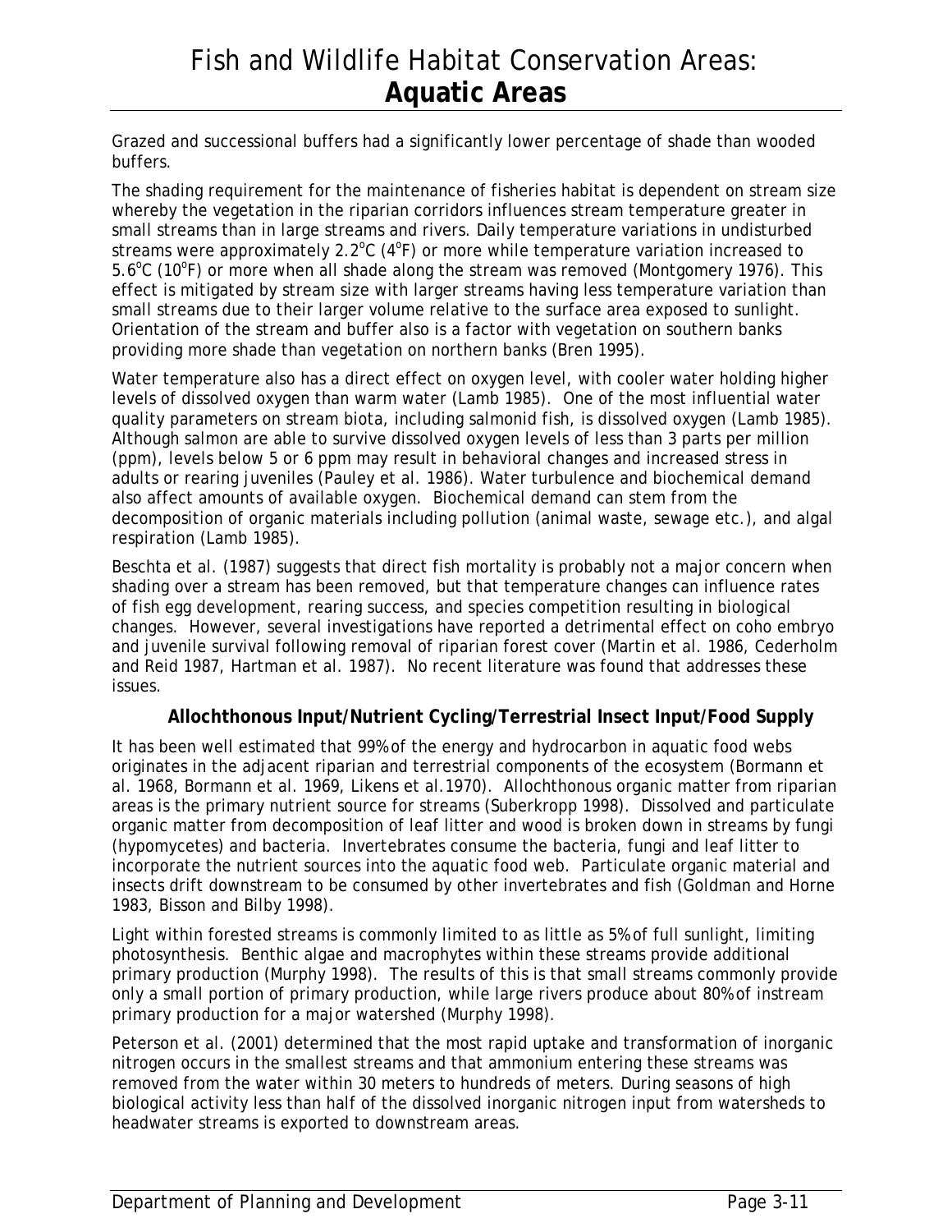Grazed and successional buffers had a significantly lower percentage of shade than wooded buffers.

The shading requirement for the maintenance of fisheries habitat is dependent on stream size whereby the vegetation in the riparian corridors influences stream temperature greater in small streams than in large streams and rivers. Daily temperature variations in undisturbed streams were approximately 2.2°C (4°F) or more while temperature variation increased to 5.6°C (10°F) or more when all shade along the stream was removed (Montgomery 1976). This effect is mitigated by stream size with larger streams having less temperature variation than small streams due to their larger volume relative to the surface area exposed to sunlight. Orientation of the stream and buffer also is a factor with vegetation on southern banks providing more shade than vegetation on northern banks (Bren 1995).

Water temperature also has a direct effect on oxygen level, with cooler water holding higher levels of dissolved oxygen than warm water (Lamb 1985). One of the most influential water quality parameters on stream biota, including salmonid fish, is dissolved oxygen (Lamb 1985). Although salmon are able to survive dissolved oxygen levels of less than 3 parts per million (ppm), levels below 5 or 6 ppm may result in behavioral changes and increased stress in adults or rearing juveniles (Pauley et al. 1986). Water turbulence and biochemical demand also affect amounts of available oxygen. Biochemical demand can stem from the decomposition of organic materials including pollution (animal waste, sewage etc.), and algal respiration (Lamb 1985).

Beschta et al. (1987) suggests that direct fish mortality is probably not a major concern when shading over a stream has been removed, but that temperature changes can influence rates of fish egg development, rearing success, and species competition resulting in biological changes. However, several investigations have reported a detrimental effect on coho embryo and juvenile survival following removal of riparian forest cover (Martin et al. 1986, Cederholm and Reid 1987, Hartman et al. 1987). No recent literature was found that addresses these issues.

### Allochthonous Input/Nutrient Cycling/Terrestrial Insect Input/Food Supply

It has been well estimated that 99% of the energy and hydrocarbon in aquatic food webs originates in the adjacent riparian and terrestrial components of the ecosystem (Bormann et al. 1968, Bormann et al. 1969, Likens et al.1970). Allochthonous organic matter from riparian areas is the primary nutrient source for streams (Suberkropp 1998). Dissolved and particulate organic matter from decomposition of leaf litter and wood is broken down in streams by fungi (hypomycetes) and bacteria. Invertebrates consume the bacteria, fungi and leaf litter to incorporate the nutrient sources into the aquatic food web. Particulate organic material and insects drift downstream to be consumed by other invertebrates and fish (Goldman and Horne 1983, Bisson and Bilby 1998).

Light within forested streams is commonly limited to as little as 5% of full sunlight, limiting photosynthesis. Benthic algae and macrophytes within these streams provide additional primary production (Murphy 1998). The results of this is that small streams commonly provide only a small portion of primary production, while large rivers produce about 80% of instream primary production for a major watershed (Murphy 1998).

Peterson et al. (2001) determined that the most rapid uptake and transformation of inorganic nitrogen occurs in the smallest streams and that ammonium entering these streams was removed from the water within 30 meters to hundreds of meters. During seasons of high biological activity less than half of the dissolved inorganic nitrogen input from watersheds to headwater streams is exported to downstream areas.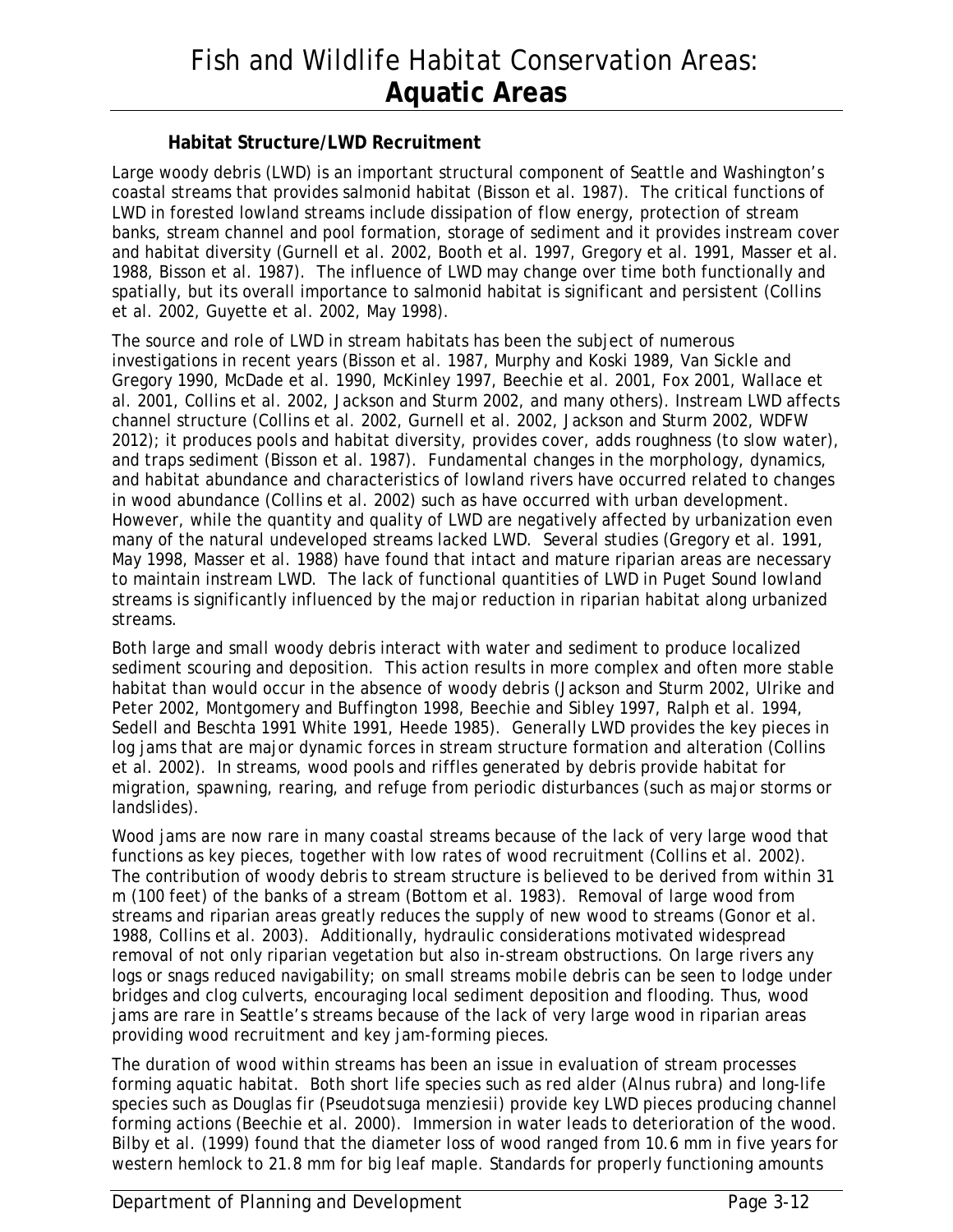#### Habitat Structure/LWD Recruitment

Large woody debris (LWD) is an important structural component of Seattle and Washington's coastal streams that provides salmonid habitat (Bisson et al. 1987). The critical functions of LWD in forested lowland streams include dissipation of flow energy, protection of stream banks, stream channel and pool formation, storage of sediment and it provides instream cover and habitat diversity (Gurnell et al. 2002, Booth et al. 1997, Gregory et al. 1991, Masser et al. 1988, Bisson et al. 1987). The influence of LWD may change over time both functionally and spatially, but its overall importance to salmonid habitat is significant and persistent (Collins et al. 2002, Guyette et al. 2002, May 1998).

The source and role of LWD in stream habitats has been the subject of numerous investigations in recent years (Bisson et al. 1987, Murphy and Koski 1989, Van Sickle and Gregory 1990, McDade et al. 1990, McKinley 1997, Beechie et al. 2001, Fox 2001, Wallace et al. 2001, Collins et al. 2002, Jackson and Sturm 2002, and many others). Instream LWD affects channel structure (Collins et al. 2002, Gurnell et al. 2002, Jackson and Sturm 2002, WDFW 2012); it produces pools and habitat diversity, provides cover, adds roughness (to slow water), and traps sediment (Bisson et al. 1987). Fundamental changes in the morphology, dynamics, and habitat abundance and characteristics of lowland rivers have occurred related to changes in wood abundance (Collins et al. 2002) such as have occurred with urban development. However, while the quantity and quality of LWD are negatively affected by urbanization even many of the natural undeveloped streams lacked LWD. Several studies (Gregory et al. 1991, May 1998, Masser et al. 1988) have found that intact and mature riparian areas are necessary to maintain instream LWD. The lack of functional quantities of LWD in Puget Sound lowland streams is significantly influenced by the major reduction in riparian habitat along urbanized streams.

Both large and small woody debris interact with water and sediment to produce localized sediment scouring and deposition. This action results in more complex and often more stable habitat than would occur in the absence of woody debris (Jackson and Sturm 2002, Ulrike and Peter 2002, Montgomery and Buffington 1998, Beechie and Sibley 1997, Ralph et al. 1994, Sedell and Beschta 1991 White 1991, Heede 1985). Generally LWD provides the key pieces in log jams that are major dynamic forces in stream structure formation and alteration (Collins et al. 2002). In streams, wood pools and riffles generated by debris provide habitat for migration, spawning, rearing, and refuge from periodic disturbances (such as major storms or landslides).

Wood jams are now rare in many coastal streams because of the lack of very large wood that functions as key pieces, together with low rates of wood recruitment (Collins et al. 2002). The contribution of woody debris to stream structure is believed to be derived from within 31 m (100 feet) of the banks of a stream (Bottom et al. 1983). Removal of large wood from streams and riparian areas greatly reduces the supply of new wood to streams (Gonor et al. 1988, Collins et al. 2003). Additionally, hydraulic considerations motivated widespread removal of not only riparian vegetation but also in-stream obstructions. On large rivers any logs or snags reduced navigability; on small streams mobile debris can be seen to lodge under bridges and clog culverts, encouraging local sediment deposition and flooding. Thus, wood jams are rare in Seattle's streams because of the lack of very large wood in riparian areas providing wood recruitment and key jam-forming pieces.

The duration of wood within streams has been an issue in evaluation of stream processes forming aquatic habitat. Both short life species such as red alder (*Alnus rubra*) and long-life species such as Douglas fir (*Pseudotsuga menziesii*) provide key LWD pieces producing channel forming actions (Beechie et al. 2000). Immersion in water leads to deterioration of the wood. Bilby et al. (1999) found that the diameter loss of wood ranged from 10.6 mm in five years for western hemlock to 21.8 mm for big leaf maple. Standards for properly functioning amounts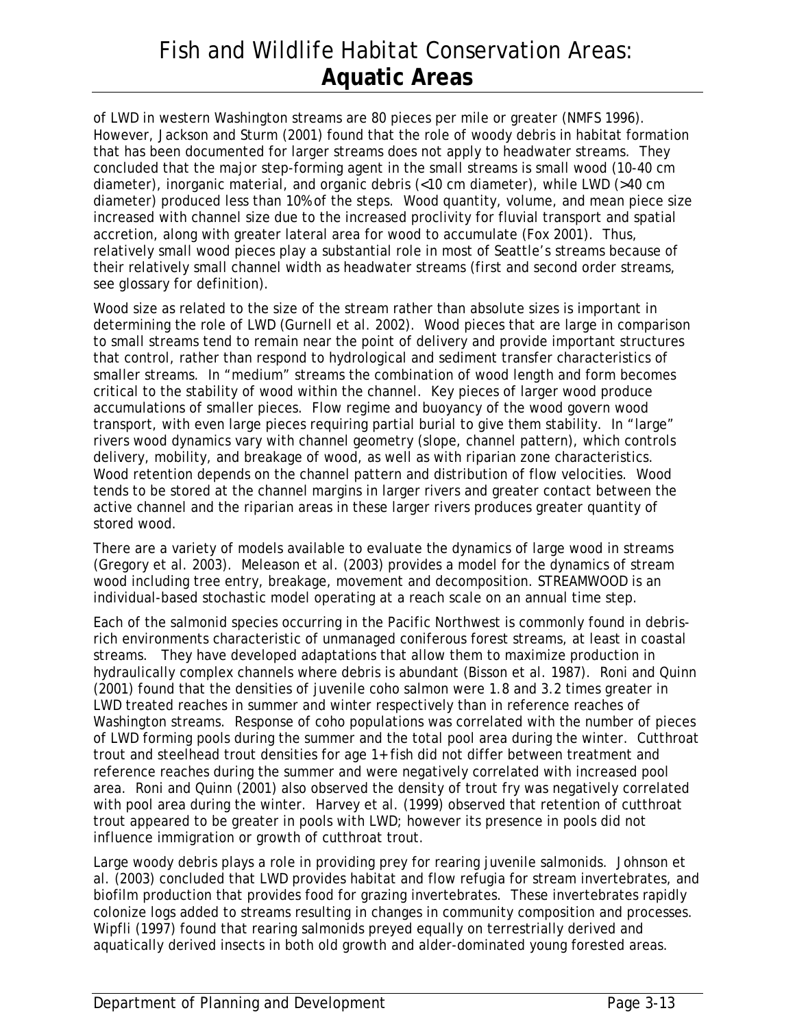of LWD in western Washington streams are 80 pieces per mile or greater (NMFS 1996). However, Jackson and Sturm (2001) found that the role of woody debris in habitat formation that has been documented for larger streams does not apply to headwater streams. They concluded that the major step-forming agent in the small streams is small wood (10-40 cm diameter), inorganic material, and organic debris (<10 cm diameter), while LWD (>40 cm diameter) produced less than 10% of the steps. Wood quantity, volume, and mean piece size increased with channel size due to the increased proclivity for fluvial transport and spatial accretion, along with greater lateral area for wood to accumulate (Fox 2001). Thus, relatively small wood pieces play a substantial role in most of Seattle's streams because of their relatively small channel width as headwater streams (first and second order streams, see glossary for definition).

Wood size as related to the size of the stream rather than absolute sizes is important in determining the role of LWD (Gurnell et al. 2002). Wood pieces that are large in comparison to small streams tend to remain near the point of delivery and provide important structures that control, rather than respond to hydrological and sediment transfer characteristics of smaller streams. In "medium" streams the combination of wood length and form becomes critical to the stability of wood within the channel. Key pieces of larger wood produce accumulations of smaller pieces. Flow regime and buoyancy of the wood govern wood transport, with even large pieces requiring partial burial to give them stability. In "large" rivers wood dynamics vary with channel geometry (slope, channel pattern), which controls delivery, mobility, and breakage of wood, as well as with riparian zone characteristics. Wood retention depends on the channel pattern and distribution of flow velocities. Wood tends to be stored at the channel margins in larger rivers and greater contact between the active channel and the riparian areas in these larger rivers produces greater quantity of stored wood.

There are a variety of models available to evaluate the dynamics of large wood in streams (Gregory et al. 2003). Meleason et al. (2003) provides a model for the dynamics of stream wood including tree entry, breakage, movement and decomposition. STREAMWOOD is an individual-based stochastic model operating at a reach scale on an annual time step.

Each of the salmonid species occurring in the Pacific Northwest is commonly found in debris-rich environments characteristic of unmanaged coniferous forest streams, at least in coastal streams. They have developed adaptations that allow them to maximize production in hydraulically complex channels where debris is abundant (Bisson et al. 1987). Roni and Quinn (2001) found that the densities of juvenile coho salmon were 1.8 and 3.2 times greater in LWD treated reaches in summer and winter respectively than in reference reaches of Washington streams. Response of coho populations was correlated with the number of pieces of LWD forming pools during the summer and the total pool area during the winter. Cutthroat trout and steelhead trout densities for age 1+ fish did not differ between treatment and reference reaches during the summer and were negatively correlated with increased pool area. Roni and Quinn (2001) also observed the density of trout fry was negatively correlated with pool area during the winter. Harvey et al. (1999) observed that retention of cutthroat trout appeared to be greater in pools with LWD; however its presence in pools did not influence immigration or growth of cutthroat trout.

Large woody debris plays a role in providing prey for rearing juvenile salmonids. Johnson et al. (2003) concluded that LWD provides habitat and flow refugia for stream invertebrates, and biofilm production that provides food for grazing invertebrates. These invertebrates rapidly colonize logs added to streams resulting in changes in community composition and processes. Wipfli (1997) found that rearing salmonids preyed equally on terrestrially derived and aquatically derived insects in both old growth and alder-dominated young forested areas.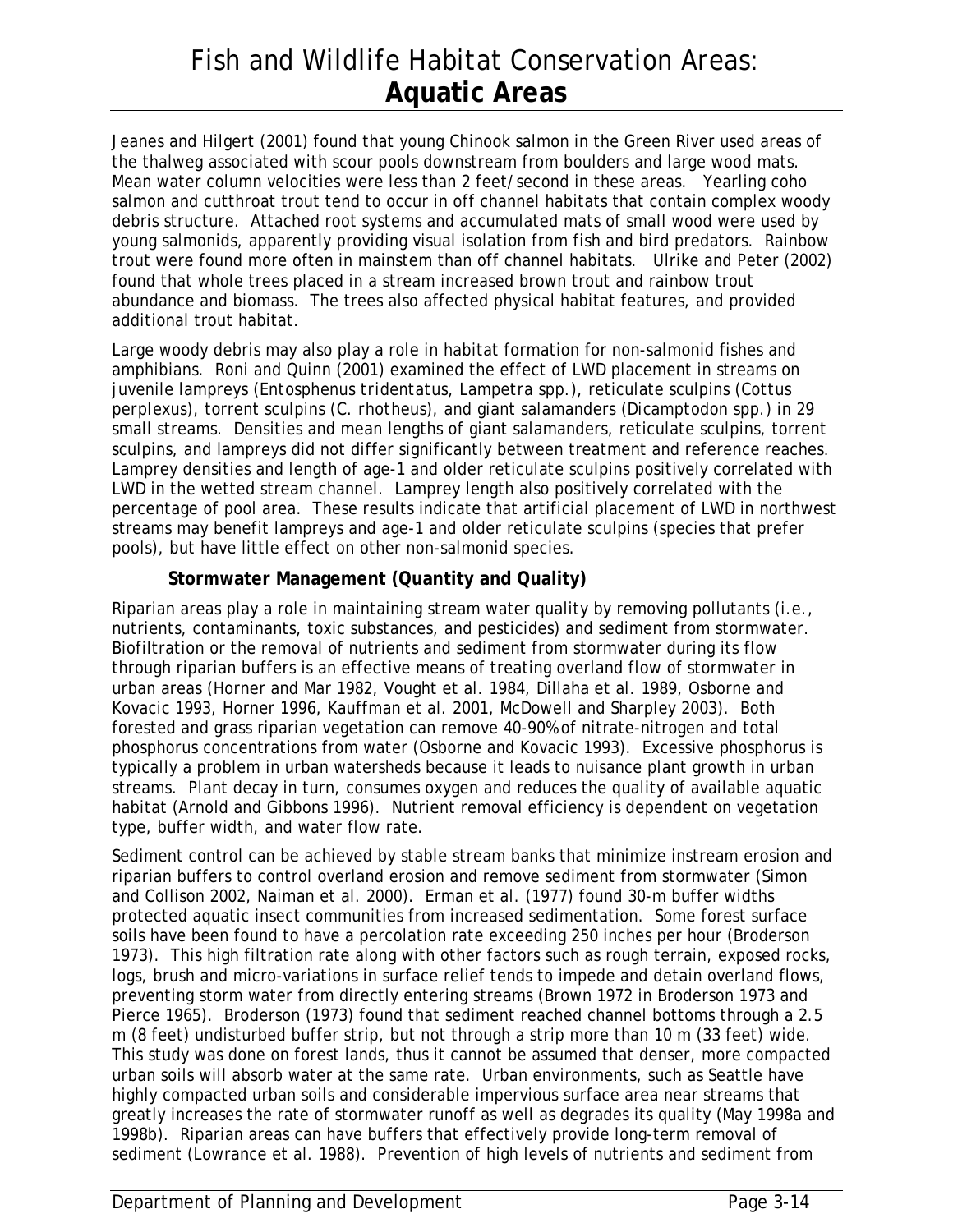Jeanes and Hilgert (2001) found that young Chinook salmon in the Green River used areas of the thalweg associated with scour pools downstream from boulders and large wood mats. Mean water column velocities were less than 2 feet/second in these areas. Yearling coho salmon and cutthroat trout tend to occur in off channel habitats that contain complex woody debris structure. Attached root systems and accumulated mats of small wood were used by young salmonids, apparently providing visual isolation from fish and bird predators. Rainbow trout were found more often in mainstem than off channel habitats. Ulrike and Peter (2002) found that whole trees placed in a stream increased brown trout and rainbow trout abundance and biomass. The trees also affected physical habitat features, and provided additional trout habitat.

Large woody debris may also play a role in habitat formation for non-salmonid fishes and amphibians. Roni and Quinn (2001) examined the effect of LWD placement in streams on juvenile lampreys (*Entosphenus tridentatus*, *Lampetra* spp.), reticulate sculpins (*Cottus perplexus*), torrent sculpins (*C. rhotheus*), and giant salamanders (*Dicamptodon* spp.) in 29 small streams. Densities and mean lengths of giant salamanders, reticulate sculpins, torrent sculpins, and lampreys did not differ significantly between treatment and reference reaches. Lamprey densities and length of age-1 and older reticulate sculpins positively correlated with LWD in the wetted stream channel. Lamprey length also positively correlated with the percentage of pool area. These results indicate that artificial placement of LWD in northwest streams may benefit lampreys and age-1 and older reticulate sculpins (species that prefer pools), but have little effect on other non-salmonid species.

**Stormwater Management (Quantity and Quality)**

Riparian areas play a role in maintaining stream water quality by removing pollutants (i.e., nutrients, contaminants, toxic substances, and pesticides) and sediment from stormwater. Biofiltration or the removal of nutrients and sediment from stormwater during its flow through riparian buffers is an effective means of treating overland flow of stormwater in urban areas (Horner and Mar 1982, Vought et al. 1984, Dillaha et al. 1989, Osborne and Kovacic 1993, Horner 1996, Kauffman et al. 2001, McDowell and Sharpley 2003). Both forested and grass riparian vegetation can remove 40-90% of nitrate-nitrogen and total phosphorus concentrations from water (Osborne and Kovacic 1993). Excessive phosphorus is typically a problem in urban watersheds because it leads to nuisance plant growth in urban streams. Plant decay in turn, consumes oxygen and reduces the quality of available aquatic habitat (Arnold and Gibbons 1996). Nutrient removal efficiency is dependent on vegetation type, buffer width, and water flow rate.

Sediment control can be achieved by stable stream banks that minimize instream erosion and riparian buffers to control overland erosion and remove sediment from stormwater (Simon and Collison 2002, Naiman et al. 2000). Erman et al. (1977) found 30-m buffer widths protected aquatic insect communities from increased sedimentation. Some forest surface soils have been found to have a percolation rate exceeding 250 inches per hour (Broderson 1973). This high filtration rate along with other factors such as rough terrain, exposed rocks, logs, brush and micro-variations in surface relief tends to impede and detain overland flows, preventing storm water from directly entering streams (Brown 1972 in Broderson 1973 and Pierce 1965). Broderson (1973) found that sediment reached channel bottoms through a 2.5 m (8 feet) undisturbed buffer strip, but not through a strip more than 10 m (33 feet) wide. This study was done on forest lands, thus it cannot be assumed that denser, more compacted urban soils will absorb water at the same rate. Urban environments, such as Seattle have highly compacted urban soils and considerable impervious surface area near streams that greatly increases the rate of stormwater runoff as well as degrades its quality (May 1998a and 1998b). Riparian areas can have buffers that effectively provide long-term removal of sediment (Lowrance et al. 1988). Prevention of high levels of nutrients and sediment from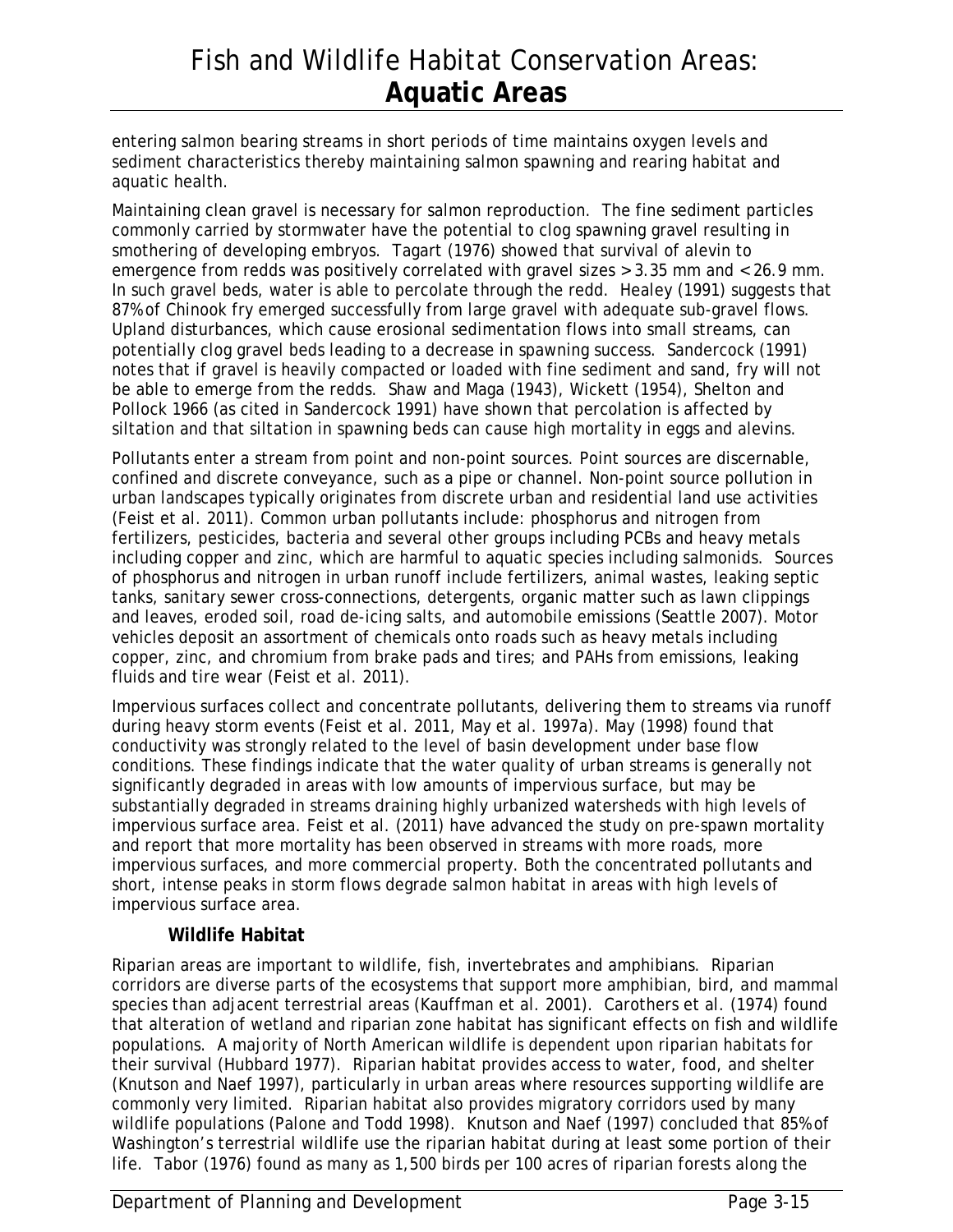entering salmon bearing streams in short periods of time maintains oxygen levels and sediment characteristics thereby maintaining salmon spawning and rearing habitat and aquatic health.

Maintaining clean gravel is necessary for salmon reproduction. The fine sediment particles commonly carried by stormwater have the potential to clog spawning gravel resulting in smothering of developing embryos. Tagart (1976) showed that survival of alevin to emergence from redds was positively correlated with gravel sizes >3.35 mm and <26.9 mm. In such gravel beds, water is able to percolate through the redd. Healey (1991) suggests that 87% of Chinook fry emerged successfully from large gravel with adequate sub-gravel flows. Upland disturbances, which cause erosional sedimentation flows into small streams, can potentially clog gravel beds leading to a decrease in spawning success. Sandercock (1991) notes that if gravel is heavily compacted or loaded with fine sediment and sand, fry will not be able to emerge from the redds. Shaw and Maga (1943), Wickett (1954), Shelton and Pollock 1966 (as cited in Sandercock 1991) have shown that percolation is affected by siltation and that siltation in spawning beds can cause high mortality in eggs and alevins.

Pollutants enter a stream from point and non-point sources. Point sources are discernable, confined and discrete conveyance, such as a pipe or channel. Non-point source pollution in urban landscapes typically originates from discrete urban and residential land use activities (Feist et al. 2011). Common urban pollutants include: phosphorus and nitrogen from fertilizers, pesticides, bacteria and several other groups including PCBs and heavy metals including copper and zinc, which are harmful to aquatic species including salmonids. Sources of phosphorus and nitrogen in urban runoff include fertilizers, animal wastes, leaking septic tanks, sanitary sewer cross-connections, detergents, organic matter such as lawn clippings and leaves, eroded soil, road de-icing salts, and automobile emissions (Seattle 2007). Motor vehicles deposit an assortment of chemicals onto roads such as heavy metals including copper, zinc, and chromium from brake pads and tires; and PAHs from emissions, leaking fluids and tire wear (Feist et al. 2011).

Impervious surfaces collect and concentrate pollutants, delivering them to streams via runoff during heavy storm events (Feist et al. 2011, May et al. 1997a). May (1998) found that conductivity was strongly related to the level of basin development under base flow conditions. These findings indicate that the water quality of urban streams is generally not significantly degraded in areas with low amounts of impervious surface, but may be substantially degraded in streams draining highly urbanized watersheds with high levels of impervious surface area. Feist et al. (2011) have advanced the study on pre-spawn mortality and report that more mortality has been observed in streams with more roads, more impervious surfaces, and more commercial property. Both the concentrated pollutants and short, intense peaks in storm flows degrade salmon habitat in areas with high levels of impervious surface area.

**Wildlife Habitat**

Riparian areas are important to wildlife, fish, invertebrates and amphibians. Riparian corridors are diverse parts of the ecosystems that support more amphibian, bird, and mammal species than adjacent terrestrial areas (Kauffman et al. 2001). Carothers et al. (1974) found that alteration of wetland and riparian zone habitat has significant effects on fish and wildlife populations. A majority of North American wildlife is dependent upon riparian habitats for their survival (Hubbard 1977). Riparian habitat provides access to water, food, and shelter (Knutson and Naef 1997), particularly in urban areas where resources supporting wildlife are commonly very limited. Riparian habitat also provides migratory corridors used by many wildlife populations (Palone and Todd 1998). Knutson and Naef (1997) concluded that 85% of Washington's terrestrial wildlife use the riparian habitat during at least some portion of their life. Tabor (1976) found as many as 1,500 birds per 100 acres of riparian forests along the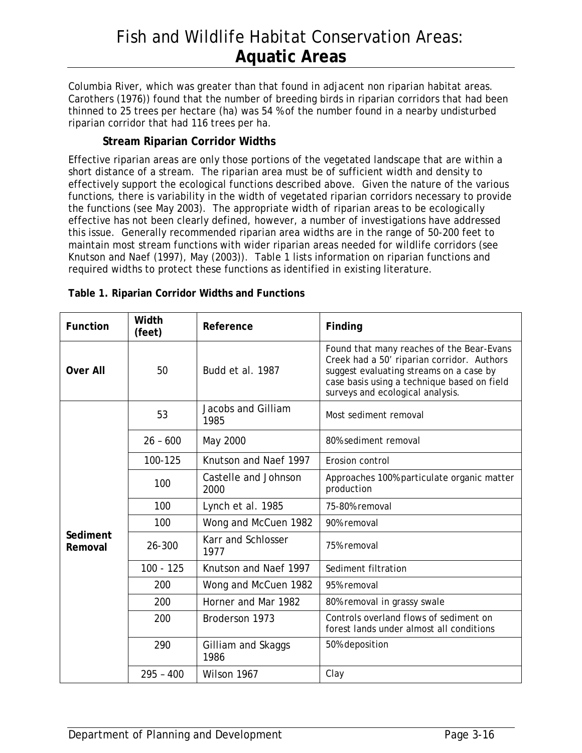Columbia River, which was greater than that found in adjacent non riparian habitat areas. Carothers (1976)) found that the number of breeding birds in riparian corridors that had been thinned to 25 trees per hectare (ha) was 54 % of the number found in a nearby undisturbed riparian corridor that had 116 trees per ha.

### Stream Riparian Corridor Widths

Effective riparian areas are only those portions of the vegetated landscape that are within a short distance of a stream. The riparian area must be of sufficient width and density to effectively support the ecological functions described above. Given the nature of the various functions, there is variability in the width of vegetated riparian corridors necessary to provide the functions (see May 2003). The appropriate width of riparian areas to be ecologically effective has not been clearly defined, however, a number of investigations have addressed this issue. Generally recommended riparian area widths are in the range of 50-200 feet to maintain most stream functions with wider riparian areas needed for wildlife corridors (see Knutson and Naef (1997), May (2003)). Table 1 lists information on riparian functions and required widths to protect these functions as identified in existing literature.

**Table 1. Riparian Corridor Widths and Functions**

| Function | Width (feet) | Reference | Finding |
|---|---|---|---|
| **Over All** | 50 | Budd et al. 1987 | Found that many reaches of the Bear-Evans Creek had a 50' riparian corridor. Authors suggest evaluating streams on a case by case basis using a technique based on field surveys and ecological analysis. |
| **Sediment Removal** | 53 | Jacobs and Gilliam 1985 | Most sediment removal |
| | 26 – 600 | May 2000 | 80% sediment removal |
| | 100-125 | Knutson and Naef 1997 | Erosion control |
| | 100 | Castelle and Johnson 2000 | Approaches 100% particulate organic matter production |
| | 100 | Lynch et al. 1985 | 75-80% removal |
| | 100 | Wong and McCuen 1982 | 90% removal |
| | 26-300 | Karr and Schlosser 1977 | 75% removal |
| | 100 - 125 | Knutson and Naef 1997 | Sediment filtration |
| | 200 | Wong and McCuen 1982 | 95% removal |
| | 200 | Horner and Mar 1982 | 80% removal in grassy swale |
| | 200 | Broderson 1973 | Controls overland flows of sediment on forest lands under almost all conditions |
| | 290 | Gilliam and Skaggs 1986 | 50% deposition |
| | 295 – 400 | Wilson 1967 | Clay |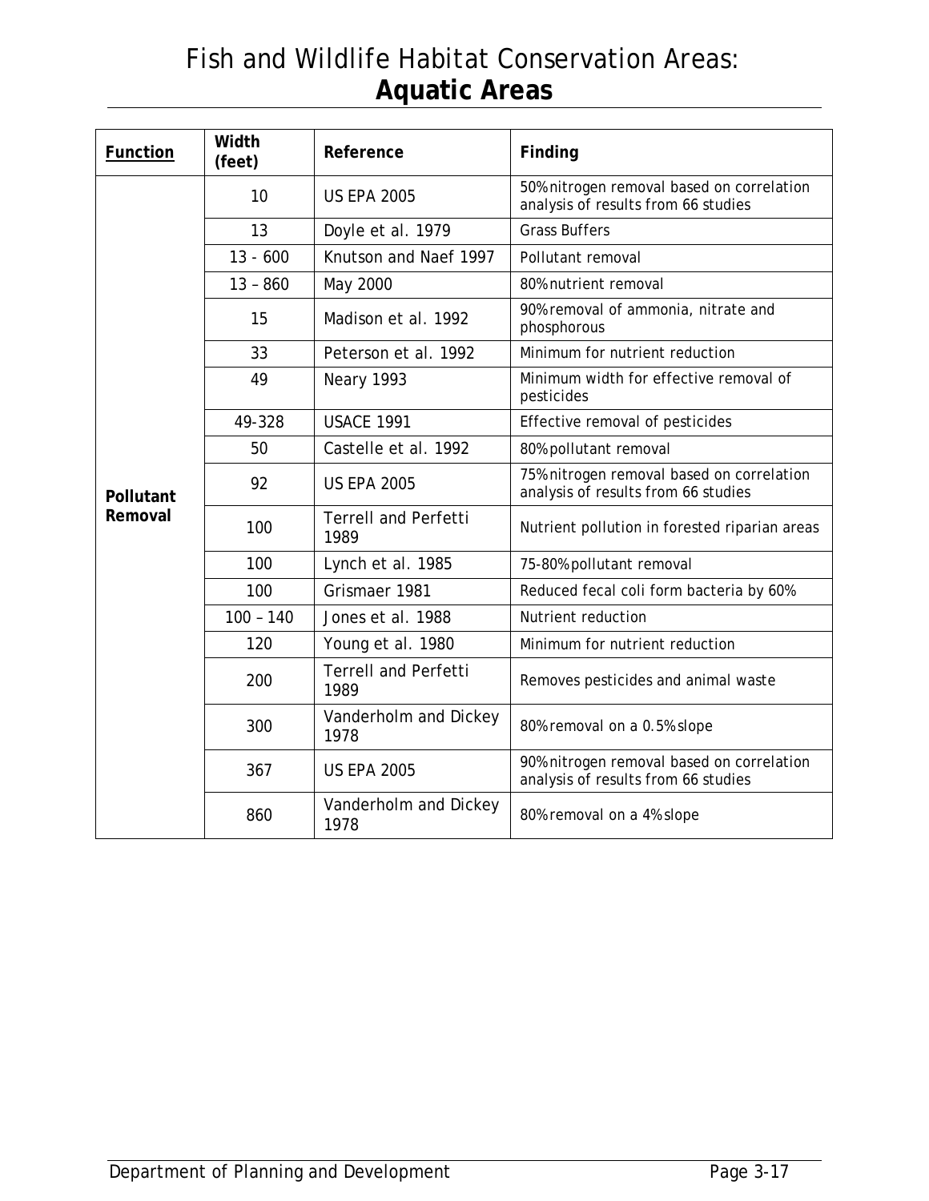# Fish and Wildlife Habitat Conservation Areas: **Aquatic Areas**

| **Function** | **Width (feet)** | **Reference** | **Finding** |
|---|---|---|---|
| **Pollutant Removal** | 10 | US EPA 2005 | 50% nitrogen removal based on correlation analysis of results from 66 studies |
| | 13 | Doyle et al. 1979 | Grass Buffers |
| | 13 - 600 | Knutson and Naef 1997 | Pollutant removal |
| | 13 – 860 | May 2000 | 80% nutrient removal |
| | 15 | Madison et al. 1992 | 90% removal of ammonia, nitrate and phosphorous |
| | 33 | Peterson et al. 1992 | Minimum for nutrient reduction |
| | 49 | Neary 1993 | Minimum width for effective removal of pesticides |
| | 49-328 | USACE 1991 | Effective removal of pesticides |
| | 50 | Castelle et al. 1992 | 80% pollutant removal |
| | 92 | US EPA 2005 | 75% nitrogen removal based on correlation analysis of results from 66 studies |
| | 100 | Terrell and Perfetti 1989 | Nutrient pollution in forested riparian areas |
| | 100 | Lynch et al. 1985 | 75-80% pollutant removal |
| | 100 | Grismaer 1981 | Reduced fecal coli form bacteria by 60% |
| | 100 – 140 | Jones et al. 1988 | Nutrient reduction |
| | 120 | Young et al. 1980 | Minimum for nutrient reduction |
| | 200 | Terrell and Perfetti 1989 | Removes pesticides and animal waste |
| | 300 | Vanderholm and Dickey 1978 | 80% removal on a 0.5% slope |
| | 367 | US EPA 2005 | 90% nitrogen removal based on correlation analysis of results from 66 studies |
| | 860 | Vanderholm and Dickey 1978 | 80% removal on a 4% slope |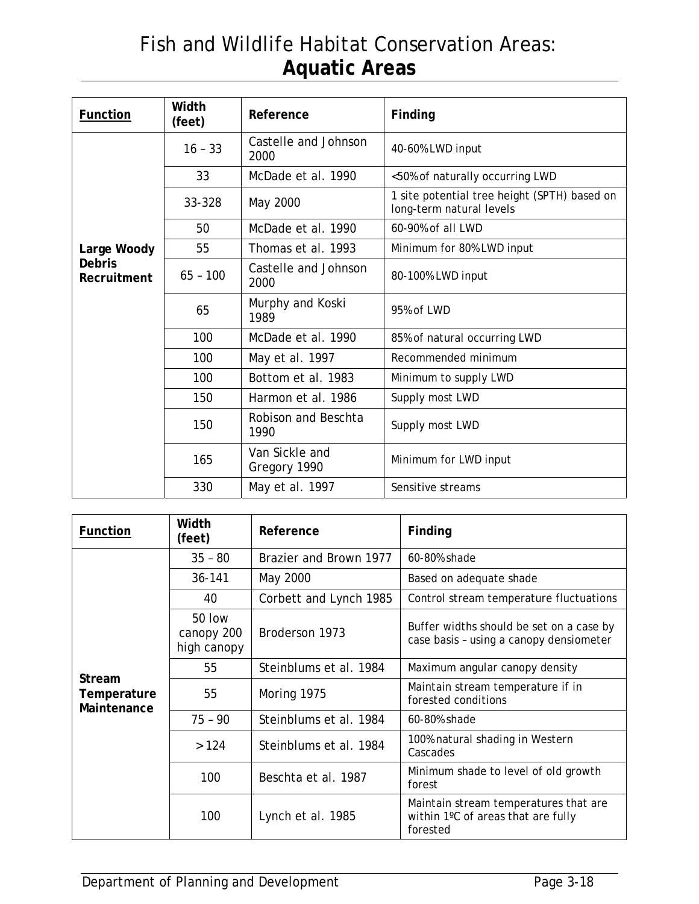# Fish and Wildlife Habitat Conservation Areas: **Aquatic Areas**

| Function | Width (feet) | Reference | Finding |
|---|---|---|---|
| **Large Woody Debris Recruitment** | 16 – 33 | Castelle and Johnson 2000 | 40-60% LWD input |
| | 33 | McDade et al. 1990 | <50% of naturally occurring LWD |
| | 33-328 | May 2000 | 1 site potential tree height (SPTH) based on long-term natural levels |
| | 50 | McDade et al. 1990 | 60-90% of all LWD |
| | 55 | Thomas et al. 1993 | Minimum for 80% LWD input |
| | 65 – 100 | Castelle and Johnson 2000 | 80-100% LWD input |
| | 65 | Murphy and Koski 1989 | 95% of LWD |
| | 100 | McDade et al. 1990 | 85% of natural occurring LWD |
| | 100 | May et al. 1997 | Recommended minimum |
| | 100 | Bottom et al. 1983 | Minimum to supply LWD |
| | 150 | Harmon et al. 1986 | Supply most LWD |
| | 150 | Robison and Beschta 1990 | Supply most LWD |
| | 165 | Van Sickle and Gregory 1990 | Minimum for LWD input |
| | 330 | May et al. 1997 | Sensitive streams |

| Function | Width (feet) | Reference | Finding |
|---|---|---|---|
| **Stream Temperature Maintenance** | 35 – 80 | Brazier and Brown 1977 | 60-80% shade |
| | 36-141 | May 2000 | Based on adequate shade |
| | 40 | Corbett and Lynch 1985 | Control stream temperature fluctuations |
| | 50 low canopy 200 high canopy | Broderson 1973 | Buffer widths should be set on a case by case basis – using a canopy densiometer |
| | 55 | Steinblums et al. 1984 | Maximum angular canopy density |
| | 55 | Moring 1975 | Maintain stream temperature if in forested conditions |
| | 75 – 90 | Steinblums et al. 1984 | 60-80% shade |
| | > 124 | Steinblums et al. 1984 | 100% natural shading in Western Cascades |
| | 100 | Beschta et al. 1987 | Minimum shade to level of old growth forest |
| | 100 | Lynch et al. 1985 | Maintain stream temperatures that are within 1ºC of areas that are fully forested |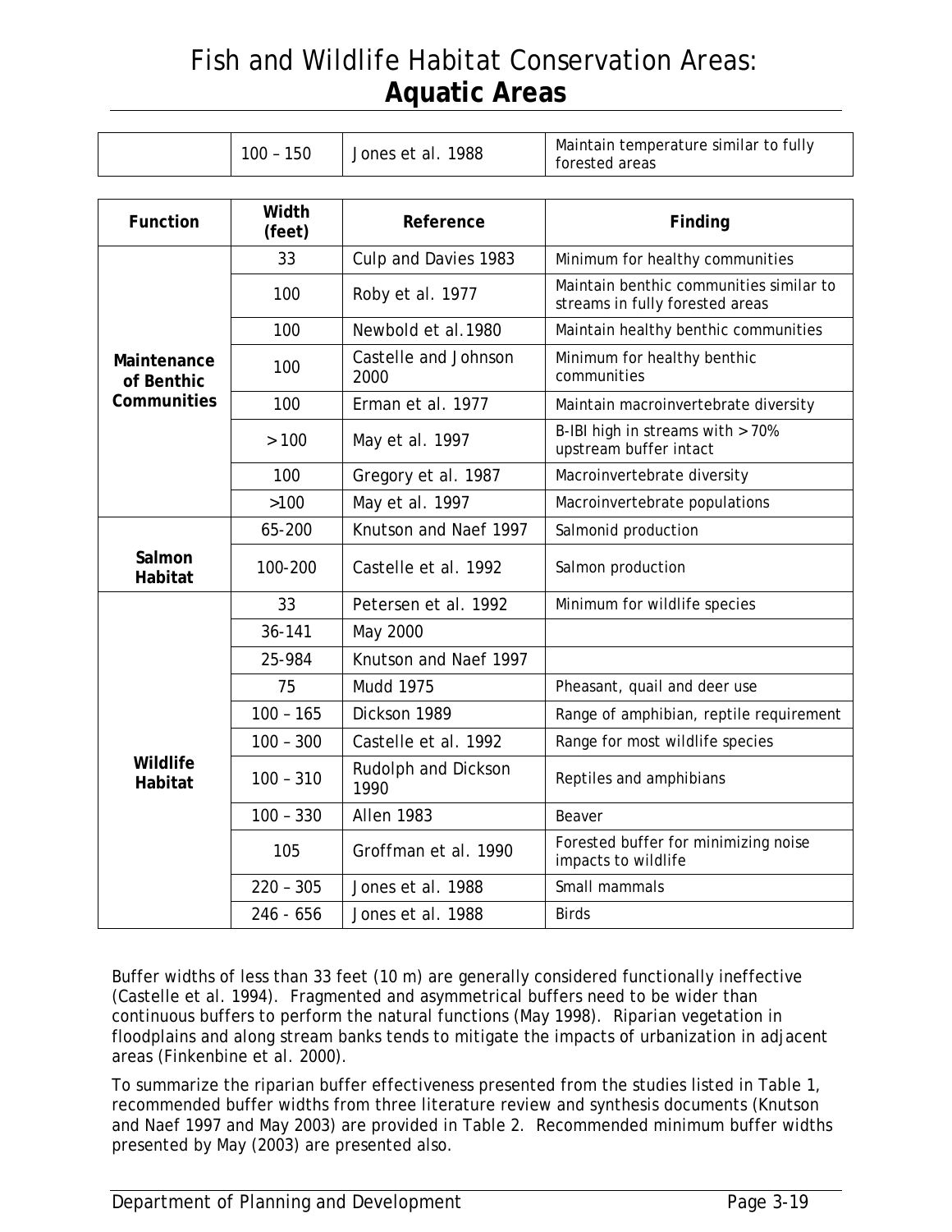# Fish and Wildlife Habitat Conservation Areas: **Aquatic Areas**

| Function | Width (feet) | Reference | Finding |
|---|---|---|---|
| | 100 – 150 | Jones et al. 1988 | Maintain temperature similar to fully forested areas |
| **Maintenance of Benthic Communities** | 33 | Culp and Davies 1983 | Minimum for healthy communities |
| | 100 | Roby et al. 1977 | Maintain benthic communities similar to streams in fully forested areas |
| | 100 | Newbold et al.1980 | Maintain healthy benthic communities |
| | 100 | Castelle and Johnson 2000 | Minimum for healthy benthic communities |
| | 100 | Erman et al. 1977 | Maintain macroinvertebrate diversity |
| | > 100 | May et al. 1997 | B-IBI high in streams with > 70% upstream buffer intact |
| | 100 | Gregory et al. 1987 | Macroinvertebrate diversity |
| | >100 | May et al. 1997 | Macroinvertebrate populations |
| **Salmon Habitat** | 65-200 | Knutson and Naef 1997 | Salmonid production |
| | 100-200 | Castelle et al. 1992 | Salmon production |
| **Wildlife Habitat** | 33 | Petersen et al. 1992 | Minimum for wildlife species |
| | 36-141 | May 2000 | |
| | 25-984 | Knutson and Naef 1997 | |
| | 75 | Mudd 1975 | Pheasant, quail and deer use |
| | 100 – 165 | Dickson 1989 | Range of amphibian, reptile requirement |
| | 100 – 300 | Castelle et al. 1992 | Range for most wildlife species |
| | 100 – 310 | Rudolph and Dickson 1990 | Reptiles and amphibians |
| | 100 – 330 | Allen 1983 | Beaver |
| | 105 | Groffman et al. 1990 | Forested buffer for minimizing noise impacts to wildlife |
| | 220 – 305 | Jones et al. 1988 | Small mammals |
| | 246 - 656 | Jones et al. 1988 | Birds |

Buffer widths of less than 33 feet (10 m) are generally considered functionally ineffective (Castelle et al. 1994). Fragmented and asymmetrical buffers need to be wider than continuous buffers to perform the natural functions (May 1998). Riparian vegetation in floodplains and along stream banks tends to mitigate the impacts of urbanization in adjacent areas (Finkenbine et al. 2000).

To summarize the riparian buffer effectiveness presented from the studies listed in Table 1, recommended buffer widths from three literature review and synthesis documents (Knutson and Naef 1997 and May 2003) are provided in Table 2. Recommended minimum buffer widths presented by May (2003) are presented also.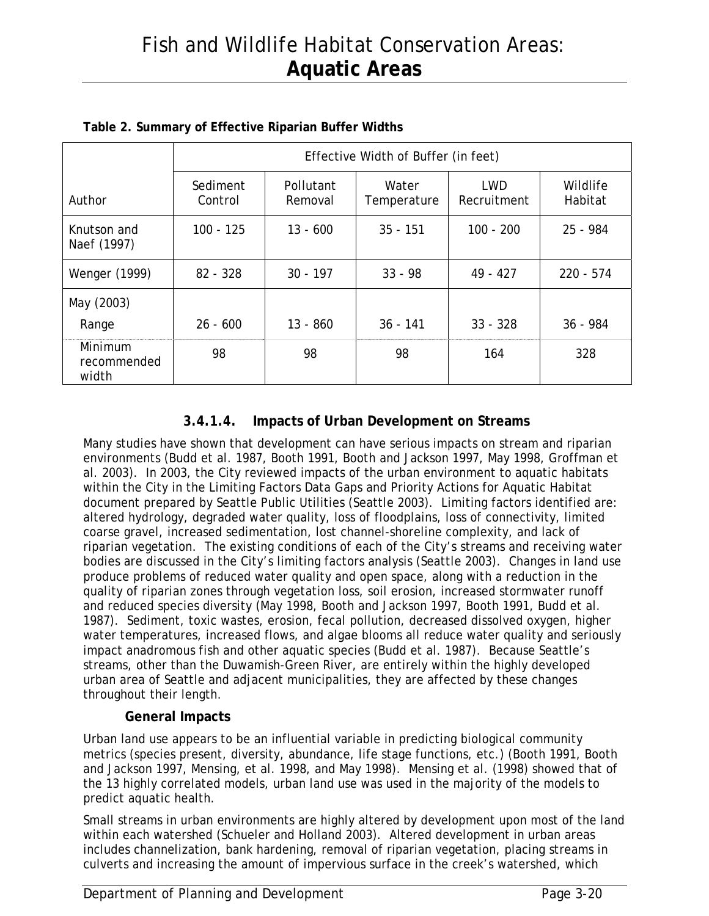**Table 2. Summary of Effective Riparian Buffer Widths**

| Author | Effective Width of Buffer (in feet) | | | | |
|---|---|---|---|---|---|
| | Sediment Control | Pollutant Removal | Water Temperature | LWD Recruitment | Wildlife Habitat |
| Knutson and Naef (1997) | 100 - 125 | 13 - 600 | 35 - 151 | 100 - 200 | 25 - 984 |
| Wenger (1999) | 82 - 328 | 30 - 197 | 33 - 98 | 49 - 427 | 220 - 574 |
| May (2003) | | | | | |
| Range | 26 - 600 | 13 - 860 | 36 - 141 | 33 - 328 | 36 - 984 |
| Minimum recommended width | 98 | 98 | 98 | 164 | 328 |

### 3.4.1.4. Impacts of Urban Development on Streams

Many studies have shown that development can have serious impacts on stream and riparian environments (Budd et al. 1987, Booth 1991, Booth and Jackson 1997, May 1998, Groffman et al. 2003). In 2003, the City reviewed impacts of the urban environment to aquatic habitats within the City in the Limiting Factors Data Gaps and Priority Actions for Aquatic Habitat document prepared by Seattle Public Utilities (Seattle 2003). Limiting factors identified are: altered hydrology, degraded water quality, loss of floodplains, loss of connectivity, limited coarse gravel, increased sedimentation, lost channel-shoreline complexity, and lack of riparian vegetation. The existing conditions of each of the City's streams and receiving water bodies are discussed in the City's limiting factors analysis (Seattle 2003). Changes in land use produce problems of reduced water quality and open space, along with a reduction in the quality of riparian zones through vegetation loss, soil erosion, increased stormwater runoff and reduced species diversity (May 1998, Booth and Jackson 1997, Booth 1991, Budd et al. 1987). Sediment, toxic wastes, erosion, fecal pollution, decreased dissolved oxygen, higher water temperatures, increased flows, and algae blooms all reduce water quality and seriously impact anadromous fish and other aquatic species (Budd et al. 1987). Because Seattle's streams, other than the Duwamish-Green River, are entirely within the highly developed urban area of Seattle and adjacent municipalities, they are affected by these changes throughout their length.

#### General Impacts

Urban land use appears to be an influential variable in predicting biological community metrics (species present, diversity, abundance, life stage functions, etc.) (Booth 1991, Booth and Jackson 1997, Mensing, et al. 1998, and May 1998). Mensing et al. (1998) showed that of the 13 highly correlated models, urban land use was used in the majority of the models to predict aquatic health.

Small streams in urban environments are highly altered by development upon most of the land within each watershed (Schueler and Holland 2003). Altered development in urban areas includes channelization, bank hardening, removal of riparian vegetation, placing streams in culverts and increasing the amount of impervious surface in the creek's watershed, which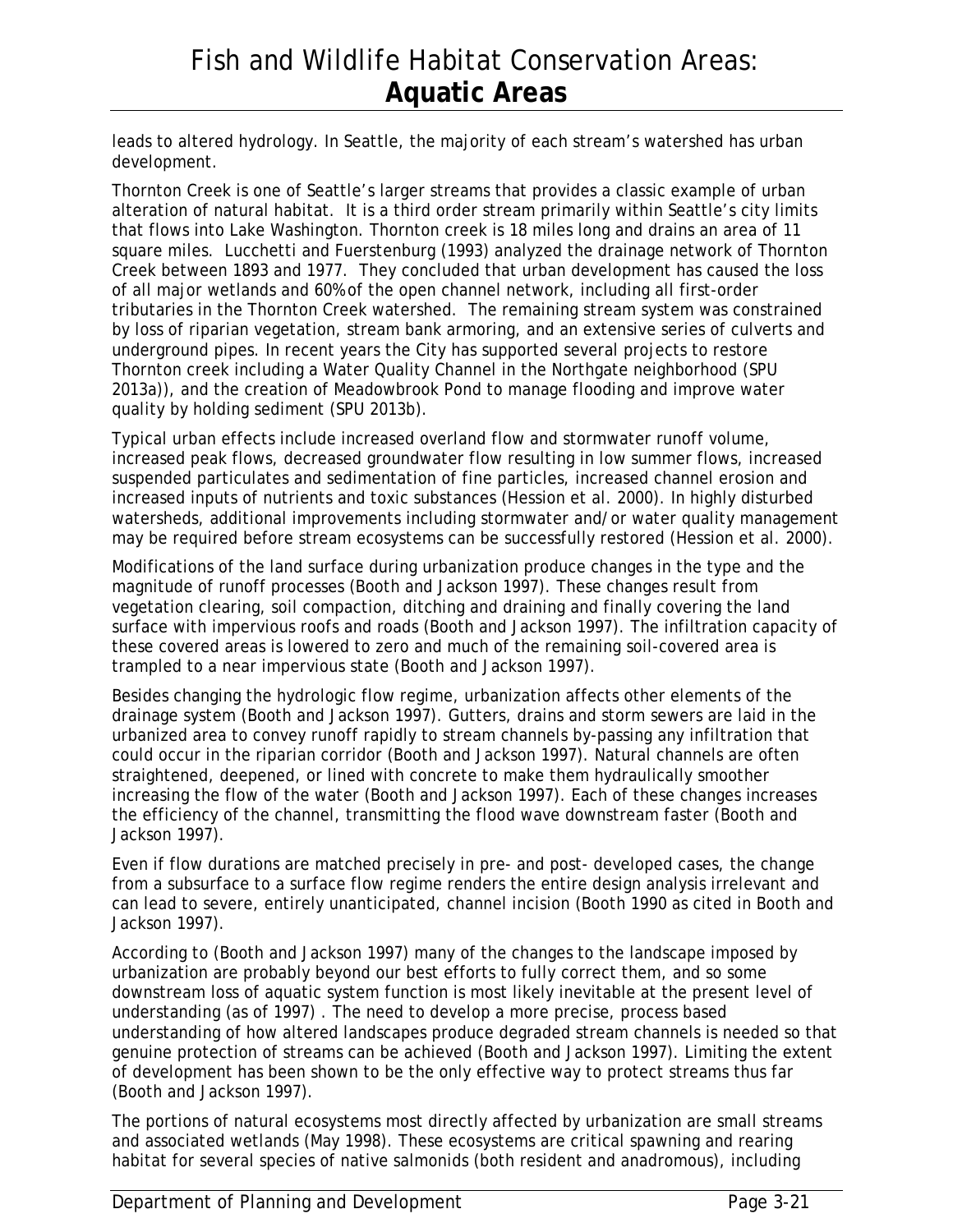leads to altered hydrology. In Seattle, the majority of each stream's watershed has urban development.

Thornton Creek is one of Seattle's larger streams that provides a classic example of urban alteration of natural habitat. It is a third order stream primarily within Seattle's city limits that flows into Lake Washington. Thornton creek is 18 miles long and drains an area of 11 square miles. Lucchetti and Fuerstenburg (1993) analyzed the drainage network of Thornton Creek between 1893 and 1977. They concluded that urban development has caused the loss of all major wetlands and 60% of the open channel network, including all first-order tributaries in the Thornton Creek watershed. The remaining stream system was constrained by loss of riparian vegetation, stream bank armoring, and an extensive series of culverts and underground pipes. In recent years the City has supported several projects to restore Thornton creek including a Water Quality Channel in the Northgate neighborhood (SPU 2013a)), and the creation of Meadowbrook Pond to manage flooding and improve water quality by holding sediment (SPU 2013b).

Typical urban effects include increased overland flow and stormwater runoff volume, increased peak flows, decreased groundwater flow resulting in low summer flows, increased suspended particulates and sedimentation of fine particles, increased channel erosion and increased inputs of nutrients and toxic substances (Hession et al. 2000). In highly disturbed watersheds, additional improvements including stormwater and/or water quality management may be required before stream ecosystems can be successfully restored (Hession et al. 2000).

Modifications of the land surface during urbanization produce changes in the type and the magnitude of runoff processes (Booth and Jackson 1997). These changes result from vegetation clearing, soil compaction, ditching and draining and finally covering the land surface with impervious roofs and roads (Booth and Jackson 1997). The infiltration capacity of these covered areas is lowered to zero and much of the remaining soil-covered area is trampled to a near impervious state (Booth and Jackson 1997).

Besides changing the hydrologic flow regime, urbanization affects other elements of the drainage system (Booth and Jackson 1997). Gutters, drains and storm sewers are laid in the urbanized area to convey runoff rapidly to stream channels by-passing any infiltration that could occur in the riparian corridor (Booth and Jackson 1997). Natural channels are often straightened, deepened, or lined with concrete to make them hydraulically smoother increasing the flow of the water (Booth and Jackson 1997). Each of these changes increases the efficiency of the channel, transmitting the flood wave downstream faster (Booth and Jackson 1997).

Even if flow durations are matched precisely in pre- and post- developed cases, the change from a subsurface to a surface flow regime renders the entire design analysis irrelevant and can lead to severe, entirely unanticipated, channel incision (Booth 1990 as cited in Booth and Jackson 1997).

According to (Booth and Jackson 1997) many of the changes to the landscape imposed by urbanization are probably beyond our best efforts to fully correct them, and so some downstream loss of aquatic system function is most likely inevitable at the present level of understanding (as of 1997) . The need to develop a more precise, process based understanding of how altered landscapes produce degraded stream channels is needed so that genuine protection of streams can be achieved (Booth and Jackson 1997). Limiting the extent of development has been shown to be the only effective way to protect streams thus far (Booth and Jackson 1997).

The portions of natural ecosystems most directly affected by urbanization are small streams and associated wetlands (May 1998). These ecosystems are critical spawning and rearing habitat for several species of native salmonids (both resident and anadromous), including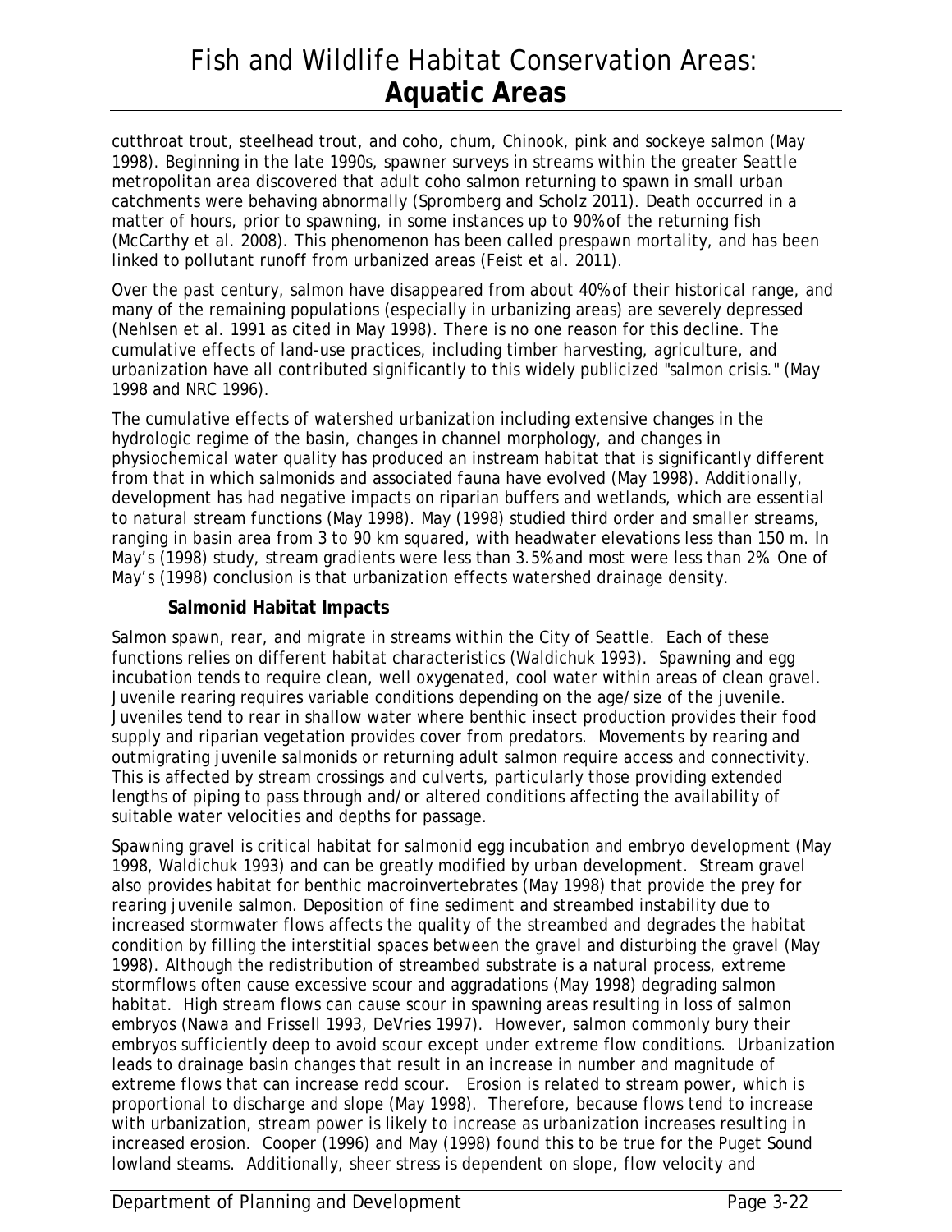cutthroat trout, steelhead trout, and coho, chum, Chinook, pink and sockeye salmon (May 1998). Beginning in the late 1990s, spawner surveys in streams within the greater Seattle metropolitan area discovered that adult coho salmon returning to spawn in small urban catchments were behaving abnormally (Spromberg and Scholz 2011). Death occurred in a matter of hours, prior to spawning, in some instances up to 90% of the returning fish (McCarthy et al. 2008). This phenomenon has been called prespawn mortality, and has been linked to pollutant runoff from urbanized areas (Feist et al. 2011).

Over the past century, salmon have disappeared from about 40% of their historical range, and many of the remaining populations (especially in urbanizing areas) are severely depressed (Nehlsen et al. 1991 as cited in May 1998). There is no one reason for this decline. The cumulative effects of land-use practices, including timber harvesting, agriculture, and urbanization have all contributed significantly to this widely publicized "salmon crisis." (May 1998 and NRC 1996).

The cumulative effects of watershed urbanization including extensive changes in the hydrologic regime of the basin, changes in channel morphology, and changes in physiochemical water quality has produced an instream habitat that is significantly different from that in which salmonids and associated fauna have evolved (May 1998). Additionally, development has had negative impacts on riparian buffers and wetlands, which are essential to natural stream functions (May 1998). May (1998) studied third order and smaller streams, ranging in basin area from 3 to 90 km squared, with headwater elevations less than 150 m. In May's (1998) study, stream gradients were less than 3.5% and most were less than 2%. One of May's (1998) conclusion is that urbanization effects watershed drainage density.

### Salmonid Habitat Impacts

Salmon spawn, rear, and migrate in streams within the City of Seattle. Each of these functions relies on different habitat characteristics (Waldichuk 1993). Spawning and egg incubation tends to require clean, well oxygenated, cool water within areas of clean gravel. Juvenile rearing requires variable conditions depending on the age/size of the juvenile. Juveniles tend to rear in shallow water where benthic insect production provides their food supply and riparian vegetation provides cover from predators. Movements by rearing and outmigrating juvenile salmonids or returning adult salmon require access and connectivity. This is affected by stream crossings and culverts, particularly those providing extended lengths of piping to pass through and/or altered conditions affecting the availability of suitable water velocities and depths for passage.

Spawning gravel is critical habitat for salmonid egg incubation and embryo development (May 1998, Waldichuk 1993) and can be greatly modified by urban development. Stream gravel also provides habitat for benthic macroinvertebrates (May 1998) that provide the prey for rearing juvenile salmon. Deposition of fine sediment and streambed instability due to increased stormwater flows affects the quality of the streambed and degrades the habitat condition by filling the interstitial spaces between the gravel and disturbing the gravel (May 1998). Although the redistribution of streambed substrate is a natural process, extreme stormflows often cause excessive scour and aggradations (May 1998) degrading salmon habitat. High stream flows can cause scour in spawning areas resulting in loss of salmon embryos (Nawa and Frissell 1993, DeVries 1997). However, salmon commonly bury their embryos sufficiently deep to avoid scour except under extreme flow conditions. Urbanization leads to drainage basin changes that result in an increase in number and magnitude of extreme flows that can increase redd scour. Erosion is related to stream power, which is proportional to discharge and slope (May 1998). Therefore, because flows tend to increase with urbanization, stream power is likely to increase as urbanization increases resulting in increased erosion. Cooper (1996) and May (1998) found this to be true for the Puget Sound lowland steams. Additionally, sheer stress is dependent on slope, flow velocity and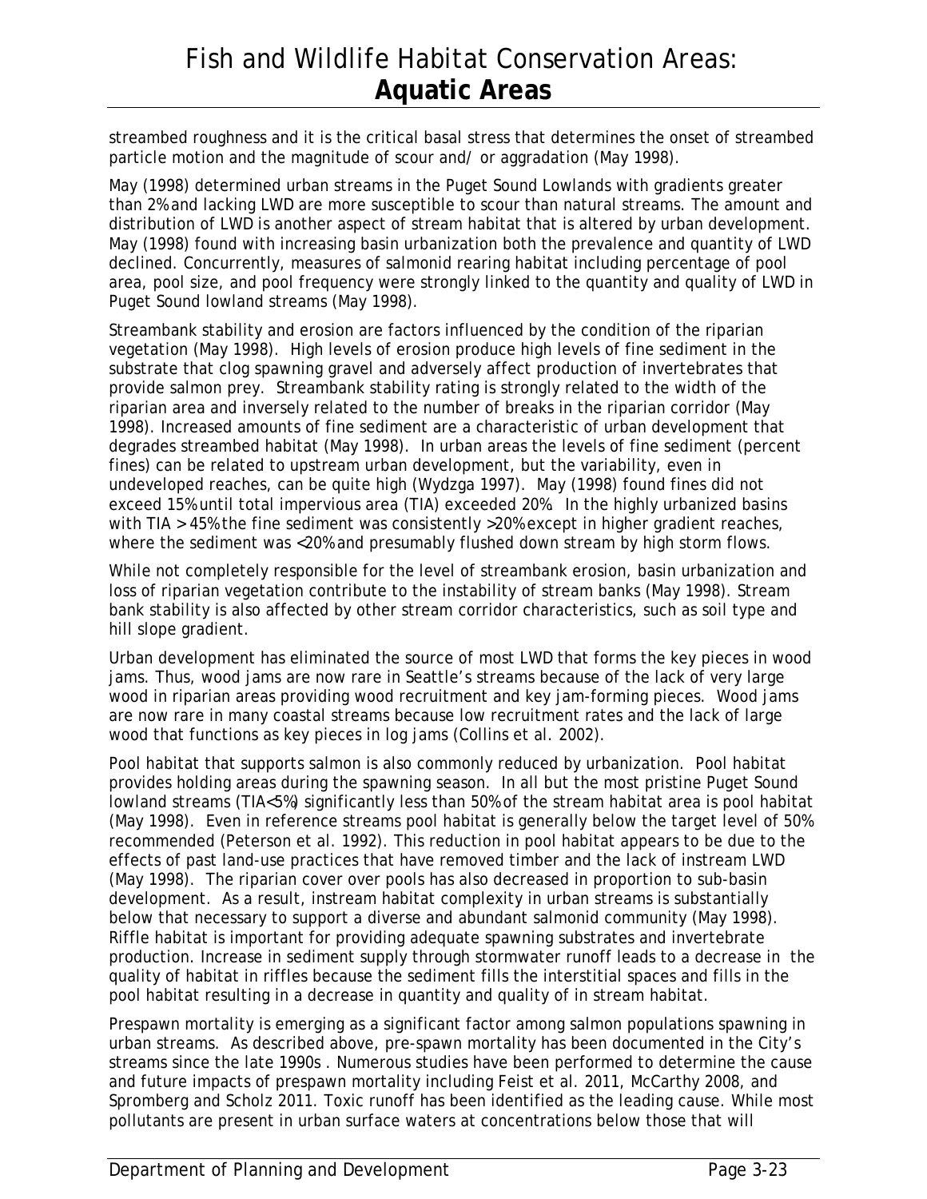streambed roughness and it is the critical basal stress that determines the onset of streambed particle motion and the magnitude of scour and/ or aggradation (May 1998).

May (1998) determined urban streams in the Puget Sound Lowlands with gradients greater than 2% and lacking LWD are more susceptible to scour than natural streams. The amount and distribution of LWD is another aspect of stream habitat that is altered by urban development. May (1998) found with increasing basin urbanization both the prevalence and quantity of LWD declined. Concurrently, measures of salmonid rearing habitat including percentage of pool area, pool size, and pool frequency were strongly linked to the quantity and quality of LWD in Puget Sound lowland streams (May 1998).

Streambank stability and erosion are factors influenced by the condition of the riparian vegetation (May 1998). High levels of erosion produce high levels of fine sediment in the substrate that clog spawning gravel and adversely affect production of invertebrates that provide salmon prey. Streambank stability rating is strongly related to the width of the riparian area and inversely related to the number of breaks in the riparian corridor (May 1998). Increased amounts of fine sediment are a characteristic of urban development that degrades streambed habitat (May 1998). In urban areas the levels of fine sediment (percent fines) can be related to upstream urban development, but the variability, even in undeveloped reaches, can be quite high (Wydzga 1997). May (1998) found fines did not exceed 15% until total impervious area (TIA) exceeded 20%. In the highly urbanized basins with TIA > 45% the fine sediment was consistently >20% except in higher gradient reaches, where the sediment was <20% and presumably flushed down stream by high storm flows.

While not completely responsible for the level of streambank erosion, basin urbanization and loss of riparian vegetation contribute to the instability of stream banks (May 1998). Stream bank stability is also affected by other stream corridor characteristics, such as soil type and hill slope gradient.

Urban development has eliminated the source of most LWD that forms the key pieces in wood jams. Thus, wood jams are now rare in Seattle's streams because of the lack of very large wood in riparian areas providing wood recruitment and key jam-forming pieces. Wood jams are now rare in many coastal streams because low recruitment rates and the lack of large wood that functions as key pieces in log jams (Collins et al. 2002).

Pool habitat that supports salmon is also commonly reduced by urbanization. Pool habitat provides holding areas during the spawning season. In all but the most pristine Puget Sound lowland streams (TIA<5%) significantly less than 50% of the stream habitat area is pool habitat (May 1998). Even in reference streams pool habitat is generally below the target level of 50% recommended (Peterson et al. 1992). This reduction in pool habitat appears to be due to the effects of past land-use practices that have removed timber and the lack of instream LWD (May 1998). The riparian cover over pools has also decreased in proportion to sub-basin development. As a result, instream habitat complexity in urban streams is substantially below that necessary to support a diverse and abundant salmonid community (May 1998). Riffle habitat is important for providing adequate spawning substrates and invertebrate production. Increase in sediment supply through stormwater runoff leads to a decrease in the quality of habitat in riffles because the sediment fills the interstitial spaces and fills in the pool habitat resulting in a decrease in quantity and quality of in stream habitat.

Prespawn mortality is emerging as a significant factor among salmon populations spawning in urban streams. As described above, pre-spawn mortality has been documented in the City's streams since the late 1990s . Numerous studies have been performed to determine the cause and future impacts of prespawn mortality including Feist et al. 2011, McCarthy 2008, and Spromberg and Scholz 2011. Toxic runoff has been identified as the leading cause. While most pollutants are present in urban surface waters at concentrations below those that will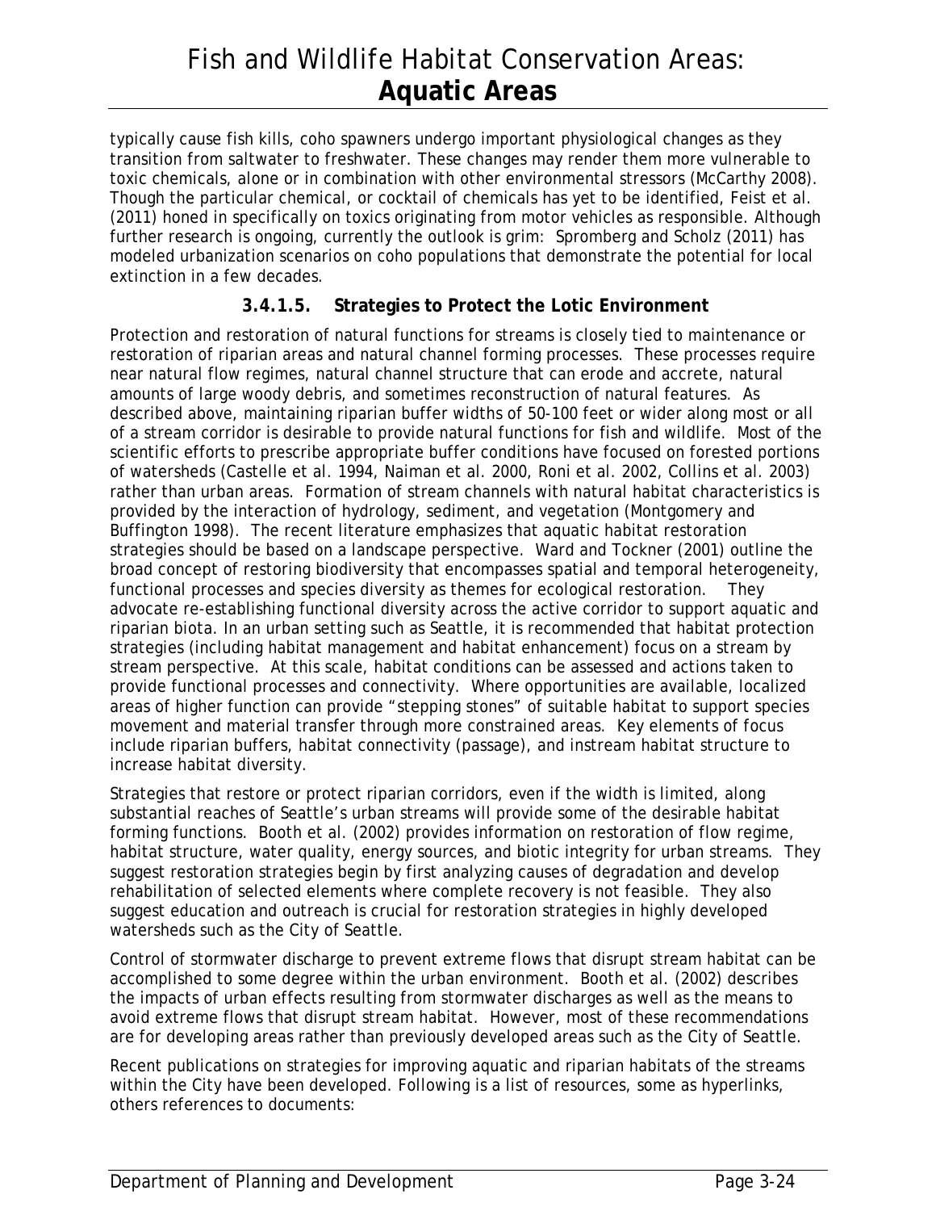typically cause fish kills, coho spawners undergo important physiological changes as they transition from saltwater to freshwater. These changes may render them more vulnerable to toxic chemicals, alone or in combination with other environmental stressors (McCarthy 2008). Though the particular chemical, or cocktail of chemicals has yet to be identified, Feist et al. (2011) honed in specifically on toxics originating from motor vehicles as responsible. Although further research is ongoing, currently the outlook is grim: Spromberg and Scholz (2011) has modeled urbanization scenarios on coho populations that demonstrate the potential for local extinction in a few decades.

#### 3.4.1.5. Strategies to Protect the Lotic Environment

Protection and restoration of natural functions for streams is closely tied to maintenance or restoration of riparian areas and natural channel forming processes. These processes require near natural flow regimes, natural channel structure that can erode and accrete, natural amounts of large woody debris, and sometimes reconstruction of natural features. As described above, maintaining riparian buffer widths of 50-100 feet or wider along most or all of a stream corridor is desirable to provide natural functions for fish and wildlife. Most of the scientific efforts to prescribe appropriate buffer conditions have focused on forested portions of watersheds (Castelle et al. 1994, Naiman et al. 2000, Roni et al. 2002, Collins et al. 2003) rather than urban areas. Formation of stream channels with natural habitat characteristics is provided by the interaction of hydrology, sediment, and vegetation (Montgomery and Buffington 1998). The recent literature emphasizes that aquatic habitat restoration strategies should be based on a landscape perspective. Ward and Tockner (2001) outline the broad concept of restoring biodiversity that encompasses spatial and temporal heterogeneity, functional processes and species diversity as themes for ecological restoration. They advocate re-establishing functional diversity across the active corridor to support aquatic and riparian biota. In an urban setting such as Seattle, it is recommended that habitat protection strategies (including habitat management and habitat enhancement) focus on a stream by stream perspective. At this scale, habitat conditions can be assessed and actions taken to provide functional processes and connectivity. Where opportunities are available, localized areas of higher function can provide "stepping stones" of suitable habitat to support species movement and material transfer through more constrained areas. Key elements of focus include riparian buffers, habitat connectivity (passage), and instream habitat structure to increase habitat diversity.

Strategies that restore or protect riparian corridors, even if the width is limited, along substantial reaches of Seattle's urban streams will provide some of the desirable habitat forming functions. Booth et al. (2002) provides information on restoration of flow regime, habitat structure, water quality, energy sources, and biotic integrity for urban streams. They suggest restoration strategies begin by first analyzing causes of degradation and develop rehabilitation of selected elements where complete recovery is not feasible. They also suggest education and outreach is crucial for restoration strategies in highly developed watersheds such as the City of Seattle.

Control of stormwater discharge to prevent extreme flows that disrupt stream habitat can be accomplished to some degree within the urban environment. Booth et al. (2002) describes the impacts of urban effects resulting from stormwater discharges as well as the means to avoid extreme flows that disrupt stream habitat. However, most of these recommendations are for developing areas rather than previously developed areas such as the City of Seattle.

Recent publications on strategies for improving aquatic and riparian habitats of the streams within the City have been developed. Following is a list of resources, some as hyperlinks, others references to documents: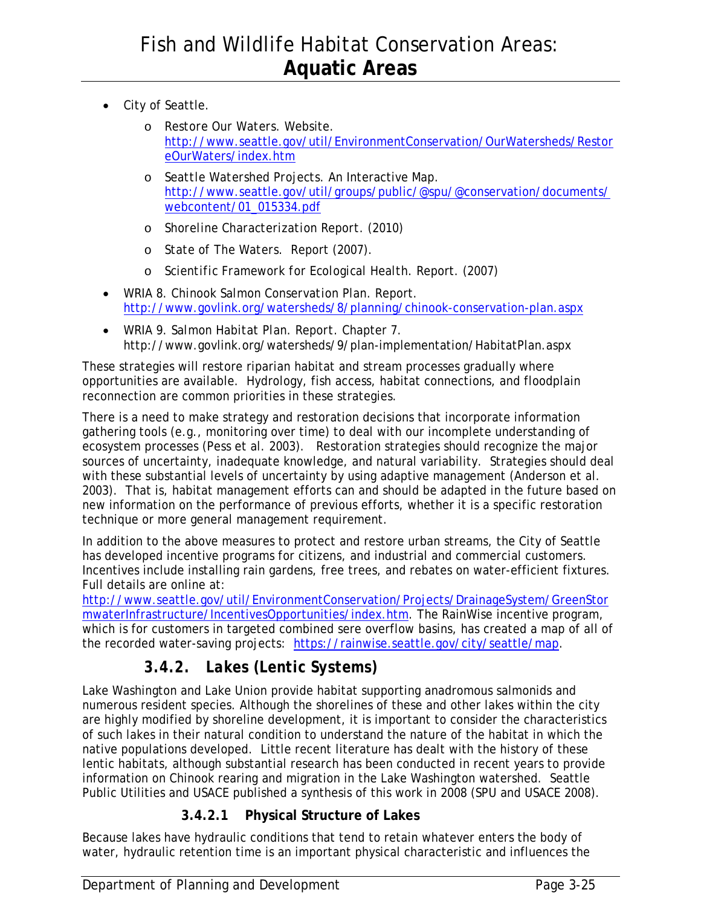- City of Seattle.
  - Restore Our Waters. Website. http://www.seattle.gov/util/EnvironmentConservation/OurWatersheds/RestoreOurWaters/index.htm
  - Seattle Watershed Projects. An Interactive Map. http://www.seattle.gov/util/groups/public/@spu/@conservation/documents/webcontent/01_015334.pdf
  - *Shoreline Characterization Report*. (2010)
  - *State of The Waters*. Report (2007).
  - *Scientific Framework for Ecological Health*. Report. (2007)
- WRIA 8. *Chinook Salmon Conservation Plan*. Report. http://www.govlink.org/watersheds/8/planning/chinook-conservation-plan.aspx
- WRIA 9. *Salmon Habitat Plan*. Report. Chapter 7. http://www.govlink.org/watersheds/9/plan-implementation/HabitatPlan.aspx

These strategies will restore riparian habitat and stream processes gradually where opportunities are available. Hydrology, fish access, habitat connections, and floodplain reconnection are common priorities in these strategies.

There is a need to make strategy and restoration decisions that incorporate information gathering tools (e.g., monitoring over time) to deal with our incomplete understanding of ecosystem processes (Pess et al. 2003). Restoration strategies should recognize the major sources of uncertainty, inadequate knowledge, and natural variability. Strategies should deal with these substantial levels of uncertainty by using adaptive management (Anderson et al. 2003). That is, habitat management efforts can and should be adapted in the future based on new information on the performance of previous efforts, whether it is a specific restoration technique or more general management requirement.

In addition to the above measures to protect and restore urban streams, the City of Seattle has developed incentive programs for citizens, and industrial and commercial customers. Incentives include installing rain gardens, free trees, and rebates on water-efficient fixtures. Full details are online at: http://www.seattle.gov/util/EnvironmentConservation/Projects/DrainageSystem/GreenStormwaterInfrastructure/IncentivesOpportunities/index.htm. The RainWise incentive program, which is for customers in targeted combined sere overflow basins, has created a map of all of the recorded water-saving projects: https://rainwise.seattle.gov/city/seattle/map.

### 3.4.2. Lakes (Lentic Systems)

Lake Washington and Lake Union provide habitat supporting anadromous salmonids and numerous resident species. Although the shorelines of these and other lakes within the city are highly modified by shoreline development, it is important to consider the characteristics of such lakes in their natural condition to understand the nature of the habitat in which the native populations developed. Little recent literature has dealt with the history of these lentic habitats, although substantial research has been conducted in recent years to provide information on Chinook rearing and migration in the Lake Washington watershed. Seattle Public Utilities and USACE published a synthesis of this work in 2008 (SPU and USACE 2008).

#### 3.4.2.1 Physical Structure of Lakes

Because lakes have hydraulic conditions that tend to retain whatever enters the body of water, hydraulic retention time is an important physical characteristic and influences the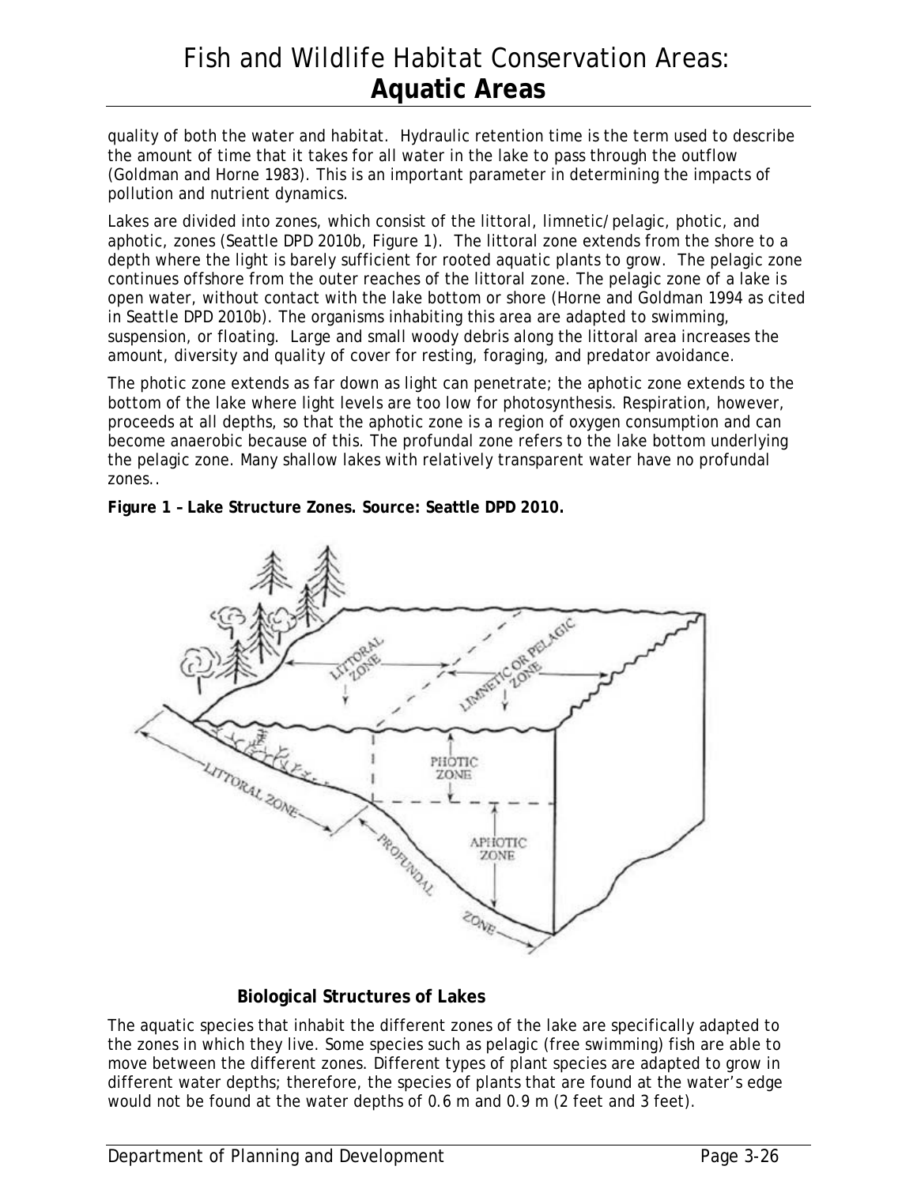quality of both the water and habitat. Hydraulic retention time is the term used to describe the amount of time that it takes for all water in the lake to pass through the outflow (Goldman and Horne 1983). This is an important parameter in determining the impacts of pollution and nutrient dynamics.

Lakes are divided into zones, which consist of the littoral, limnetic/pelagic, photic, and aphotic, zones (Seattle DPD 2010b, Figure 1). The littoral zone extends from the shore to a depth where the light is barely sufficient for rooted aquatic plants to grow. The pelagic zone continues offshore from the outer reaches of the littoral zone. The pelagic zone of a lake is open water, without contact with the lake bottom or shore (Horne and Goldman 1994 as cited in Seattle DPD 2010b). The organisms inhabiting this area are adapted to swimming, suspension, or floating. Large and small woody debris along the littoral area increases the amount, diversity and quality of cover for resting, foraging, and predator avoidance.

The photic zone extends as far down as light can penetrate; the aphotic zone extends to the bottom of the lake where light levels are too low for photosynthesis. Respiration, however, proceeds at all depths, so that the aphotic zone is a region of oxygen consumption and can become anaerobic because of this. The profundal zone refers to the lake bottom underlying the pelagic zone. Many shallow lakes with relatively transparent water have no profundal zones..

**Figure 1 – Lake Structure Zones. Source: Seattle DPD 2010.**

### Biological Structures of Lakes

The aquatic species that inhabit the different zones of the lake are specifically adapted to the zones in which they live. Some species such as pelagic (free swimming) fish are able to move between the different zones. Different types of plant species are adapted to grow in different water depths; therefore, the species of plants that are found at the water's edge would not be found at the water depths of 0.6 m and 0.9 m (2 feet and 3 feet).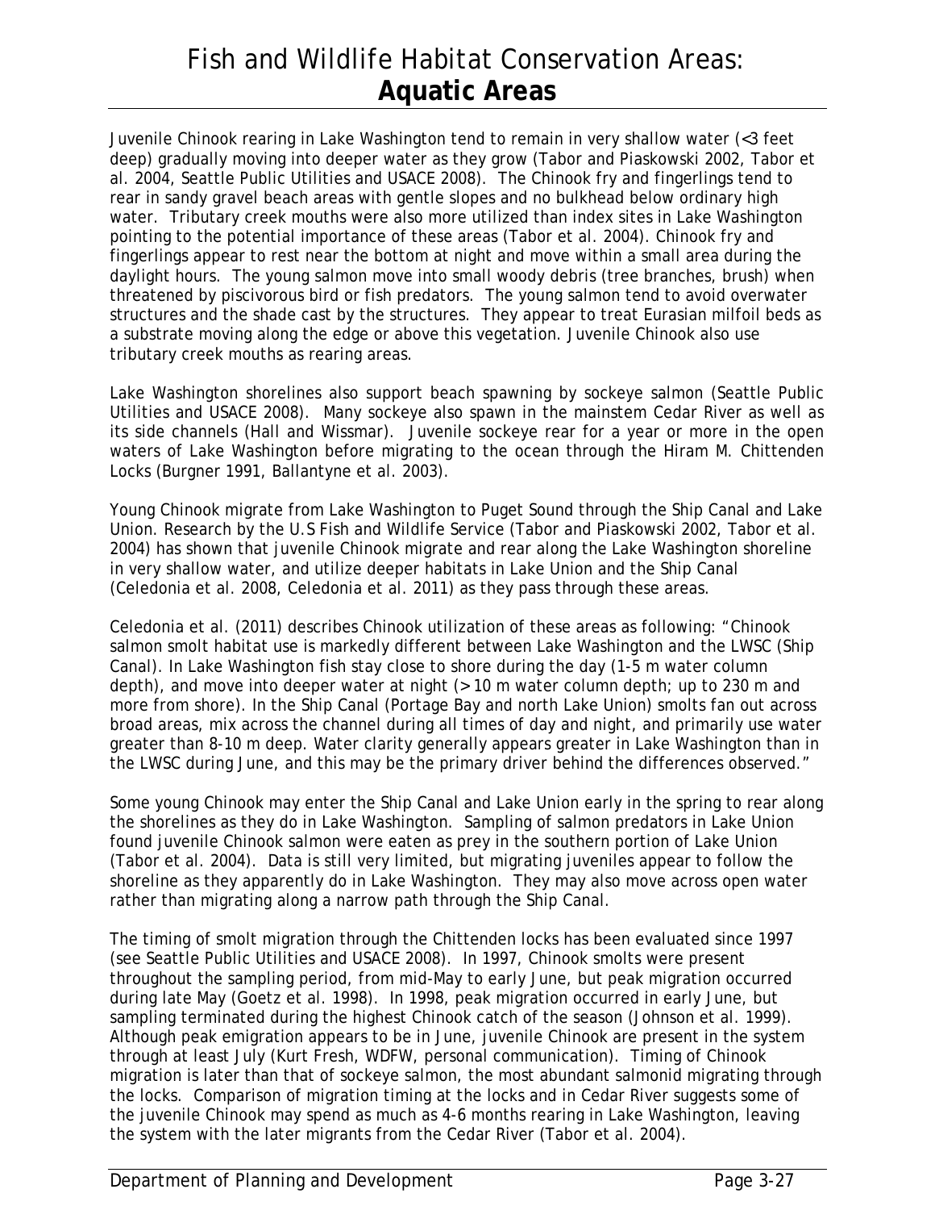Juvenile Chinook rearing in Lake Washington tend to remain in very shallow water (<3 feet deep) gradually moving into deeper water as they grow (Tabor and Piaskowski 2002, Tabor et al. 2004, Seattle Public Utilities and USACE 2008). The Chinook fry and fingerlings tend to rear in sandy gravel beach areas with gentle slopes and no bulkhead below ordinary high water. Tributary creek mouths were also more utilized than index sites in Lake Washington pointing to the potential importance of these areas (Tabor et al. 2004). Chinook fry and fingerlings appear to rest near the bottom at night and move within a small area during the daylight hours. The young salmon move into small woody debris (tree branches, brush) when threatened by piscivorous bird or fish predators. The young salmon tend to avoid overwater structures and the shade cast by the structures. They appear to treat Eurasian milfoil beds as a substrate moving along the edge or above this vegetation. Juvenile Chinook also use tributary creek mouths as rearing areas.

Lake Washington shorelines also support beach spawning by sockeye salmon (Seattle Public Utilities and USACE 2008). Many sockeye also spawn in the mainstem Cedar River as well as its side channels (Hall and Wissmar). Juvenile sockeye rear for a year or more in the open waters of Lake Washington before migrating to the ocean through the Hiram M. Chittenden Locks (Burgner 1991, Ballantyne et al. 2003).

Young Chinook migrate from Lake Washington to Puget Sound through the Ship Canal and Lake Union. Research by the U.S Fish and Wildlife Service (Tabor and Piaskowski 2002, Tabor et al. 2004) has shown that juvenile Chinook migrate and rear along the Lake Washington shoreline in very shallow water, and utilize deeper habitats in Lake Union and the Ship Canal (Celedonia et al. 2008, Celedonia et al. 2011) as they pass through these areas.

Celedonia et al. (2011) describes Chinook utilization of these areas as following: "Chinook salmon smolt habitat use is markedly different between Lake Washington and the LWSC (Ship Canal). In Lake Washington fish stay close to shore during the day (1-5 m water column depth), and move into deeper water at night (> 10 m water column depth; up to 230 m and more from shore). In the Ship Canal (Portage Bay and north Lake Union) smolts fan out across broad areas, mix across the channel during all times of day and night, and primarily use water greater than 8-10 m deep. Water clarity generally appears greater in Lake Washington than in the LWSC during June, and this may be the primary driver behind the differences observed."

Some young Chinook may enter the Ship Canal and Lake Union early in the spring to rear along the shorelines as they do in Lake Washington. Sampling of salmon predators in Lake Union found juvenile Chinook salmon were eaten as prey in the southern portion of Lake Union (Tabor et al. 2004). Data is still very limited, but migrating juveniles appear to follow the shoreline as they apparently do in Lake Washington. They may also move across open water rather than migrating along a narrow path through the Ship Canal.

The timing of smolt migration through the Chittenden locks has been evaluated since 1997 (see Seattle Public Utilities and USACE 2008). In 1997, Chinook smolts were present throughout the sampling period, from mid-May to early June, but peak migration occurred during late May (Goetz et al. 1998). In 1998, peak migration occurred in early June, but sampling terminated during the highest Chinook catch of the season (Johnson et al. 1999). Although peak emigration appears to be in June, juvenile Chinook are present in the system through at least July (Kurt Fresh, WDFW, personal communication). Timing of Chinook migration is later than that of sockeye salmon, the most abundant salmonid migrating through the locks. Comparison of migration timing at the locks and in Cedar River suggests some of the juvenile Chinook may spend as much as 4-6 months rearing in Lake Washington, leaving the system with the later migrants from the Cedar River (Tabor et al. 2004).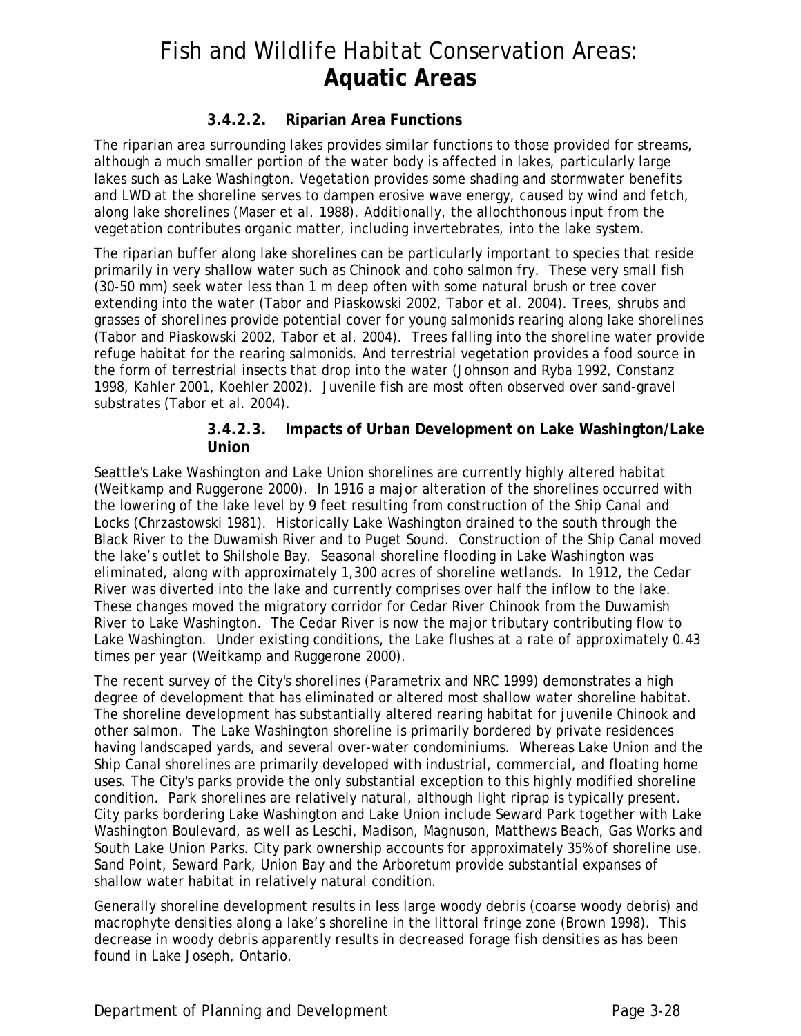#### 3.4.2.2. Riparian Area Functions

The riparian area surrounding lakes provides similar functions to those provided for streams, although a much smaller portion of the water body is affected in lakes, particularly large lakes such as Lake Washington. Vegetation provides some shading and stormwater benefits and LWD at the shoreline serves to dampen erosive wave energy, caused by wind and fetch, along lake shorelines (Maser et al. 1988). Additionally, the allochthonous input from the vegetation contributes organic matter, including invertebrates, into the lake system.

The riparian buffer along lake shorelines can be particularly important to species that reside primarily in very shallow water such as Chinook and coho salmon fry. These very small fish (30-50 mm) seek water less than 1 m deep often with some natural brush or tree cover extending into the water (Tabor and Piaskowski 2002, Tabor et al. 2004). Trees, shrubs and grasses of shorelines provide potential cover for young salmonids rearing along lake shorelines (Tabor and Piaskowski 2002, Tabor et al. 2004). Trees falling into the shoreline water provide refuge habitat for the rearing salmonids. And terrestrial vegetation provides a food source in the form of terrestrial insects that drop into the water (Johnson and Ryba 1992, Constanz 1998, Kahler 2001, Koehler 2002). Juvenile fish are most often observed over sand-gravel substrates (Tabor et al. 2004).

#### 3.4.2.3. Impacts of Urban Development on Lake Washington/Lake Union

Seattle's Lake Washington and Lake Union shorelines are currently highly altered habitat (Weitkamp and Ruggerone 2000). In 1916 a major alteration of the shorelines occurred with the lowering of the lake level by 9 feet resulting from construction of the Ship Canal and Locks (Chrzastowski 1981). Historically Lake Washington drained to the south through the Black River to the Duwamish River and to Puget Sound. Construction of the Ship Canal moved the lake's outlet to Shilshole Bay. Seasonal shoreline flooding in Lake Washington was eliminated, along with approximately 1,300 acres of shoreline wetlands. In 1912, the Cedar River was diverted into the lake and currently comprises over half the inflow to the lake. These changes moved the migratory corridor for Cedar River Chinook from the Duwamish River to Lake Washington. The Cedar River is now the major tributary contributing flow to Lake Washington. Under existing conditions, the Lake flushes at a rate of approximately 0.43 times per year (Weitkamp and Ruggerone 2000).

The recent survey of the City's shorelines (Parametrix and NRC 1999) demonstrates a high degree of development that has eliminated or altered most shallow water shoreline habitat. The shoreline development has substantially altered rearing habitat for juvenile Chinook and other salmon. The Lake Washington shoreline is primarily bordered by private residences having landscaped yards, and several over-water condominiums. Whereas Lake Union and the Ship Canal shorelines are primarily developed with industrial, commercial, and floating home uses. The City's parks provide the only substantial exception to this highly modified shoreline condition. Park shorelines are relatively natural, although light riprap is typically present. City parks bordering Lake Washington and Lake Union include Seward Park together with Lake Washington Boulevard, as well as Leschi, Madison, Magnuson, Matthews Beach, Gas Works and South Lake Union Parks. City park ownership accounts for approximately 35% of shoreline use. Sand Point, Seward Park, Union Bay and the Arboretum provide substantial expanses of shallow water habitat in relatively natural condition.

Generally shoreline development results in less large woody debris (coarse woody debris) and macrophyte densities along a lake's shoreline in the littoral fringe zone (Brown 1998). This decrease in woody debris apparently results in decreased forage fish densities as has been found in Lake Joseph, Ontario.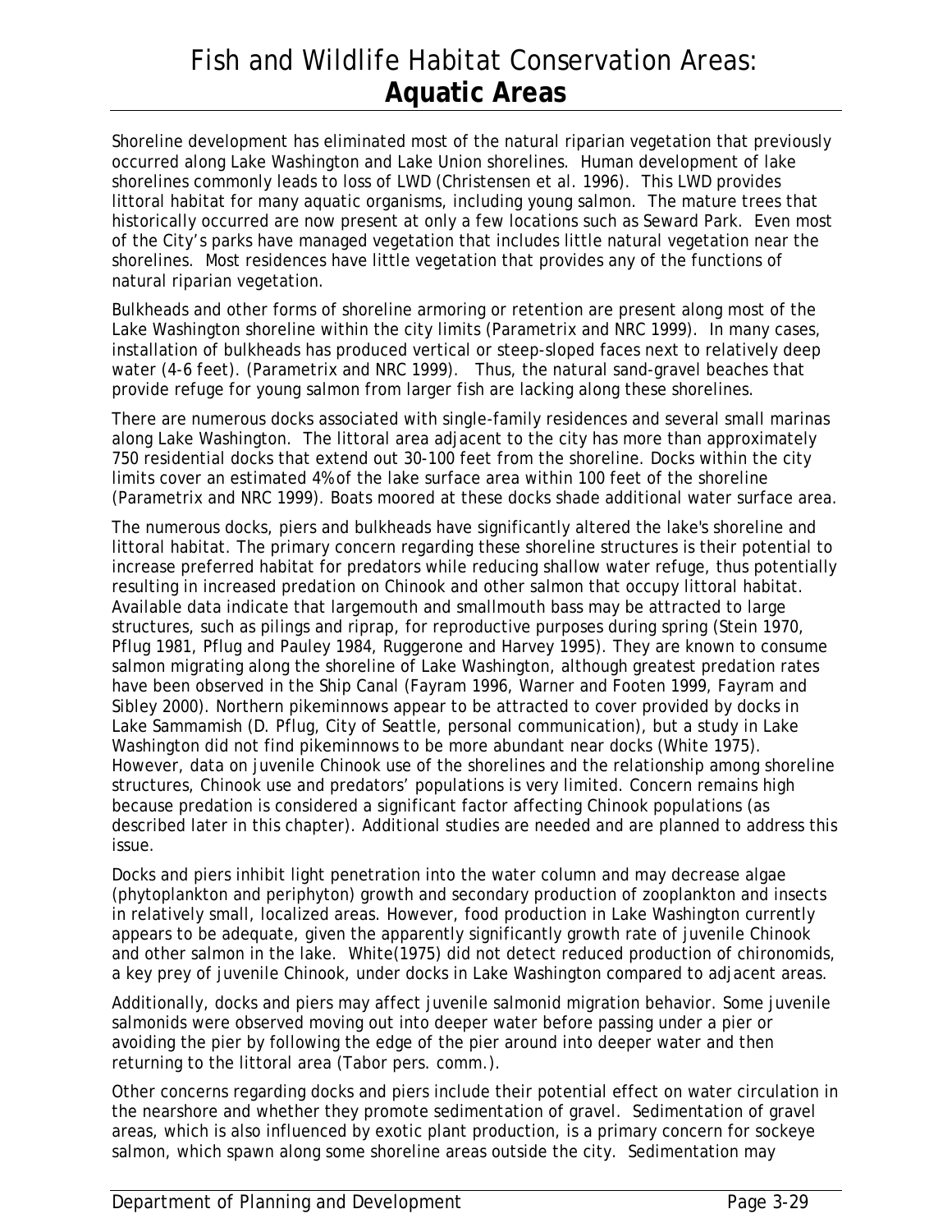# Fish and Wildlife Habitat Conservation Areas: **Aquatic Areas**

Shoreline development has eliminated most of the natural riparian vegetation that previously occurred along Lake Washington and Lake Union shorelines. Human development of lake shorelines commonly leads to loss of LWD (Christensen et al. 1996). This LWD provides littoral habitat for many aquatic organisms, including young salmon. The mature trees that historically occurred are now present at only a few locations such as Seward Park. Even most of the City's parks have managed vegetation that includes little natural vegetation near the shorelines. Most residences have little vegetation that provides any of the functions of natural riparian vegetation.

Bulkheads and other forms of shoreline armoring or retention are present along most of the Lake Washington shoreline within the city limits (Parametrix and NRC 1999). In many cases, installation of bulkheads has produced vertical or steep-sloped faces next to relatively deep water (4-6 feet). (Parametrix and NRC 1999). Thus, the natural sand-gravel beaches that provide refuge for young salmon from larger fish are lacking along these shorelines.

There are numerous docks associated with single-family residences and several small marinas along Lake Washington. The littoral area adjacent to the city has more than approximately 750 residential docks that extend out 30-100 feet from the shoreline. Docks within the city limits cover an estimated 4% of the lake surface area within 100 feet of the shoreline (Parametrix and NRC 1999). Boats moored at these docks shade additional water surface area.

The numerous docks, piers and bulkheads have significantly altered the lake's shoreline and littoral habitat. The primary concern regarding these shoreline structures is their potential to increase preferred habitat for predators while reducing shallow water refuge, thus potentially resulting in increased predation on Chinook and other salmon that occupy littoral habitat. Available data indicate that largemouth and smallmouth bass may be attracted to large structures, such as pilings and riprap, for reproductive purposes during spring (Stein 1970, Pflug 1981, Pflug and Pauley 1984, Ruggerone and Harvey 1995). They are known to consume salmon migrating along the shoreline of Lake Washington, although greatest predation rates have been observed in the Ship Canal (Fayram 1996, Warner and Footen 1999, Fayram and Sibley 2000). Northern pikeminnows appear to be attracted to cover provided by docks in Lake Sammamish (D. Pflug, City of Seattle, personal communication), but a study in Lake Washington did not find pikeminnows to be more abundant near docks (White 1975). However, data on juvenile Chinook use of the shorelines and the relationship among shoreline structures, Chinook use and predators' populations is very limited. Concern remains high because predation is considered a significant factor affecting Chinook populations (as described later in this chapter). Additional studies are needed and are planned to address this issue.

Docks and piers inhibit light penetration into the water column and may decrease algae (phytoplankton and periphyton) growth and secondary production of zooplankton and insects in relatively small, localized areas. However, food production in Lake Washington currently appears to be adequate, given the apparently significantly growth rate of juvenile Chinook and other salmon in the lake. White(1975) did not detect reduced production of chironomids, a key prey of juvenile Chinook, under docks in Lake Washington compared to adjacent areas.

Additionally, docks and piers may affect juvenile salmonid migration behavior. Some juvenile salmonids were observed moving out into deeper water before passing under a pier or avoiding the pier by following the edge of the pier around into deeper water and then returning to the littoral area (Tabor pers. comm.).

Other concerns regarding docks and piers include their potential effect on water circulation in the nearshore and whether they promote sedimentation of gravel. Sedimentation of gravel areas, which is also influenced by exotic plant production, is a primary concern for sockeye salmon, which spawn along some shoreline areas outside the city. Sedimentation may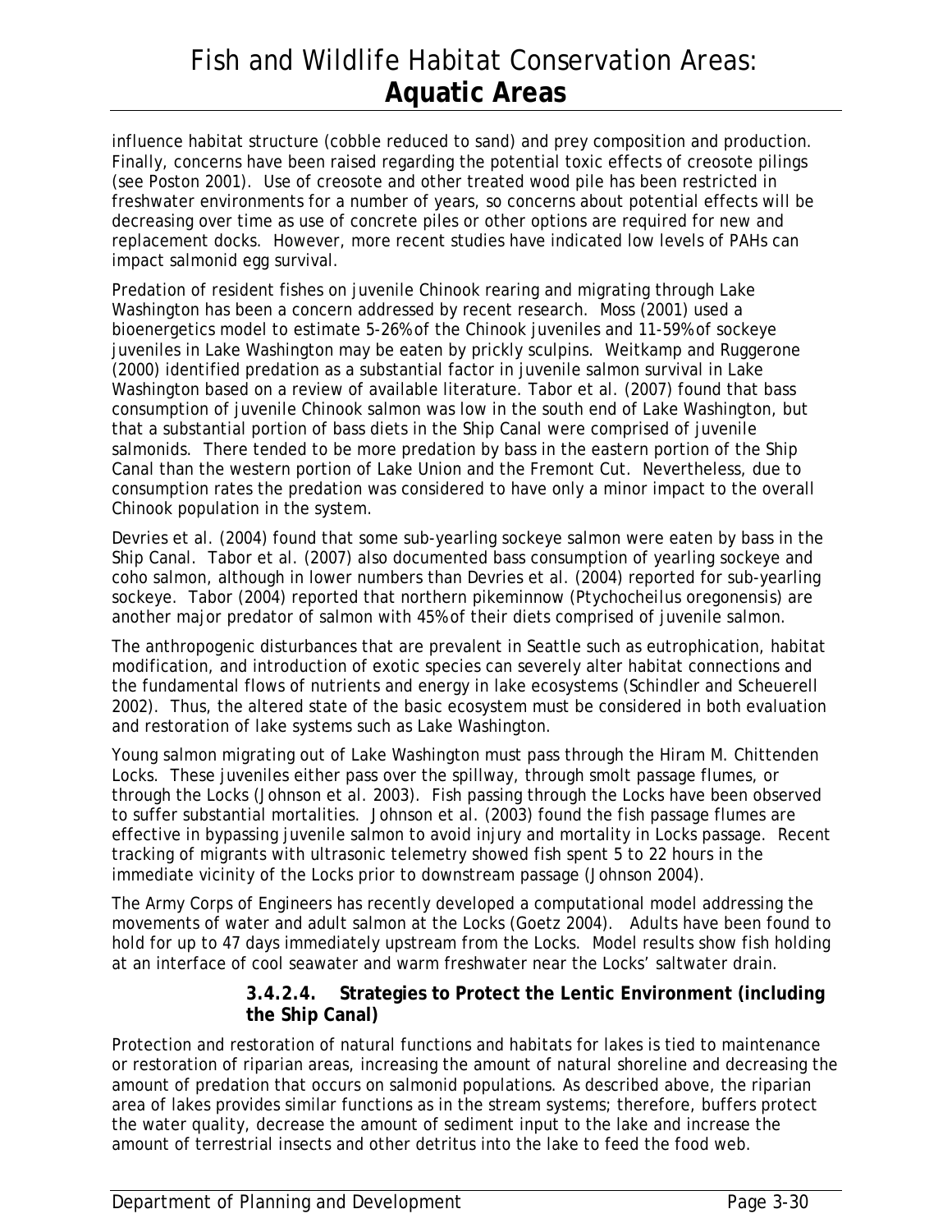influence habitat structure (cobble reduced to sand) and prey composition and production. Finally, concerns have been raised regarding the potential toxic effects of creosote pilings (see Poston 2001). Use of creosote and other treated wood pile has been restricted in freshwater environments for a number of years, so concerns about potential effects will be decreasing over time as use of concrete piles or other options are required for new and replacement docks. However, more recent studies have indicated low levels of PAHs can impact salmonid egg survival.

Predation of resident fishes on juvenile Chinook rearing and migrating through Lake Washington has been a concern addressed by recent research. Moss (2001) used a bioenergetics model to estimate 5-26% of the Chinook juveniles and 11-59% of sockeye juveniles in Lake Washington may be eaten by prickly sculpins. Weitkamp and Ruggerone (2000) identified predation as a substantial factor in juvenile salmon survival in Lake Washington based on a review of available literature. Tabor et al. (2007) found that bass consumption of juvenile Chinook salmon was low in the south end of Lake Washington, but that a substantial portion of bass diets in the Ship Canal were comprised of juvenile salmonids. There tended to be more predation by bass in the eastern portion of the Ship Canal than the western portion of Lake Union and the Fremont Cut. Nevertheless, due to consumption rates the predation was considered to have only a minor impact to the overall Chinook population in the system.

Devries et al. (2004) found that some sub-yearling sockeye salmon were eaten by bass in the Ship Canal. Tabor et al. (2007) also documented bass consumption of yearling sockeye and coho salmon, although in lower numbers than Devries et al. (2004) reported for sub-yearling sockeye. Tabor (2004) reported that northern pikeminnow (*Ptychocheilus oregonensis*) are another major predator of salmon with 45% of their diets comprised of juvenile salmon.

The anthropogenic disturbances that are prevalent in Seattle such as eutrophication, habitat modification, and introduction of exotic species can severely alter habitat connections and the fundamental flows of nutrients and energy in lake ecosystems (Schindler and Scheuerell 2002). Thus, the altered state of the basic ecosystem must be considered in both evaluation and restoration of lake systems such as Lake Washington.

Young salmon migrating out of Lake Washington must pass through the Hiram M. Chittenden Locks. These juveniles either pass over the spillway, through smolt passage flumes, or through the Locks (Johnson et al. 2003). Fish passing through the Locks have been observed to suffer substantial mortalities. Johnson et al. (2003) found the fish passage flumes are effective in bypassing juvenile salmon to avoid injury and mortality in Locks passage. Recent tracking of migrants with ultrasonic telemetry showed fish spent 5 to 22 hours in the immediate vicinity of the Locks prior to downstream passage (Johnson 2004).

The Army Corps of Engineers has recently developed a computational model addressing the movements of water and adult salmon at the Locks (Goetz 2004). Adults have been found to hold for up to 47 days immediately upstream from the Locks. Model results show fish holding at an interface of cool seawater and warm freshwater near the Locks' saltwater drain.

#### 3.4.2.4. Strategies to Protect the Lentic Environment (including the Ship Canal)

Protection and restoration of natural functions and habitats for lakes is tied to maintenance or restoration of riparian areas, increasing the amount of natural shoreline and decreasing the amount of predation that occurs on salmonid populations. As described above, the riparian area of lakes provides similar functions as in the stream systems; therefore, buffers protect the water quality, decrease the amount of sediment input to the lake and increase the amount of terrestrial insects and other detritus into the lake to feed the food web.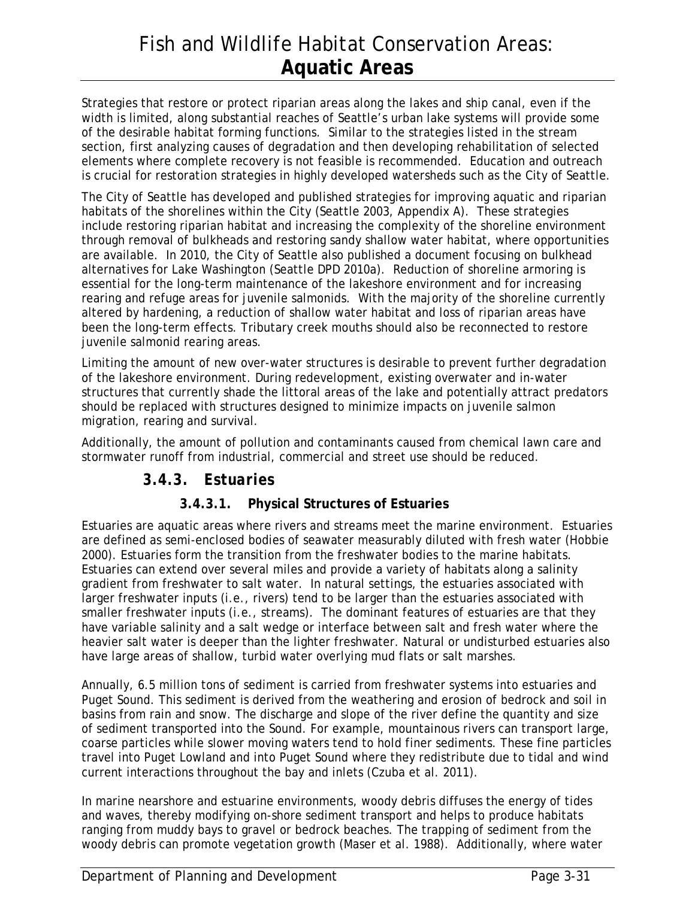Strategies that restore or protect riparian areas along the lakes and ship canal, even if the width is limited, along substantial reaches of Seattle's urban lake systems will provide some of the desirable habitat forming functions. Similar to the strategies listed in the stream section, first analyzing causes of degradation and then developing rehabilitation of selected elements where complete recovery is not feasible is recommended. Education and outreach is crucial for restoration strategies in highly developed watersheds such as the City of Seattle.

The City of Seattle has developed and published strategies for improving aquatic and riparian habitats of the shorelines within the City (Seattle 2003, Appendix A). These strategies include restoring riparian habitat and increasing the complexity of the shoreline environment through removal of bulkheads and restoring sandy shallow water habitat, where opportunities are available. In 2010, the City of Seattle also published a document focusing on bulkhead alternatives for Lake Washington (Seattle DPD 2010a). Reduction of shoreline armoring is essential for the long-term maintenance of the lakeshore environment and for increasing rearing and refuge areas for juvenile salmonids. With the majority of the shoreline currently altered by hardening, a reduction of shallow water habitat and loss of riparian areas have been the long-term effects. Tributary creek mouths should also be reconnected to restore juvenile salmonid rearing areas.

Limiting the amount of new over-water structures is desirable to prevent further degradation of the lakeshore environment. During redevelopment, existing overwater and in-water structures that currently shade the littoral areas of the lake and potentially attract predators should be replaced with structures designed to minimize impacts on juvenile salmon migration, rearing and survival.

Additionally, the amount of pollution and contaminants caused from chemical lawn care and stormwater runoff from industrial, commercial and street use should be reduced.

### 3.4.3. Estuaries

#### 3.4.3.1. Physical Structures of Estuaries

Estuaries are aquatic areas where rivers and streams meet the marine environment. Estuaries are defined as semi-enclosed bodies of seawater measurably diluted with fresh water (Hobbie 2000). Estuaries form the transition from the freshwater bodies to the marine habitats. Estuaries can extend over several miles and provide a variety of habitats along a salinity gradient from freshwater to salt water. In natural settings, the estuaries associated with larger freshwater inputs (i.e., rivers) tend to be larger than the estuaries associated with smaller freshwater inputs (i.e., streams). The dominant features of estuaries are that they have variable salinity and a salt wedge or interface between salt and fresh water where the heavier salt water is deeper than the lighter freshwater. Natural or undisturbed estuaries also have large areas of shallow, turbid water overlying mud flats or salt marshes.

Annually, 6.5 million tons of sediment is carried from freshwater systems into estuaries and Puget Sound. This sediment is derived from the weathering and erosion of bedrock and soil in basins from rain and snow. The discharge and slope of the river define the quantity and size of sediment transported into the Sound. For example, mountainous rivers can transport large, coarse particles while slower moving waters tend to hold finer sediments. These fine particles travel into Puget Lowland and into Puget Sound where they redistribute due to tidal and wind current interactions throughout the bay and inlets (Czuba et al. 2011).

In marine nearshore and estuarine environments, woody debris diffuses the energy of tides and waves, thereby modifying on-shore sediment transport and helps to produce habitats ranging from muddy bays to gravel or bedrock beaches. The trapping of sediment from the woody debris can promote vegetation growth (Maser et al. 1988). Additionally, where water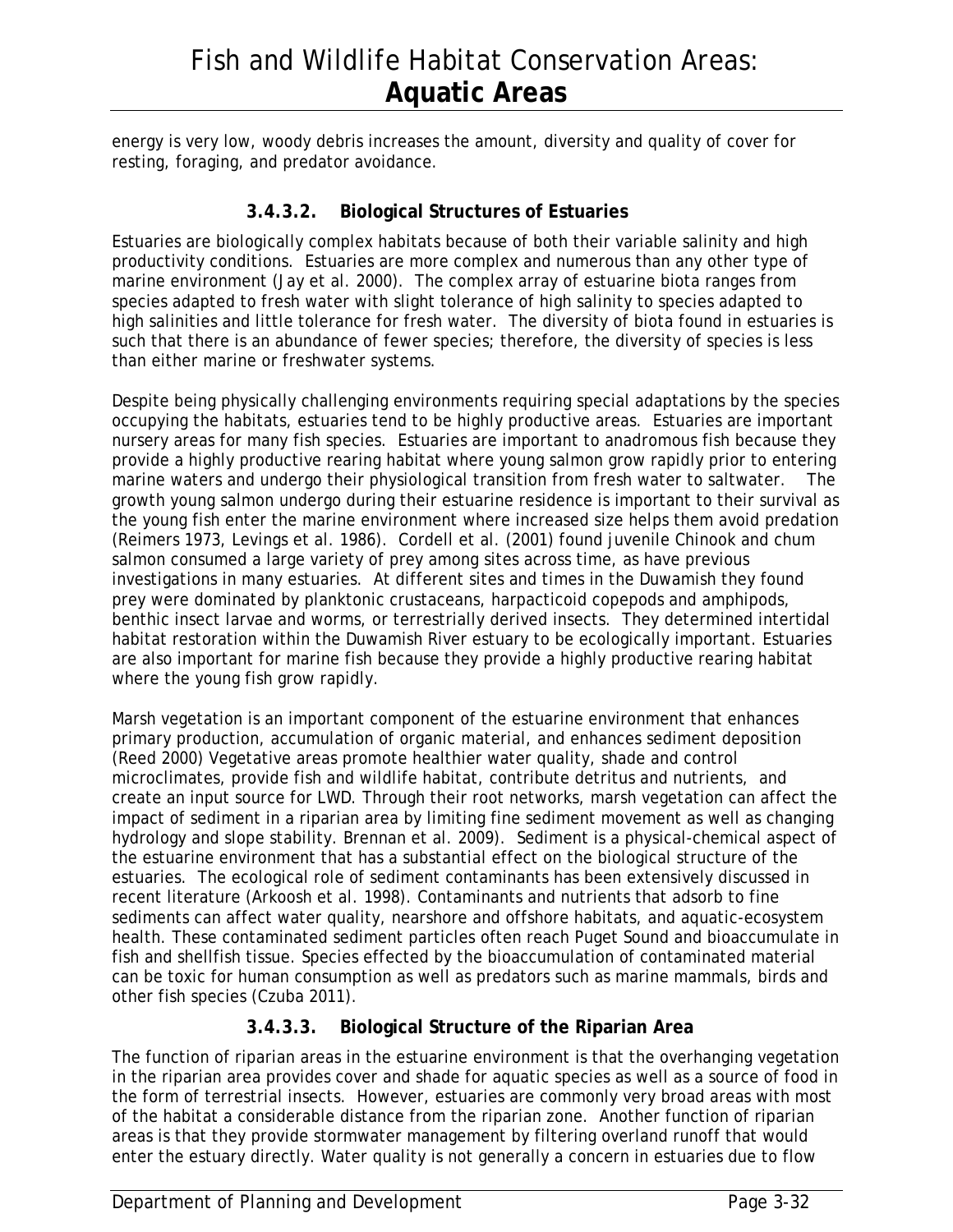energy is very low, woody debris increases the amount, diversity and quality of cover for resting, foraging, and predator avoidance.

### 3.4.3.2. Biological Structures of Estuaries

Estuaries are biologically complex habitats because of both their variable salinity and high productivity conditions. Estuaries are more complex and numerous than any other type of marine environment (Jay et al. 2000). The complex array of estuarine biota ranges from species adapted to fresh water with slight tolerance of high salinity to species adapted to high salinities and little tolerance for fresh water. The diversity of biota found in estuaries is such that there is an abundance of fewer species; therefore, the diversity of species is less than either marine or freshwater systems.

Despite being physically challenging environments requiring special adaptations by the species occupying the habitats, estuaries tend to be highly productive areas. Estuaries are important nursery areas for many fish species. Estuaries are important to anadromous fish because they provide a highly productive rearing habitat where young salmon grow rapidly prior to entering marine waters and undergo their physiological transition from fresh water to saltwater. The growth young salmon undergo during their estuarine residence is important to their survival as the young fish enter the marine environment where increased size helps them avoid predation (Reimers 1973, Levings et al. 1986). Cordell et al. (2001) found juvenile Chinook and chum salmon consumed a large variety of prey among sites across time, as have previous investigations in many estuaries. At different sites and times in the Duwamish they found prey were dominated by planktonic crustaceans, harpacticoid copepods and amphipods, benthic insect larvae and worms, or terrestrially derived insects. They determined intertidal habitat restoration within the Duwamish River estuary to be ecologically important. Estuaries are also important for marine fish because they provide a highly productive rearing habitat where the young fish grow rapidly.

Marsh vegetation is an important component of the estuarine environment that enhances primary production, accumulation of organic material, and enhances sediment deposition (Reed 2000) Vegetative areas promote healthier water quality, shade and control microclimates, provide fish and wildlife habitat, contribute detritus and nutrients, and create an input source for LWD. Through their root networks, marsh vegetation can affect the impact of sediment in a riparian area by limiting fine sediment movement as well as changing hydrology and slope stability. Brennan et al. 2009). Sediment is a physical-chemical aspect of the estuarine environment that has a substantial effect on the biological structure of the estuaries. The ecological role of sediment contaminants has been extensively discussed in recent literature (Arkoosh et al. 1998). Contaminants and nutrients that adsorb to fine sediments can affect water quality, nearshore and offshore habitats, and aquatic-ecosystem health. These contaminated sediment particles often reach Puget Sound and bioaccumulate in fish and shellfish tissue. Species effected by the bioaccumulation of contaminated material can be toxic for human consumption as well as predators such as marine mammals, birds and other fish species (Czuba 2011).

### 3.4.3.3. Biological Structure of the Riparian Area

The function of riparian areas in the estuarine environment is that the overhanging vegetation in the riparian area provides cover and shade for aquatic species as well as a source of food in the form of terrestrial insects. However, estuaries are commonly very broad areas with most of the habitat a considerable distance from the riparian zone. Another function of riparian areas is that they provide stormwater management by filtering overland runoff that would enter the estuary directly. Water quality is not generally a concern in estuaries due to flow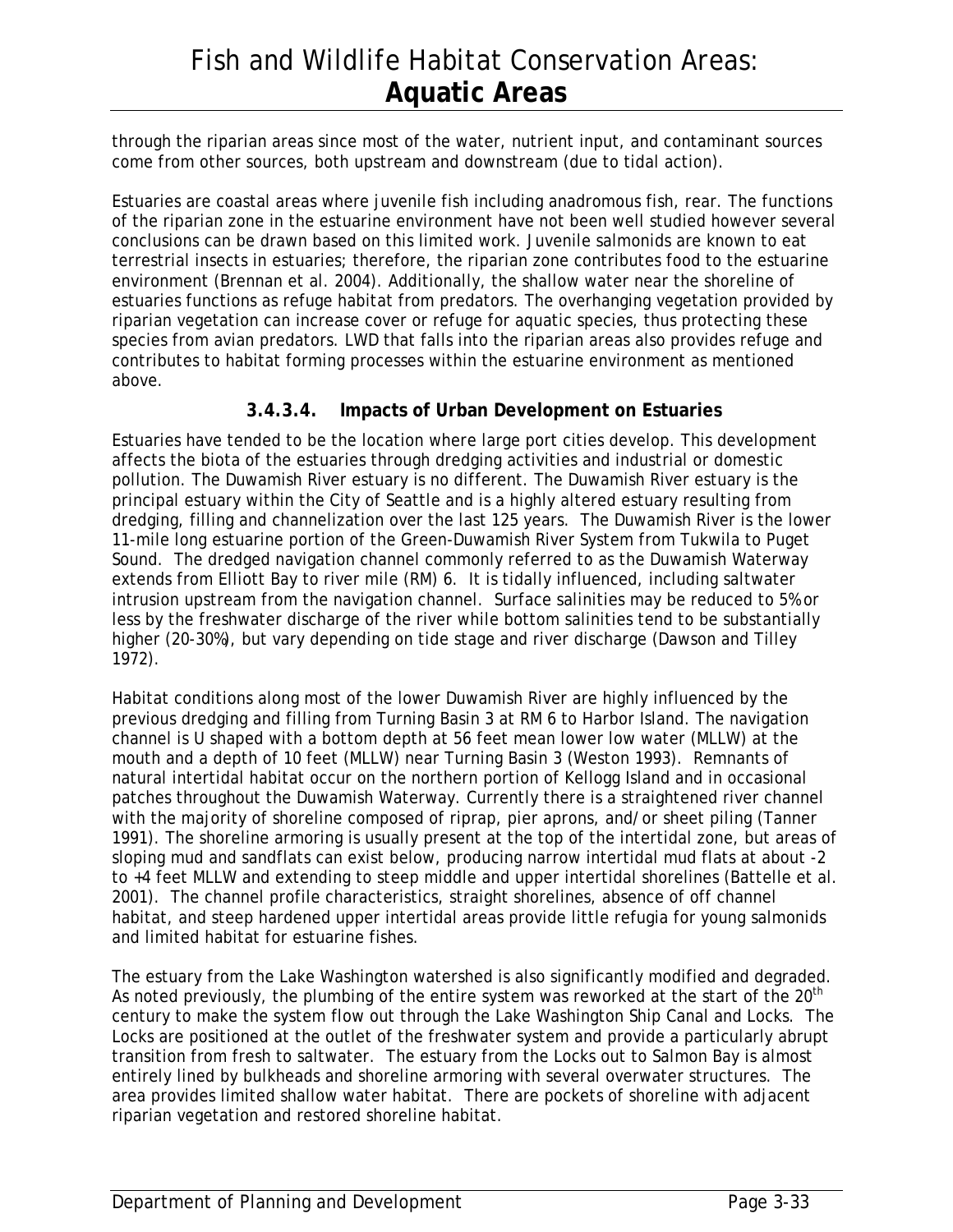through the riparian areas since most of the water, nutrient input, and contaminant sources come from other sources, both upstream and downstream (due to tidal action).

Estuaries are coastal areas where juvenile fish including anadromous fish, rear. The functions of the riparian zone in the estuarine environment have not been well studied however several conclusions can be drawn based on this limited work. Juvenile salmonids are known to eat terrestrial insects in estuaries; therefore, the riparian zone contributes food to the estuarine environment (Brennan et al. 2004). Additionally, the shallow water near the shoreline of estuaries functions as refuge habitat from predators. The overhanging vegetation provided by riparian vegetation can increase cover or refuge for aquatic species, thus protecting these species from avian predators. LWD that falls into the riparian areas also provides refuge and contributes to habitat forming processes within the estuarine environment as mentioned above.

#### 3.4.3.4. Impacts of Urban Development on Estuaries

Estuaries have tended to be the location where large port cities develop. This development affects the biota of the estuaries through dredging activities and industrial or domestic pollution. The Duwamish River estuary is no different. The Duwamish River estuary is the principal estuary within the City of Seattle and is a highly altered estuary resulting from dredging, filling and channelization over the last 125 years. The Duwamish River is the lower 11-mile long estuarine portion of the Green-Duwamish River System from Tukwila to Puget Sound. The dredged navigation channel commonly referred to as the Duwamish Waterway extends from Elliott Bay to river mile (RM) 6. It is tidally influenced, including saltwater intrusion upstream from the navigation channel. Surface salinities may be reduced to 5‰ or less by the freshwater discharge of the river while bottom salinities tend to be substantially higher (20-30‰), but vary depending on tide stage and river discharge (Dawson and Tilley 1972).

Habitat conditions along most of the lower Duwamish River are highly influenced by the previous dredging and filling from Turning Basin 3 at RM 6 to Harbor Island. The navigation channel is U shaped with a bottom depth at 56 feet mean lower low water (MLLW) at the mouth and a depth of 10 feet (MLLW) near Turning Basin 3 (Weston 1993). Remnants of natural intertidal habitat occur on the northern portion of Kellogg Island and in occasional patches throughout the Duwamish Waterway. Currently there is a straightened river channel with the majority of shoreline composed of riprap, pier aprons, and/or sheet piling (Tanner 1991). The shoreline armoring is usually present at the top of the intertidal zone, but areas of sloping mud and sandflats can exist below, producing narrow intertidal mud flats at about -2 to +4 feet MLLW and extending to steep middle and upper intertidal shorelines (Battelle et al. 2001). The channel profile characteristics, straight shorelines, absence of off channel habitat, and steep hardened upper intertidal areas provide little refugia for young salmonids and limited habitat for estuarine fishes.

The estuary from the Lake Washington watershed is also significantly modified and degraded. As noted previously, the plumbing of the entire system was reworked at the start of the 20th century to make the system flow out through the Lake Washington Ship Canal and Locks. The Locks are positioned at the outlet of the freshwater system and provide a particularly abrupt transition from fresh to saltwater. The estuary from the Locks out to Salmon Bay is almost entirely lined by bulkheads and shoreline armoring with several overwater structures. The area provides limited shallow water habitat. There are pockets of shoreline with adjacent riparian vegetation and restored shoreline habitat.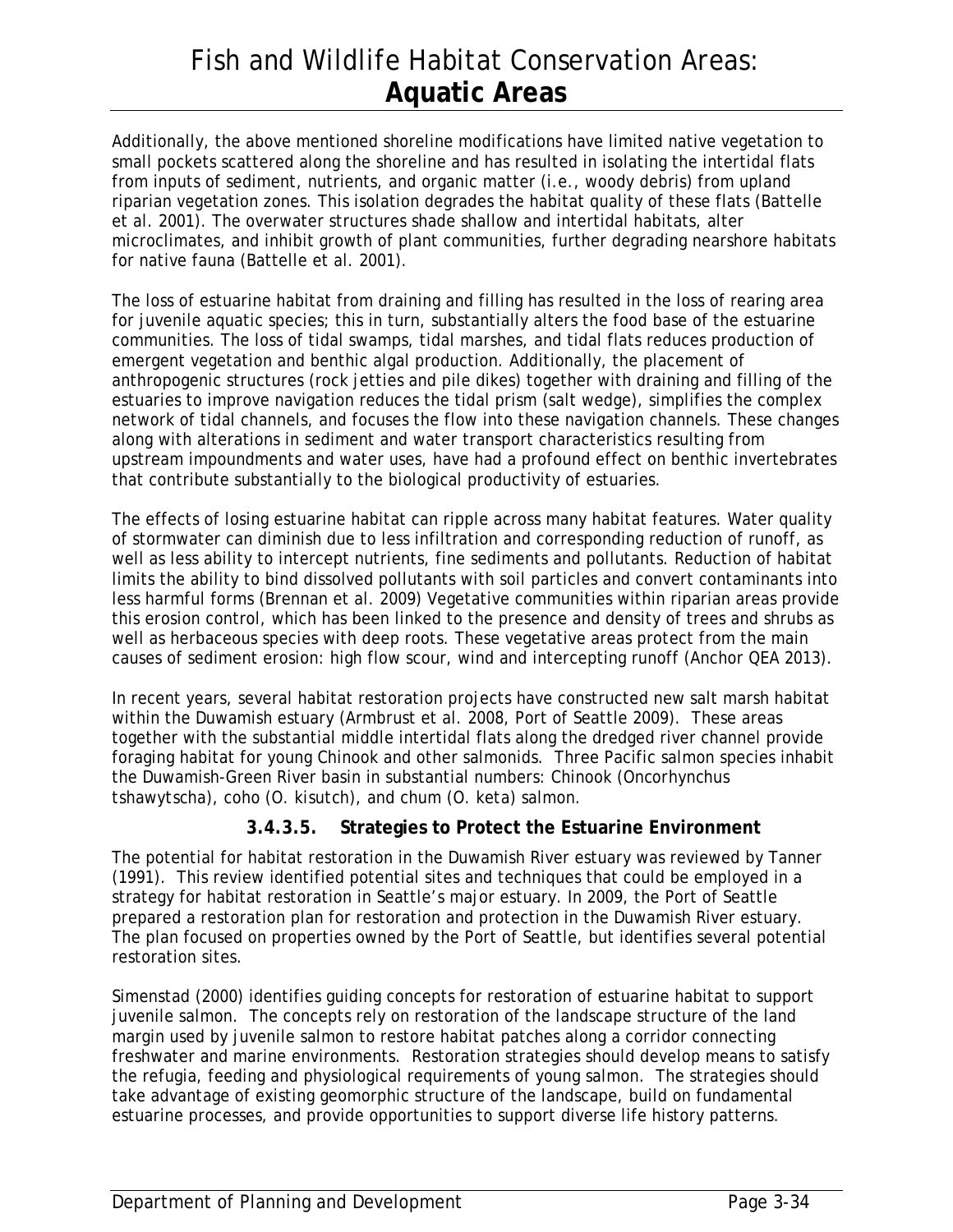Additionally, the above mentioned shoreline modifications have limited native vegetation to small pockets scattered along the shoreline and has resulted in isolating the intertidal flats from inputs of sediment, nutrients, and organic matter (i.e., woody debris) from upland riparian vegetation zones. This isolation degrades the habitat quality of these flats (Battelle et al. 2001). The overwater structures shade shallow and intertidal habitats, alter microclimates, and inhibit growth of plant communities, further degrading nearshore habitats for native fauna (Battelle et al. 2001).

The loss of estuarine habitat from draining and filling has resulted in the loss of rearing area for juvenile aquatic species; this in turn, substantially alters the food base of the estuarine communities. The loss of tidal swamps, tidal marshes, and tidal flats reduces production of emergent vegetation and benthic algal production. Additionally, the placement of anthropogenic structures (rock jetties and pile dikes) together with draining and filling of the estuaries to improve navigation reduces the tidal prism (salt wedge), simplifies the complex network of tidal channels, and focuses the flow into these navigation channels. These changes along with alterations in sediment and water transport characteristics resulting from upstream impoundments and water uses, have had a profound effect on benthic invertebrates that contribute substantially to the biological productivity of estuaries.

The effects of losing estuarine habitat can ripple across many habitat features. Water quality of stormwater can diminish due to less infiltration and corresponding reduction of runoff, as well as less ability to intercept nutrients, fine sediments and pollutants. Reduction of habitat limits the ability to bind dissolved pollutants with soil particles and convert contaminants into less harmful forms (Brennan et al. 2009) Vegetative communities within riparian areas provide this erosion control, which has been linked to the presence and density of trees and shrubs as well as herbaceous species with deep roots. These vegetative areas protect from the main causes of sediment erosion: high flow scour, wind and intercepting runoff (Anchor QEA 2013).

In recent years, several habitat restoration projects have constructed new salt marsh habitat within the Duwamish estuary (Armbrust et al. 2008, Port of Seattle 2009). These areas together with the substantial middle intertidal flats along the dredged river channel provide foraging habitat for young Chinook and other salmonids. Three Pacific salmon species inhabit the Duwamish-Green River basin in substantial numbers: Chinook (*Oncorhynchus tshawytscha*), coho (*O. kisutch*), and chum (*O. keta*) salmon.

### 3.4.3.5. Strategies to Protect the Estuarine Environment

The potential for habitat restoration in the Duwamish River estuary was reviewed by Tanner (1991). This review identified potential sites and techniques that could be employed in a strategy for habitat restoration in Seattle's major estuary. In 2009, the Port of Seattle prepared a restoration plan for restoration and protection in the Duwamish River estuary. The plan focused on properties owned by the Port of Seattle, but identifies several potential restoration sites.

Simenstad (2000) identifies guiding concepts for restoration of estuarine habitat to support juvenile salmon. The concepts rely on restoration of the landscape structure of the land margin used by juvenile salmon to restore habitat patches along a corridor connecting freshwater and marine environments. Restoration strategies should develop means to satisfy the refugia, feeding and physiological requirements of young salmon. The strategies should take advantage of existing geomorphic structure of the landscape, build on fundamental estuarine processes, and provide opportunities to support diverse life history patterns.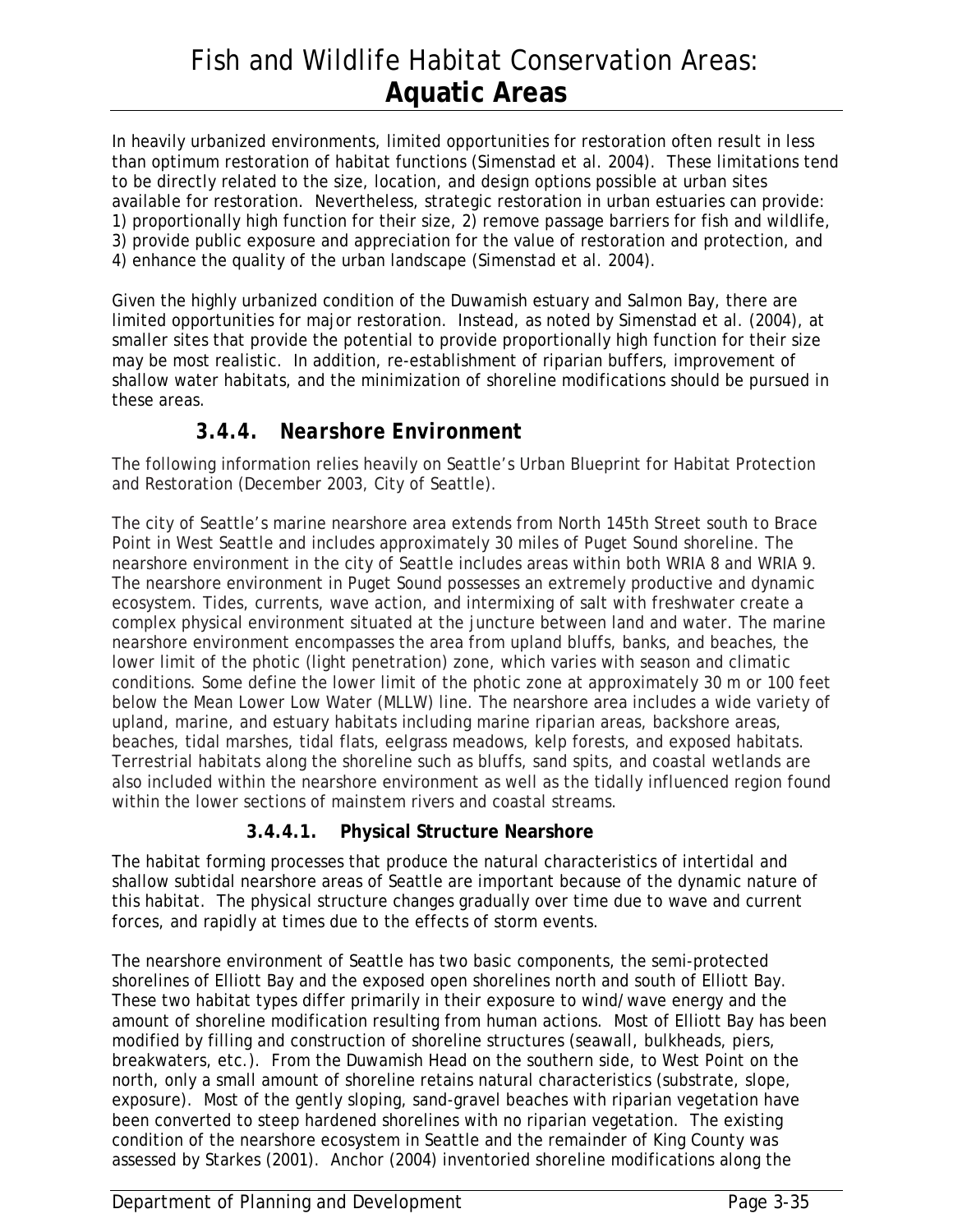In heavily urbanized environments, limited opportunities for restoration often result in less than optimum restoration of habitat functions (Simenstad et al. 2004). These limitations tend to be directly related to the size, location, and design options possible at urban sites available for restoration. Nevertheless, strategic restoration in urban estuaries can provide: 1) proportionally high function for their size, 2) remove passage barriers for fish and wildlife, 3) provide public exposure and appreciation for the value of restoration and protection, and 4) enhance the quality of the urban landscape (Simenstad et al. 2004).

Given the highly urbanized condition of the Duwamish estuary and Salmon Bay, there are limited opportunities for major restoration. Instead, as noted by Simenstad et al. (2004), at smaller sites that provide the potential to provide proportionally high function for their size may be most realistic. In addition, re-establishment of riparian buffers, improvement of shallow water habitats, and the minimization of shoreline modifications should be pursued in these areas.

### *3.4.4. Nearshore Environment*

The following information relies heavily on Seattle's Urban Blueprint for Habitat Protection and Restoration (December 2003, City of Seattle).

The city of Seattle's marine nearshore area extends from North 145th Street south to Brace Point in West Seattle and includes approximately 30 miles of Puget Sound shoreline. The nearshore environment in the city of Seattle includes areas within both WRIA 8 and WRIA 9. The nearshore environment in Puget Sound possesses an extremely productive and dynamic ecosystem. Tides, currents, wave action, and intermixing of salt with freshwater create a complex physical environment situated at the juncture between land and water. The marine nearshore environment encompasses the area from upland bluffs, banks, and beaches, the lower limit of the photic (light penetration) zone, which varies with season and climatic conditions. Some define the lower limit of the photic zone at approximately 30 m or 100 feet below the Mean Lower Low Water (MLLW) line. The nearshore area includes a wide variety of upland, marine, and estuary habitats including marine riparian areas, backshore areas, beaches, tidal marshes, tidal flats, eelgrass meadows, kelp forests, and exposed habitats. Terrestrial habitats along the shoreline such as bluffs, sand spits, and coastal wetlands are also included within the nearshore environment as well as the tidally influenced region found within the lower sections of mainstem rivers and coastal streams.

#### 3.4.4.1. Physical Structure Nearshore

The habitat forming processes that produce the natural characteristics of intertidal and shallow subtidal nearshore areas of Seattle are important because of the dynamic nature of this habitat. The physical structure changes gradually over time due to wave and current forces, and rapidly at times due to the effects of storm events.

The nearshore environment of Seattle has two basic components, the semi-protected shorelines of Elliott Bay and the exposed open shorelines north and south of Elliott Bay. These two habitat types differ primarily in their exposure to wind/wave energy and the amount of shoreline modification resulting from human actions. Most of Elliott Bay has been modified by filling and construction of shoreline structures (seawall, bulkheads, piers, breakwaters, etc.). From the Duwamish Head on the southern side, to West Point on the north, only a small amount of shoreline retains natural characteristics (substrate, slope, exposure). Most of the gently sloping, sand-gravel beaches with riparian vegetation have been converted to steep hardened shorelines with no riparian vegetation. The existing condition of the nearshore ecosystem in Seattle and the remainder of King County was assessed by Starkes (2001). Anchor (2004) inventoried shoreline modifications along the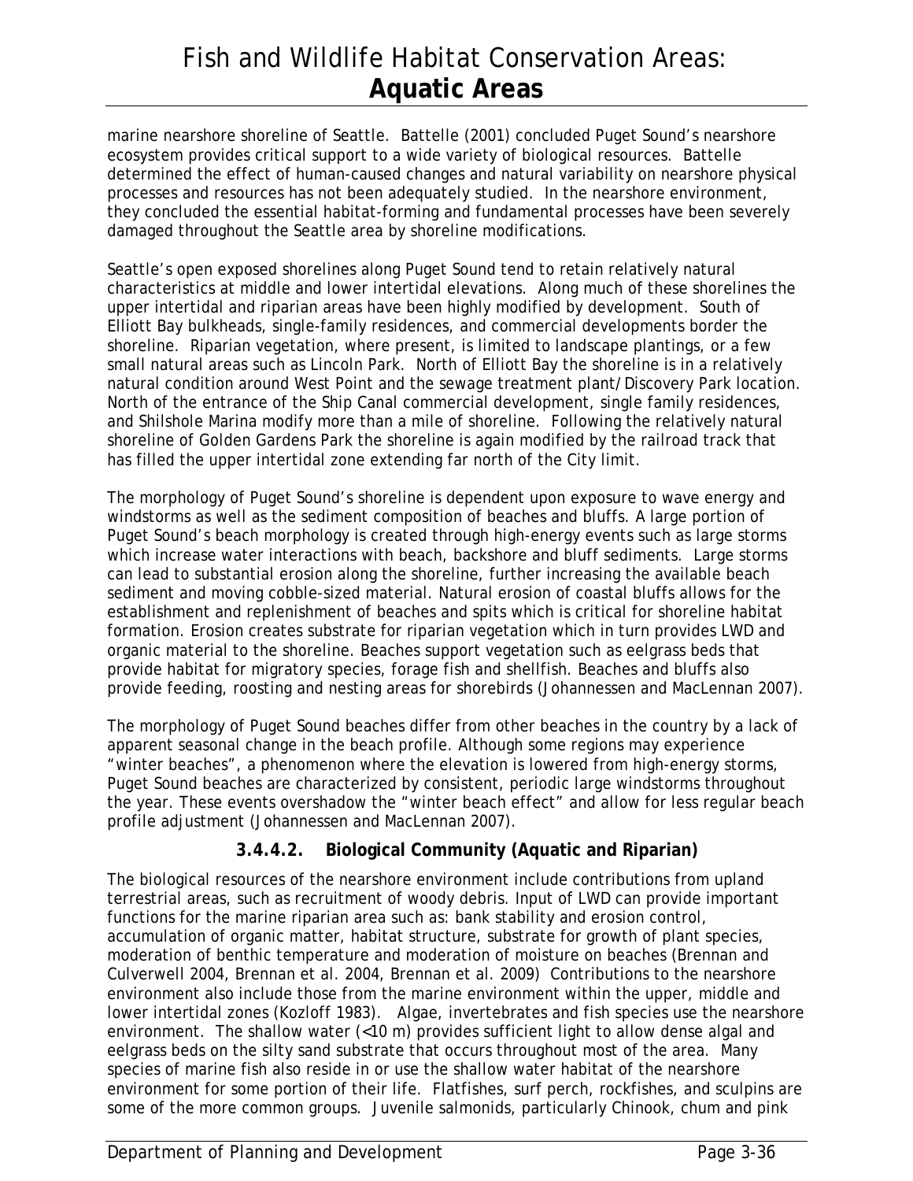marine nearshore shoreline of Seattle. Battelle (2001) concluded Puget Sound's nearshore ecosystem provides critical support to a wide variety of biological resources. Battelle determined the effect of human-caused changes and natural variability on nearshore physical processes and resources has not been adequately studied. In the nearshore environment, they concluded the essential habitat-forming and fundamental processes have been severely damaged throughout the Seattle area by shoreline modifications.

Seattle's open exposed shorelines along Puget Sound tend to retain relatively natural characteristics at middle and lower intertidal elevations. Along much of these shorelines the upper intertidal and riparian areas have been highly modified by development. South of Elliott Bay bulkheads, single-family residences, and commercial developments border the shoreline. Riparian vegetation, where present, is limited to landscape plantings, or a few small natural areas such as Lincoln Park. North of Elliott Bay the shoreline is in a relatively natural condition around West Point and the sewage treatment plant/Discovery Park location. North of the entrance of the Ship Canal commercial development, single family residences, and Shilshole Marina modify more than a mile of shoreline. Following the relatively natural shoreline of Golden Gardens Park the shoreline is again modified by the railroad track that has filled the upper intertidal zone extending far north of the City limit.

The morphology of Puget Sound's shoreline is dependent upon exposure to wave energy and windstorms as well as the sediment composition of beaches and bluffs. A large portion of Puget Sound's beach morphology is created through high-energy events such as large storms which increase water interactions with beach, backshore and bluff sediments. Large storms can lead to substantial erosion along the shoreline, further increasing the available beach sediment and moving cobble-sized material. Natural erosion of coastal bluffs allows for the establishment and replenishment of beaches and spits which is critical for shoreline habitat formation. Erosion creates substrate for riparian vegetation which in turn provides LWD and organic material to the shoreline. Beaches support vegetation such as eelgrass beds that provide habitat for migratory species, forage fish and shellfish. Beaches and bluffs also provide feeding, roosting and nesting areas for shorebirds (Johannessen and MacLennan 2007).

The morphology of Puget Sound beaches differ from other beaches in the country by a lack of apparent seasonal change in the beach profile. Although some regions may experience "winter beaches", a phenomenon where the elevation is lowered from high-energy storms, Puget Sound beaches are characterized by consistent, periodic large windstorms throughout the year. These events overshadow the "winter beach effect" and allow for less regular beach profile adjustment (Johannessen and MacLennan 2007).

#### 3.4.4.2. Biological Community (Aquatic and Riparian)

The biological resources of the nearshore environment include contributions from upland terrestrial areas, such as recruitment of woody debris. Input of LWD can provide important functions for the marine riparian area such as: bank stability and erosion control, accumulation of organic matter, habitat structure, substrate for growth of plant species, moderation of benthic temperature and moderation of moisture on beaches (Brennan and Culverwell 2004, Brennan et al. 2004, Brennan et al. 2009) Contributions to the nearshore environment also include those from the marine environment within the upper, middle and lower intertidal zones (Kozloff 1983). Algae, invertebrates and fish species use the nearshore environment. The shallow water (<10 m) provides sufficient light to allow dense algal and eelgrass beds on the silty sand substrate that occurs throughout most of the area. Many species of marine fish also reside in or use the shallow water habitat of the nearshore environment for some portion of their life. Flatfishes, surf perch, rockfishes, and sculpins are some of the more common groups. Juvenile salmonids, particularly Chinook, chum and pink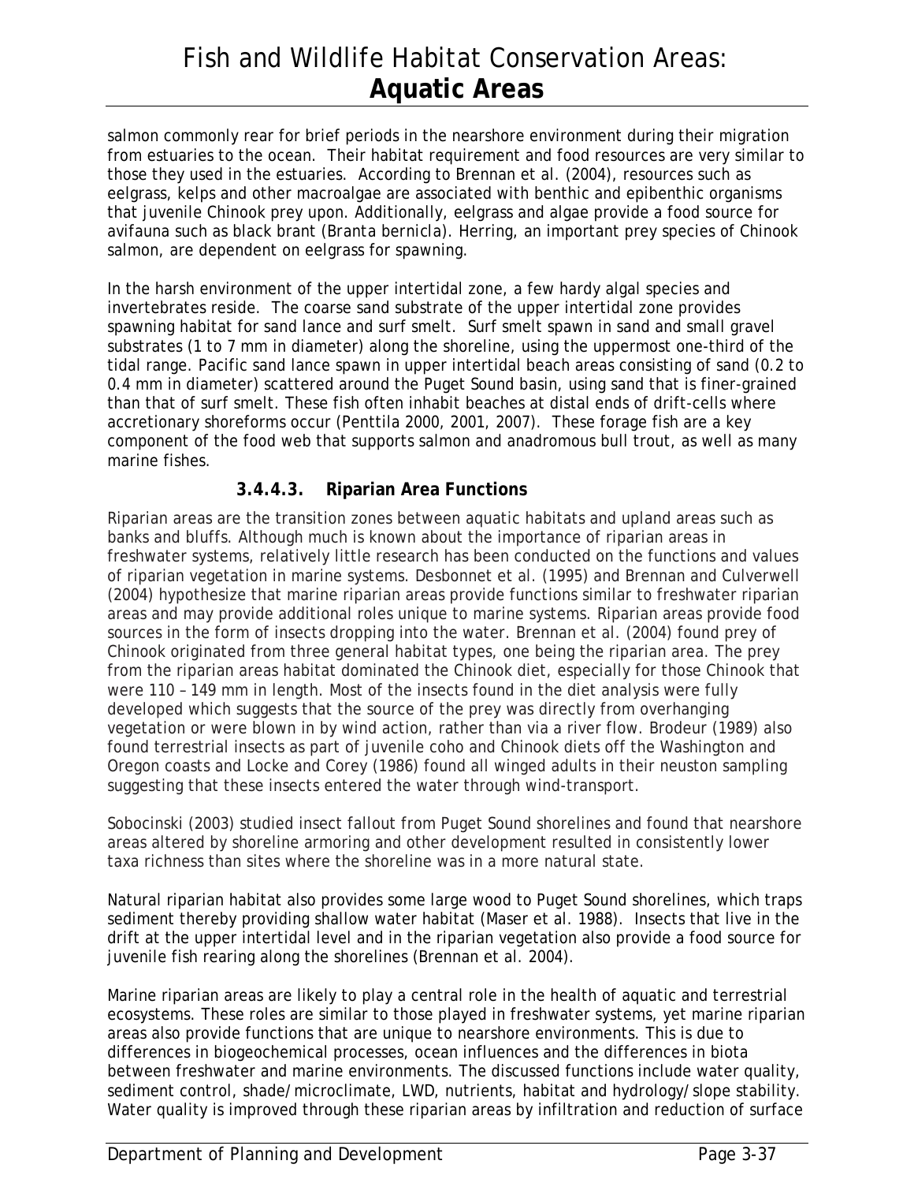salmon commonly rear for brief periods in the nearshore environment during their migration from estuaries to the ocean. Their habitat requirement and food resources are very similar to those they used in the estuaries. According to Brennan et al. (2004), resources such as eelgrass, kelps and other macroalgae are associated with benthic and epibenthic organisms that juvenile Chinook prey upon. Additionally, eelgrass and algae provide a food source for avifauna such as black brant (*Branta bernicla*). Herring, an important prey species of Chinook salmon, are dependent on eelgrass for spawning.

In the harsh environment of the upper intertidal zone, a few hardy algal species and invertebrates reside. The coarse sand substrate of the upper intertidal zone provides spawning habitat for sand lance and surf smelt. Surf smelt spawn in sand and small gravel substrates (1 to 7 mm in diameter) along the shoreline, using the uppermost one-third of the tidal range. Pacific sand lance spawn in upper intertidal beach areas consisting of sand (0.2 to 0.4 mm in diameter) scattered around the Puget Sound basin, using sand that is finer-grained than that of surf smelt. These fish often inhabit beaches at distal ends of drift-cells where accretionary shoreforms occur (Penttila 2000, 2001, 2007). These forage fish are a key component of the food web that supports salmon and anadromous bull trout, as well as many marine fishes.

### 3.4.4.3. Riparian Area Functions

Riparian areas are the transition zones between aquatic habitats and upland areas such as banks and bluffs. Although much is known about the importance of riparian areas in freshwater systems, relatively little research has been conducted on the functions and values of riparian vegetation in marine systems. Desbonnet et al. (1995) and Brennan and Culverwell (2004) hypothesize that marine riparian areas provide functions similar to freshwater riparian areas and may provide additional roles unique to marine systems. Riparian areas provide food sources in the form of insects dropping into the water. Brennan et al. (2004) found prey of Chinook originated from three general habitat types, one being the riparian area. The prey from the riparian areas habitat dominated the Chinook diet, especially for those Chinook that were 110 – 149 mm in length. Most of the insects found in the diet analysis were fully developed which suggests that the source of the prey was directly from overhanging vegetation or were blown in by wind action, rather than via a river flow. Brodeur (1989) also found terrestrial insects as part of juvenile coho and Chinook diets off the Washington and Oregon coasts and Locke and Corey (1986) found all winged adults in their neuston sampling suggesting that these insects entered the water through wind-transport.

Sobocinski (2003) studied insect fallout from Puget Sound shorelines and found that nearshore areas altered by shoreline armoring and other development resulted in consistently lower taxa richness than sites where the shoreline was in a more natural state.

Natural riparian habitat also provides some large wood to Puget Sound shorelines, which traps sediment thereby providing shallow water habitat (Maser et al. 1988). Insects that live in the drift at the upper intertidal level and in the riparian vegetation also provide a food source for juvenile fish rearing along the shorelines (Brennan et al. 2004).

Marine riparian areas are likely to play a central role in the health of aquatic and terrestrial ecosystems. These roles are similar to those played in freshwater systems, yet marine riparian areas also provide functions that are unique to nearshore environments. This is due to differences in biogeochemical processes, ocean influences and the differences in biota between freshwater and marine environments. The discussed functions include water quality, sediment control, shade/microclimate, LWD, nutrients, habitat and hydrology/slope stability. Water quality is improved through these riparian areas by infiltration and reduction of surface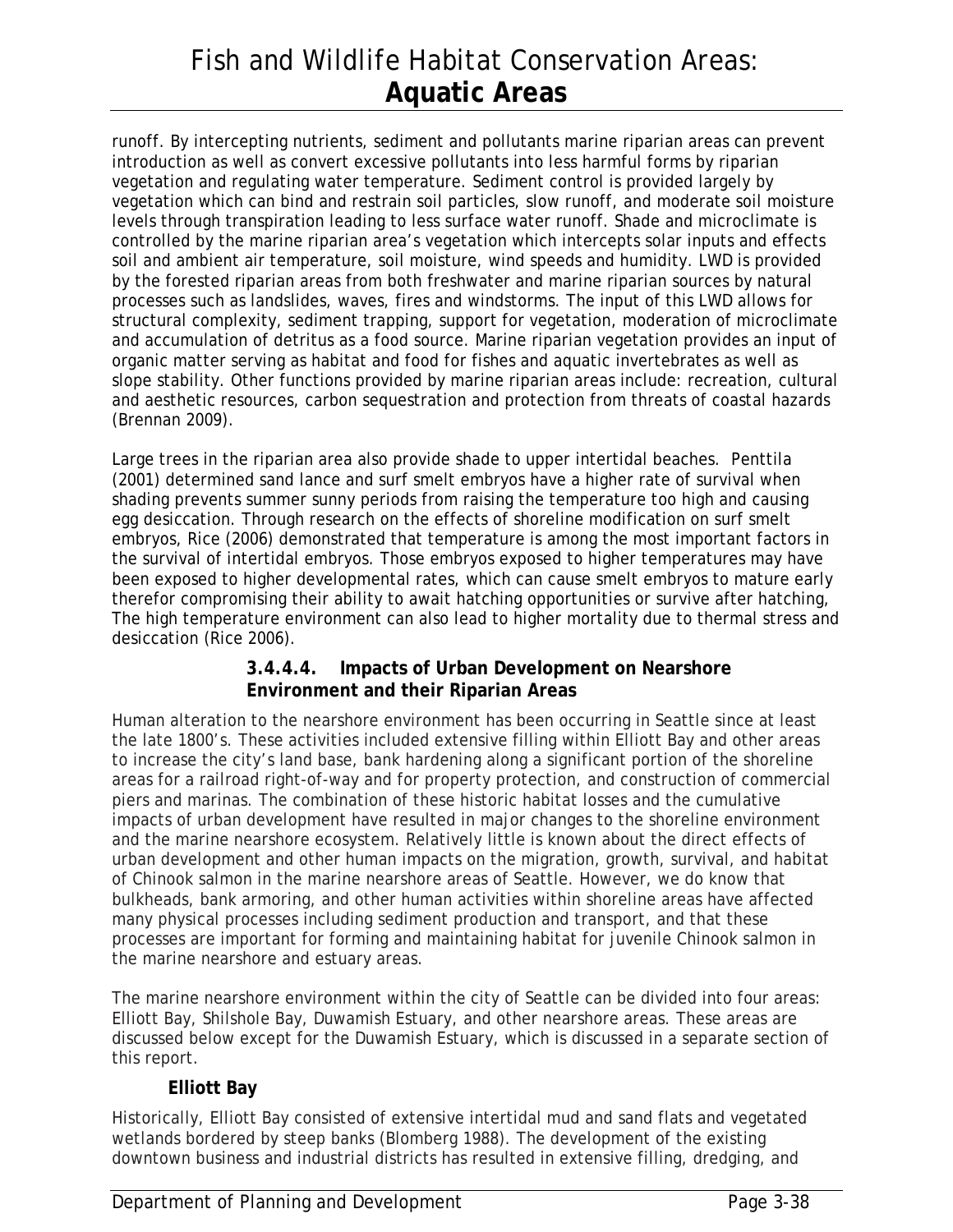runoff. By intercepting nutrients, sediment and pollutants marine riparian areas can prevent introduction as well as convert excessive pollutants into less harmful forms by riparian vegetation and regulating water temperature. Sediment control is provided largely by vegetation which can bind and restrain soil particles, slow runoff, and moderate soil moisture levels through transpiration leading to less surface water runoff. Shade and microclimate is controlled by the marine riparian area's vegetation which intercepts solar inputs and effects soil and ambient air temperature, soil moisture, wind speeds and humidity. LWD is provided by the forested riparian areas from both freshwater and marine riparian sources by natural processes such as landslides, waves, fires and windstorms. The input of this LWD allows for structural complexity, sediment trapping, support for vegetation, moderation of microclimate and accumulation of detritus as a food source. Marine riparian vegetation provides an input of organic matter serving as habitat and food for fishes and aquatic invertebrates as well as slope stability. Other functions provided by marine riparian areas include: recreation, cultural and aesthetic resources, carbon sequestration and protection from threats of coastal hazards (Brennan 2009).

Large trees in the riparian area also provide shade to upper intertidal beaches. Penttila (2001) determined sand lance and surf smelt embryos have a higher rate of survival when shading prevents summer sunny periods from raising the temperature too high and causing egg desiccation. Through research on the effects of shoreline modification on surf smelt embryos, Rice (2006) demonstrated that temperature is among the most important factors in the survival of intertidal embryos. Those embryos exposed to higher temperatures may have been exposed to higher developmental rates, which can cause smelt embryos to mature early therefor compromising their ability to await hatching opportunities or survive after hatching, The high temperature environment can also lead to higher mortality due to thermal stress and desiccation (Rice 2006).

#### 3.4.4.4. Impacts of Urban Development on Nearshore Environment and their Riparian Areas

Human alteration to the nearshore environment has been occurring in Seattle since at least the late 1800's. These activities included extensive filling within Elliott Bay and other areas to increase the city's land base, bank hardening along a significant portion of the shoreline areas for a railroad right-of-way and for property protection, and construction of commercial piers and marinas. The combination of these historic habitat losses and the cumulative impacts of urban development have resulted in major changes to the shoreline environment and the marine nearshore ecosystem. Relatively little is known about the direct effects of urban development and other human impacts on the migration, growth, survival, and habitat of Chinook salmon in the marine nearshore areas of Seattle. However, we do know that bulkheads, bank armoring, and other human activities within shoreline areas have affected many physical processes including sediment production and transport, and that these processes are important for forming and maintaining habitat for juvenile Chinook salmon in the marine nearshore and estuary areas.

The marine nearshore environment within the city of Seattle can be divided into four areas: Elliott Bay, Shilshole Bay, Duwamish Estuary, and other nearshore areas. These areas are discussed below except for the Duwamish Estuary, which is discussed in a separate section of this report.

##### Elliott Bay

Historically, Elliott Bay consisted of extensive intertidal mud and sand flats and vegetated wetlands bordered by steep banks (Blomberg 1988). The development of the existing downtown business and industrial districts has resulted in extensive filling, dredging, and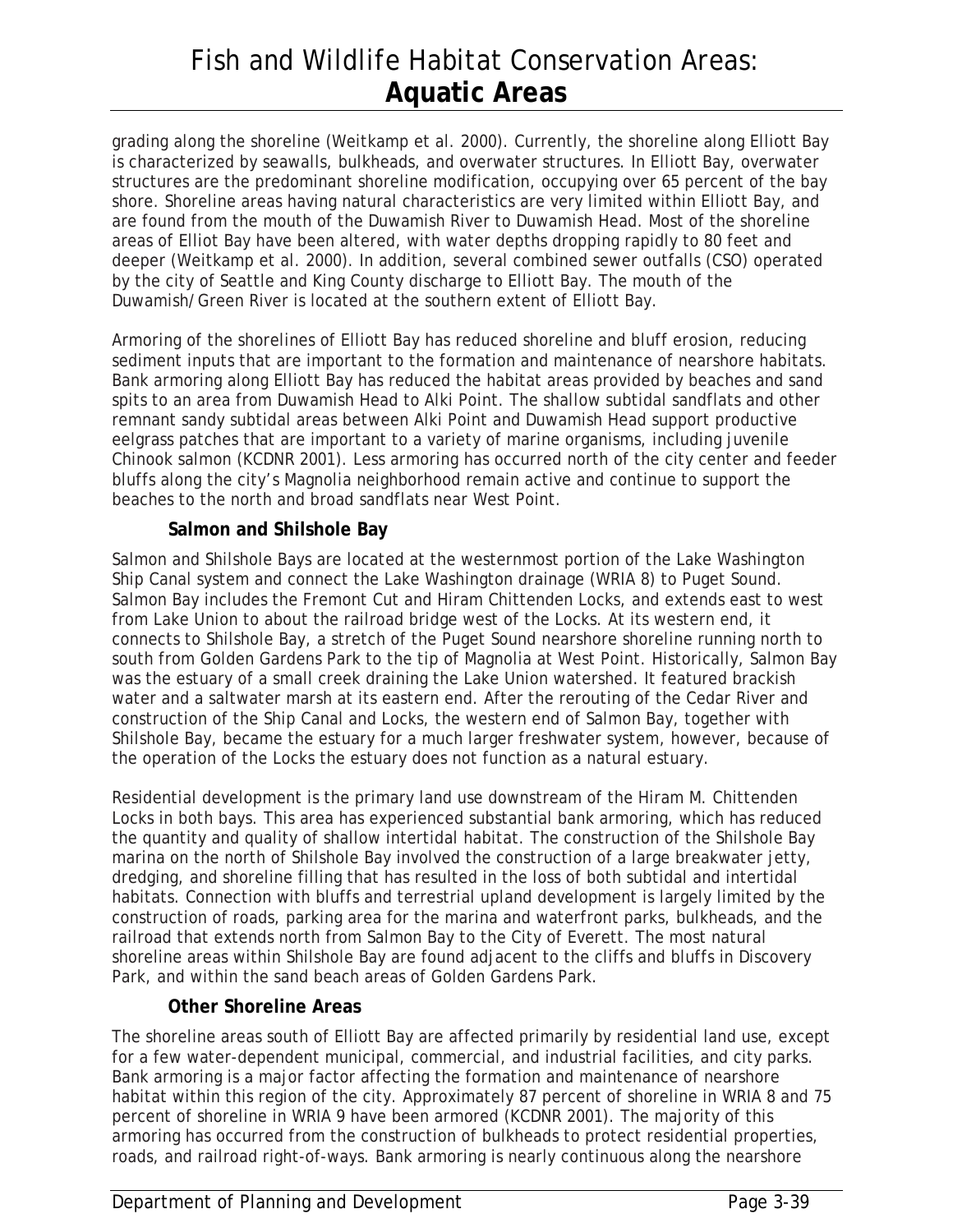grading along the shoreline (Weitkamp et al. 2000). Currently, the shoreline along Elliott Bay is characterized by seawalls, bulkheads, and overwater structures. In Elliott Bay, overwater structures are the predominant shoreline modification, occupying over 65 percent of the bay shore. Shoreline areas having natural characteristics are very limited within Elliott Bay, and are found from the mouth of the Duwamish River to Duwamish Head. Most of the shoreline areas of Elliot Bay have been altered, with water depths dropping rapidly to 80 feet and deeper (Weitkamp et al. 2000). In addition, several combined sewer outfalls (CSO) operated by the city of Seattle and King County discharge to Elliott Bay. The mouth of the Duwamish/Green River is located at the southern extent of Elliott Bay.

Armoring of the shorelines of Elliott Bay has reduced shoreline and bluff erosion, reducing sediment inputs that are important to the formation and maintenance of nearshore habitats. Bank armoring along Elliott Bay has reduced the habitat areas provided by beaches and sand spits to an area from Duwamish Head to Alki Point. The shallow subtidal sandflats and other remnant sandy subtidal areas between Alki Point and Duwamish Head support productive eelgrass patches that are important to a variety of marine organisms, including juvenile Chinook salmon (KCDNR 2001). Less armoring has occurred north of the city center and feeder bluffs along the city's Magnolia neighborhood remain active and continue to support the beaches to the north and broad sandflats near West Point.

### Salmon and Shilshole Bay

Salmon and Shilshole Bays are located at the westernmost portion of the Lake Washington Ship Canal system and connect the Lake Washington drainage (WRIA 8) to Puget Sound. Salmon Bay includes the Fremont Cut and Hiram Chittenden Locks, and extends east to west from Lake Union to about the railroad bridge west of the Locks. At its western end, it connects to Shilshole Bay, a stretch of the Puget Sound nearshore shoreline running north to south from Golden Gardens Park to the tip of Magnolia at West Point. Historically, Salmon Bay was the estuary of a small creek draining the Lake Union watershed. It featured brackish water and a saltwater marsh at its eastern end. After the rerouting of the Cedar River and construction of the Ship Canal and Locks, the western end of Salmon Bay, together with Shilshole Bay, became the estuary for a much larger freshwater system, however, because of the operation of the Locks the estuary does not function as a natural estuary.

Residential development is the primary land use downstream of the Hiram M. Chittenden Locks in both bays. This area has experienced substantial bank armoring, which has reduced the quantity and quality of shallow intertidal habitat. The construction of the Shilshole Bay marina on the north of Shilshole Bay involved the construction of a large breakwater jetty, dredging, and shoreline filling that has resulted in the loss of both subtidal and intertidal habitats. Connection with bluffs and terrestrial upland development is largely limited by the construction of roads, parking area for the marina and waterfront parks, bulkheads, and the railroad that extends north from Salmon Bay to the City of Everett. The most natural shoreline areas within Shilshole Bay are found adjacent to the cliffs and bluffs in Discovery Park, and within the sand beach areas of Golden Gardens Park.

### Other Shoreline Areas

The shoreline areas south of Elliott Bay are affected primarily by residential land use, except for a few water-dependent municipal, commercial, and industrial facilities, and city parks. Bank armoring is a major factor affecting the formation and maintenance of nearshore habitat within this region of the city. Approximately 87 percent of shoreline in WRIA 8 and 75 percent of shoreline in WRIA 9 have been armored (KCDNR 2001). The majority of this armoring has occurred from the construction of bulkheads to protect residential properties, roads, and railroad right-of-ways. Bank armoring is nearly continuous along the nearshore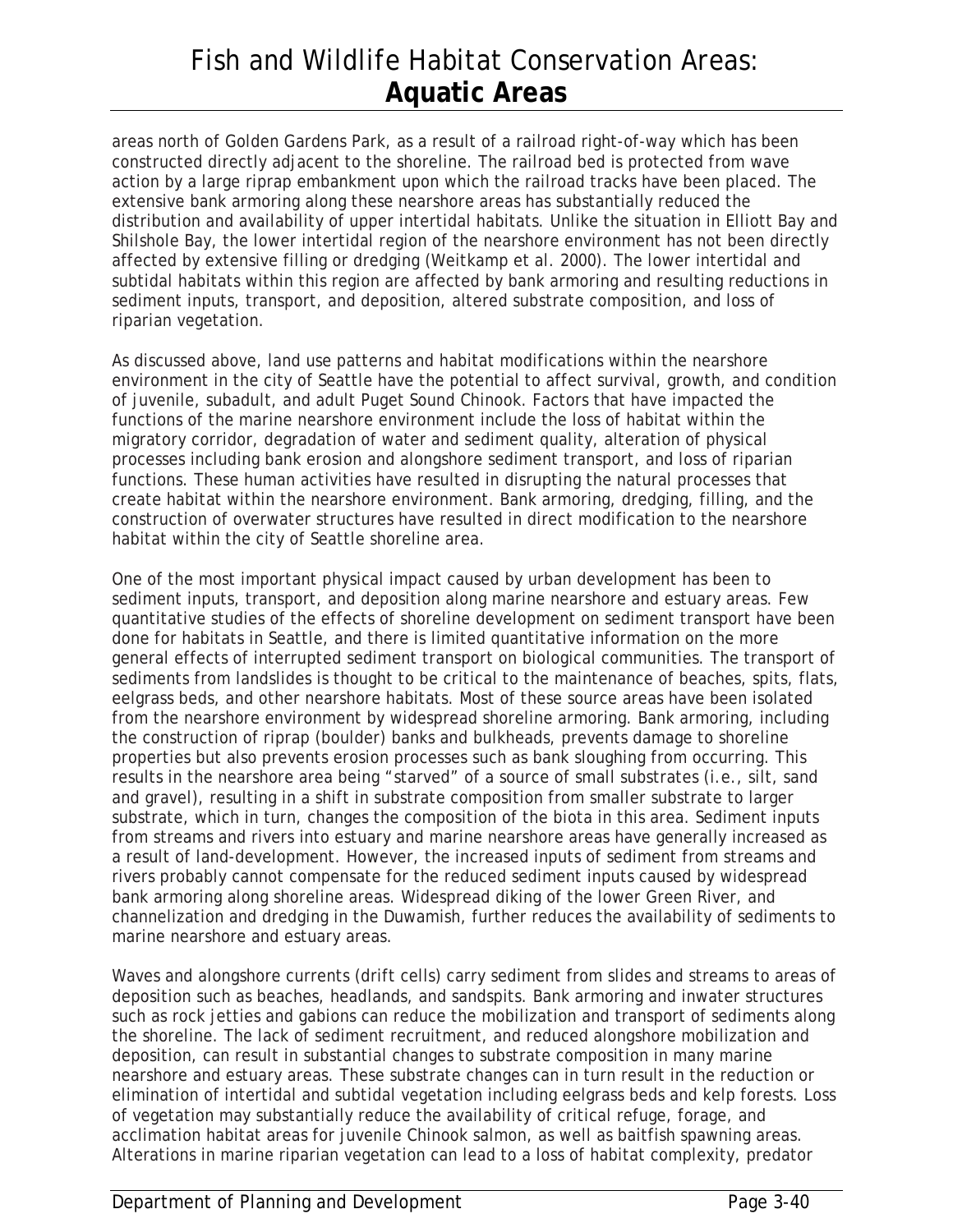areas north of Golden Gardens Park, as a result of a railroad right-of-way which has been constructed directly adjacent to the shoreline. The railroad bed is protected from wave action by a large riprap embankment upon which the railroad tracks have been placed. The extensive bank armoring along these nearshore areas has substantially reduced the distribution and availability of upper intertidal habitats. Unlike the situation in Elliott Bay and Shilshole Bay, the lower intertidal region of the nearshore environment has not been directly affected by extensive filling or dredging (Weitkamp et al. 2000). The lower intertidal and subtidal habitats within this region are affected by bank armoring and resulting reductions in sediment inputs, transport, and deposition, altered substrate composition, and loss of riparian vegetation.

As discussed above, land use patterns and habitat modifications within the nearshore environment in the city of Seattle have the potential to affect survival, growth, and condition of juvenile, subadult, and adult Puget Sound Chinook. Factors that have impacted the functions of the marine nearshore environment include the loss of habitat within the migratory corridor, degradation of water and sediment quality, alteration of physical processes including bank erosion and alongshore sediment transport, and loss of riparian functions. These human activities have resulted in disrupting the natural processes that create habitat within the nearshore environment. Bank armoring, dredging, filling, and the construction of overwater structures have resulted in direct modification to the nearshore habitat within the city of Seattle shoreline area.

One of the most important physical impact caused by urban development has been to sediment inputs, transport, and deposition along marine nearshore and estuary areas. Few quantitative studies of the effects of shoreline development on sediment transport have been done for habitats in Seattle, and there is limited quantitative information on the more general effects of interrupted sediment transport on biological communities. The transport of sediments from landslides is thought to be critical to the maintenance of beaches, spits, flats, eelgrass beds, and other nearshore habitats. Most of these source areas have been isolated from the nearshore environment by widespread shoreline armoring. Bank armoring, including the construction of riprap (boulder) banks and bulkheads, prevents damage to shoreline properties but also prevents erosion processes such as bank sloughing from occurring. This results in the nearshore area being "starved" of a source of small substrates (i.e., silt, sand and gravel), resulting in a shift in substrate composition from smaller substrate to larger substrate, which in turn, changes the composition of the biota in this area. Sediment inputs from streams and rivers into estuary and marine nearshore areas have generally increased as a result of land-development. However, the increased inputs of sediment from streams and rivers probably cannot compensate for the reduced sediment inputs caused by widespread bank armoring along shoreline areas. Widespread diking of the lower Green River, and channelization and dredging in the Duwamish, further reduces the availability of sediments to marine nearshore and estuary areas.

Waves and alongshore currents (drift cells) carry sediment from slides and streams to areas of deposition such as beaches, headlands, and sandspits. Bank armoring and inwater structures such as rock jetties and gabions can reduce the mobilization and transport of sediments along the shoreline. The lack of sediment recruitment, and reduced alongshore mobilization and deposition, can result in substantial changes to substrate composition in many marine nearshore and estuary areas. These substrate changes can in turn result in the reduction or elimination of intertidal and subtidal vegetation including eelgrass beds and kelp forests. Loss of vegetation may substantially reduce the availability of critical refuge, forage, and acclimation habitat areas for juvenile Chinook salmon, as well as baitfish spawning areas. Alterations in marine riparian vegetation can lead to a loss of habitat complexity, predator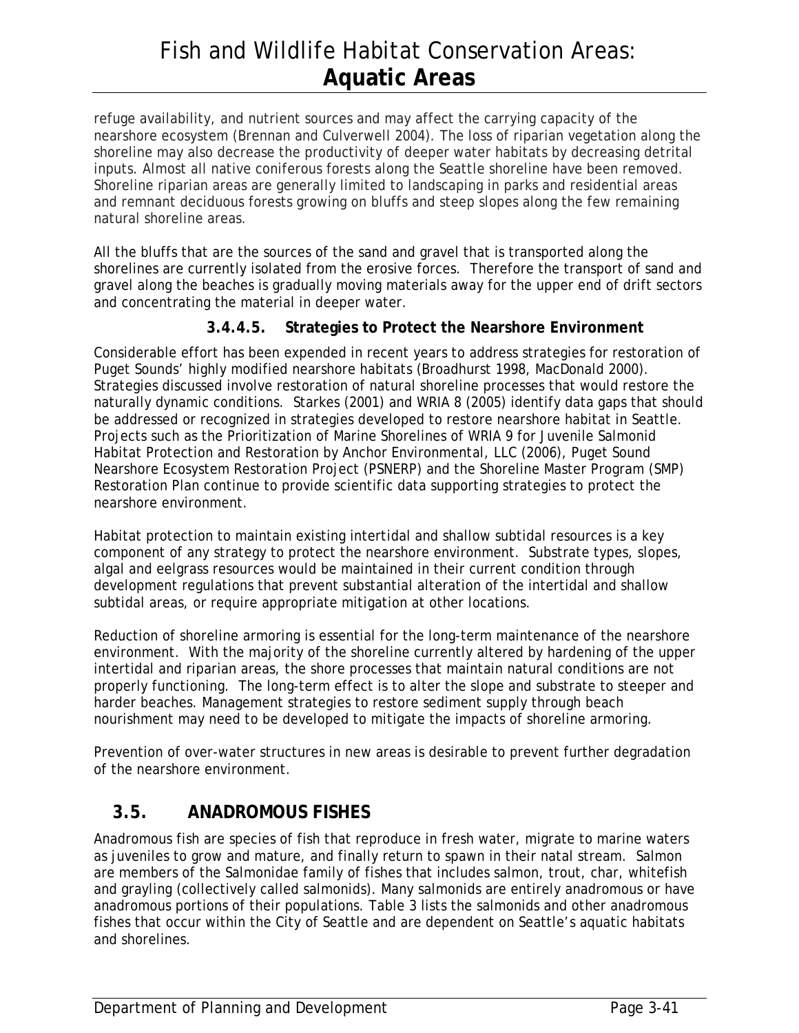refuge availability, and nutrient sources and may affect the carrying capacity of the nearshore ecosystem (Brennan and Culverwell 2004). The loss of riparian vegetation along the shoreline may also decrease the productivity of deeper water habitats by decreasing detrital inputs. Almost all native coniferous forests along the Seattle shoreline have been removed. Shoreline riparian areas are generally limited to landscaping in parks and residential areas and remnant deciduous forests growing on bluffs and steep slopes along the few remaining natural shoreline areas.

All the bluffs that are the sources of the sand and gravel that is transported along the shorelines are currently isolated from the erosive forces. Therefore the transport of sand and gravel along the beaches is gradually moving materials away for the upper end of drift sectors and concentrating the material in deeper water.

#### 3.4.4.5. Strategies to Protect the Nearshore Environment

Considerable effort has been expended in recent years to address strategies for restoration of Puget Sounds' highly modified nearshore habitats (Broadhurst 1998, MacDonald 2000). Strategies discussed involve restoration of natural shoreline processes that would restore the naturally dynamic conditions. Starkes (2001) and WRIA 8 (2005) identify data gaps that should be addressed or recognized in strategies developed to restore nearshore habitat in Seattle. Projects such as the Prioritization of Marine Shorelines of WRIA 9 for Juvenile Salmonid Habitat Protection and Restoration by Anchor Environmental, LLC (2006), Puget Sound Nearshore Ecosystem Restoration Project (PSNERP) and the Shoreline Master Program (SMP) Restoration Plan continue to provide scientific data supporting strategies to protect the nearshore environment.

Habitat protection to maintain existing intertidal and shallow subtidal resources is a key component of any strategy to protect the nearshore environment. Substrate types, slopes, algal and eelgrass resources would be maintained in their current condition through development regulations that prevent substantial alteration of the intertidal and shallow subtidal areas, or require appropriate mitigation at other locations.

Reduction of shoreline armoring is essential for the long-term maintenance of the nearshore environment. With the majority of the shoreline currently altered by hardening of the upper intertidal and riparian areas, the shore processes that maintain natural conditions are not properly functioning. The long-term effect is to alter the slope and substrate to steeper and harder beaches. Management strategies to restore sediment supply through beach nourishment may need to be developed to mitigate the impacts of shoreline armoring.

Prevention of over-water structures in new areas is desirable to prevent further degradation of the nearshore environment.

## 3.5. ANADROMOUS FISHES

Anadromous fish are species of fish that reproduce in fresh water, migrate to marine waters as juveniles to grow and mature, and finally return to spawn in their natal stream. Salmon are members of the Salmonidae family of fishes that includes salmon, trout, char, whitefish and grayling (collectively called salmonids). Many salmonids are entirely anadromous or have anadromous portions of their populations. Table 3 lists the salmonids and other anadromous fishes that occur within the City of Seattle and are dependent on Seattle's aquatic habitats and shorelines.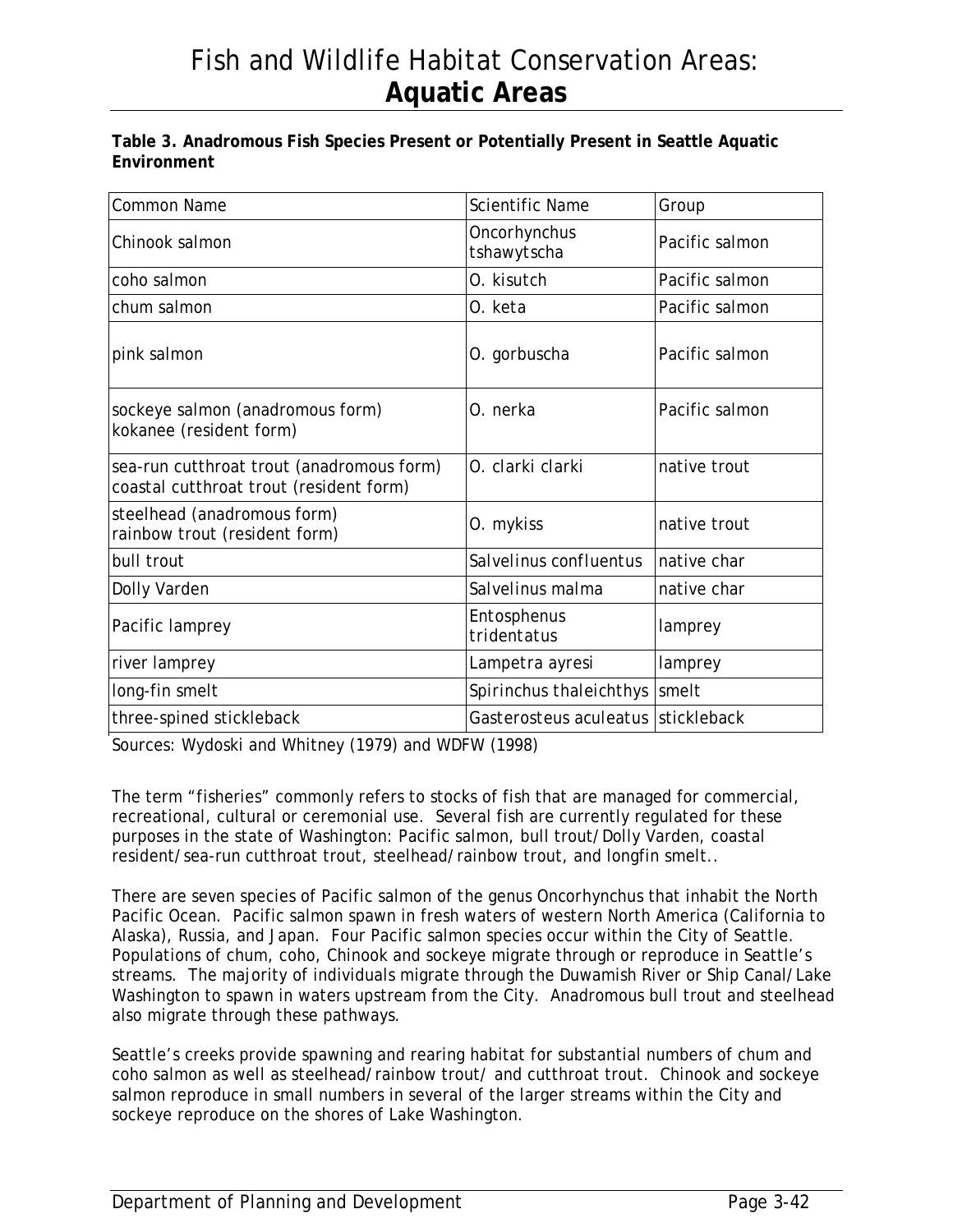# Fish and Wildlife Habitat Conservation Areas: **Aquatic Areas**

**Table 3. Anadromous Fish Species Present or Potentially Present in Seattle Aquatic Environment**

| Common Name | Scientific Name | Group |
|---|---|---|
| Chinook salmon | Oncorhynchus tshawytscha | Pacific salmon |
| coho salmon | O. kisutch | Pacific salmon |
| chum salmon | O. keta | Pacific salmon |
| pink salmon | O. gorbuscha | Pacific salmon |
| sockeye salmon (anadromous form)<br>kokanee (resident form) | O. nerka | Pacific salmon |
| sea-run cutthroat trout (anadromous form)<br>coastal cutthroat trout (resident form) | O. clarki clarki | native trout |
| steelhead (anadromous form)<br>rainbow trout (resident form) | O. mykiss | native trout |
| bull trout | Salvelinus confluentus | native char |
| Dolly Varden | Salvelinus malma | native char |
| Pacific lamprey | Entosphenus tridentatus | lamprey |
| river lamprey | Lampetra ayresi | lamprey |
| long-fin smelt | Spirinchus thaleichthys | smelt |
| three-spined stickleback | Gasterosteus aculeatus | stickleback |

Sources: Wydoski and Whitney (1979) and WDFW (1998)

The term "fisheries" commonly refers to stocks of fish that are managed for commercial, recreational, cultural or ceremonial use. Several fish are currently regulated for these purposes in the state of Washington: Pacific salmon, bull trout/Dolly Varden, coastal resident/sea-run cutthroat trout, steelhead/rainbow trout, and longfin smelt..

There are seven species of Pacific salmon of the genus Oncorhynchus that inhabit the North Pacific Ocean. Pacific salmon spawn in fresh waters of western North America (California to Alaska), Russia, and Japan. Four Pacific salmon species occur within the City of Seattle. Populations of chum, coho, Chinook and sockeye migrate through or reproduce in Seattle's streams. The majority of individuals migrate through the Duwamish River or Ship Canal/Lake Washington to spawn in waters upstream from the City. Anadromous bull trout and steelhead also migrate through these pathways.

Seattle's creeks provide spawning and rearing habitat for substantial numbers of chum and coho salmon as well as steelhead/rainbow trout/ and cutthroat trout. Chinook and sockeye salmon reproduce in small numbers in several of the larger streams within the City and sockeye reproduce on the shores of Lake Washington.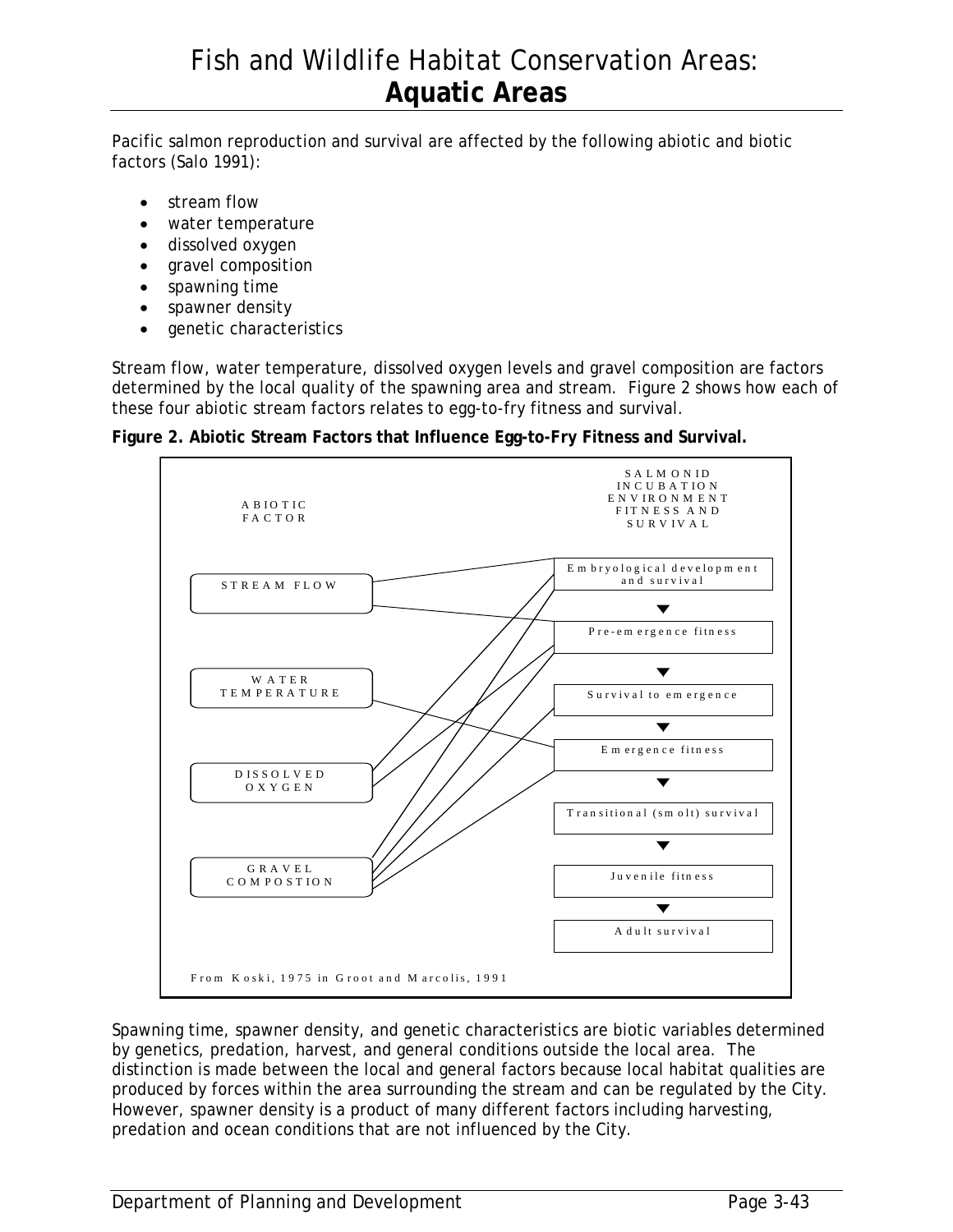Pacific salmon reproduction and survival are affected by the following abiotic and biotic factors (Salo 1991):

- stream flow
- water temperature
- dissolved oxygen
- gravel composition
- spawning time
- spawner density
- genetic characteristics

Stream flow, water temperature, dissolved oxygen levels and gravel composition are factors determined by the local quality of the spawning area and stream. Figure 2 shows how each of these four abiotic stream factors relates to egg-to-fry fitness and survival.

**Figure 2. Abiotic Stream Factors that Influence Egg-to-Fry Fitness and Survival.**

ABIOTIC FACTOR

STREAM FLOW

WATER TEMPERATURE

DISSOLVED OXYGEN

GRAVEL COMPOSTION

SALMONID INCUBATION ENVIRONMENT FITNESS AND SURVIVAL

Embryological development and survival

Pre-emergence fitness

Survival to emergence

Emergence fitness

Transitional (smolt) survival

Juvenile fitness

Adult survival

From Koski, 1975 in Groot and Marcolis, 1991

Spawning time, spawner density, and genetic characteristics are biotic variables determined by genetics, predation, harvest, and general conditions outside the local area. The distinction is made between the local and general factors because local habitat qualities are produced by forces within the area surrounding the stream and can be regulated by the City. However, spawner density is a product of many different factors including harvesting, predation and ocean conditions that are not influenced by the City.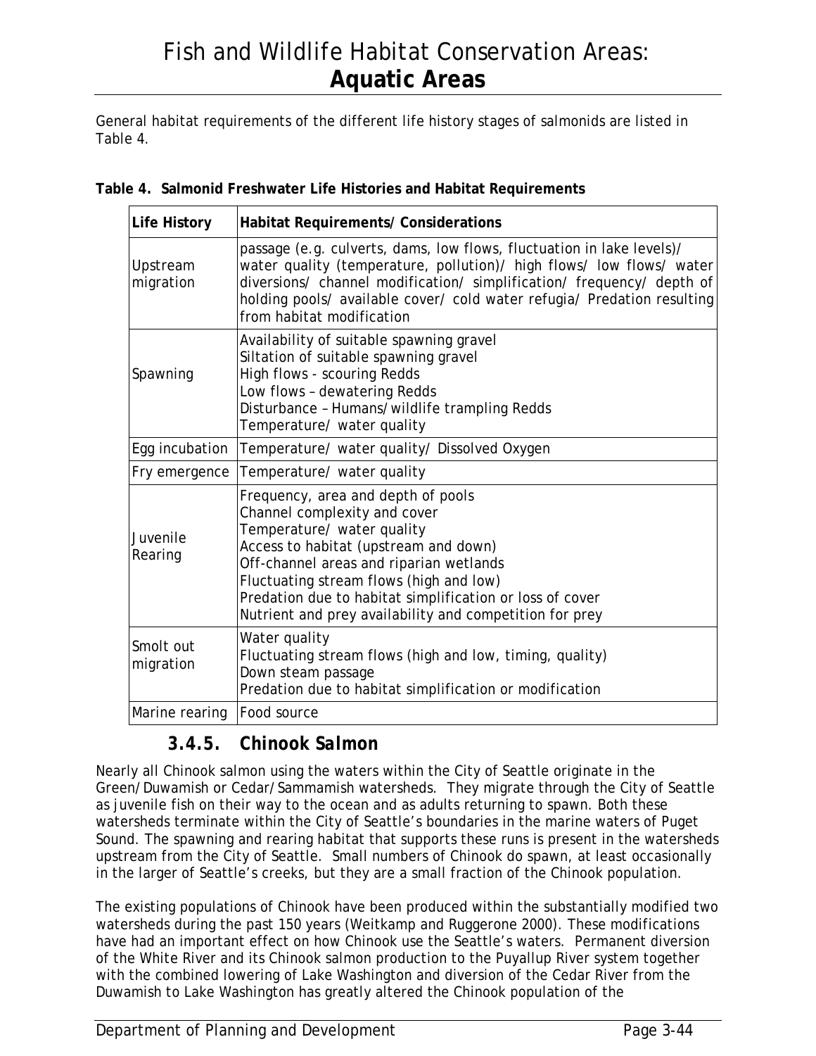General habitat requirements of the different life history stages of salmonids are listed in Table 4.

**Table 4. Salmonid Freshwater Life Histories and Habitat Requirements**

| Life History | Habitat Requirements/ Considerations |
| --- | --- |
| Upstream migration | passage (e.g. culverts, dams, low flows, fluctuation in lake levels)/ water quality (temperature, pollution)/ high flows/ low flows/ water diversions/ channel modification/ simplification/ frequency/ depth of holding pools/ available cover/ cold water refugia/ Predation resulting from habitat modification |
| Spawning | Availability of suitable spawning gravel<br>Siltation of suitable spawning gravel<br>High flows - scouring Redds<br>Low flows – dewatering Redds<br>Disturbance – Humans/wildlife trampling Redds<br>Temperature/ water quality |
| Egg incubation | Temperature/ water quality/ Dissolved Oxygen |
| Fry emergence | Temperature/ water quality |
| Juvenile Rearing | Frequency, area and depth of pools<br>Channel complexity and cover<br>Temperature/ water quality<br>Access to habitat (upstream and down)<br>Off-channel areas and riparian wetlands<br>Fluctuating stream flows (high and low)<br>Predation due to habitat simplification or loss of cover<br>Nutrient and prey availability and competition for prey |
| Smolt out migration | Water quality<br>Fluctuating stream flows (high and low, timing, quality)<br>Down steam passage<br>Predation due to habitat simplification or modification |
| Marine rearing | Food source |

### *3.4.5. Chinook Salmon*

Nearly all Chinook salmon using the waters within the City of Seattle originate in the Green/Duwamish or Cedar/Sammamish watersheds. They migrate through the City of Seattle as juvenile fish on their way to the ocean and as adults returning to spawn. Both these watersheds terminate within the City of Seattle's boundaries in the marine waters of Puget Sound. The spawning and rearing habitat that supports these runs is present in the watersheds upstream from the City of Seattle. Small numbers of Chinook do spawn, at least occasionally in the larger of Seattle's creeks, but they are a small fraction of the Chinook population.

The existing populations of Chinook have been produced within the substantially modified two watersheds during the past 150 years (Weitkamp and Ruggerone 2000). These modifications have had an important effect on how Chinook use the Seattle's waters. Permanent diversion of the White River and its Chinook salmon production to the Puyallup River system together with the combined lowering of Lake Washington and diversion of the Cedar River from the Duwamish to Lake Washington has greatly altered the Chinook population of the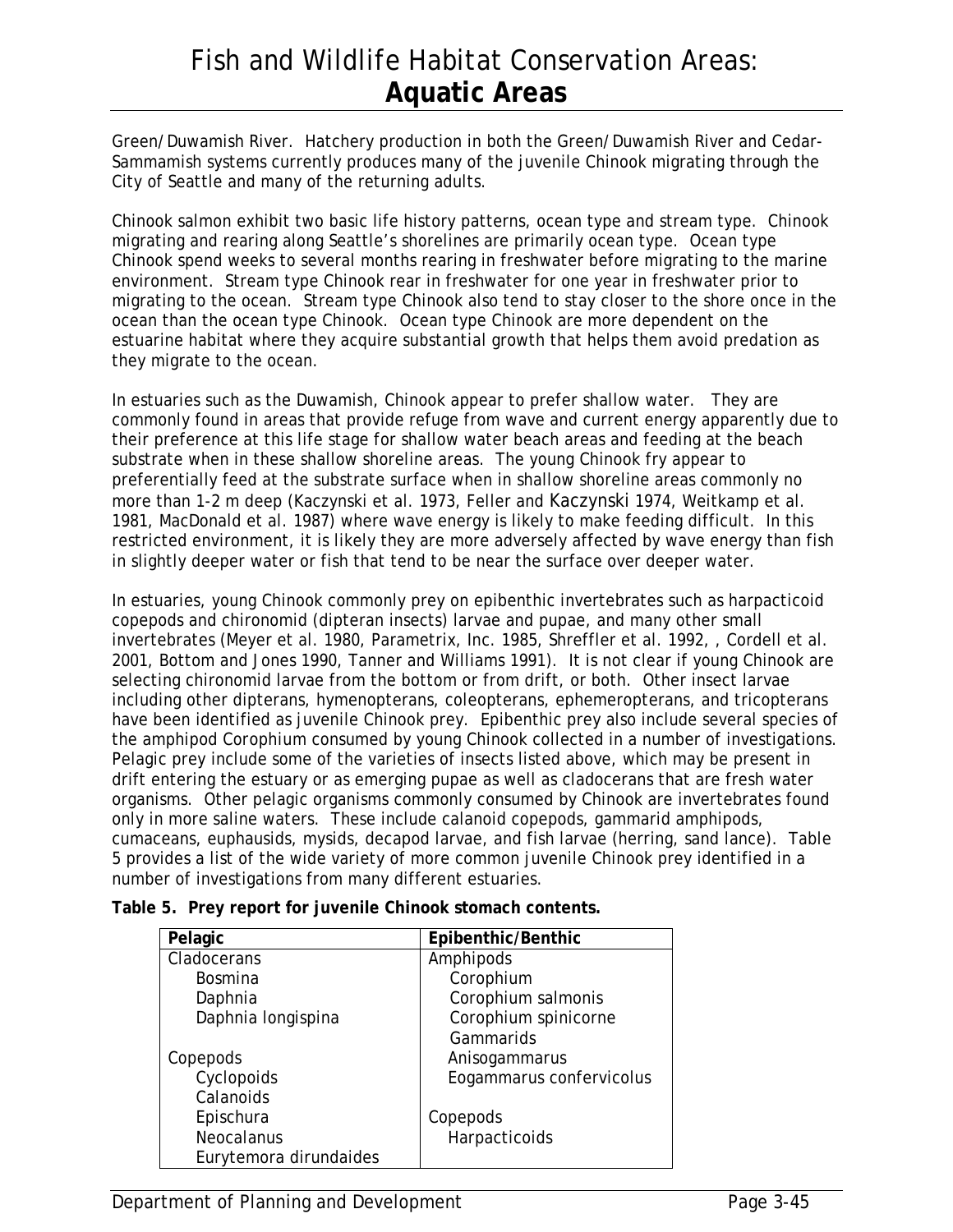Green/Duwamish River. Hatchery production in both the Green/Duwamish River and Cedar-Sammamish systems currently produces many of the juvenile Chinook migrating through the City of Seattle and many of the returning adults.

Chinook salmon exhibit two basic life history patterns, ocean type and stream type. Chinook migrating and rearing along Seattle's shorelines are primarily ocean type. Ocean type Chinook spend weeks to several months rearing in freshwater before migrating to the marine environment. Stream type Chinook rear in freshwater for one year in freshwater prior to migrating to the ocean. Stream type Chinook also tend to stay closer to the shore once in the ocean than the ocean type Chinook. Ocean type Chinook are more dependent on the estuarine habitat where they acquire substantial growth that helps them avoid predation as they migrate to the ocean.

In estuaries such as the Duwamish, Chinook appear to prefer shallow water. They are commonly found in areas that provide refuge from wave and current energy apparently due to their preference at this life stage for shallow water beach areas and feeding at the beach substrate when in these shallow shoreline areas. The young Chinook fry appear to preferentially feed at the substrate surface when in shallow shoreline areas commonly no more than 1-2 m deep (Kaczynski et al. 1973, Feller and Kaczynski 1974, Weitkamp et al. 1981, MacDonald et al. 1987) where wave energy is likely to make feeding difficult. In this restricted environment, it is likely they are more adversely affected by wave energy than fish in slightly deeper water or fish that tend to be near the surface over deeper water.

In estuaries, young Chinook commonly prey on epibenthic invertebrates such as harpacticoid copepods and chironomid (dipteran insects) larvae and pupae, and many other small invertebrates (Meyer et al. 1980, Parametrix, Inc. 1985, Shreffler et al. 1992, , Cordell et al. 2001, Bottom and Jones 1990, Tanner and Williams 1991). It is not clear if young Chinook are selecting chironomid larvae from the bottom or from drift, or both. Other insect larvae including other dipterans, hymenopterans, coleopterans, ephemeropterans, and tricopterans have been identified as juvenile Chinook prey. Epibenthic prey also include several species of the amphipod *Corophium* consumed by young Chinook collected in a number of investigations. Pelagic prey include some of the varieties of insects listed above, which may be present in drift entering the estuary or as emerging pupae as well as cladocerans that are fresh water organisms. Other pelagic organisms commonly consumed by Chinook are invertebrates found only in more saline waters. These include calanoid copepods, gammarid amphipods, cumaceans, euphausids, mysids, decapod larvae, and fish larvae (herring, sand lance). Table 5 provides a list of the wide variety of more common juvenile Chinook prey identified in a number of investigations from many different estuaries.

**Table 5. Prey report for juvenile Chinook stomach contents.**

| Pelagic | Epibenthic/Benthic |
|---|---|
| Cladocerans | Amphipods |
| Bosmina | Corophium |
| Daphnia | Corophium salmonis |
| Daphnia longispina | Corophium spinicorne |
| | Gammarids |
| Copepods | Anisogammarus |
| Cyclopoids | Eogammarus confervicolus |
| Calanoids | |
| Epischura | Copepods |
| Neocalanus | Harpacticoids |
| Eurytemora dirundaides | |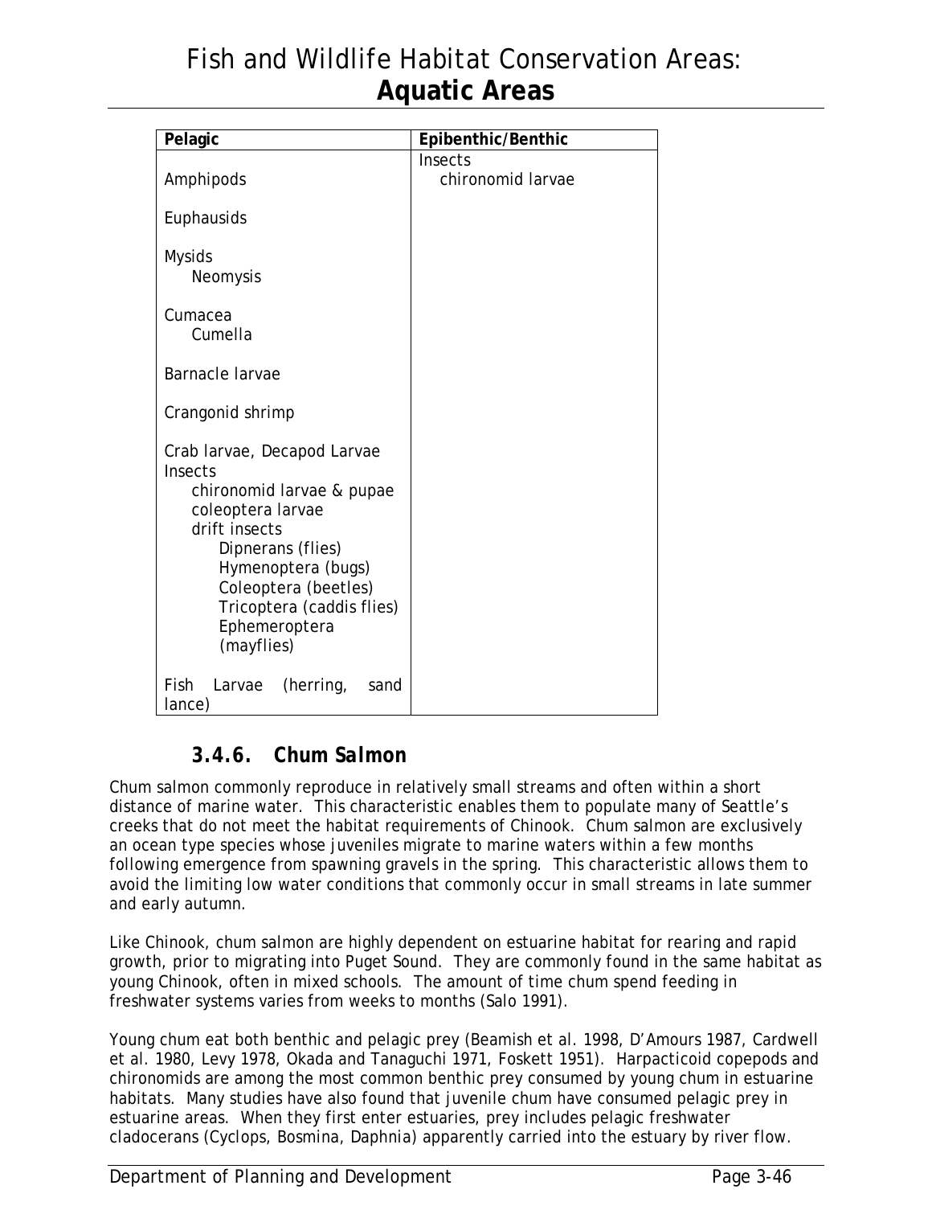| Pelagic | Epibenthic/Benthic |
|---|---|
| Amphipods<br><br>Euphausids<br><br>Mysids<br>Neomysis<br><br>Cumacea<br>Cumella<br><br>Barnacle larvae<br><br>Crangonid shrimp<br><br>Crab larvae, Decapod Larvae<br>Insects<br>chironomid larvae & pupae<br>coleoptera larvae<br>drift insects<br>Dipnerans (flies)<br>Hymenoptera (bugs)<br>Coleoptera (beetles)<br>Tricoptera (caddis flies)<br>Ephemeroptera (mayflies)<br><br>Fish Larvae (herring, sand lance) | Insects<br>chironomid larvae |

### 3.4.6. Chum Salmon

Chum salmon commonly reproduce in relatively small streams and often within a short distance of marine water. This characteristic enables them to populate many of Seattle's creeks that do not meet the habitat requirements of Chinook. Chum salmon are exclusively an ocean type species whose juveniles migrate to marine waters within a few months following emergence from spawning gravels in the spring. This characteristic allows them to avoid the limiting low water conditions that commonly occur in small streams in late summer and early autumn.

Like Chinook, chum salmon are highly dependent on estuarine habitat for rearing and rapid growth, prior to migrating into Puget Sound. They are commonly found in the same habitat as young Chinook, often in mixed schools. The amount of time chum spend feeding in freshwater systems varies from weeks to months (Salo 1991).

Young chum eat both benthic and pelagic prey (Beamish et al. 1998, D'Amours 1987, Cardwell et al. 1980, Levy 1978, Okada and Tanaguchi 1971, Foskett 1951). Harpacticoid copepods and chironomids are among the most common benthic prey consumed by young chum in estuarine habitats. Many studies have also found that juvenile chum have consumed pelagic prey in estuarine areas. When they first enter estuaries, prey includes pelagic freshwater cladocerans (Cyclops, Bosmina, Daphnia) apparently carried into the estuary by river flow.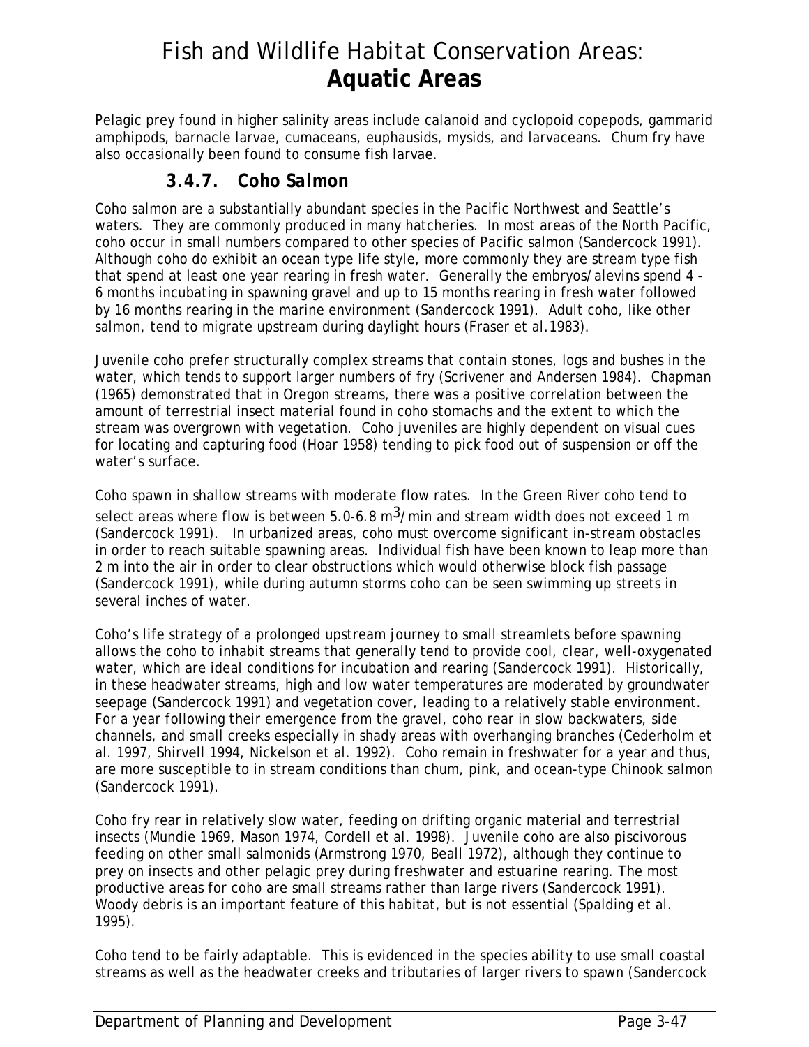Pelagic prey found in higher salinity areas include calanoid and cyclopoid copepods, gammarid amphipods, barnacle larvae, cumaceans, euphausids, mysids, and larvaceans. Chum fry have also occasionally been found to consume fish larvae.

### 3.4.7. Coho Salmon

Coho salmon are a substantially abundant species in the Pacific Northwest and Seattle's waters. They are commonly produced in many hatcheries. In most areas of the North Pacific, coho occur in small numbers compared to other species of Pacific salmon (Sandercock 1991). Although coho do exhibit an ocean type life style, more commonly they are stream type fish that spend at least one year rearing in fresh water. Generally the embryos/alevins spend 4 - 6 months incubating in spawning gravel and up to 15 months rearing in fresh water followed by 16 months rearing in the marine environment (Sandercock 1991). Adult coho, like other salmon, tend to migrate upstream during daylight hours (Fraser et al.1983).

Juvenile coho prefer structurally complex streams that contain stones, logs and bushes in the water, which tends to support larger numbers of fry (Scrivener and Andersen 1984). Chapman (1965) demonstrated that in Oregon streams, there was a positive correlation between the amount of terrestrial insect material found in coho stomachs and the extent to which the stream was overgrown with vegetation. Coho juveniles are highly dependent on visual cues for locating and capturing food (Hoar 1958) tending to pick food out of suspension or off the water's surface.

Coho spawn in shallow streams with moderate flow rates. In the Green River coho tend to select areas where flow is between 5.0-6.8 $m^3$/min and stream width does not exceed 1 m (Sandercock 1991). In urbanized areas, coho must overcome significant in-stream obstacles in order to reach suitable spawning areas. Individual fish have been known to leap more than 2 m into the air in order to clear obstructions which would otherwise block fish passage (Sandercock 1991), while during autumn storms coho can be seen swimming up streets in several inches of water.

Coho's life strategy of a prolonged upstream journey to small streamlets before spawning allows the coho to inhabit streams that generally tend to provide cool, clear, well-oxygenated water, which are ideal conditions for incubation and rearing (Sandercock 1991). Historically, in these headwater streams, high and low water temperatures are moderated by groundwater seepage (Sandercock 1991) and vegetation cover, leading to a relatively stable environment. For a year following their emergence from the gravel, coho rear in slow backwaters, side channels, and small creeks especially in shady areas with overhanging branches (Cederholm et al. 1997, Shirvell 1994, Nickelson et al. 1992). Coho remain in freshwater for a year and thus, are more susceptible to in stream conditions than chum, pink, and ocean-type Chinook salmon (Sandercock 1991).

Coho fry rear in relatively slow water, feeding on drifting organic material and terrestrial insects (Mundie 1969, Mason 1974, Cordell et al. 1998). Juvenile coho are also piscivorous feeding on other small salmonids (Armstrong 1970, Beall 1972), although they continue to prey on insects and other pelagic prey during freshwater and estuarine rearing. The most productive areas for coho are small streams rather than large rivers (Sandercock 1991). Woody debris is an important feature of this habitat, but is not essential (Spalding et al. 1995).

Coho tend to be fairly adaptable. This is evidenced in the species ability to use small coastal streams as well as the headwater creeks and tributaries of larger rivers to spawn (Sandercock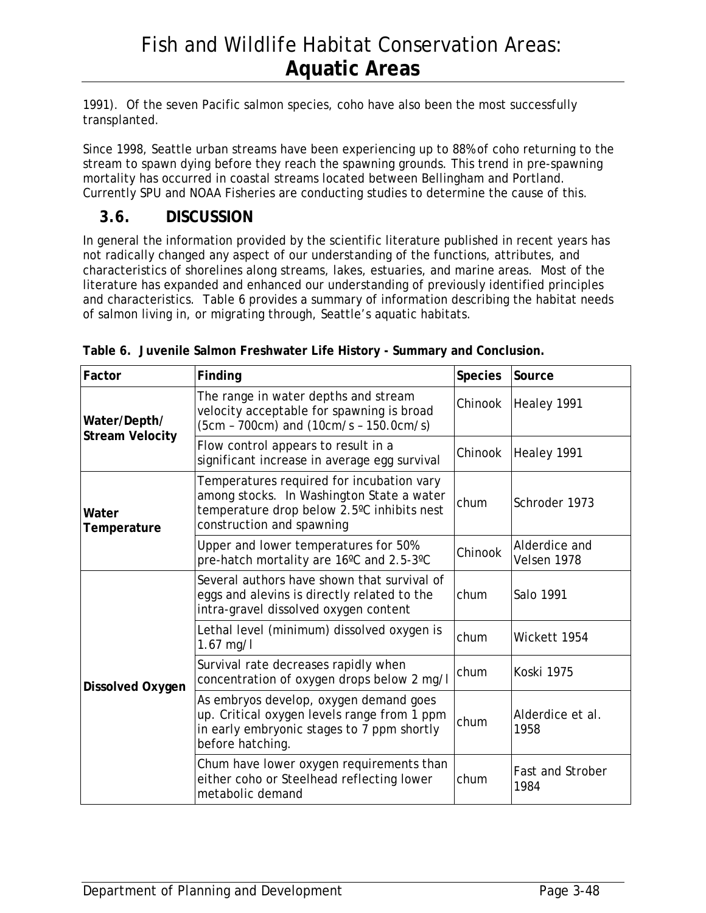1991). Of the seven Pacific salmon species, coho have also been the most successfully transplanted.

Since 1998, Seattle urban streams have been experiencing up to 88% of coho returning to the stream to spawn dying before they reach the spawning grounds. This trend in pre-spawning mortality has occurred in coastal streams located between Bellingham and Portland. Currently SPU and NOAA Fisheries are conducting studies to determine the cause of this.

## 3.6. DISCUSSION

In general the information provided by the scientific literature published in recent years has not radically changed any aspect of our understanding of the functions, attributes, and characteristics of shorelines along streams, lakes, estuaries, and marine areas. Most of the literature has expanded and enhanced our understanding of previously identified principles and characteristics. Table 6 provides a summary of information describing the habitat needs of salmon living in, or migrating through, Seattle's aquatic habitats.

**Table 6. Juvenile Salmon Freshwater Life History - Summary and Conclusion.**

| Factor | Finding | Species | Source |
|---|---|---|---|
| **Water/Depth/ Stream Velocity** | The range in water depths and stream velocity acceptable for spawning is broad (5cm – 700cm) and (10cm/s – 150.0cm/s) | Chinook | Healey 1991 |
| | Flow control appears to result in a significant increase in average egg survival | Chinook | Healey 1991 |
| **Water Temperature** | Temperatures required for incubation vary among stocks. In Washington State a water temperature drop below 2.5ºC inhibits nest construction and spawning | chum | Schroder 1973 |
| | Upper and lower temperatures for 50% pre-hatch mortality are 16ºC and 2.5-3ºC | Chinook | Alderdice and Velsen 1978 |
| **Dissolved Oxygen** | Several authors have shown that survival of eggs and alevins is directly related to the intra-gravel dissolved oxygen content | chum | Salo 1991 |
| | Lethal level (minimum) dissolved oxygen is 1.67 mg/l | chum | Wickett 1954 |
| | Survival rate decreases rapidly when concentration of oxygen drops below 2 mg/l | chum | Koski 1975 |
| | As embryos develop, oxygen demand goes up. Critical oxygen levels range from 1 ppm in early embryonic stages to 7 ppm shortly before hatching. | chum | Alderdice et al. 1958 |
| | Chum have lower oxygen requirements than either coho or Steelhead reflecting lower metabolic demand | chum | Fast and Strober 1984 |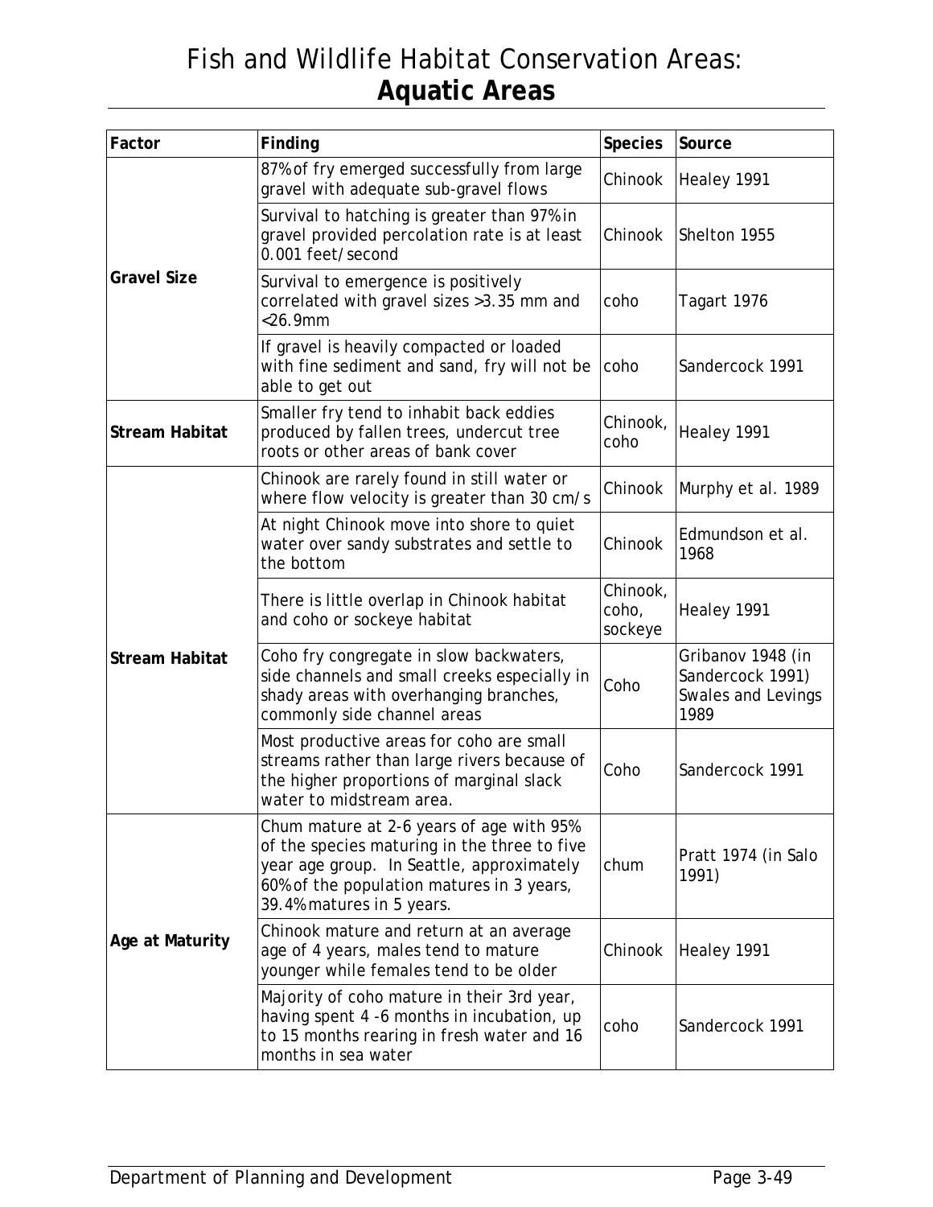# Fish and Wildlife Habitat Conservation Areas: **Aquatic Areas**

| Factor | Finding | Species | Source |
|---|---|---|---|
| **Gravel Size** | 87% of fry emerged successfully from large gravel with adequate sub-gravel flows | Chinook | Healey 1991 |
| | Survival to hatching is greater than 97% in gravel provided percolation rate is at least 0.001 feet/second | Chinook | Shelton 1955 |
| | Survival to emergence is positively correlated with gravel sizes >3.35 mm and <26.9mm | coho | Tagart 1976 |
| | If gravel is heavily compacted or loaded with fine sediment and sand, fry will not be able to get out | coho | Sandercock 1991 |
| **Stream Habitat** | Smaller fry tend to inhabit back eddies produced by fallen trees, undercut tree roots or other areas of bank cover | Chinook, coho | Healey 1991 |
| **Stream Habitat** | Chinook are rarely found in still water or where flow velocity is greater than 30 cm/s | Chinook | Murphy et al. 1989 |
| | At night Chinook move into shore to quiet water over sandy substrates and settle to the bottom | Chinook | Edmundson et al. 1968 |
| | There is little overlap in Chinook habitat and coho or sockeye habitat | Chinook, coho, sockeye | Healey 1991 |
| | Coho fry congregate in slow backwaters, side channels and small creeks especially in shady areas with overhanging branches, commonly side channel areas | Coho | Gribanov 1948 (in Sandercock 1991) Swales and Levings 1989 |
| | Most productive areas for coho are small streams rather than large rivers because of the higher proportions of marginal slack water to midstream area. | Coho | Sandercock 1991 |
| **Age at Maturity** | Chum mature at 2-6 years of age with 95% of the species maturing in the three to five year age group. In Seattle, approximately 60% of the population matures in 3 years, 39.4% matures in 5 years. | chum | Pratt 1974 (in Salo 1991) |
| | Chinook mature and return at an average age of 4 years, males tend to mature younger while females tend to be older | Chinook | Healey 1991 |
| | Majority of coho mature in their 3rd year, having spent 4 -6 months in incubation, up to 15 months rearing in fresh water and 16 months in sea water | coho | Sandercock 1991 |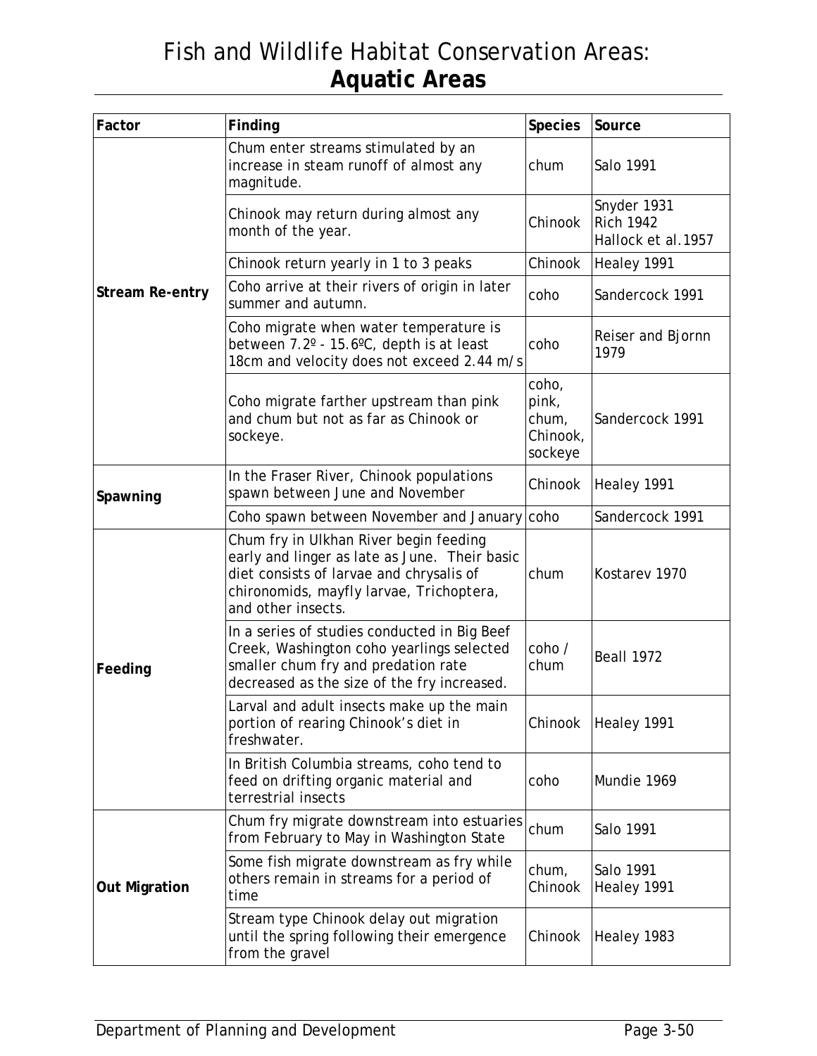# Fish and Wildlife Habitat Conservation Areas: **Aquatic Areas**

| Factor | Finding | Species | Source |
|---|---|---|---|
| **Stream Re-entry** | Chum enter streams stimulated by an increase in steam runoff of almost any magnitude. | chum | Salo 1991 |
| | Chinook may return during almost any month of the year. | Chinook | Snyder 1931<br>Rich 1942<br>Hallock et al.1957 |
| | Chinook return yearly in 1 to 3 peaks | Chinook | Healey 1991 |
| | Coho arrive at their rivers of origin in later summer and autumn. | coho | Sandercock 1991 |
| | Coho migrate when water temperature is between 7.2º - 15.6ºC, depth is at least 18cm and velocity does not exceed 2.44 m/s | coho | Reiser and Bjornn 1979 |
| | Coho migrate farther upstream than pink and chum but not as far as Chinook or sockeye. | coho, pink, chum, Chinook, sockeye | Sandercock 1991 |
| **Spawning** | In the Fraser River, Chinook populations spawn between June and November | Chinook | Healey 1991 |
| | Coho spawn between November and January | coho | Sandercock 1991 |
| **Feeding** | Chum fry in Ulkhan River begin feeding early and linger as late as June. Their basic diet consists of larvae and chrysalis of chironomids, mayfly larvae, Trichoptera, and other insects. | chum | Kostarev 1970 |
| | In a series of studies conducted in Big Beef Creek, Washington coho yearlings selected smaller chum fry and predation rate decreased as the size of the fry increased. | coho / chum | Beall 1972 |
| | Larval and adult insects make up the main portion of rearing Chinook's diet in freshwater. | Chinook | Healey 1991 |
| | In British Columbia streams, coho tend to feed on drifting organic material and terrestrial insects | coho | Mundie 1969 |
| **Out Migration** | Chum fry migrate downstream into estuaries from February to May in Washington State | chum | Salo 1991 |
| | Some fish migrate downstream as fry while others remain in streams for a period of time | chum, Chinook | Salo 1991<br>Healey 1991 |
| | Stream type Chinook delay out migration until the spring following their emergence from the gravel | Chinook | Healey 1983 |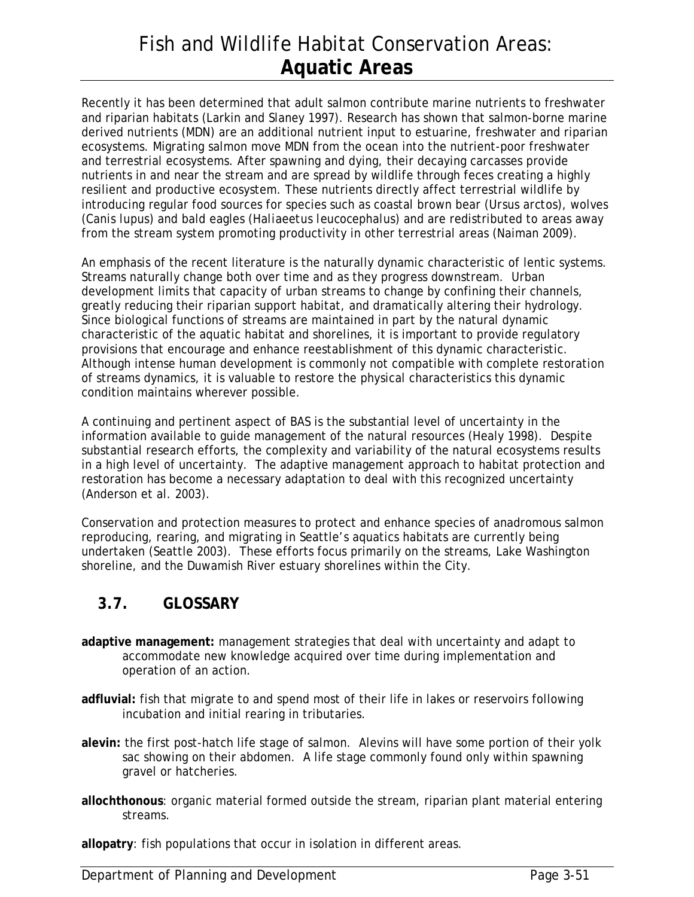Recently it has been determined that adult salmon contribute marine nutrients to freshwater and riparian habitats (Larkin and Slaney 1997). Research has shown that salmon-borne marine derived nutrients (MDN) are an additional nutrient input to estuarine, freshwater and riparian ecosystems. Migrating salmon move MDN from the ocean into the nutrient-poor freshwater and terrestrial ecosystems. After spawning and dying, their decaying carcasses provide nutrients in and near the stream and are spread by wildlife through feces creating a highly resilient and productive ecosystem. These nutrients directly affect terrestrial wildlife by introducing regular food sources for species such as coastal brown bear (*Ursus arctos*), wolves (*Canis lupus*) and bald eagles (*Haliaeetus leucocephalus*) and are redistributed to areas away from the stream system promoting productivity in other terrestrial areas (Naiman 2009).

An emphasis of the recent literature is the naturally dynamic characteristic of lentic systems. Streams naturally change both over time and as they progress downstream. Urban development limits that capacity of urban streams to change by confining their channels, greatly reducing their riparian support habitat, and dramatically altering their hydrology. Since biological functions of streams are maintained in part by the natural dynamic characteristic of the aquatic habitat and shorelines, it is important to provide regulatory provisions that encourage and enhance reestablishment of this dynamic characteristic. Although intense human development is commonly not compatible with complete restoration of streams dynamics, it is valuable to restore the physical characteristics this dynamic condition maintains wherever possible.

A continuing and pertinent aspect of BAS is the substantial level of uncertainty in the information available to guide management of the natural resources (Healy 1998). Despite substantial research efforts, the complexity and variability of the natural ecosystems results in a high level of uncertainty. The adaptive management approach to habitat protection and restoration has become a necessary adaptation to deal with this recognized uncertainty (Anderson et al. 2003).

Conservation and protection measures to protect and enhance species of anadromous salmon reproducing, rearing, and migrating in Seattle's aquatics habitats are currently being undertaken (Seattle 2003). These efforts focus primarily on the streams, Lake Washington shoreline, and the Duwamish River estuary shorelines within the City.

## 3.7. GLOSSARY

**adaptive management:** management strategies that deal with uncertainty and adapt to accommodate new knowledge acquired over time during implementation and operation of an action.

**adfluvial:** fish that migrate to and spend most of their life in lakes or reservoirs following incubation and initial rearing in tributaries.

**alevin:** the first post-hatch life stage of salmon. Alevins will have some portion of their yolk sac showing on their abdomen. A life stage commonly found only within spawning gravel or hatcheries.

**allochthonous**: organic material formed outside the stream, riparian plant material entering streams.

**allopatry**: fish populations that occur in isolation in different areas.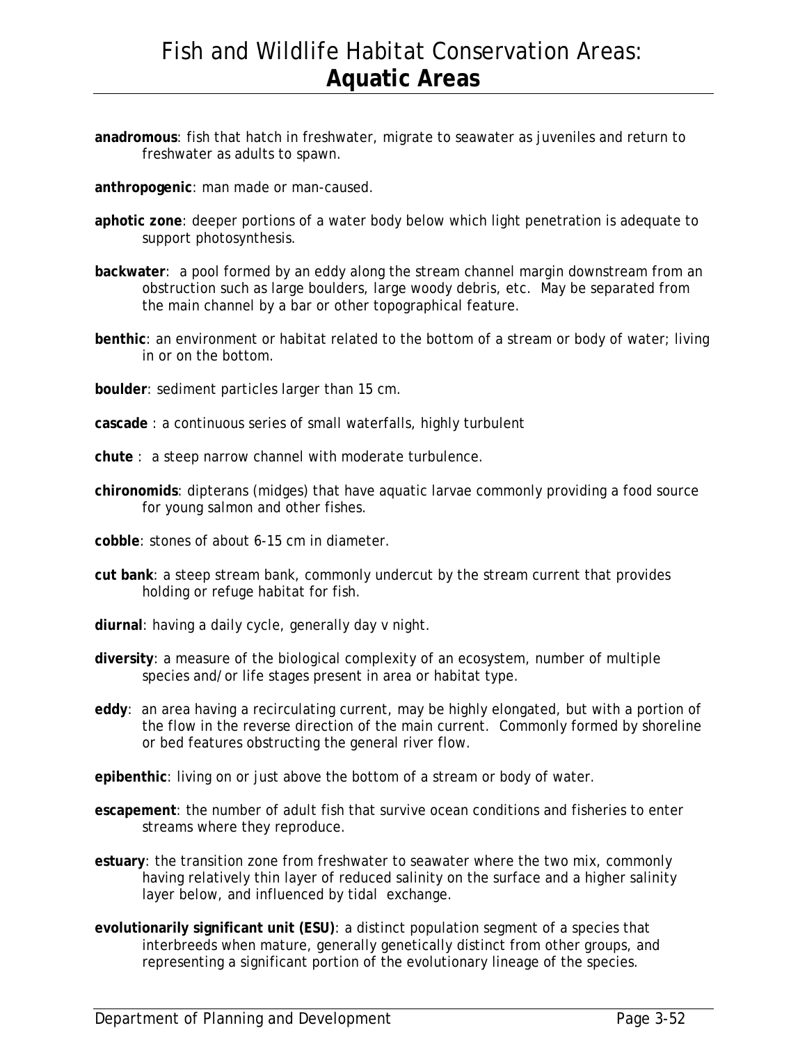# Fish and Wildlife Habitat Conservation Areas: **Aquatic Areas**

**anadromous**: fish that hatch in freshwater, migrate to seawater as juveniles and return to freshwater as adults to spawn.

**anthropogenic**: man made or man-caused.

**aphotic zone**: deeper portions of a water body below which light penetration is adequate to support photosynthesis.

**backwater**: a pool formed by an eddy along the stream channel margin downstream from an obstruction such as large boulders, large woody debris, etc. May be separated from the main channel by a bar or other topographical feature.

**benthic**: an environment or habitat related to the bottom of a stream or body of water; living in or on the bottom.

**boulder**: sediment particles larger than 15 cm.

**cascade** : a continuous series of small waterfalls, highly turbulent

**chute** : a steep narrow channel with moderate turbulence.

**chironomids**: dipterans (midges) that have aquatic larvae commonly providing a food source for young salmon and other fishes.

**cobble**: stones of about 6-15 cm in diameter.

**cut bank**: a steep stream bank, commonly undercut by the stream current that provides holding or refuge habitat for fish.

**diurnal**: having a daily cycle, generally day v night.

**diversity**: a measure of the biological complexity of an ecosystem, number of multiple species and/or life stages present in area or habitat type.

**eddy**: an area having a recirculating current, may be highly elongated, but with a portion of the flow in the reverse direction of the main current. Commonly formed by shoreline or bed features obstructing the general river flow.

**epibenthic**: living on or just above the bottom of a stream or body of water.

**escapement**: the number of adult fish that survive ocean conditions and fisheries to enter streams where they reproduce.

**estuary**: the transition zone from freshwater to seawater where the two mix, commonly having relatively thin layer of reduced salinity on the surface and a higher salinity layer below, and influenced by tidal exchange.

**evolutionarily significant unit (ESU)**: a distinct population segment of a species that interbreeds when mature, generally genetically distinct from other groups, and representing a significant portion of the evolutionary lineage of the species.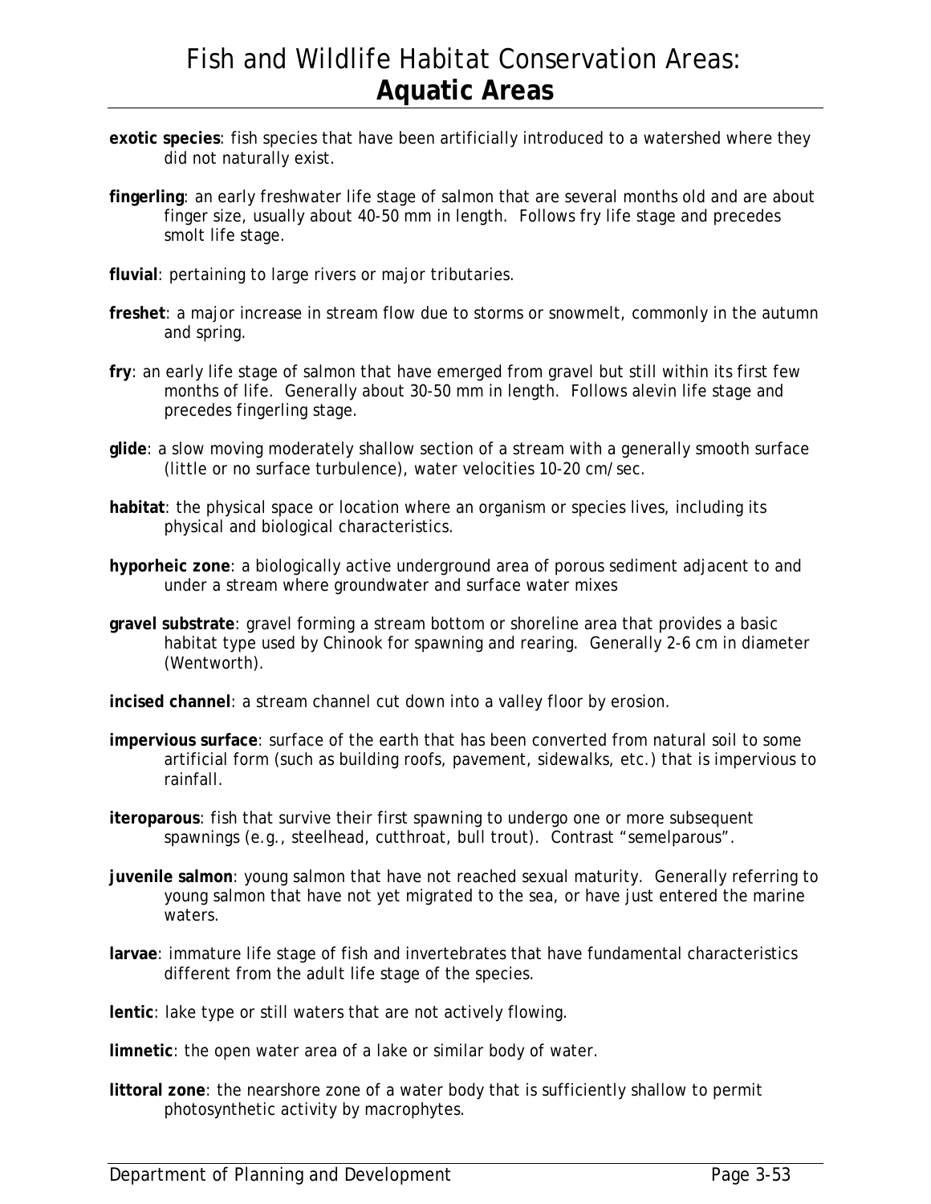**exotic species**: fish species that have been artificially introduced to a watershed where they did not naturally exist.

**fingerling**: an early freshwater life stage of salmon that are several months old and are about finger size, usually about 40-50 mm in length. Follows fry life stage and precedes smolt life stage.

**fluvial**: pertaining to large rivers or major tributaries.

**freshet**: a major increase in stream flow due to storms or snowmelt, commonly in the autumn and spring.

**fry**: an early life stage of salmon that have emerged from gravel but still within its first few months of life. Generally about 30-50 mm in length. Follows alevin life stage and precedes fingerling stage.

**glide**: a slow moving moderately shallow section of a stream with a generally smooth surface (little or no surface turbulence), water velocities 10-20 cm/sec.

**habitat**: the physical space or location where an organism or species lives, including its physical and biological characteristics.

**hyporheic zone**: a biologically active underground area of porous sediment adjacent to and under a stream where groundwater and surface water mixes

**gravel substrate**: gravel forming a stream bottom or shoreline area that provides a basic habitat type used by Chinook for spawning and rearing. Generally 2-6 cm in diameter (Wentworth).

**incised channel**: a stream channel cut down into a valley floor by erosion.

**impervious surface**: surface of the earth that has been converted from natural soil to some artificial form (such as building roofs, pavement, sidewalks, etc.) that is impervious to rainfall.

**iteroparous**: fish that survive their first spawning to undergo one or more subsequent spawnings (e.g., steelhead, cutthroat, bull trout). Contrast "semelparous".

**juvenile salmon**: young salmon that have not reached sexual maturity. Generally referring to young salmon that have not yet migrated to the sea, or have just entered the marine waters.

**larvae**: immature life stage of fish and invertebrates that have fundamental characteristics different from the adult life stage of the species.

**lentic**: lake type or still waters that are not actively flowing.

**limnetic**: the open water area of a lake or similar body of water.

**littoral zone**: the nearshore zone of a water body that is sufficiently shallow to permit photosynthetic activity by macrophytes.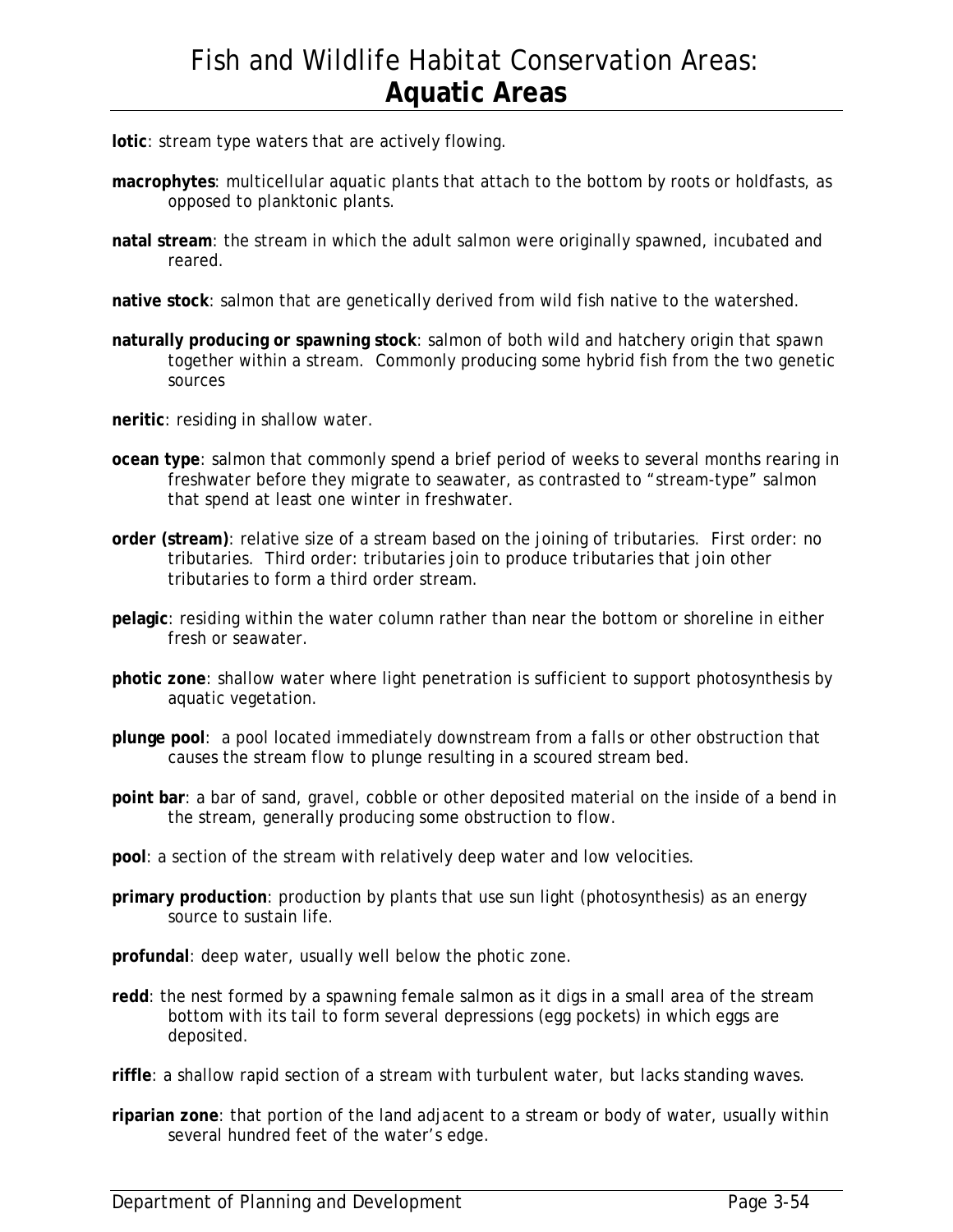**lotic**: stream type waters that are actively flowing.

**macrophytes**: multicellular aquatic plants that attach to the bottom by roots or holdfasts, as opposed to planktonic plants.

**natal stream**: the stream in which the adult salmon were originally spawned, incubated and reared.

**native stock**: salmon that are genetically derived from wild fish native to the watershed.

**naturally producing or spawning stock**: salmon of both wild and hatchery origin that spawn together within a stream. Commonly producing some hybrid fish from the two genetic sources

**neritic**: residing in shallow water.

**ocean type**: salmon that commonly spend a brief period of weeks to several months rearing in freshwater before they migrate to seawater, as contrasted to "stream-type" salmon that spend at least one winter in freshwater.

**order (stream)**: relative size of a stream based on the joining of tributaries. First order: no tributaries. Third order: tributaries join to produce tributaries that join other tributaries to form a third order stream.

**pelagic**: residing within the water column rather than near the bottom or shoreline in either fresh or seawater.

**photic zone**: shallow water where light penetration is sufficient to support photosynthesis by aquatic vegetation.

**plunge pool**: a pool located immediately downstream from a falls or other obstruction that causes the stream flow to plunge resulting in a scoured stream bed.

**point bar**: a bar of sand, gravel, cobble or other deposited material on the inside of a bend in the stream, generally producing some obstruction to flow.

**pool**: a section of the stream with relatively deep water and low velocities.

**primary production**: production by plants that use sun light (photosynthesis) as an energy source to sustain life.

**profundal**: deep water, usually well below the photic zone.

**redd**: the nest formed by a spawning female salmon as it digs in a small area of the stream bottom with its tail to form several depressions (egg pockets) in which eggs are deposited.

**riffle**: a shallow rapid section of a stream with turbulent water, but lacks standing waves.

**riparian zone**: that portion of the land adjacent to a stream or body of water, usually within several hundred feet of the water's edge.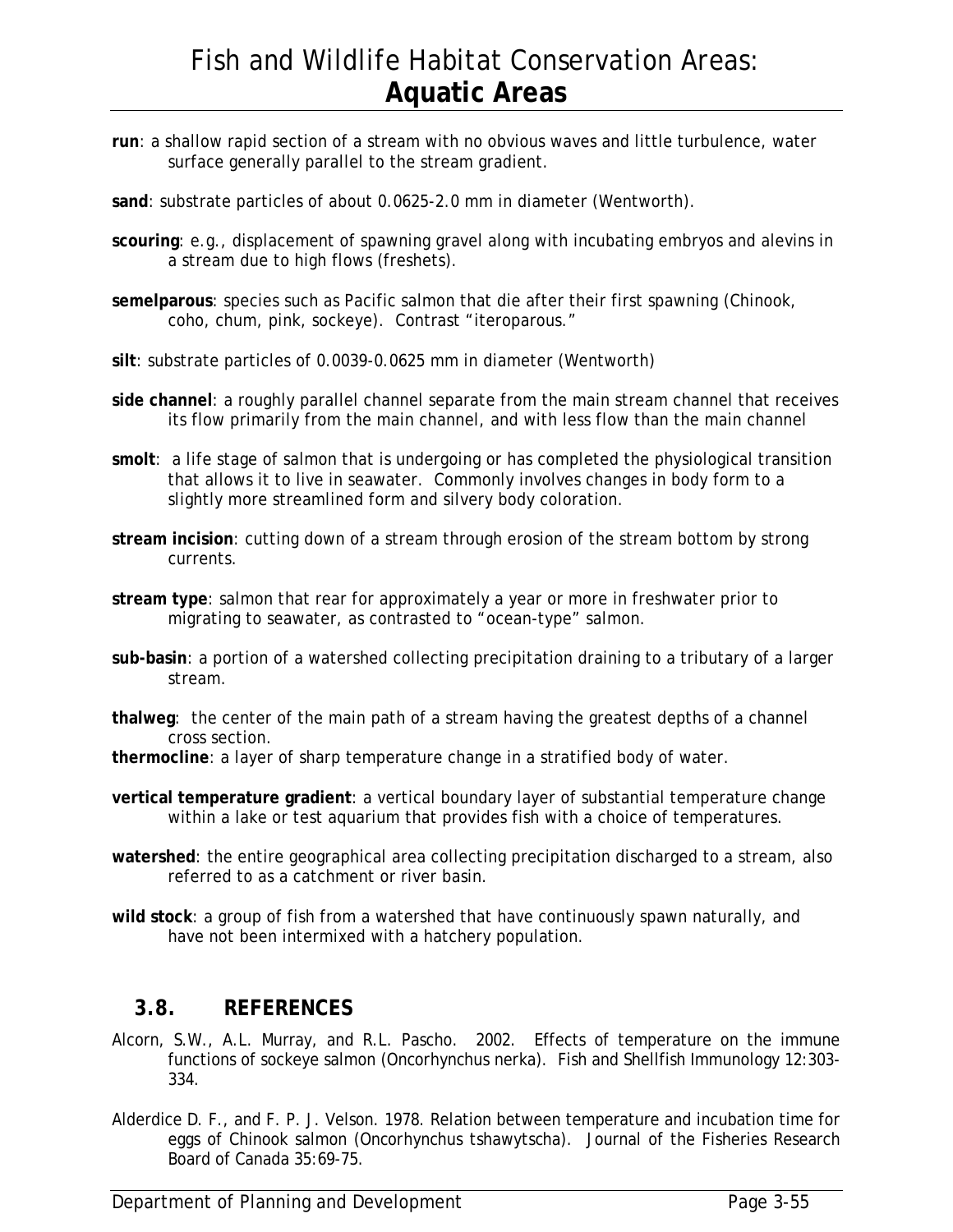**run**: a shallow rapid section of a stream with no obvious waves and little turbulence, water surface generally parallel to the stream gradient.

**sand**: substrate particles of about 0.0625-2.0 mm in diameter (Wentworth).

**scouring**: e.g., displacement of spawning gravel along with incubating embryos and alevins in a stream due to high flows (freshets).

**semelparous**: species such as Pacific salmon that die after their first spawning (Chinook, coho, chum, pink, sockeye). Contrast "iteroparous."

**silt**: substrate particles of 0.0039-0.0625 mm in diameter (Wentworth)

**side channel**: a roughly parallel channel separate from the main stream channel that receives its flow primarily from the main channel, and with less flow than the main channel

**smolt**: a life stage of salmon that is undergoing or has completed the physiological transition that allows it to live in seawater. Commonly involves changes in body form to a slightly more streamlined form and silvery body coloration.

**stream incision**: cutting down of a stream through erosion of the stream bottom by strong currents.

**stream type**: salmon that rear for approximately a year or more in freshwater prior to migrating to seawater, as contrasted to "ocean-type" salmon.

**sub-basin**: a portion of a watershed collecting precipitation draining to a tributary of a larger stream.

**thalweg**: the center of the main path of a stream having the greatest depths of a channel cross section.

**thermocline**: a layer of sharp temperature change in a stratified body of water.

**vertical temperature gradient**: a vertical boundary layer of substantial temperature change within a lake or test aquarium that provides fish with a choice of temperatures.

**watershed**: the entire geographical area collecting precipitation discharged to a stream, also referred to as a catchment or river basin.

**wild stock**: a group of fish from a watershed that have continuously spawn naturally, and have not been intermixed with a hatchery population.

## 3.8. REFERENCES

Alcorn, S.W., A.L. Murray, and R.L. Pascho. 2002. Effects of temperature on the immune functions of sockeye salmon (Oncorhynchus nerka). Fish and Shellfish Immunology 12:303-334.

Alderdice D. F., and F. P. J. Velson. 1978. Relation between temperature and incubation time for eggs of Chinook salmon (Oncorhynchus tshawytscha). Journal of the Fisheries Research Board of Canada 35:69-75.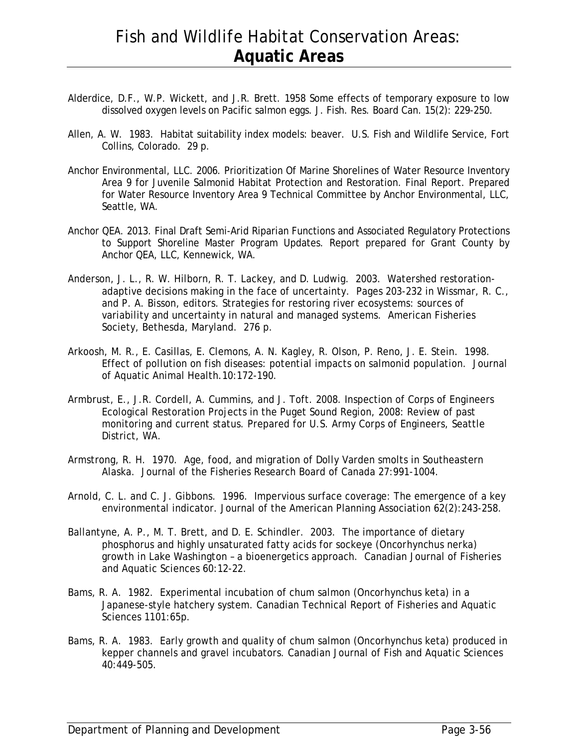Alderdice, D.F., W.P. Wickett, and J.R. Brett. 1958 Some effects of temporary exposure to low dissolved oxygen levels on Pacific salmon eggs. J. Fish. Res. Board Can. 15(2): 229-250.

Allen, A. W. 1983. Habitat suitability index models: beaver. U.S. Fish and Wildlife Service, Fort Collins, Colorado. 29 p.

Anchor Environmental, LLC. 2006. Prioritization Of Marine Shorelines of Water Resource Inventory Area 9 for Juvenile Salmonid Habitat Protection and Restoration. Final Report. Prepared for Water Resource Inventory Area 9 Technical Committee by Anchor Environmental, LLC, Seattle, WA.

Anchor QEA. 2013. Final Draft Semi-Arid Riparian Functions and Associated Regulatory Protections to Support Shoreline Master Program Updates. Report prepared for Grant County by Anchor QEA, LLC, Kennewick, WA.

Anderson, J. L., R. W. Hilborn, R. T. Lackey, and D. Ludwig. 2003. Watershed restoration-adaptive decisions making in the face of uncertainty. Pages 203-232 in Wissmar, R. C., and P. A. Bisson, editors. Strategies for restoring river ecosystems: sources of variability and uncertainty in natural and managed systems. American Fisheries Society, Bethesda, Maryland. 276 p.

Arkoosh, M. R., E. Casillas, E. Clemons, A. N. Kagley, R. Olson, P. Reno, J. E. Stein. 1998. Effect of pollution on fish diseases: potential impacts on salmonid population. Journal of Aquatic Animal Health. 10:172-190.

Armbrust, E., J.R. Cordell, A. Cummins, and J. Toft. 2008. Inspection of Corps of Engineers Ecological Restoration Projects in the Puget Sound Region, 2008: Review of past monitoring and current status. Prepared for U.S. Army Corps of Engineers, Seattle District, WA.

Armstrong, R. H. 1970. Age, food, and migration of Dolly Varden smolts in Southeastern Alaska. Journal of the Fisheries Research Board of Canada 27:991-1004.

Arnold, C. L. and C. J. Gibbons. 1996. Impervious surface coverage: The emergence of a key environmental indicator. Journal of the American Planning Association 62(2):243-258.

Ballantyne, A. P., M. T. Brett, and D. E. Schindler. 2003. The importance of dietary phosphorus and highly unsaturated fatty acids for sockeye (Oncorhynchus nerka) growth in Lake Washington – a bioenergetics approach. Canadian Journal of Fisheries and Aquatic Sciences 60:12-22.

Bams, R. A. 1982. Experimental incubation of chum salmon (Oncorhynchus keta) in a Japanese-style hatchery system. Canadian Technical Report of Fisheries and Aquatic Sciences 1101:65p.

Bams, R. A. 1983. Early growth and quality of chum salmon (Oncorhynchus keta) produced in kepper channels and gravel incubators. Canadian Journal of Fish and Aquatic Sciences 40:449-505.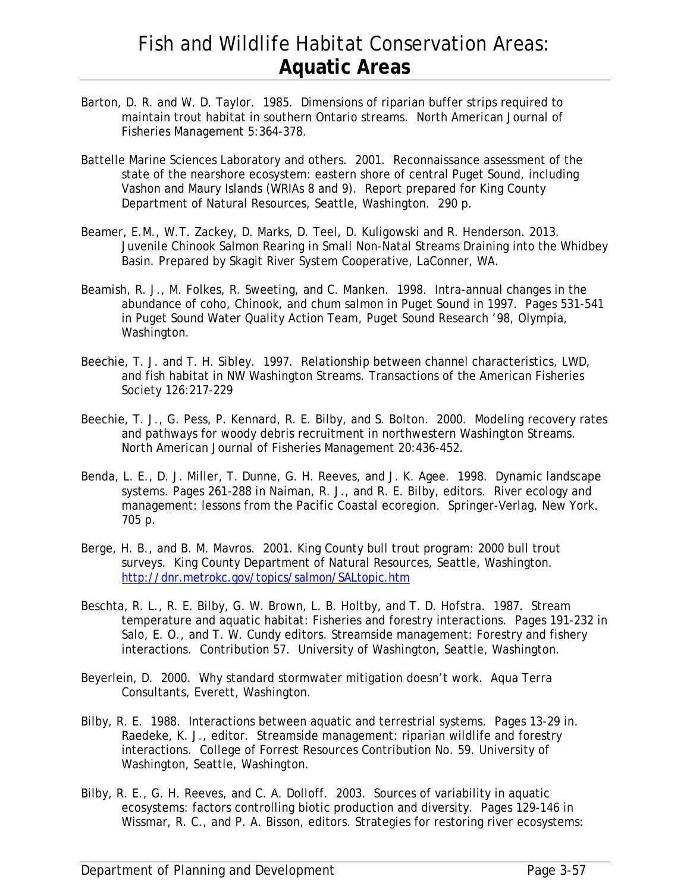Barton, D. R. and W. D. Taylor. 1985. Dimensions of riparian buffer strips required to maintain trout habitat in southern Ontario streams. North American Journal of Fisheries Management 5:364-378.

Battelle Marine Sciences Laboratory and others. 2001. Reconnaissance assessment of the state of the nearshore ecosystem: eastern shore of central Puget Sound, including Vashon and Maury Islands (WRIAs 8 and 9). Report prepared for King County Department of Natural Resources, Seattle, Washington. 290 p.

Beamer, E.M., W.T. Zackey, D. Marks, D. Teel, D. Kuligowski and R. Henderson. 2013. Juvenile Chinook Salmon Rearing in Small Non-Natal Streams Draining into the Whidbey Basin. Prepared by Skagit River System Cooperative, LaConner, WA.

Beamish, R. J., M. Folkes, R. Sweeting, and C. Manken. 1998. Intra-annual changes in the abundance of coho, Chinook, and chum salmon in Puget Sound in 1997. Pages 531-541 in Puget Sound Water Quality Action Team, Puget Sound Research '98, Olympia, Washington.

Beechie, T. J. and T. H. Sibley. 1997. Relationship between channel characteristics, LWD, and fish habitat in NW Washington Streams. Transactions of the American Fisheries Society 126:217-229

Beechie, T. J., G. Pess, P. Kennard, R. E. Bilby, and S. Bolton. 2000. Modeling recovery rates and pathways for woody debris recruitment in northwestern Washington Streams. North American Journal of Fisheries Management 20:436-452.

Benda, L. E., D. J. Miller, T. Dunne, G. H. Reeves, and J. K. Agee. 1998. Dynamic landscape systems. Pages 261-288 in Naiman, R. J., and R. E. Bilby, editors. River ecology and management: lessons from the Pacific Coastal ecoregion. Springer-Verlag, New York. 705 p.

Berge, H. B., and B. M. Mavros. 2001. King County bull trout program: 2000 bull trout surveys. King County Department of Natural Resources, Seattle, Washington. http://dnr.metrokc.gov/topics/salmon/SALtopic.htm

Beschta, R. L., R. E. Bilby, G. W. Brown, L. B. Holtby, and T. D. Hofstra. 1987. Stream temperature and aquatic habitat: Fisheries and forestry interactions. Pages 191-232 in Salo, E. O., and T. W. Cundy editors. Streamside management: Forestry and fishery interactions. Contribution 57. University of Washington, Seattle, Washington.

Beyerlein, D. 2000. Why standard stormwater mitigation doesn't work. Aqua Terra Consultants, Everett, Washington.

Bilby, R. E. 1988. Interactions between aquatic and terrestrial systems. Pages 13-29 in. Raedeke, K. J., editor. Streamside management: riparian wildlife and forestry interactions. College of Forrest Resources Contribution No. 59. University of Washington, Seattle, Washington.

Bilby, R. E., G. H. Reeves, and C. A. Dolloff. 2003. Sources of variability in aquatic ecosystems: factors controlling biotic production and diversity. Pages 129-146 in Wissmar, R. C., and P. A. Bisson, editors. Strategies for restoring river ecosystems: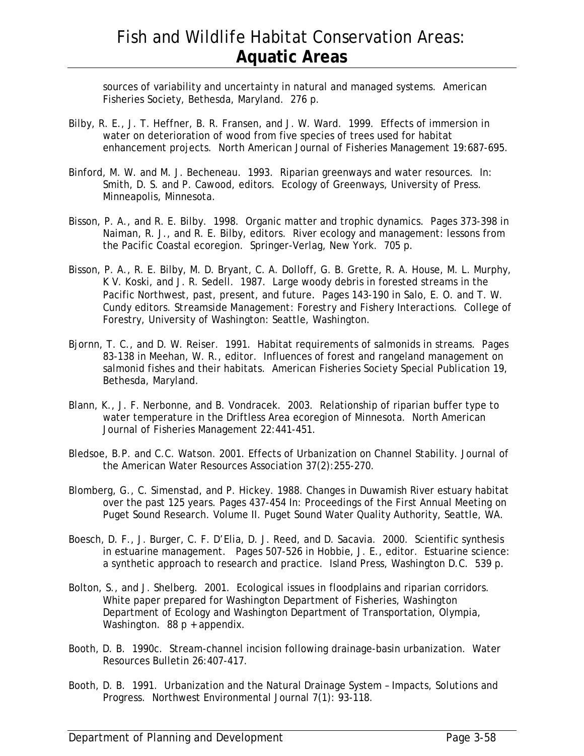sources of variability and uncertainty in natural and managed systems. American Fisheries Society, Bethesda, Maryland. 276 p.

Bilby, R. E., J. T. Heffner, B. R. Fransen, and J. W. Ward. 1999. Effects of immersion in water on deterioration of wood from five species of trees used for habitat enhancement projects. North American Journal of Fisheries Management 19:687-695.

Binford, M. W. and M. J. Becheneau. 1993. Riparian greenways and water resources. In: Smith, D. S. and P. Cawood, editors. Ecology of Greenways, University of Press. Minneapolis, Minnesota.

Bisson, P. A., and R. E. Bilby. 1998. Organic matter and trophic dynamics. Pages 373-398 in Naiman, R. J., and R. E. Bilby, editors. River ecology and management: lessons from the Pacific Coastal ecoregion. Springer-Verlag, New York. 705 p.

Bisson, P. A., R. E. Bilby, M. D. Bryant, C. A. Dolloff, G. B. Grette, R. A. House, M. L. Murphy, K V. Koski, and J. R. Sedell. 1987. Large woody debris in forested streams in the Pacific Northwest, past, present, and future. Pages 143-190 in Salo, E. O. and T. W. Cundy editors. Streamside Management: Forestry and Fishery Interactions. College of Forestry, University of Washington: Seattle, Washington.

Bjornn, T. C., and D. W. Reiser. 1991. Habitat requirements of salmonids in streams. Pages 83-138 in Meehan, W. R., editor. Influences of forest and rangeland management on salmonid fishes and their habitats. American Fisheries Society Special Publication 19, Bethesda, Maryland.

Blann, K., J. F. Nerbonne, and B. Vondracek. 2003. Relationship of riparian buffer type to water temperature in the Driftless Area ecoregion of Minnesota. North American Journal of Fisheries Management 22:441-451.

Bledsoe, B.P. and C.C. Watson. 2001. Effects of Urbanization on Channel Stability. Journal of the American Water Resources Association 37(2):255-270.

Blomberg, G., C. Simenstad, and P. Hickey. 1988. Changes in Duwamish River estuary habitat over the past 125 years. Pages 437-454 In: Proceedings of the First Annual Meeting on Puget Sound Research. Volume II. Puget Sound Water Quality Authority, Seattle, WA.

Boesch, D. F., J. Burger, C. F. D'Elia, D. J. Reed, and D. Sacavia. 2000. Scientific synthesis in estuarine management. Pages 507-526 in Hobbie, J. E., editor. Estuarine science: a synthetic approach to research and practice. Island Press, Washington D.C. 539 p.

Bolton, S., and J. Shelberg. 2001. Ecological issues in floodplains and riparian corridors. White paper prepared for Washington Department of Fisheries, Washington Department of Ecology and Washington Department of Transportation, Olympia, Washington. 88 p + appendix.

Booth, D. B. 1990c. Stream-channel incision following drainage-basin urbanization. Water Resources Bulletin 26:407-417.

Booth, D. B. 1991. Urbanization and the Natural Drainage System – Impacts, Solutions and Progress. Northwest Environmental Journal 7(1): 93-118.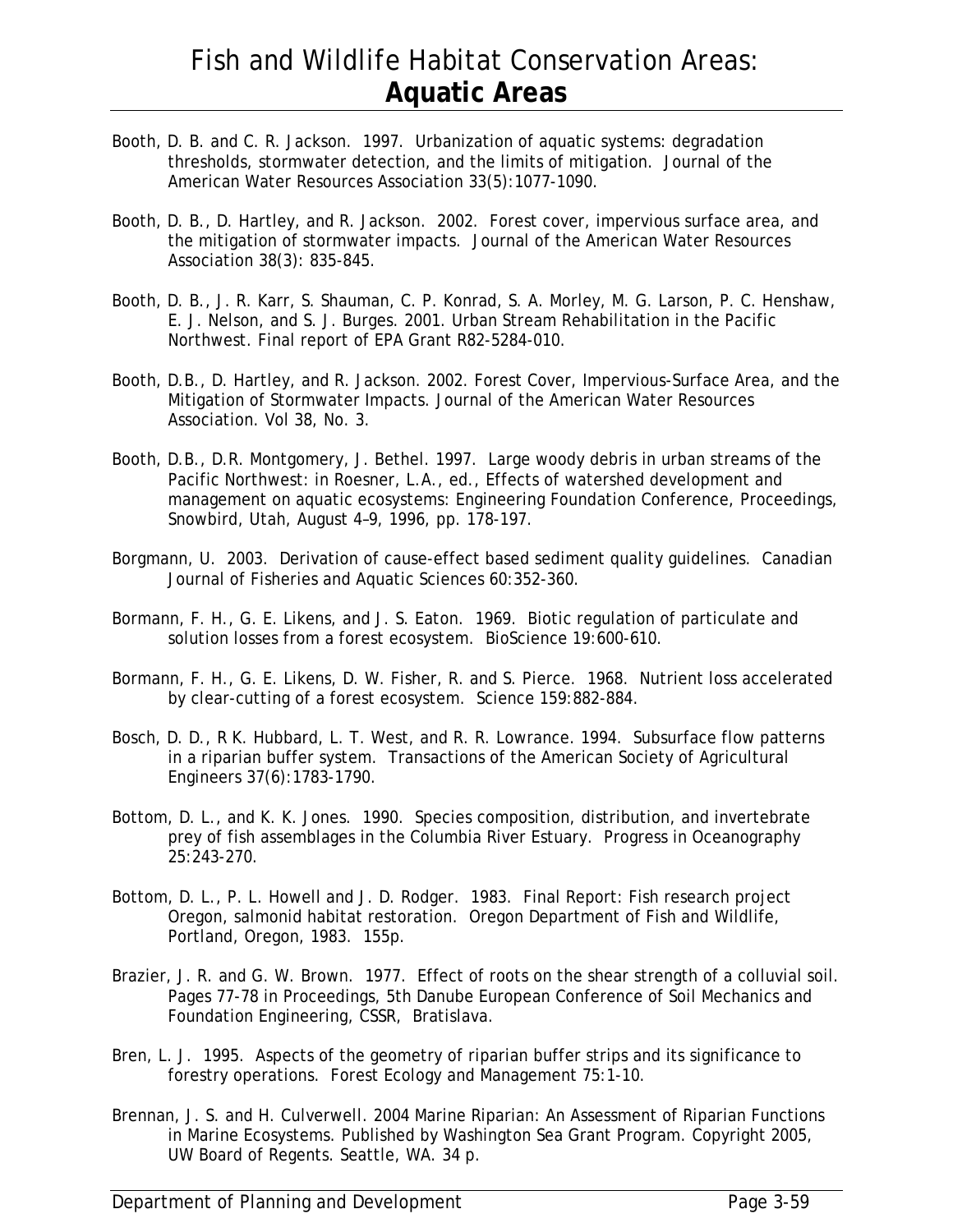Booth, D. B. and C. R. Jackson. 1997. Urbanization of aquatic systems: degradation thresholds, stormwater detection, and the limits of mitigation. Journal of the American Water Resources Association 33(5):1077-1090.

Booth, D. B., D. Hartley, and R. Jackson. 2002. Forest cover, impervious surface area, and the mitigation of stormwater impacts. Journal of the American Water Resources Association 38(3): 835-845.

Booth, D. B., J. R. Karr, S. Shauman, C. P. Konrad, S. A. Morley, M. G. Larson, P. C. Henshaw, E. J. Nelson, and S. J. Burges. 2001. Urban Stream Rehabilitation in the Pacific Northwest. Final report of EPA Grant R82-5284-010.

Booth, D.B., D. Hartley, and R. Jackson. 2002. Forest Cover, Impervious-Surface Area, and the Mitigation of Stormwater Impacts. Journal of the American Water Resources Association. Vol 38, No. 3.

Booth, D.B., D.R. Montgomery, J. Bethel. 1997. Large woody debris in urban streams of the Pacific Northwest: in Roesner, L.A., ed., Effects of watershed development and management on aquatic ecosystems: Engineering Foundation Conference, Proceedings, Snowbird, Utah, August 4–9, 1996, pp. 178-197.

Borgmann, U. 2003. Derivation of cause-effect based sediment quality guidelines. Canadian Journal of Fisheries and Aquatic Sciences 60:352-360.

Bormann, F. H., G. E. Likens, and J. S. Eaton. 1969. Biotic regulation of particulate and solution losses from a forest ecosystem. BioScience 19:600-610.

Bormann, F. H., G. E. Likens, D. W. Fisher, R. and S. Pierce. 1968. Nutrient loss accelerated by clear-cutting of a forest ecosystem. Science 159:882-884.

Bosch, D. D., R K. Hubbard, L. T. West, and R. R. Lowrance. 1994. Subsurface flow patterns in a riparian buffer system. Transactions of the American Society of Agricultural Engineers 37(6):1783-1790.

Bottom, D. L., and K. K. Jones. 1990. Species composition, distribution, and invertebrate prey of fish assemblages in the Columbia River Estuary. Progress in Oceanography 25:243-270.

Bottom, D. L., P. L. Howell and J. D. Rodger. 1983. Final Report: Fish research project Oregon, salmonid habitat restoration. Oregon Department of Fish and Wildlife, Portland, Oregon, 1983. 155p.

Brazier, J. R. and G. W. Brown. 1977. Effect of roots on the shear strength of a colluvial soil. Pages 77-78 in Proceedings, 5th Danube European Conference of Soil Mechanics and Foundation Engineering, CSSR, Bratislava.

Bren, L. J. 1995. Aspects of the geometry of riparian buffer strips and its significance to forestry operations. Forest Ecology and Management 75:1-10.

Brennan, J. S. and H. Culverwell. 2004 Marine Riparian: An Assessment of Riparian Functions in Marine Ecosystems. Published by Washington Sea Grant Program. Copyright 2005, UW Board of Regents. Seattle, WA. 34 p.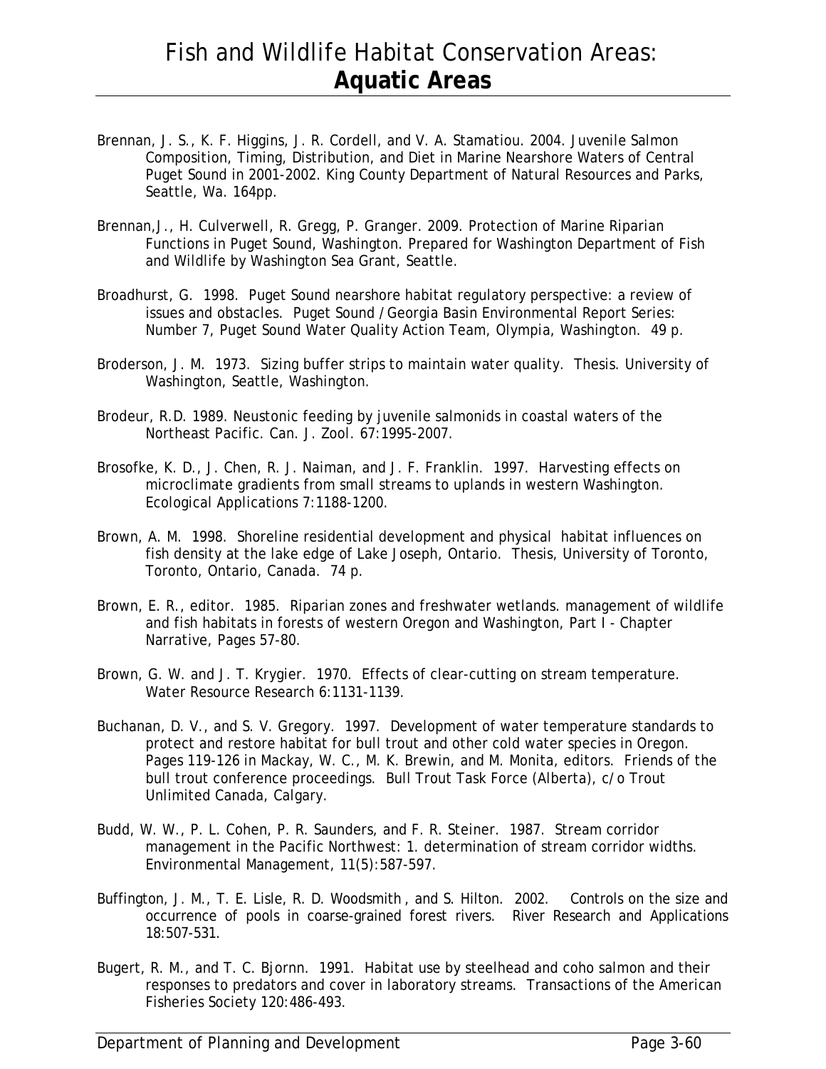Brennan, J. S., K. F. Higgins, J. R. Cordell, and V. A. Stamatiou. 2004. Juvenile Salmon Composition, Timing, Distribution, and Diet in Marine Nearshore Waters of Central Puget Sound in 2001-2002. King County Department of Natural Resources and Parks, Seattle, Wa. 164pp.

Brennan,J., H. Culverwell, R. Gregg, P. Granger. 2009. Protection of Marine Riparian Functions in Puget Sound, Washington. Prepared for Washington Department of Fish and Wildlife by Washington Sea Grant, Seattle.

Broadhurst, G. 1998. Puget Sound nearshore habitat regulatory perspective: a review of issues and obstacles. Puget Sound / Georgia Basin Environmental Report Series: Number 7, Puget Sound Water Quality Action Team, Olympia, Washington. 49 p.

Broderson, J. M. 1973. Sizing buffer strips to maintain water quality. Thesis. University of Washington, Seattle, Washington.

Brodeur, R.D. 1989. Neustonic feeding by juvenile salmonids in coastal waters of the Northeast Pacific. Can. J. Zool. 67:1995-2007.

Brosofke, K. D., J. Chen, R. J. Naiman, and J. F. Franklin. 1997. Harvesting effects on microclimate gradients from small streams to uplands in western Washington. Ecological Applications 7:1188-1200.

Brown, A. M. 1998. Shoreline residential development and physical habitat influences on fish density at the lake edge of Lake Joseph, Ontario. Thesis, University of Toronto, Toronto, Ontario, Canada. 74 p.

Brown, E. R., editor. 1985. Riparian zones and freshwater wetlands. management of wildlife and fish habitats in forests of western Oregon and Washington, Part I - Chapter Narrative, Pages 57-80.

Brown, G. W. and J. T. Krygier. 1970. Effects of clear-cutting on stream temperature. Water Resource Research 6:1131-1139.

Buchanan, D. V., and S. V. Gregory. 1997. Development of water temperature standards to protect and restore habitat for bull trout and other cold water species in Oregon. Pages 119-126 in Mackay, W. C., M. K. Brewin, and M. Monita, editors. Friends of the bull trout conference proceedings. Bull Trout Task Force (Alberta), c/o Trout Unlimited Canada, Calgary.

Budd, W. W., P. L. Cohen, P. R. Saunders, and F. R. Steiner. 1987. Stream corridor management in the Pacific Northwest: 1. determination of stream corridor widths. Environmental Management, 11(5):587-597.

Buffington, J. M., T. E. Lisle, R. D. Woodsmith , and S. Hilton. 2002. Controls on the size and occurrence of pools in coarse-grained forest rivers. River Research and Applications 18:507-531.

Bugert, R. M., and T. C. Bjornn. 1991. Habitat use by steelhead and coho salmon and their responses to predators and cover in laboratory streams. Transactions of the American Fisheries Society 120:486-493.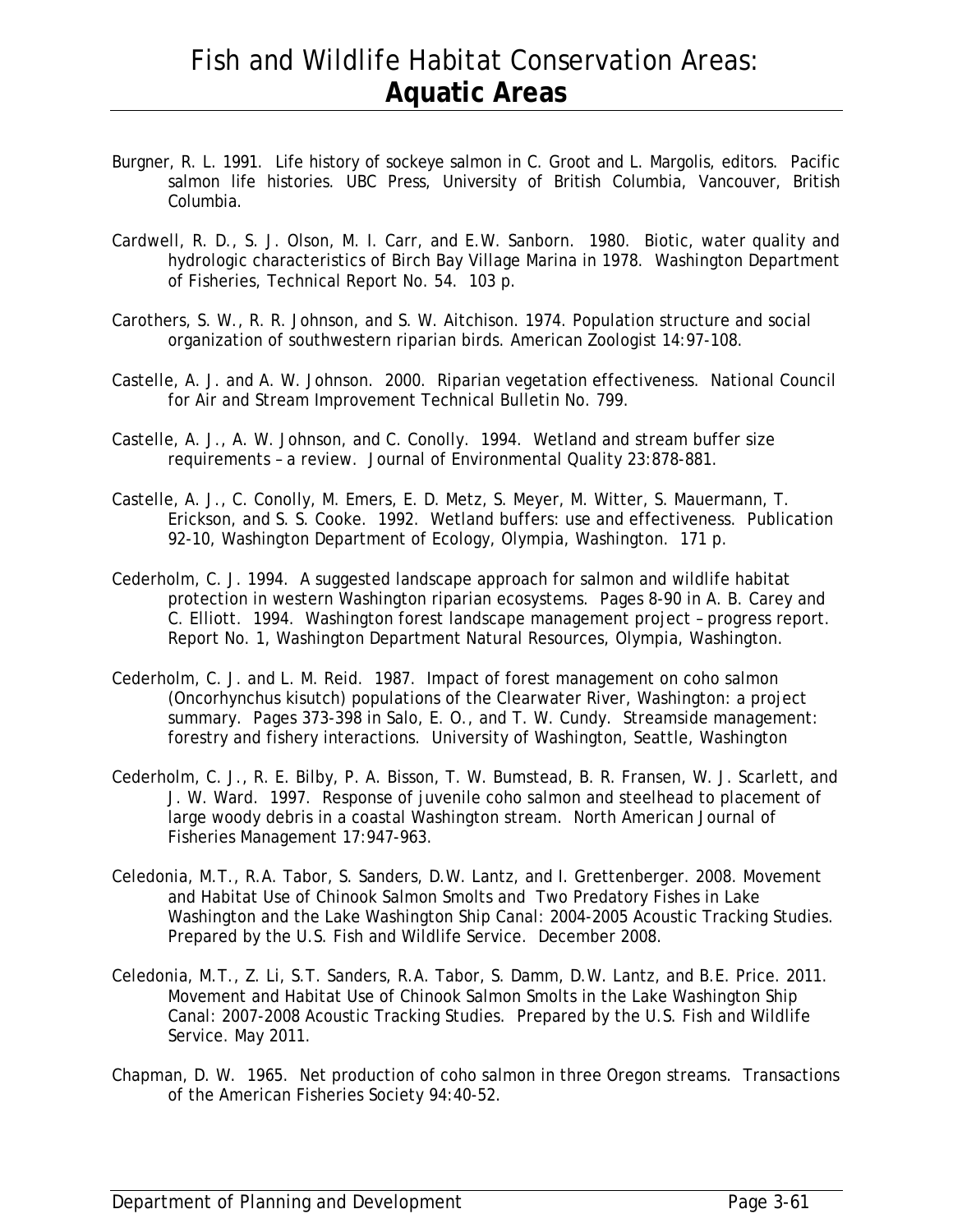Burgner, R. L. 1991. Life history of sockeye salmon in C. Groot and L. Margolis, editors. Pacific salmon life histories. UBC Press, University of British Columbia, Vancouver, British Columbia.

Cardwell, R. D., S. J. Olson, M. I. Carr, and E.W. Sanborn. 1980. Biotic, water quality and hydrologic characteristics of Birch Bay Village Marina in 1978. Washington Department of Fisheries, Technical Report No. 54. 103 p.

Carothers, S. W., R. R. Johnson, and S. W. Aitchison. 1974. Population structure and social organization of southwestern riparian birds. American Zoologist 14:97-108.

Castelle, A. J. and A. W. Johnson. 2000. Riparian vegetation effectiveness. National Council for Air and Stream Improvement Technical Bulletin No. 799.

Castelle, A. J., A. W. Johnson, and C. Conolly. 1994. Wetland and stream buffer size requirements – a review. Journal of Environmental Quality 23:878-881.

Castelle, A. J., C. Conolly, M. Emers, E. D. Metz, S. Meyer, M. Witter, S. Mauermann, T. Erickson, and S. S. Cooke. 1992. Wetland buffers: use and effectiveness. Publication 92-10, Washington Department of Ecology, Olympia, Washington. 171 p.

Cederholm, C. J. 1994. A suggested landscape approach for salmon and wildlife habitat protection in western Washington riparian ecosystems. Pages 8-90 in A. B. Carey and C. Elliott. 1994. Washington forest landscape management project – progress report. Report No. 1, Washington Department Natural Resources, Olympia, Washington.

Cederholm, C. J. and L. M. Reid. 1987. Impact of forest management on coho salmon (Oncorhynchus kisutch) populations of the Clearwater River, Washington: a project summary. Pages 373-398 in Salo, E. O., and T. W. Cundy. Streamside management: forestry and fishery interactions. University of Washington, Seattle, Washington

Cederholm, C. J., R. E. Bilby, P. A. Bisson, T. W. Bumstead, B. R. Fransen, W. J. Scarlett, and J. W. Ward. 1997. Response of juvenile coho salmon and steelhead to placement of large woody debris in a coastal Washington stream. North American Journal of Fisheries Management 17:947-963.

Celedonia, M.T., R.A. Tabor, S. Sanders, D.W. Lantz, and I. Grettenberger. 2008. Movement and Habitat Use of Chinook Salmon Smolts and Two Predatory Fishes in Lake Washington and the Lake Washington Ship Canal: 2004-2005 Acoustic Tracking Studies. Prepared by the U.S. Fish and Wildlife Service. December 2008.

Celedonia, M.T., Z. Li, S.T. Sanders, R.A. Tabor, S. Damm, D.W. Lantz, and B.E. Price. 2011. Movement and Habitat Use of Chinook Salmon Smolts in the Lake Washington Ship Canal: 2007-2008 Acoustic Tracking Studies. Prepared by the U.S. Fish and Wildlife Service. May 2011.

Chapman, D. W. 1965. Net production of coho salmon in three Oregon streams. Transactions of the American Fisheries Society 94:40-52.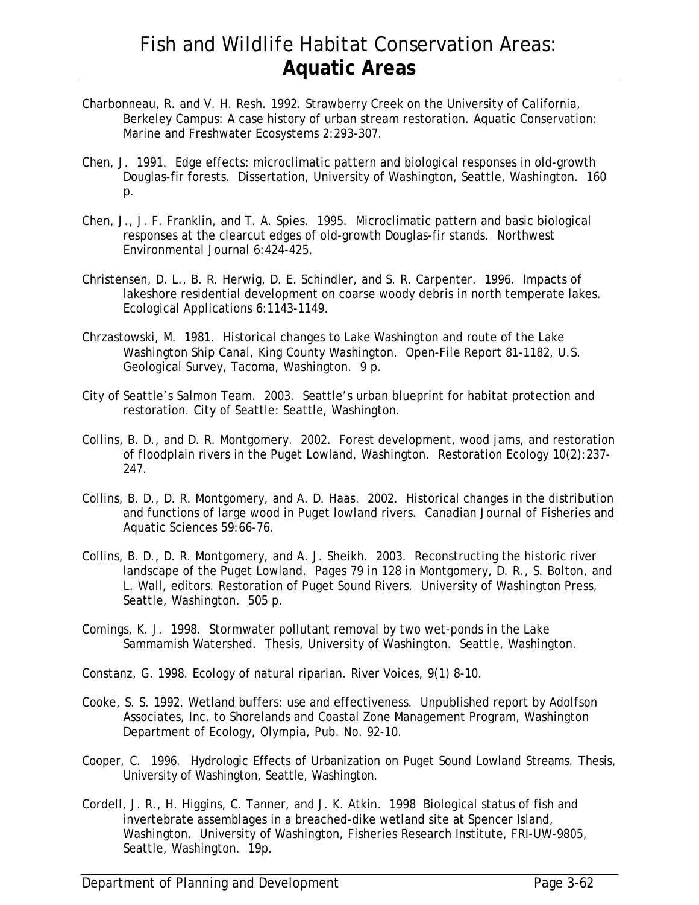Charbonneau, R. and V. H. Resh. 1992. Strawberry Creek on the University of California, Berkeley Campus: A case history of urban stream restoration. Aquatic Conservation: Marine and Freshwater Ecosystems 2:293-307.

Chen, J. 1991. Edge effects: microclimatic pattern and biological responses in old-growth Douglas-fir forests. Dissertation, University of Washington, Seattle, Washington. 160 p.

Chen, J., J. F. Franklin, and T. A. Spies. 1995. Microclimatic pattern and basic biological responses at the clearcut edges of old-growth Douglas-fir stands. Northwest Environmental Journal 6:424-425.

Christensen, D. L., B. R. Herwig, D. E. Schindler, and S. R. Carpenter. 1996. Impacts of lakeshore residential development on coarse woody debris in north temperate lakes. Ecological Applications 6:1143-1149.

Chrzastowski, M. 1981. Historical changes to Lake Washington and route of the Lake Washington Ship Canal, King County Washington. Open-File Report 81-1182, U.S. Geological Survey, Tacoma, Washington. 9 p.

City of Seattle's Salmon Team. 2003. Seattle's urban blueprint for habitat protection and restoration. City of Seattle: Seattle, Washington.

Collins, B. D., and D. R. Montgomery. 2002. Forest development, wood jams, and restoration of floodplain rivers in the Puget Lowland, Washington. Restoration Ecology 10(2):237-247.

Collins, B. D., D. R. Montgomery, and A. D. Haas. 2002. Historical changes in the distribution and functions of large wood in Puget lowland rivers. Canadian Journal of Fisheries and Aquatic Sciences 59:66-76.

Collins, B. D., D. R. Montgomery, and A. J. Sheikh. 2003. Reconstructing the historic river landscape of the Puget Lowland. Pages 79 in 128 in Montgomery, D. R., S. Bolton, and L. Wall, editors. Restoration of Puget Sound Rivers. University of Washington Press, Seattle, Washington. 505 p.

Comings, K. J. 1998. Stormwater pollutant removal by two wet-ponds in the Lake Sammamish Watershed. Thesis, University of Washington. Seattle, Washington.

Constanz, G. 1998. Ecology of natural riparian. River Voices, 9(1) 8-10.

Cooke, S. S. 1992. Wetland buffers: use and effectiveness. Unpublished report by Adolfson Associates, Inc. to Shorelands and Coastal Zone Management Program, Washington Department of Ecology, Olympia, Pub. No. 92-10.

Cooper, C. 1996. Hydrologic Effects of Urbanization on Puget Sound Lowland Streams. Thesis, University of Washington, Seattle, Washington.

Cordell, J. R., H. Higgins, C. Tanner, and J. K. Atkin. 1998 Biological status of fish and invertebrate assemblages in a breached-dike wetland site at Spencer Island, Washington. University of Washington, Fisheries Research Institute, FRI-UW-9805, Seattle, Washington. 19p.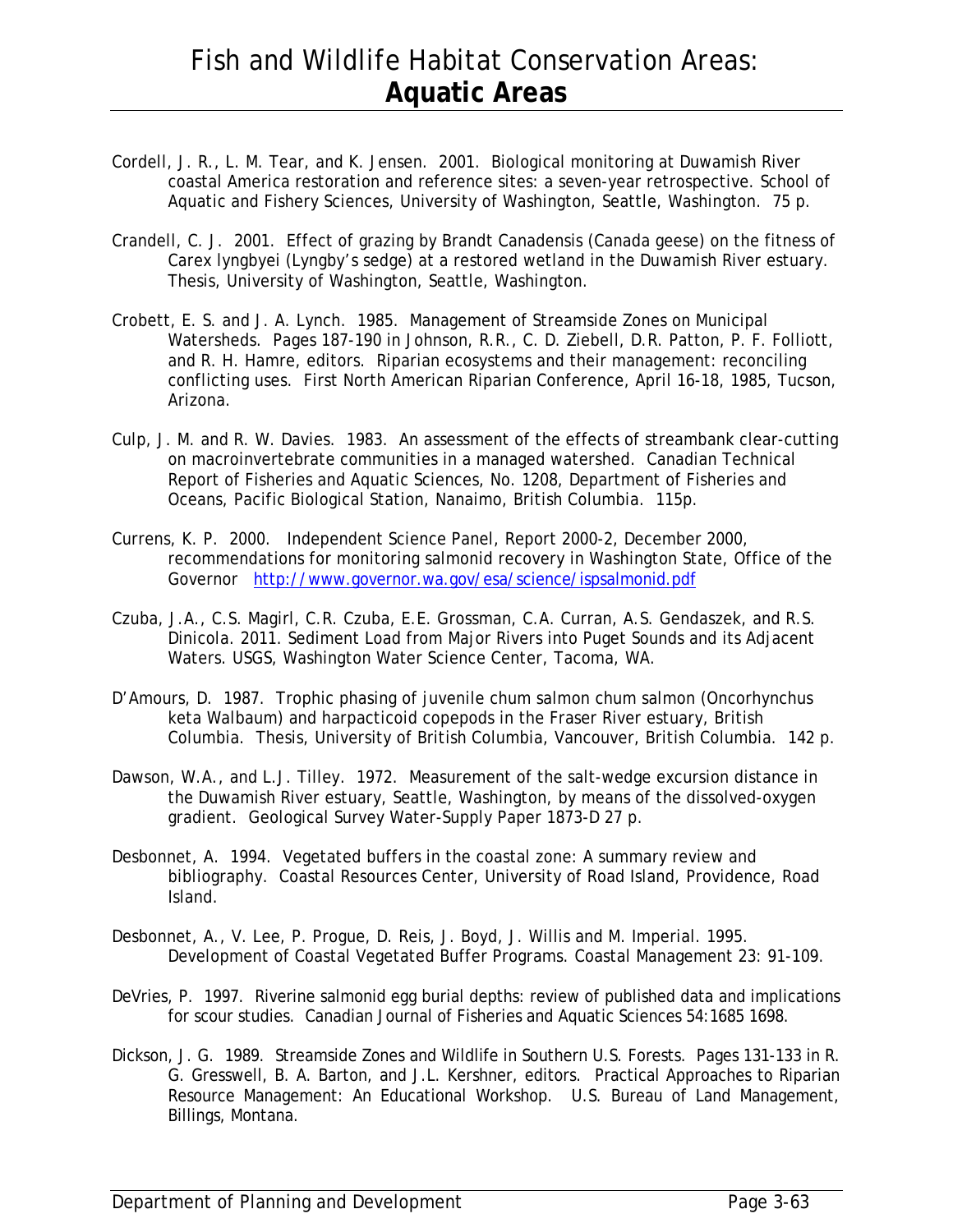Cordell, J. R., L. M. Tear, and K. Jensen. 2001. Biological monitoring at Duwamish River coastal America restoration and reference sites: a seven-year retrospective. School of Aquatic and Fishery Sciences, University of Washington, Seattle, Washington. 75 p.

Crandell, C. J. 2001. Effect of grazing by Brandt Canadensis (Canada geese) on the fitness of Carex lyngbyei (Lyngby's sedge) at a restored wetland in the Duwamish River estuary. Thesis, University of Washington, Seattle, Washington.

Crobett, E. S. and J. A. Lynch. 1985. Management of Streamside Zones on Municipal Watersheds. Pages 187-190 in Johnson, R.R., C. D. Ziebell, D.R. Patton, P. F. Folliott, and R. H. Hamre, editors. Riparian ecosystems and their management: reconciling conflicting uses. First North American Riparian Conference, April 16-18, 1985, Tucson, Arizona.

Culp, J. M. and R. W. Davies. 1983. An assessment of the effects of streambank clear-cutting on macroinvertebrate communities in a managed watershed. Canadian Technical Report of Fisheries and Aquatic Sciences, No. 1208, Department of Fisheries and Oceans, Pacific Biological Station, Nanaimo, British Columbia. 115p.

Currens, K. P. 2000. Independent Science Panel, Report 2000-2, December 2000, recommendations for monitoring salmonid recovery in Washington State, Office of the Governor http://www.governor.wa.gov/esa/science/ispsalmonid.pdf

Czuba, J.A., C.S. Magirl, C.R. Czuba, E.E. Grossman, C.A. Curran, A.S. Gendaszek, and R.S. Dinicola. 2011. Sediment Load from Major Rivers into Puget Sounds and its Adjacent Waters. USGS, Washington Water Science Center, Tacoma, WA.

D'Amours, D. 1987. Trophic phasing of juvenile chum salmon chum salmon (Oncorhynchus keta Walbaum) and harpacticoid copepods in the Fraser River estuary, British Columbia. Thesis, University of British Columbia, Vancouver, British Columbia. 142 p.

Dawson, W.A., and L.J. Tilley. 1972. Measurement of the salt-wedge excursion distance in the Duwamish River estuary, Seattle, Washington, by means of the dissolved-oxygen gradient. Geological Survey Water-Supply Paper 1873-D 27 p.

Desbonnet, A. 1994. Vegetated buffers in the coastal zone: A summary review and bibliography. Coastal Resources Center, University of Road Island, Providence, Road Island.

Desbonnet, A., V. Lee, P. Progue, D. Reis, J. Boyd, J. Willis and M. Imperial. 1995. Development of Coastal Vegetated Buffer Programs. Coastal Management 23: 91-109.

DeVries, P. 1997. Riverine salmonid egg burial depths: review of published data and implications for scour studies. Canadian Journal of Fisheries and Aquatic Sciences 54:1685 1698.

Dickson, J. G. 1989. Streamside Zones and Wildlife in Southern U.S. Forests. Pages 131-133 in R. G. Gresswell, B. A. Barton, and J.L. Kershner, editors. Practical Approaches to Riparian Resource Management: An Educational Workshop. U.S. Bureau of Land Management, Billings, Montana.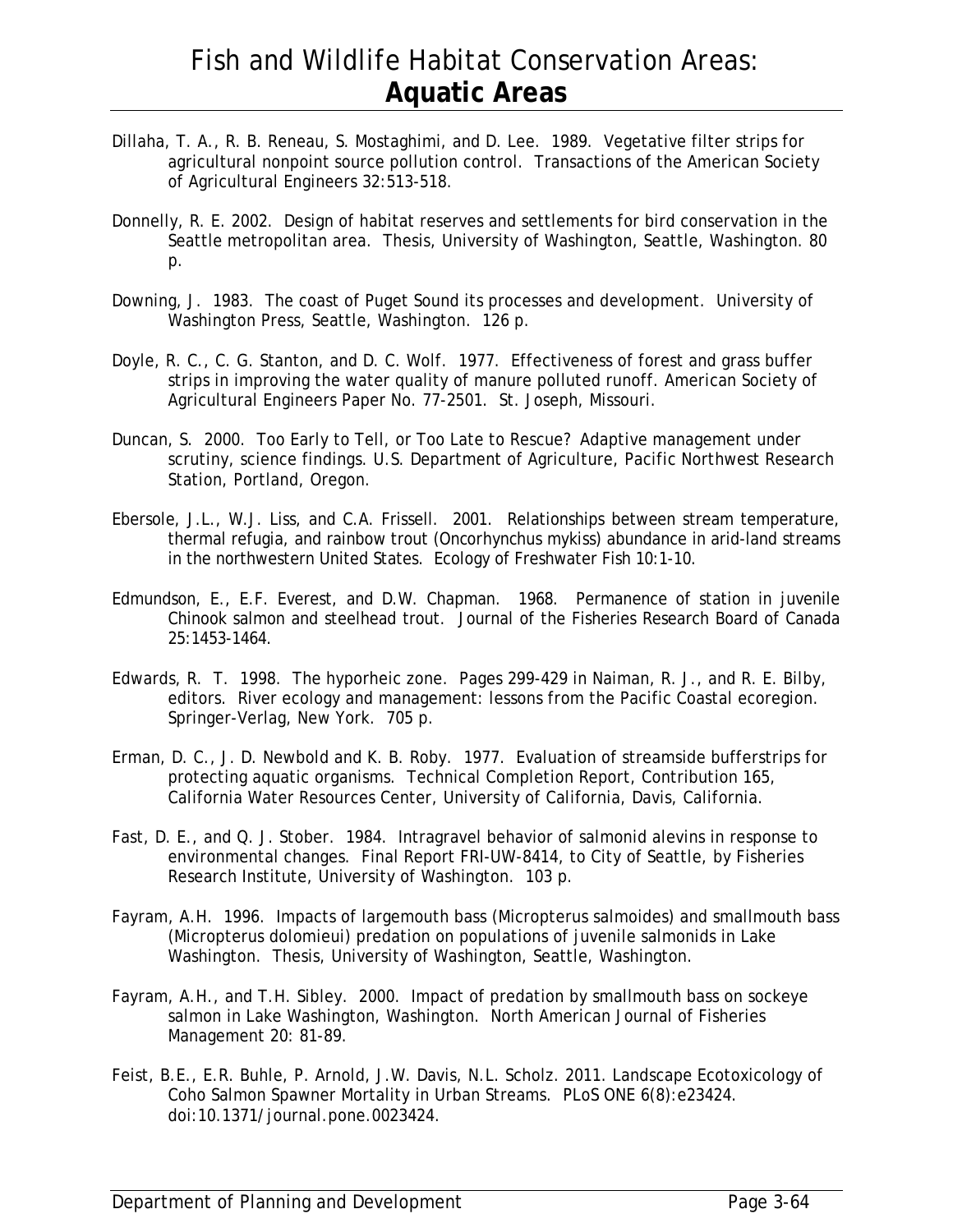Dillaha, T. A., R. B. Reneau, S. Mostaghimi, and D. Lee. 1989. Vegetative filter strips for agricultural nonpoint source pollution control. Transactions of the American Society of Agricultural Engineers 32:513-518.

Donnelly, R. E. 2002. Design of habitat reserves and settlements for bird conservation in the Seattle metropolitan area. Thesis, University of Washington, Seattle, Washington. 80 p.

Downing, J. 1983. The coast of Puget Sound its processes and development. University of Washington Press, Seattle, Washington. 126 p.

Doyle, R. C., C. G. Stanton, and D. C. Wolf. 1977. Effectiveness of forest and grass buffer strips in improving the water quality of manure polluted runoff. American Society of Agricultural Engineers Paper No. 77-2501. St. Joseph, Missouri.

Duncan, S. 2000. Too Early to Tell, or Too Late to Rescue? Adaptive management under scrutiny, science findings. U.S. Department of Agriculture, Pacific Northwest Research Station, Portland, Oregon.

Ebersole, J.L., W.J. Liss, and C.A. Frissell. 2001. Relationships between stream temperature, thermal refugia, and rainbow trout (Oncorhynchus mykiss) abundance in arid-land streams in the northwestern United States. Ecology of Freshwater Fish 10:1-10.

Edmundson, E., E.F. Everest, and D.W. Chapman. 1968. Permanence of station in juvenile Chinook salmon and steelhead trout. Journal of the Fisheries Research Board of Canada 25:1453-1464.

Edwards, R. T. 1998. The hyporheic zone. Pages 299-429 in Naiman, R. J., and R. E. Bilby, editors. River ecology and management: lessons from the Pacific Coastal ecoregion. Springer-Verlag, New York. 705 p.

Erman, D. C., J. D. Newbold and K. B. Roby. 1977. Evaluation of streamside bufferstrips for protecting aquatic organisms. Technical Completion Report, Contribution 165, California Water Resources Center, University of California, Davis, California.

Fast, D. E., and Q. J. Stober. 1984. Intragravel behavior of salmonid alevins in response to environmental changes. Final Report FRI-UW-8414, to City of Seattle, by Fisheries Research Institute, University of Washington. 103 p.

Fayram, A.H. 1996. Impacts of largemouth bass (Micropterus salmoides) and smallmouth bass (Micropterus dolomieui) predation on populations of juvenile salmonids in Lake Washington. Thesis, University of Washington, Seattle, Washington.

Fayram, A.H., and T.H. Sibley. 2000. Impact of predation by smallmouth bass on sockeye salmon in Lake Washington, Washington. North American Journal of Fisheries Management 20: 81-89.

Feist, B.E., E.R. Buhle, P. Arnold, J.W. Davis, N.L. Scholz. 2011. Landscape Ecotoxicology of Coho Salmon Spawner Mortality in Urban Streams. PLoS ONE 6(8):e23424. doi:10.1371/journal.pone.0023424.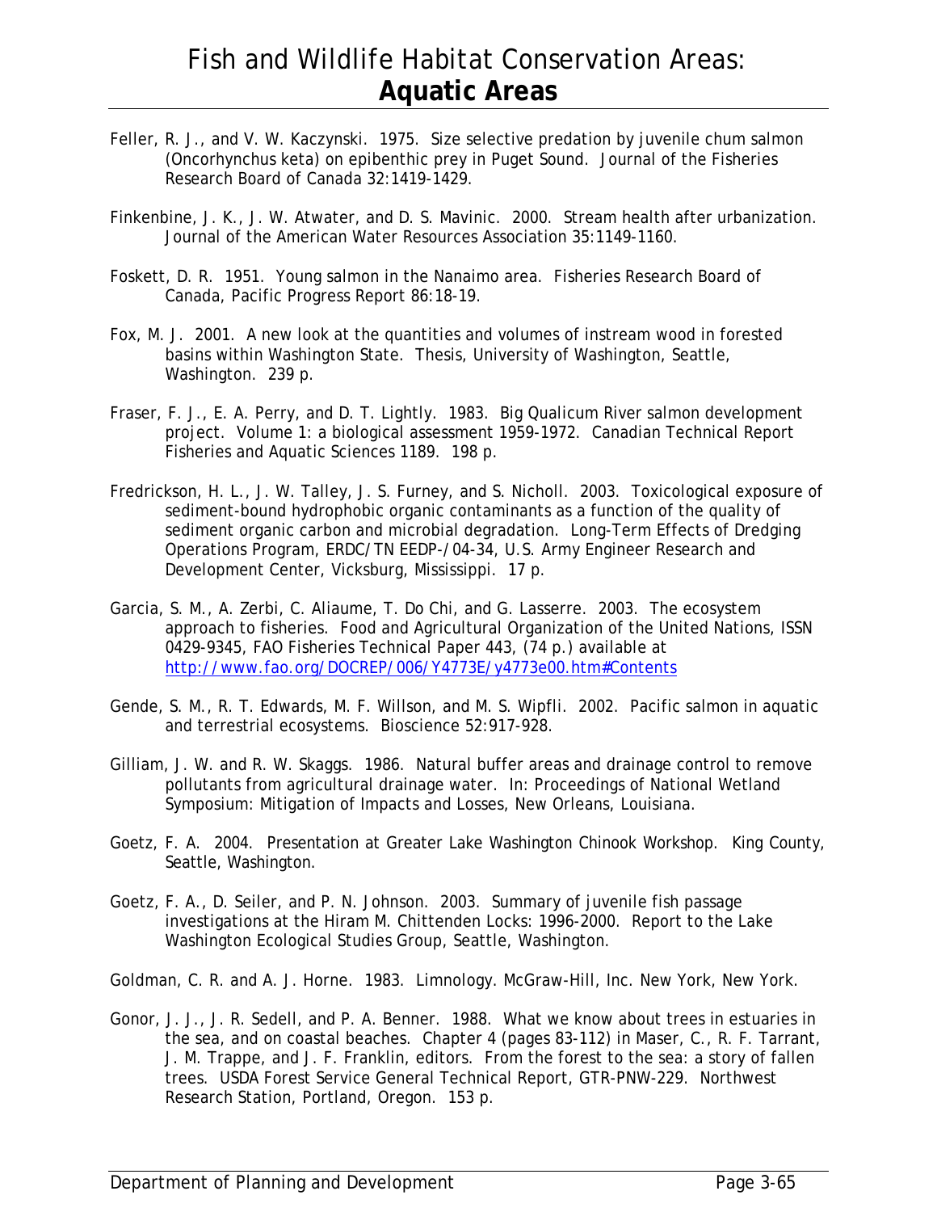Feller, R. J., and V. W. Kaczynski. 1975. Size selective predation by juvenile chum salmon (Oncorhynchus keta) on epibenthic prey in Puget Sound. Journal of the Fisheries Research Board of Canada 32:1419-1429.

Finkenbine, J. K., J. W. Atwater, and D. S. Mavinic. 2000. Stream health after urbanization. Journal of the American Water Resources Association 35:1149-1160.

Foskett, D. R. 1951. Young salmon in the Nanaimo area. Fisheries Research Board of Canada, Pacific Progress Report 86:18-19.

Fox, M. J. 2001. A new look at the quantities and volumes of instream wood in forested basins within Washington State. Thesis, University of Washington, Seattle, Washington. 239 p.

Fraser, F. J., E. A. Perry, and D. T. Lightly. 1983. Big Qualicum River salmon development project. Volume 1: a biological assessment 1959-1972. Canadian Technical Report Fisheries and Aquatic Sciences 1189. 198 p.

Fredrickson, H. L., J. W. Talley, J. S. Furney, and S. Nicholl. 2003. Toxicological exposure of sediment-bound hydrophobic organic contaminants as a function of the quality of sediment organic carbon and microbial degradation. Long-Term Effects of Dredging Operations Program, ERDC/TN EEDP-/04-34, U.S. Army Engineer Research and Development Center, Vicksburg, Mississippi. 17 p.

Garcia, S. M., A. Zerbi, C. Aliaume, T. Do Chi, and G. Lasserre. 2003. The ecosystem approach to fisheries. Food and Agricultural Organization of the United Nations, ISSN 0429-9345, FAO Fisheries Technical Paper 443, (74 p.) available at http://www.fao.org/DOCREP/006/Y4773E/y4773e00.htm#Contents

Gende, S. M., R. T. Edwards, M. F. Willson, and M. S. Wipfli. 2002. Pacific salmon in aquatic and terrestrial ecosystems. Bioscience 52:917-928.

Gilliam, J. W. and R. W. Skaggs. 1986. Natural buffer areas and drainage control to remove pollutants from agricultural drainage water. In: Proceedings of National Wetland Symposium: Mitigation of Impacts and Losses, New Orleans, Louisiana.

Goetz, F. A. 2004. Presentation at Greater Lake Washington Chinook Workshop. King County, Seattle, Washington.

Goetz, F. A., D. Seiler, and P. N. Johnson. 2003. Summary of juvenile fish passage investigations at the Hiram M. Chittenden Locks: 1996-2000. Report to the Lake Washington Ecological Studies Group, Seattle, Washington.

Goldman, C. R. and A. J. Horne. 1983. Limnology. McGraw-Hill, Inc. New York, New York.

Gonor, J. J., J. R. Sedell, and P. A. Benner. 1988. What we know about trees in estuaries in the sea, and on coastal beaches. Chapter 4 (pages 83-112) in Maser, C., R. F. Tarrant, J. M. Trappe, and J. F. Franklin, editors. From the forest to the sea: a story of fallen trees. USDA Forest Service General Technical Report, GTR-PNW-229. Northwest Research Station, Portland, Oregon. 153 p.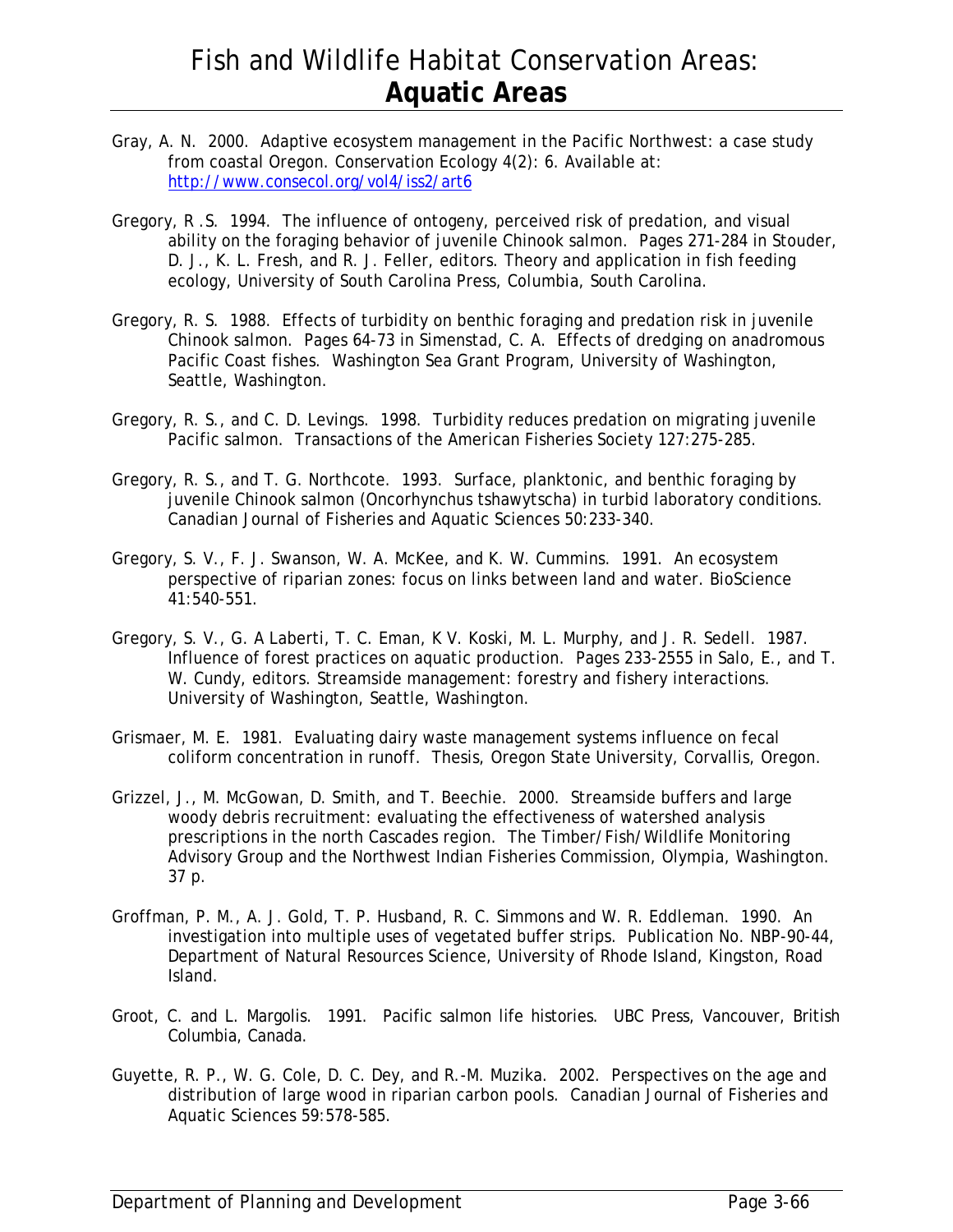Gray, A. N. 2000. Adaptive ecosystem management in the Pacific Northwest: a case study from coastal Oregon. Conservation Ecology 4(2): 6. Available at: http://www.consecol.org/vol4/iss2/art6

Gregory, R .S. 1994. The influence of ontogeny, perceived risk of predation, and visual ability on the foraging behavior of juvenile Chinook salmon. Pages 271-284 in Stouder, D. J., K. L. Fresh, and R. J. Feller, editors. Theory and application in fish feeding ecology, University of South Carolina Press, Columbia, South Carolina.

Gregory, R. S. 1988. Effects of turbidity on benthic foraging and predation risk in juvenile Chinook salmon. Pages 64-73 in Simenstad, C. A. Effects of dredging on anadromous Pacific Coast fishes. Washington Sea Grant Program, University of Washington, Seattle, Washington.

Gregory, R. S., and C. D. Levings. 1998. Turbidity reduces predation on migrating juvenile Pacific salmon. Transactions of the American Fisheries Society 127:275-285.

Gregory, R. S., and T. G. Northcote. 1993. Surface, planktonic, and benthic foraging by juvenile Chinook salmon (Oncorhynchus tshawytscha) in turbid laboratory conditions. Canadian Journal of Fisheries and Aquatic Sciences 50:233-340.

Gregory, S. V., F. J. Swanson, W. A. McKee, and K. W. Cummins. 1991. An ecosystem perspective of riparian zones: focus on links between land and water. BioScience 41:540-551.

Gregory, S. V., G. A Laberti, T. C. Eman, K V. Koski, M. L. Murphy, and J. R. Sedell. 1987. Influence of forest practices on aquatic production. Pages 233-2555 in Salo, E., and T. W. Cundy, editors. Streamside management: forestry and fishery interactions. University of Washington, Seattle, Washington.

Grismaer, M. E. 1981. Evaluating dairy waste management systems influence on fecal coliform concentration in runoff. Thesis, Oregon State University, Corvallis, Oregon.

Grizzel, J., M. McGowan, D. Smith, and T. Beechie. 2000. Streamside buffers and large woody debris recruitment: evaluating the effectiveness of watershed analysis prescriptions in the north Cascades region. The Timber/Fish/Wildlife Monitoring Advisory Group and the Northwest Indian Fisheries Commission, Olympia, Washington. 37 p.

Groffman, P. M., A. J. Gold, T. P. Husband, R. C. Simmons and W. R. Eddleman. 1990. An investigation into multiple uses of vegetated buffer strips. Publication No. NBP-90-44, Department of Natural Resources Science, University of Rhode Island, Kingston, Road Island.

Groot, C. and L. Margolis. 1991. Pacific salmon life histories. UBC Press, Vancouver, British Columbia, Canada.

Guyette, R. P., W. G. Cole, D. C. Dey, and R.-M. Muzika. 2002. Perspectives on the age and distribution of large wood in riparian carbon pools. Canadian Journal of Fisheries and Aquatic Sciences 59:578-585.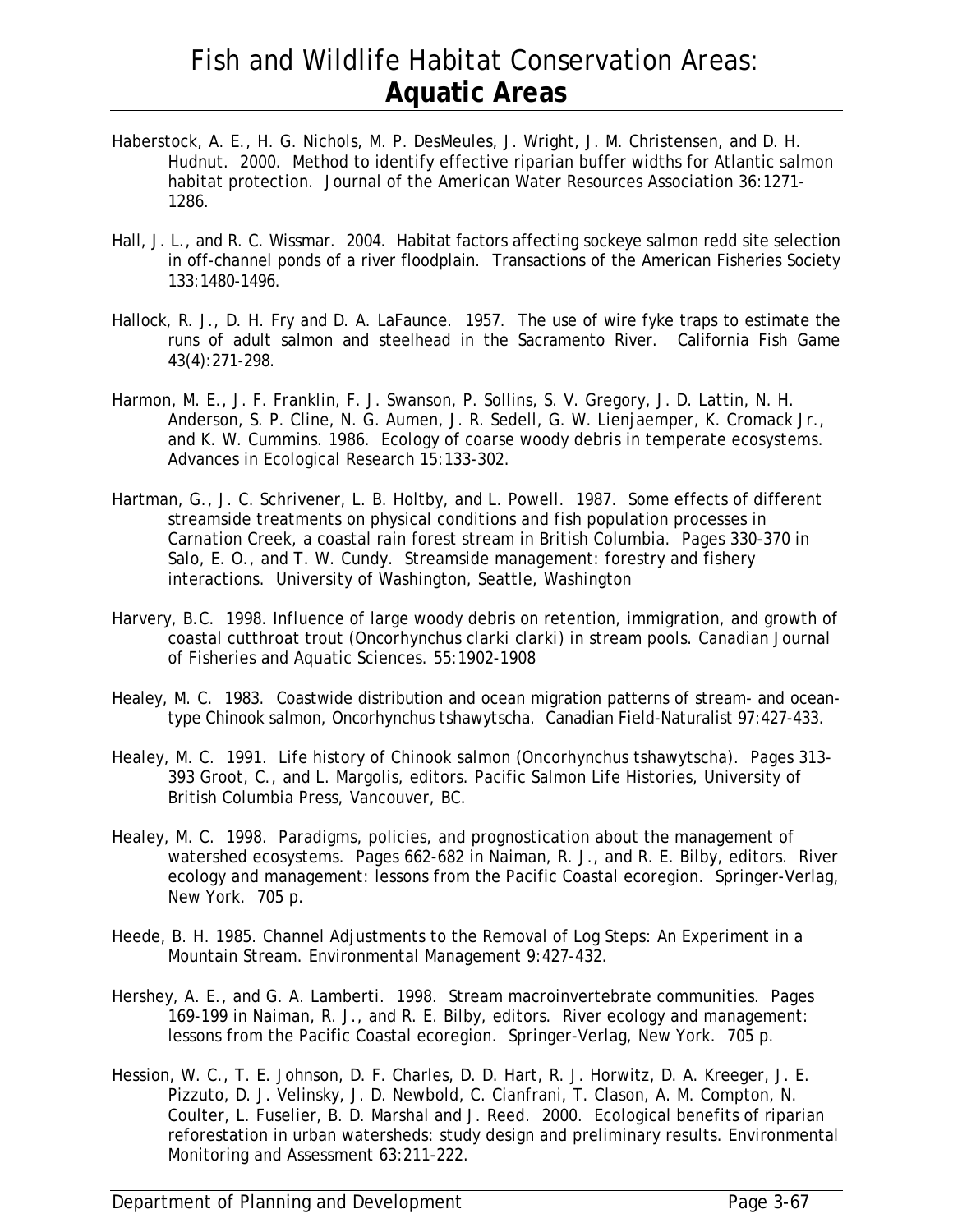Haberstock, A. E., H. G. Nichols, M. P. DesMeules, J. Wright, J. M. Christensen, and D. H. Hudnut. 2000. Method to identify effective riparian buffer widths for Atlantic salmon habitat protection. Journal of the American Water Resources Association 36:1271-1286.

Hall, J. L., and R. C. Wissmar. 2004. Habitat factors affecting sockeye salmon redd site selection in off-channel ponds of a river floodplain. Transactions of the American Fisheries Society 133:1480-1496.

Hallock, R. J., D. H. Fry and D. A. LaFaunce. 1957. The use of wire fyke traps to estimate the runs of adult salmon and steelhead in the Sacramento River. California Fish Game 43(4):271-298.

Harmon, M. E., J. F. Franklin, F. J. Swanson, P. Sollins, S. V. Gregory, J. D. Lattin, N. H. Anderson, S. P. Cline, N. G. Aumen, J. R. Sedell, G. W. Lienjaemper, K. Cromack Jr., and K. W. Cummins. 1986. Ecology of coarse woody debris in temperate ecosystems. Advances in Ecological Research 15:133-302.

Hartman, G., J. C. Schrivener, L. B. Holtby, and L. Powell. 1987. Some effects of different streamside treatments on physical conditions and fish population processes in Carnation Creek, a coastal rain forest stream in British Columbia. Pages 330-370 in Salo, E. O., and T. W. Cundy. Streamside management: forestry and fishery interactions. University of Washington, Seattle, Washington

Harvery, B.C. 1998. Influence of large woody debris on retention, immigration, and growth of coastal cutthroat trout (Oncorhynchus clarki clarki) in stream pools. Canadian Journal of Fisheries and Aquatic Sciences. 55:1902-1908

Healey, M. C. 1983. Coastwide distribution and ocean migration patterns of stream- and ocean-type Chinook salmon, Oncorhynchus tshawytscha. Canadian Field-Naturalist 97:427-433.

Healey, M. C. 1991. Life history of Chinook salmon (Oncorhynchus tshawytscha). Pages 313-393 Groot, C., and L. Margolis, editors. Pacific Salmon Life Histories, University of British Columbia Press, Vancouver, BC.

Healey, M. C. 1998. Paradigms, policies, and prognostication about the management of watershed ecosystems. Pages 662-682 in Naiman, R. J., and R. E. Bilby, editors. River ecology and management: lessons from the Pacific Coastal ecoregion. Springer-Verlag, New York. 705 p.

Heede, B. H. 1985. Channel Adjustments to the Removal of Log Steps: An Experiment in a Mountain Stream. Environmental Management 9:427-432.

Hershey, A. E., and G. A. Lamberti. 1998. Stream macroinvertebrate communities. Pages 169-199 in Naiman, R. J., and R. E. Bilby, editors. River ecology and management: lessons from the Pacific Coastal ecoregion. Springer-Verlag, New York. 705 p.

Hession, W. C., T. E. Johnson, D. F. Charles, D. D. Hart, R. J. Horwitz, D. A. Kreeger, J. E. Pizzuto, D. J. Velinsky, J. D. Newbold, C. Cianfrani, T. Clason, A. M. Compton, N. Coulter, L. Fuselier, B. D. Marshal and J. Reed. 2000. Ecological benefits of riparian reforestation in urban watersheds: study design and preliminary results. Environmental Monitoring and Assessment 63:211-222.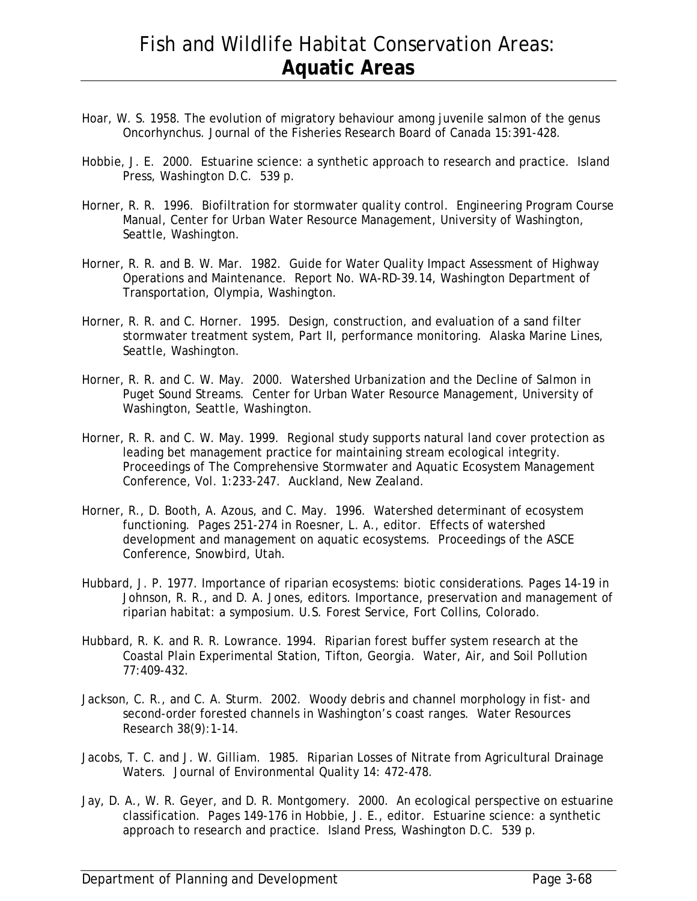Hoar, W. S. 1958. The evolution of migratory behaviour among juvenile salmon of the genus Oncorhynchus. Journal of the Fisheries Research Board of Canada 15:391-428.

Hobbie, J. E. 2000. Estuarine science: a synthetic approach to research and practice. Island Press, Washington D.C. 539 p.

Horner, R. R. 1996. Biofiltration for stormwater quality control. Engineering Program Course Manual, Center for Urban Water Resource Management, University of Washington, Seattle, Washington.

Horner, R. R. and B. W. Mar. 1982. Guide for Water Quality Impact Assessment of Highway Operations and Maintenance. Report No. WA-RD-39.14, Washington Department of Transportation, Olympia, Washington.

Horner, R. R. and C. Horner. 1995. Design, construction, and evaluation of a sand filter stormwater treatment system, Part II, performance monitoring. Alaska Marine Lines, Seattle, Washington.

Horner, R. R. and C. W. May. 2000. Watershed Urbanization and the Decline of Salmon in Puget Sound Streams. Center for Urban Water Resource Management, University of Washington, Seattle, Washington.

Horner, R. R. and C. W. May. 1999. Regional study supports natural land cover protection as leading bet management practice for maintaining stream ecological integrity. Proceedings of The Comprehensive Stormwater and Aquatic Ecosystem Management Conference, Vol. 1:233-247. Auckland, New Zealand.

Horner, R., D. Booth, A. Azous, and C. May. 1996. Watershed determinant of ecosystem functioning. Pages 251-274 in Roesner, L. A., editor. Effects of watershed development and management on aquatic ecosystems. Proceedings of the ASCE Conference, Snowbird, Utah.

Hubbard, J. P. 1977. Importance of riparian ecosystems: biotic considerations. Pages 14-19 in Johnson, R. R., and D. A. Jones, editors. Importance, preservation and management of riparian habitat: a symposium. U.S. Forest Service, Fort Collins, Colorado.

Hubbard, R. K. and R. R. Lowrance. 1994. Riparian forest buffer system research at the Coastal Plain Experimental Station, Tifton, Georgia. Water, Air, and Soil Pollution 77:409-432.

Jackson, C. R., and C. A. Sturm. 2002. Woody debris and channel morphology in fist- and second-order forested channels in Washington's coast ranges. Water Resources Research 38(9):1-14.

Jacobs, T. C. and J. W. Gilliam. 1985. Riparian Losses of Nitrate from Agricultural Drainage Waters. Journal of Environmental Quality 14: 472-478.

Jay, D. A., W. R. Geyer, and D. R. Montgomery. 2000. An ecological perspective on estuarine classification. Pages 149-176 in Hobbie, J. E., editor. Estuarine science: a synthetic approach to research and practice. Island Press, Washington D.C. 539 p.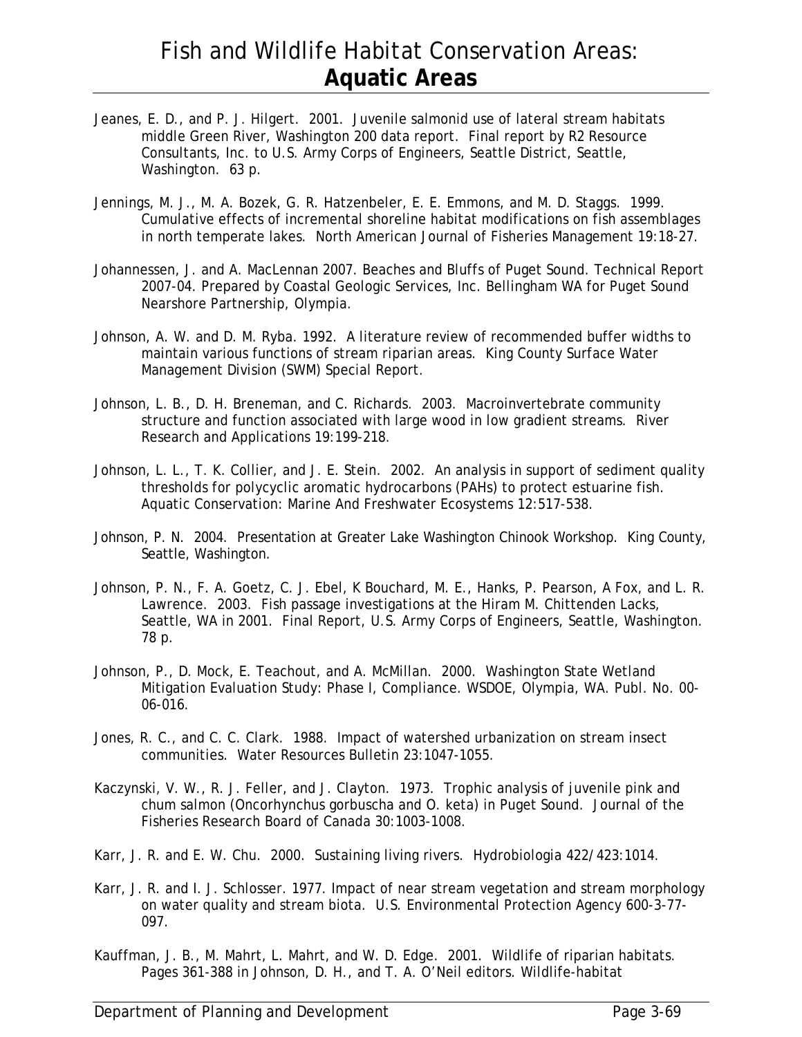Jeanes, E. D., and P. J. Hilgert. 2001. Juvenile salmonid use of lateral stream habitats middle Green River, Washington 200 data report. Final report by R2 Resource Consultants, Inc. to U.S. Army Corps of Engineers, Seattle District, Seattle, Washington. 63 p.

Jennings, M. J., M. A. Bozek, G. R. Hatzenbeler, E. E. Emmons, and M. D. Staggs. 1999. Cumulative effects of incremental shoreline habitat modifications on fish assemblages in north temperate lakes. North American Journal of Fisheries Management 19:18-27.

Johannessen, J. and A. MacLennan 2007. Beaches and Bluffs of Puget Sound. Technical Report 2007-04. Prepared by Coastal Geologic Services, Inc. Bellingham WA for Puget Sound Nearshore Partnership, Olympia.

Johnson, A. W. and D. M. Ryba. 1992. A literature review of recommended buffer widths to maintain various functions of stream riparian areas. King County Surface Water Management Division (SWM) Special Report.

Johnson, L. B., D. H. Breneman, and C. Richards. 2003. Macroinvertebrate community structure and function associated with large wood in low gradient streams. River Research and Applications 19:199-218.

Johnson, L. L., T. K. Collier, and J. E. Stein. 2002. An analysis in support of sediment quality thresholds for polycyclic aromatic hydrocarbons (PAHs) to protect estuarine fish. Aquatic Conservation: Marine And Freshwater Ecosystems 12:517-538.

Johnson, P. N. 2004. Presentation at Greater Lake Washington Chinook Workshop. King County, Seattle, Washington.

Johnson, P. N., F. A. Goetz, C. J. Ebel, K Bouchard, M. E., Hanks, P. Pearson, A Fox, and L. R. Lawrence. 2003. Fish passage investigations at the Hiram M. Chittenden Lacks, Seattle, WA in 2001. Final Report, U.S. Army Corps of Engineers, Seattle, Washington. 78 p.

Johnson, P., D. Mock, E. Teachout, and A. McMillan. 2000. Washington State Wetland Mitigation Evaluation Study: Phase I, Compliance. WSDOE, Olympia, WA. Publ. No. 00-06-016.

Jones, R. C., and C. C. Clark. 1988. Impact of watershed urbanization on stream insect communities. Water Resources Bulletin 23:1047-1055.

Kaczynski, V. W., R. J. Feller, and J. Clayton. 1973. Trophic analysis of juvenile pink and chum salmon (Oncorhynchus gorbuscha and O. keta) in Puget Sound. Journal of the Fisheries Research Board of Canada 30:1003-1008.

Karr, J. R. and E. W. Chu. 2000. Sustaining living rivers. Hydrobiologia 422/423:1014.

Karr, J. R. and I. J. Schlosser. 1977. Impact of near stream vegetation and stream morphology on water quality and stream biota. U.S. Environmental Protection Agency 600-3-77-097.

Kauffman, J. B., M. Mahrt, L. Mahrt, and W. D. Edge. 2001. Wildlife of riparian habitats. Pages 361-388 in Johnson, D. H., and T. A. O'Neil editors. Wildlife-habitat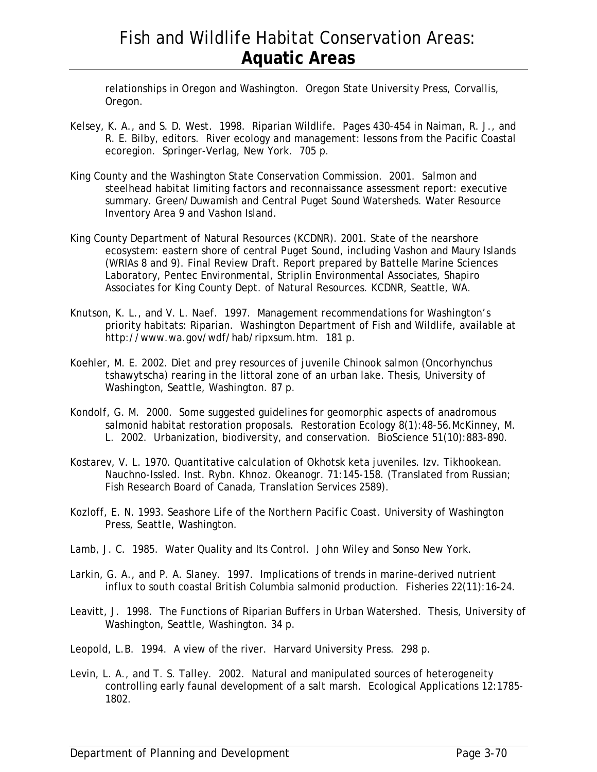relationships in Oregon and Washington. Oregon State University Press, Corvallis, Oregon.

Kelsey, K. A., and S. D. West. 1998. Riparian Wildlife. Pages 430-454 in Naiman, R. J., and R. E. Bilby, editors. River ecology and management: lessons from the Pacific Coastal ecoregion. Springer-Verlag, New York. 705 p.

King County and the Washington State Conservation Commission. 2001. Salmon and steelhead habitat limiting factors and reconnaissance assessment report: executive summary. Green/Duwamish and Central Puget Sound Watersheds. Water Resource Inventory Area 9 and Vashon Island.

King County Department of Natural Resources (KCDNR). 2001. State of the nearshore ecosystem: eastern shore of central Puget Sound, including Vashon and Maury Islands (WRIAs 8 and 9). Final Review Draft. Report prepared by Battelle Marine Sciences Laboratory, Pentec Environmental, Striplin Environmental Associates, Shapiro Associates for King County Dept. of Natural Resources. KCDNR, Seattle, WA.

Knutson, K. L., and V. L. Naef. 1997. Management recommendations for Washington's priority habitats: Riparian. Washington Department of Fish and Wildlife, available at http://www.wa.gov/wdf/hab/ripxsum.htm. 181 p.

Koehler, M. E. 2002. Diet and prey resources of juvenile Chinook salmon (Oncorhynchus tshawytscha) rearing in the littoral zone of an urban lake. Thesis, University of Washington, Seattle, Washington. 87 p.

Kondolf, G. M. 2000. Some suggested guidelines for geomorphic aspects of anadromous salmonid habitat restoration proposals. Restoration Ecology 8(1):48-56.McKinney, M. L. 2002. Urbanization, biodiversity, and conservation. BioScience 51(10):883-890.

Kostarev, V. L. 1970. Quantitative calculation of Okhotsk keta juveniles. Izv. Tikhookean. Nauchno-Issled. Inst. Rybn. Khnoz. Okeanogr. 71:145-158. (Translated from Russian; Fish Research Board of Canada, Translation Services 2589).

Kozloff, E. N. 1993. Seashore Life of the Northern Pacific Coast. University of Washington Press, Seattle, Washington.

Lamb, J. C. 1985. Water Quality and Its Control. John Wiley and Sonso New York.

Larkin, G. A., and P. A. Slaney. 1997. Implications of trends in marine-derived nutrient influx to south coastal British Columbia salmonid production. Fisheries 22(11):16-24.

Leavitt, J. 1998. The Functions of Riparian Buffers in Urban Watershed. Thesis, University of Washington, Seattle, Washington. 34 p.

Leopold, L.B. 1994. A view of the river. Harvard University Press. 298 p.

Levin, L. A., and T. S. Talley. 2002. Natural and manipulated sources of heterogeneity controlling early faunal development of a salt marsh. Ecological Applications 12:1785-1802.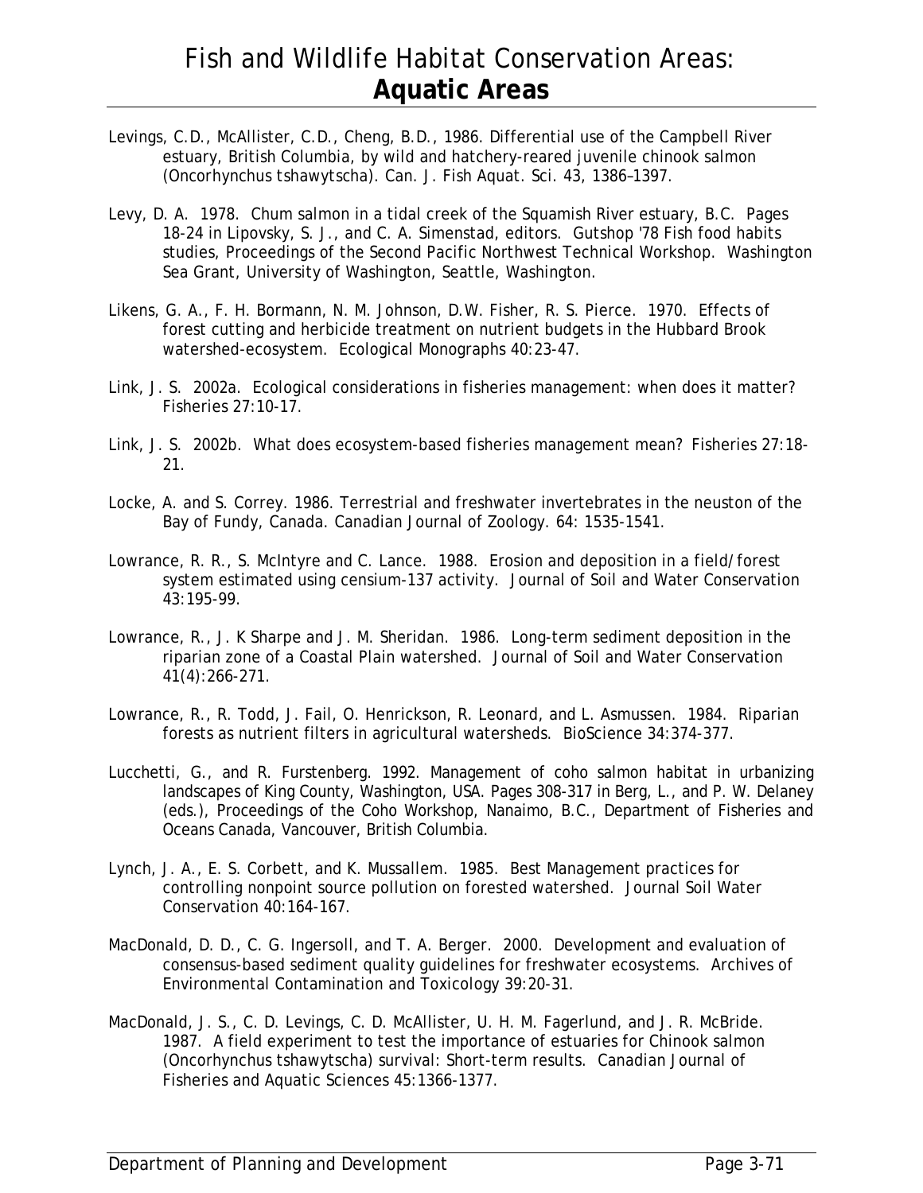Levings, C.D., McAllister, C.D., Cheng, B.D., 1986. Differential use of the Campbell River estuary, British Columbia, by wild and hatchery-reared juvenile chinook salmon (Oncorhynchus tshawytscha). Can. J. Fish Aquat. Sci. 43, 1386–1397.

Levy, D. A. 1978. Chum salmon in a tidal creek of the Squamish River estuary, B.C. Pages 18-24 in Lipovsky, S. J., and C. A. Simenstad, editors. Gutshop '78 Fish food habits studies, Proceedings of the Second Pacific Northwest Technical Workshop. Washington Sea Grant, University of Washington, Seattle, Washington.

Likens, G. A., F. H. Bormann, N. M. Johnson, D.W. Fisher, R. S. Pierce. 1970. Effects of forest cutting and herbicide treatment on nutrient budgets in the Hubbard Brook watershed-ecosystem. Ecological Monographs 40:23-47.

Link, J. S. 2002a. Ecological considerations in fisheries management: when does it matter? Fisheries 27:10-17.

Link, J. S. 2002b. What does ecosystem-based fisheries management mean? Fisheries 27:18-21.

Locke, A. and S. Correy. 1986. Terrestrial and freshwater invertebrates in the neuston of the Bay of Fundy, Canada. Canadian Journal of Zoology. 64: 1535-1541.

Lowrance, R. R., S. McIntyre and C. Lance. 1988. Erosion and deposition in a field/forest system estimated using censium-137 activity. Journal of Soil and Water Conservation 43:195-99.

Lowrance, R., J. K Sharpe and J. M. Sheridan. 1986. Long-term sediment deposition in the riparian zone of a Coastal Plain watershed. Journal of Soil and Water Conservation 41(4):266-271.

Lowrance, R., R. Todd, J. Fail, O. Henrickson, R. Leonard, and L. Asmussen. 1984. Riparian forests as nutrient filters in agricultural watersheds. BioScience 34:374-377.

Lucchetti, G., and R. Furstenberg. 1992. Management of coho salmon habitat in urbanizing landscapes of King County, Washington, USA. Pages 308-317 in Berg, L., and P. W. Delaney (eds.), Proceedings of the Coho Workshop, Nanaimo, B.C., Department of Fisheries and Oceans Canada, Vancouver, British Columbia.

Lynch, J. A., E. S. Corbett, and K. Mussallem. 1985. Best Management practices for controlling nonpoint source pollution on forested watershed. Journal Soil Water Conservation 40:164-167.

MacDonald, D. D., C. G. Ingersoll, and T. A. Berger. 2000. Development and evaluation of consensus-based sediment quality guidelines for freshwater ecosystems. Archives of Environmental Contamination and Toxicology 39:20-31.

MacDonald, J. S., C. D. Levings, C. D. McAllister, U. H. M. Fagerlund, and J. R. McBride. 1987. A field experiment to test the importance of estuaries for Chinook salmon (Oncorhynchus tshawytscha) survival: Short-term results. Canadian Journal of Fisheries and Aquatic Sciences 45:1366-1377.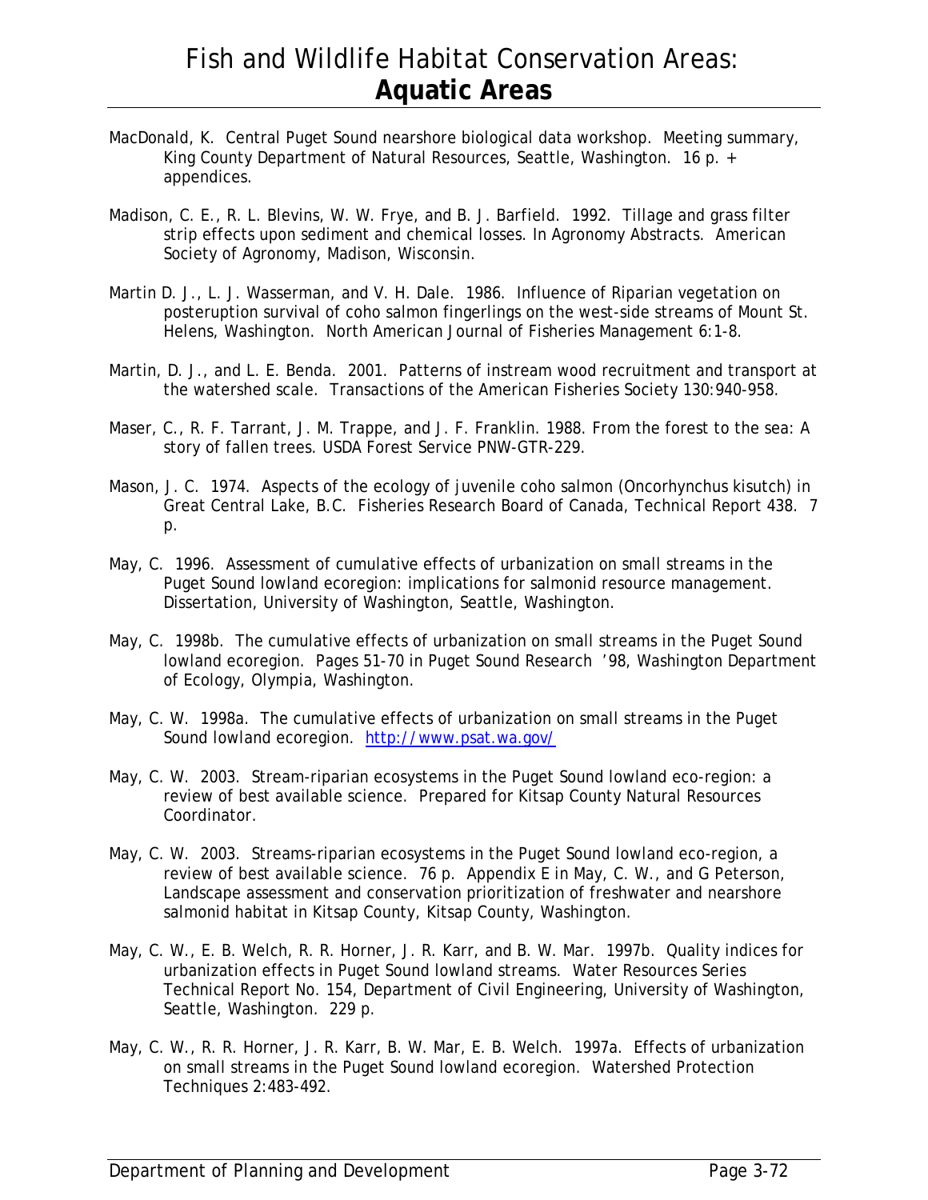# Fish and Wildlife Habitat Conservation Areas: **Aquatic Areas**

MacDonald, K. Central Puget Sound nearshore biological data workshop. Meeting summary, King County Department of Natural Resources, Seattle, Washington. 16 p. + appendices.

Madison, C. E., R. L. Blevins, W. W. Frye, and B. J. Barfield. 1992. Tillage and grass filter strip effects upon sediment and chemical losses. In Agronomy Abstracts. American Society of Agronomy, Madison, Wisconsin.

Martin D. J., L. J. Wasserman, and V. H. Dale. 1986. Influence of Riparian vegetation on posteruption survival of coho salmon fingerlings on the west-side streams of Mount St. Helens, Washington. North American Journal of Fisheries Management 6:1-8.

Martin, D. J., and L. E. Benda. 2001. Patterns of instream wood recruitment and transport at the watershed scale. Transactions of the American Fisheries Society 130:940-958.

Maser, C., R. F. Tarrant, J. M. Trappe, and J. F. Franklin. 1988. From the forest to the sea: A story of fallen trees. USDA Forest Service PNW-GTR-229.

Mason, J. C. 1974. Aspects of the ecology of juvenile coho salmon (Oncorhynchus kisutch) in Great Central Lake, B.C. Fisheries Research Board of Canada, Technical Report 438. 7 p.

May, C. 1996. Assessment of cumulative effects of urbanization on small streams in the Puget Sound lowland ecoregion: implications for salmonid resource management. Dissertation, University of Washington, Seattle, Washington.

May, C. 1998b. The cumulative effects of urbanization on small streams in the Puget Sound lowland ecoregion. Pages 51-70 in Puget Sound Research '98, Washington Department of Ecology, Olympia, Washington.

May, C. W. 1998a. The cumulative effects of urbanization on small streams in the Puget Sound lowland ecoregion. http://www.psat.wa.gov/

May, C. W. 2003. Stream-riparian ecosystems in the Puget Sound lowland eco-region: a review of best available science. Prepared for Kitsap County Natural Resources Coordinator.

May, C. W. 2003. Streams-riparian ecosystems in the Puget Sound lowland eco-region, a review of best available science. 76 p. Appendix E in May, C. W., and G Peterson, Landscape assessment and conservation prioritization of freshwater and nearshore salmonid habitat in Kitsap County, Kitsap County, Washington.

May, C. W., E. B. Welch, R. R. Horner, J. R. Karr, and B. W. Mar. 1997b. Quality indices for urbanization effects in Puget Sound lowland streams. Water Resources Series Technical Report No. 154, Department of Civil Engineering, University of Washington, Seattle, Washington. 229 p.

May, C. W., R. R. Horner, J. R. Karr, B. W. Mar, E. B. Welch. 1997a. Effects of urbanization on small streams in the Puget Sound lowland ecoregion. Watershed Protection Techniques 2:483-492.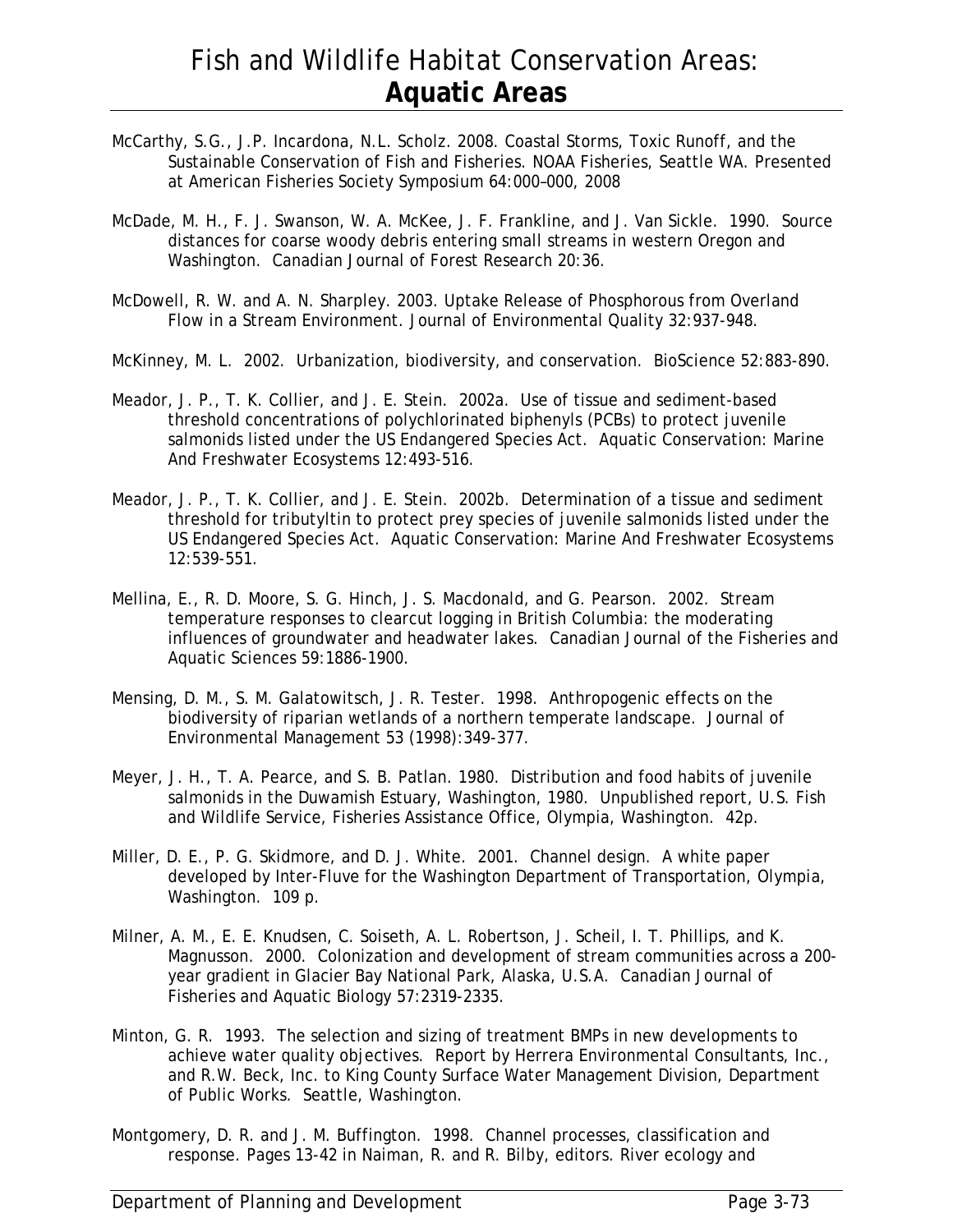McCarthy, S.G., J.P. Incardona, N.L. Scholz. 2008. Coastal Storms, Toxic Runoff, and the Sustainable Conservation of Fish and Fisheries. NOAA Fisheries, Seattle WA. Presented at American Fisheries Society Symposium 64:000–000, 2008

McDade, M. H., F. J. Swanson, W. A. McKee, J. F. Frankline, and J. Van Sickle. 1990. Source distances for coarse woody debris entering small streams in western Oregon and Washington. Canadian Journal of Forest Research 20:36.

McDowell, R. W. and A. N. Sharpley. 2003. Uptake Release of Phosphorous from Overland Flow in a Stream Environment. Journal of Environmental Quality 32:937-948.

McKinney, M. L. 2002. Urbanization, biodiversity, and conservation. BioScience 52:883-890.

Meador, J. P., T. K. Collier, and J. E. Stein. 2002a. Use of tissue and sediment-based threshold concentrations of polychlorinated biphenyls (PCBs) to protect juvenile salmonids listed under the US Endangered Species Act. Aquatic Conservation: Marine And Freshwater Ecosystems 12:493-516.

Meador, J. P., T. K. Collier, and J. E. Stein. 2002b. Determination of a tissue and sediment threshold for tributyltin to protect prey species of juvenile salmonids listed under the US Endangered Species Act. Aquatic Conservation: Marine And Freshwater Ecosystems 12:539-551.

Mellina, E., R. D. Moore, S. G. Hinch, J. S. Macdonald, and G. Pearson. 2002. Stream temperature responses to clearcut logging in British Columbia: the moderating influences of groundwater and headwater lakes. Canadian Journal of the Fisheries and Aquatic Sciences 59:1886-1900.

Mensing, D. M., S. M. Galatowitsch, J. R. Tester. 1998. Anthropogenic effects on the biodiversity of riparian wetlands of a northern temperate landscape. Journal of Environmental Management 53 (1998):349-377.

Meyer, J. H., T. A. Pearce, and S. B. Patlan. 1980. Distribution and food habits of juvenile salmonids in the Duwamish Estuary, Washington, 1980. Unpublished report, U.S. Fish and Wildlife Service, Fisheries Assistance Office, Olympia, Washington. 42p.

Miller, D. E., P. G. Skidmore, and D. J. White. 2001. Channel design. A white paper developed by Inter-Fluve for the Washington Department of Transportation, Olympia, Washington. 109 p.

Milner, A. M., E. E. Knudsen, C. Soiseth, A. L. Robertson, J. Scheil, I. T. Phillips, and K. Magnusson. 2000. Colonization and development of stream communities across a 200-year gradient in Glacier Bay National Park, Alaska, U.S.A. Canadian Journal of Fisheries and Aquatic Biology 57:2319-2335.

Minton, G. R. 1993. The selection and sizing of treatment BMPs in new developments to achieve water quality objectives. Report by Herrera Environmental Consultants, Inc., and R.W. Beck, Inc. to King County Surface Water Management Division, Department of Public Works. Seattle, Washington.

Montgomery, D. R. and J. M. Buffington. 1998. Channel processes, classification and response. Pages 13-42 in Naiman, R. and R. Bilby, editors. River ecology and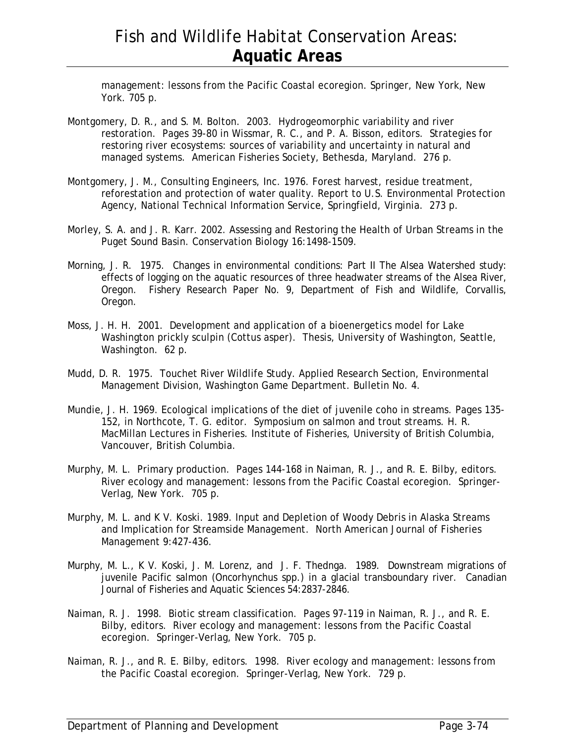management: lessons from the Pacific Coastal ecoregion. Springer, New York, New York. 705 p.

Montgomery, D. R., and S. M. Bolton. 2003. Hydrogeomorphic variability and river restoration. Pages 39-80 in Wissmar, R. C., and P. A. Bisson, editors. Strategies for restoring river ecosystems: sources of variability and uncertainty in natural and managed systems. American Fisheries Society, Bethesda, Maryland. 276 p.

Montgomery, J. M., Consulting Engineers, Inc. 1976. Forest harvest, residue treatment, reforestation and protection of water quality. Report to U.S. Environmental Protection Agency, National Technical Information Service, Springfield, Virginia. 273 p.

Morley, S. A. and J. R. Karr. 2002. Assessing and Restoring the Health of Urban Streams in the Puget Sound Basin. Conservation Biology 16:1498-1509.

Morning, J. R. 1975. Changes in environmental conditions: Part II The Alsea Watershed study: effects of logging on the aquatic resources of three headwater streams of the Alsea River, Oregon. Fishery Research Paper No. 9, Department of Fish and Wildlife, Corvallis, Oregon.

Moss, J. H. H. 2001. Development and application of a bioenergetics model for Lake Washington prickly sculpin (Cottus asper). Thesis, University of Washington, Seattle, Washington. 62 p.

Mudd, D. R. 1975. Touchet River Wildlife Study. Applied Research Section, Environmental Management Division, Washington Game Department. Bulletin No. 4.

Mundie, J. H. 1969. Ecological implications of the diet of juvenile coho in streams. Pages 135-152, in Northcote, T. G. editor. Symposium on salmon and trout streams. H. R. MacMillan Lectures in Fisheries. Institute of Fisheries, University of British Columbia, Vancouver, British Columbia.

Murphy, M. L. Primary production. Pages 144-168 in Naiman, R. J., and R. E. Bilby, editors. River ecology and management: lessons from the Pacific Coastal ecoregion. Springer-Verlag, New York. 705 p.

Murphy, M. L. and K V. Koski. 1989. Input and Depletion of Woody Debris in Alaska Streams and Implication for Streamside Management. North American Journal of Fisheries Management 9:427-436.

Murphy, M. L., K V. Koski, J. M. Lorenz, and J. F. Thednga. 1989. Downstream migrations of juvenile Pacific salmon (Oncorhynchus spp.) in a glacial transboundary river. Canadian Journal of Fisheries and Aquatic Sciences 54:2837-2846.

Naiman, R. J. 1998. Biotic stream classification. Pages 97-119 in Naiman, R. J., and R. E. Bilby, editors. River ecology and management: lessons from the Pacific Coastal ecoregion. Springer-Verlag, New York. 705 p.

Naiman, R. J., and R. E. Bilby, editors. 1998. River ecology and management: lessons from the Pacific Coastal ecoregion. Springer-Verlag, New York. 729 p.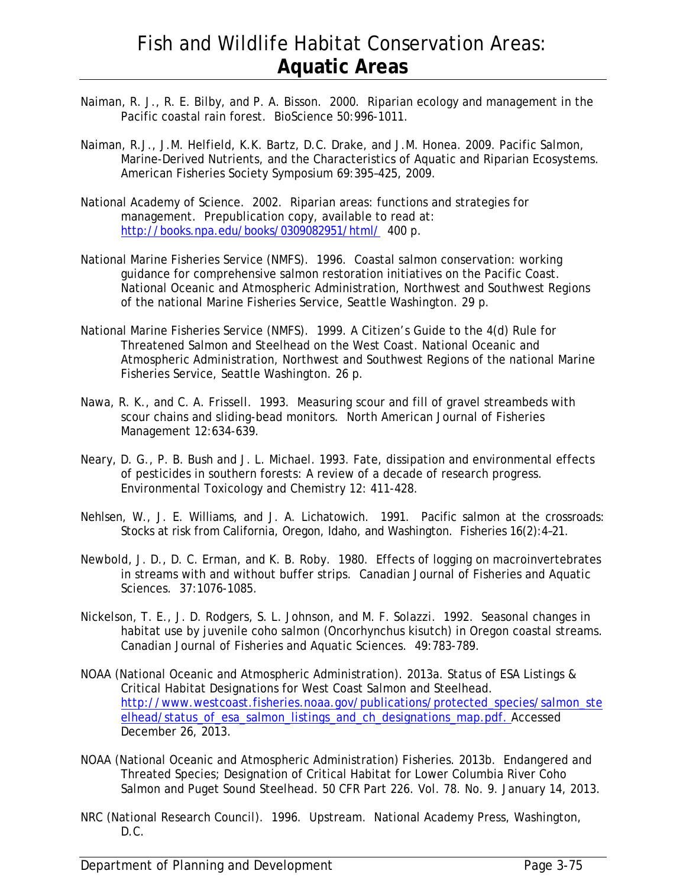Naiman, R. J., R. E. Bilby, and P. A. Bisson. 2000. Riparian ecology and management in the Pacific coastal rain forest. BioScience 50:996-1011.

Naiman, R.J., J.M. Helfield, K.K. Bartz, D.C. Drake, and J.M. Honea. 2009. Pacific Salmon, Marine-Derived Nutrients, and the Characteristics of Aquatic and Riparian Ecosystems. American Fisheries Society Symposium 69:395–425, 2009.

National Academy of Science. 2002. Riparian areas: functions and strategies for management. Prepublication copy, available to read at: http://books.npa.edu/books/0309082951/html/ 400 p.

National Marine Fisheries Service (NMFS). 1996. Coastal salmon conservation: working guidance for comprehensive salmon restoration initiatives on the Pacific Coast. National Oceanic and Atmospheric Administration, Northwest and Southwest Regions of the national Marine Fisheries Service, Seattle Washington. 29 p.

National Marine Fisheries Service (NMFS). 1999. A Citizen's Guide to the 4(d) Rule for Threatened Salmon and Steelhead on the West Coast. National Oceanic and Atmospheric Administration, Northwest and Southwest Regions of the national Marine Fisheries Service, Seattle Washington. 26 p.

Nawa, R. K., and C. A. Frissell. 1993. Measuring scour and fill of gravel streambeds with scour chains and sliding-bead monitors. North American Journal of Fisheries Management 12:634-639.

Neary, D. G., P. B. Bush and J. L. Michael. 1993. Fate, dissipation and environmental effects of pesticides in southern forests: A review of a decade of research progress. Environmental Toxicology and Chemistry 12: 411-428.

Nehlsen, W., J. E. Williams, and J. A. Lichatowich. 1991. Pacific salmon at the crossroads: Stocks at risk from California, Oregon, Idaho, and Washington. Fisheries 16(2):4–21.

Newbold, J. D., D. C. Erman, and K. B. Roby. 1980. Effects of logging on macroinvertebrates in streams with and without buffer strips. Canadian Journal of Fisheries and Aquatic Sciences. 37:1076-1085.

Nickelson, T. E., J. D. Rodgers, S. L. Johnson, and M. F. Solazzi. 1992. Seasonal changes in habitat use by juvenile coho salmon (Oncorhynchus kisutch) in Oregon coastal streams. Canadian Journal of Fisheries and Aquatic Sciences. 49:783-789.

NOAA (National Oceanic and Atmospheric Administration). 2013a. Status of ESA Listings & Critical Habitat Designations for West Coast Salmon and Steelhead. http://www.westcoast.fisheries.noaa.gov/publications/protected_species/salmon_steelhead/status_of_esa_salmon_listings_and_ch_designations_map.pdf. Accessed December 26, 2013.

NOAA (National Oceanic and Atmospheric Administration) Fisheries. 2013b. Endangered and Threated Species; Designation of Critical Habitat for Lower Columbia River Coho Salmon and Puget Sound Steelhead. 50 CFR Part 226. Vol. 78. No. 9. January 14, 2013.

NRC (National Research Council). 1996. Upstream. National Academy Press, Washington, D.C.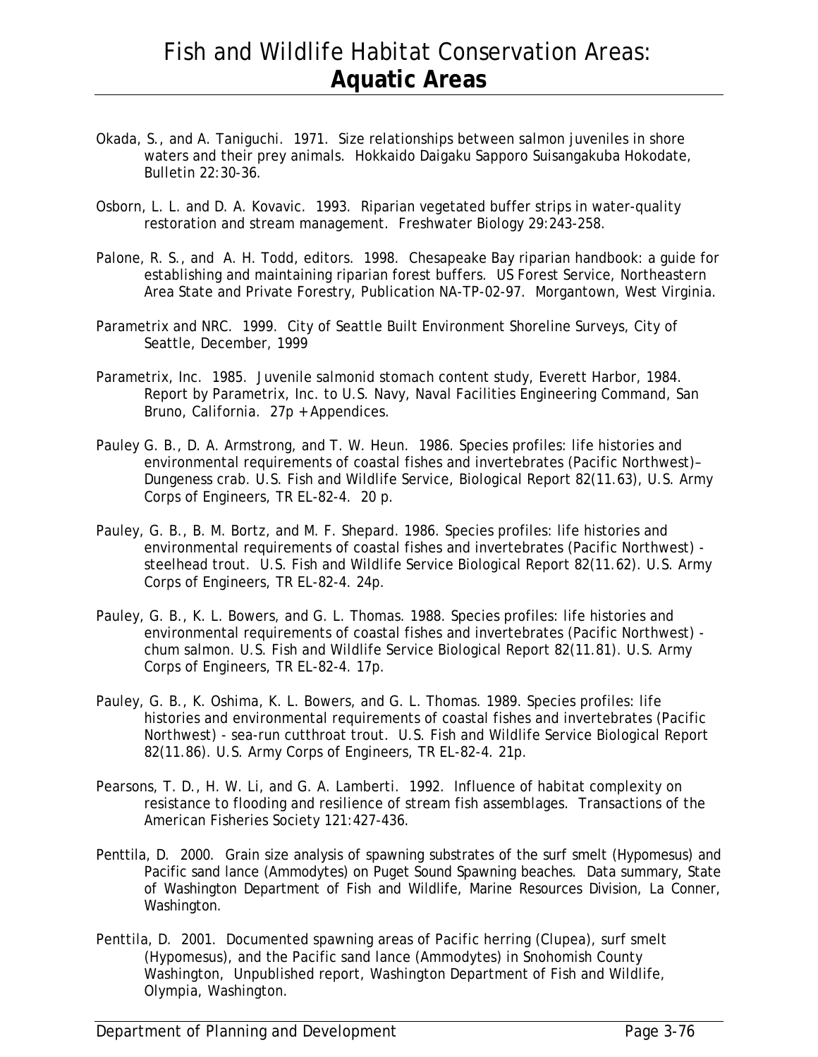Okada, S., and A. Taniguchi. 1971. Size relationships between salmon juveniles in shore waters and their prey animals. Hokkaido Daigaku Sapporo Suisangakuba Hokodate, Bulletin 22:30-36.

Osborn, L. L. and D. A. Kovavic. 1993. Riparian vegetated buffer strips in water-quality restoration and stream management. Freshwater Biology 29:243-258.

Palone, R. S., and A. H. Todd, editors. 1998. Chesapeake Bay riparian handbook: a guide for establishing and maintaining riparian forest buffers. US Forest Service, Northeastern Area State and Private Forestry, Publication NA-TP-02-97. Morgantown, West Virginia.

Parametrix and NRC. 1999. City of Seattle Built Environment Shoreline Surveys, City of Seattle, December, 1999

Parametrix, Inc. 1985. Juvenile salmonid stomach content study, Everett Harbor, 1984. Report by Parametrix, Inc. to U.S. Navy, Naval Facilities Engineering Command, San Bruno, California. 27p + Appendices.

Pauley G. B., D. A. Armstrong, and T. W. Heun. 1986. Species profiles: life histories and environmental requirements of coastal fishes and invertebrates (Pacific Northwest)– Dungeness crab. U.S. Fish and Wildlife Service, Biological Report 82(11.63), U.S. Army Corps of Engineers, TR EL-82-4. 20 p.

Pauley, G. B., B. M. Bortz, and M. F. Shepard. 1986. Species profiles: life histories and environmental requirements of coastal fishes and invertebrates (Pacific Northwest) - steelhead trout. U.S. Fish and Wildlife Service Biological Report 82(11.62). U.S. Army Corps of Engineers, TR EL-82-4. 24p.

Pauley, G. B., K. L. Bowers, and G. L. Thomas. 1988. Species profiles: life histories and environmental requirements of coastal fishes and invertebrates (Pacific Northwest) - chum salmon. U.S. Fish and Wildlife Service Biological Report 82(11.81). U.S. Army Corps of Engineers, TR EL-82-4. 17p.

Pauley, G. B., K. Oshima, K. L. Bowers, and G. L. Thomas. 1989. Species profiles: life histories and environmental requirements of coastal fishes and invertebrates (Pacific Northwest) - sea-run cutthroat trout. U.S. Fish and Wildlife Service Biological Report 82(11.86). U.S. Army Corps of Engineers, TR EL-82-4. 21p.

Pearsons, T. D., H. W. Li, and G. A. Lamberti. 1992. Influence of habitat complexity on resistance to flooding and resilience of stream fish assemblages. Transactions of the American Fisheries Society 121:427-436.

Penttila, D. 2000. Grain size analysis of spawning substrates of the surf smelt (Hypomesus) and Pacific sand lance (Ammodytes) on Puget Sound Spawning beaches. Data summary, State of Washington Department of Fish and Wildlife, Marine Resources Division, La Conner, Washington.

Penttila, D. 2001. Documented spawning areas of Pacific herring (Clupea), surf smelt (Hypomesus), and the Pacific sand lance (Ammodytes) in Snohomish County Washington, Unpublished report, Washington Department of Fish and Wildlife, Olympia, Washington.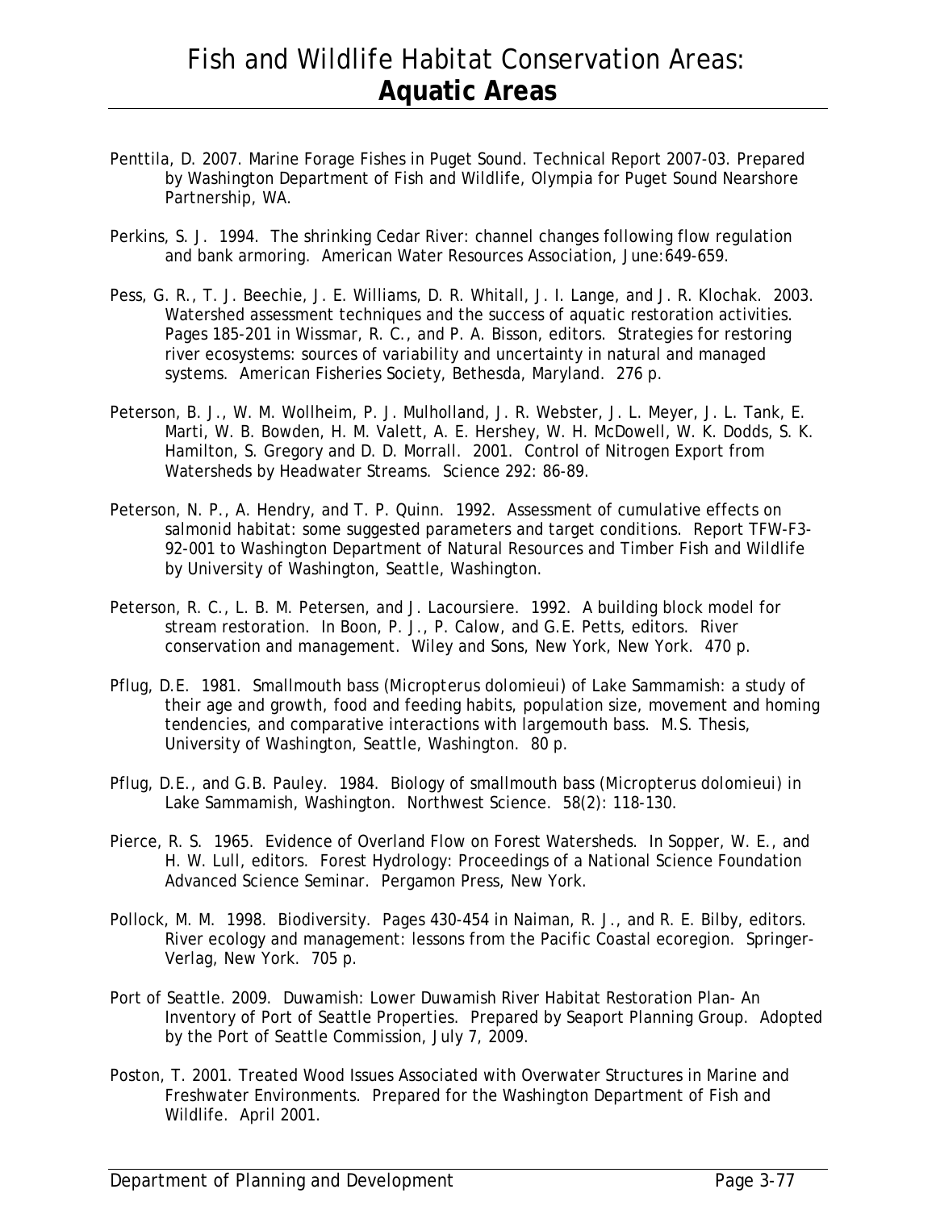Penttila, D. 2007. Marine Forage Fishes in Puget Sound. Technical Report 2007-03. Prepared by Washington Department of Fish and Wildlife, Olympia for Puget Sound Nearshore Partnership, WA.

Perkins, S. J. 1994. The shrinking Cedar River: channel changes following flow regulation and bank armoring. American Water Resources Association, June:649-659.

Pess, G. R., T. J. Beechie, J. E. Williams, D. R. Whitall, J. I. Lange, and J. R. Klochak. 2003. Watershed assessment techniques and the success of aquatic restoration activities. Pages 185-201 in Wissmar, R. C., and P. A. Bisson, editors. Strategies for restoring river ecosystems: sources of variability and uncertainty in natural and managed systems. American Fisheries Society, Bethesda, Maryland. 276 p.

Peterson, B. J., W. M. Wollheim, P. J. Mulholland, J. R. Webster, J. L. Meyer, J. L. Tank, E. Marti, W. B. Bowden, H. M. Valett, A. E. Hershey, W. H. McDowell, W. K. Dodds, S. K. Hamilton, S. Gregory and D. D. Morrall. 2001. Control of Nitrogen Export from Watersheds by Headwater Streams. Science 292: 86-89.

Peterson, N. P., A. Hendry, and T. P. Quinn. 1992. Assessment of cumulative effects on salmonid habitat: some suggested parameters and target conditions. Report TFW-F3-92-001 to Washington Department of Natural Resources and Timber Fish and Wildlife by University of Washington, Seattle, Washington.

Peterson, R. C., L. B. M. Petersen, and J. Lacoursiere. 1992. A building block model for stream restoration. In Boon, P. J., P. Calow, and G.E. Petts, editors. River conservation and management. Wiley and Sons, New York, New York. 470 p.

Pflug, D.E. 1981. Smallmouth bass (*Micropterus dolomieui*) of Lake Sammamish: a study of their age and growth, food and feeding habits, population size, movement and homing tendencies, and comparative interactions with largemouth bass. M.S. Thesis, University of Washington, Seattle, Washington. 80 p.

Pflug, D.E., and G.B. Pauley. 1984. Biology of smallmouth bass (*Micropterus dolomieui*) in Lake Sammamish, Washington. Northwest Science. 58(2): 118-130.

Pierce, R. S. 1965. Evidence of Overland Flow on Forest Watersheds. In Sopper, W. E., and H. W. Lull, editors. Forest Hydrology: Proceedings of a National Science Foundation Advanced Science Seminar. Pergamon Press, New York.

Pollock, M. M. 1998. Biodiversity. Pages 430-454 in Naiman, R. J., and R. E. Bilby, editors. River ecology and management: lessons from the Pacific Coastal ecoregion. Springer-Verlag, New York. 705 p.

Port of Seattle. 2009. Duwamish: Lower Duwamish River Habitat Restoration Plan- An Inventory of Port of Seattle Properties. Prepared by Seaport Planning Group. Adopted by the Port of Seattle Commission, July 7, 2009.

Poston, T. 2001. Treated Wood Issues Associated with Overwater Structures in Marine and Freshwater Environments. Prepared for the Washington Department of Fish and Wildlife. April 2001.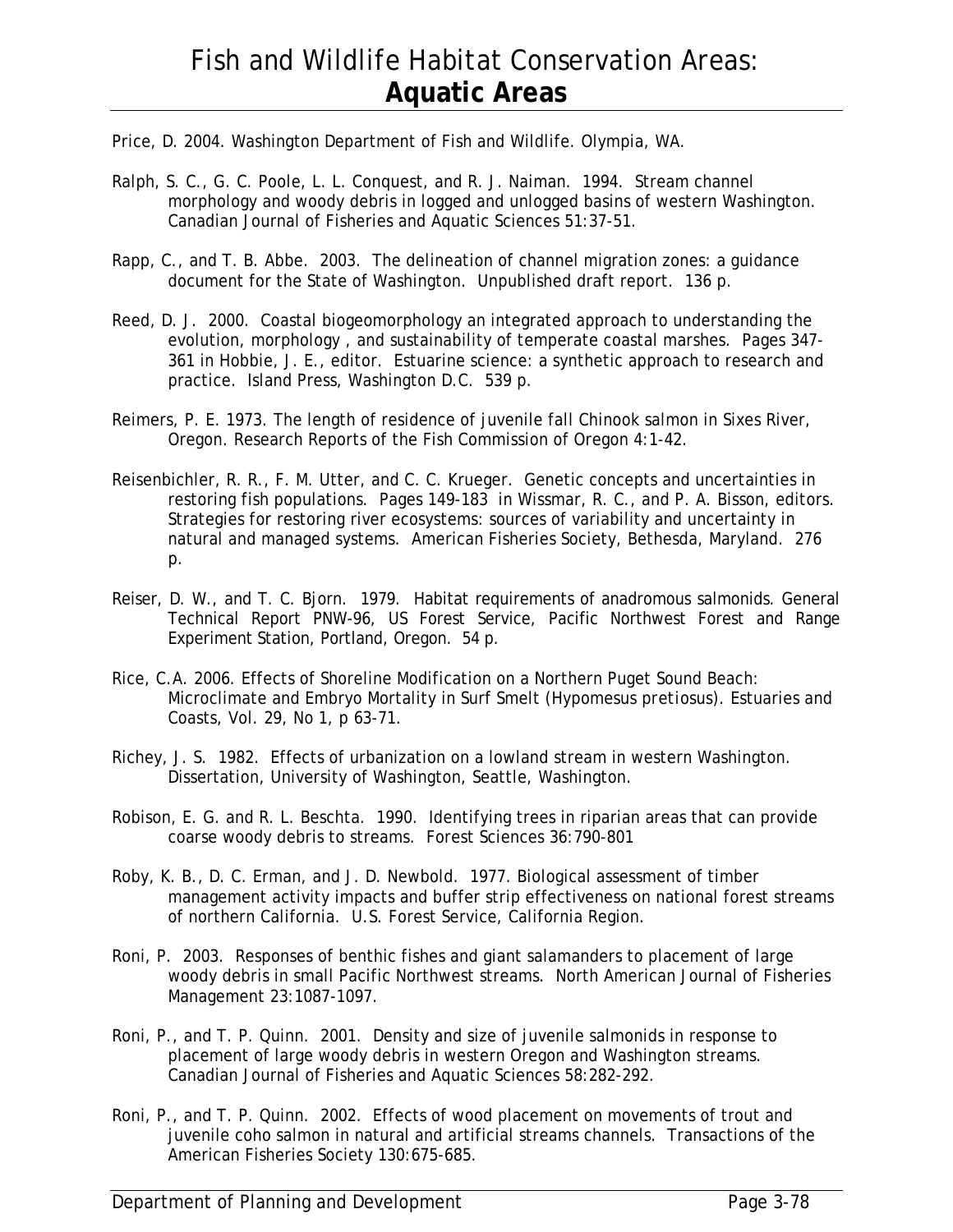Price, D. 2004. Washington Department of Fish and Wildlife. Olympia, WA.

Ralph, S. C., G. C. Poole, L. L. Conquest, and R. J. Naiman. 1994. Stream channel morphology and woody debris in logged and unlogged basins of western Washington. Canadian Journal of Fisheries and Aquatic Sciences 51:37-51.

Rapp, C., and T. B. Abbe. 2003. The delineation of channel migration zones: a guidance document for the State of Washington. Unpublished draft report. 136 p.

Reed, D. J. 2000. Coastal biogeomorphology an integrated approach to understanding the evolution, morphology , and sustainability of temperate coastal marshes. Pages 347-361 in Hobbie, J. E., editor. Estuarine science: a synthetic approach to research and practice. Island Press, Washington D.C. 539 p.

Reimers, P. E. 1973. The length of residence of juvenile fall Chinook salmon in Sixes River, Oregon. Research Reports of the Fish Commission of Oregon 4:1-42.

Reisenbichler, R. R., F. M. Utter, and C. C. Krueger. Genetic concepts and uncertainties in restoring fish populations. Pages 149-183 in Wissmar, R. C., and P. A. Bisson, editors. Strategies for restoring river ecosystems: sources of variability and uncertainty in natural and managed systems. American Fisheries Society, Bethesda, Maryland. 276 p.

Reiser, D. W., and T. C. Bjorn. 1979. Habitat requirements of anadromous salmonids. General Technical Report PNW-96, US Forest Service, Pacific Northwest Forest and Range Experiment Station, Portland, Oregon. 54 p.

Rice, C.A. 2006. Effects of Shoreline Modification on a Northern Puget Sound Beach: Microclimate and Embryo Mortality in Surf Smelt (*Hypomesus pretiosus*). Estuaries and Coasts, Vol. 29, No 1, p 63-71.

Richey, J. S. 1982. Effects of urbanization on a lowland stream in western Washington. Dissertation, University of Washington, Seattle, Washington.

Robison, E. G. and R. L. Beschta. 1990. Identifying trees in riparian areas that can provide coarse woody debris to streams. Forest Sciences 36:790-801

Roby, K. B., D. C. Erman, and J. D. Newbold. 1977. Biological assessment of timber management activity impacts and buffer strip effectiveness on national forest streams of northern California. U.S. Forest Service, California Region.

Roni, P. 2003. Responses of benthic fishes and giant salamanders to placement of large woody debris in small Pacific Northwest streams. North American Journal of Fisheries Management 23:1087-1097.

Roni, P., and T. P. Quinn. 2001. Density and size of juvenile salmonids in response to placement of large woody debris in western Oregon and Washington streams. Canadian Journal of Fisheries and Aquatic Sciences 58:282-292.

Roni, P., and T. P. Quinn. 2002. Effects of wood placement on movements of trout and juvenile coho salmon in natural and artificial streams channels. Transactions of the American Fisheries Society 130:675-685.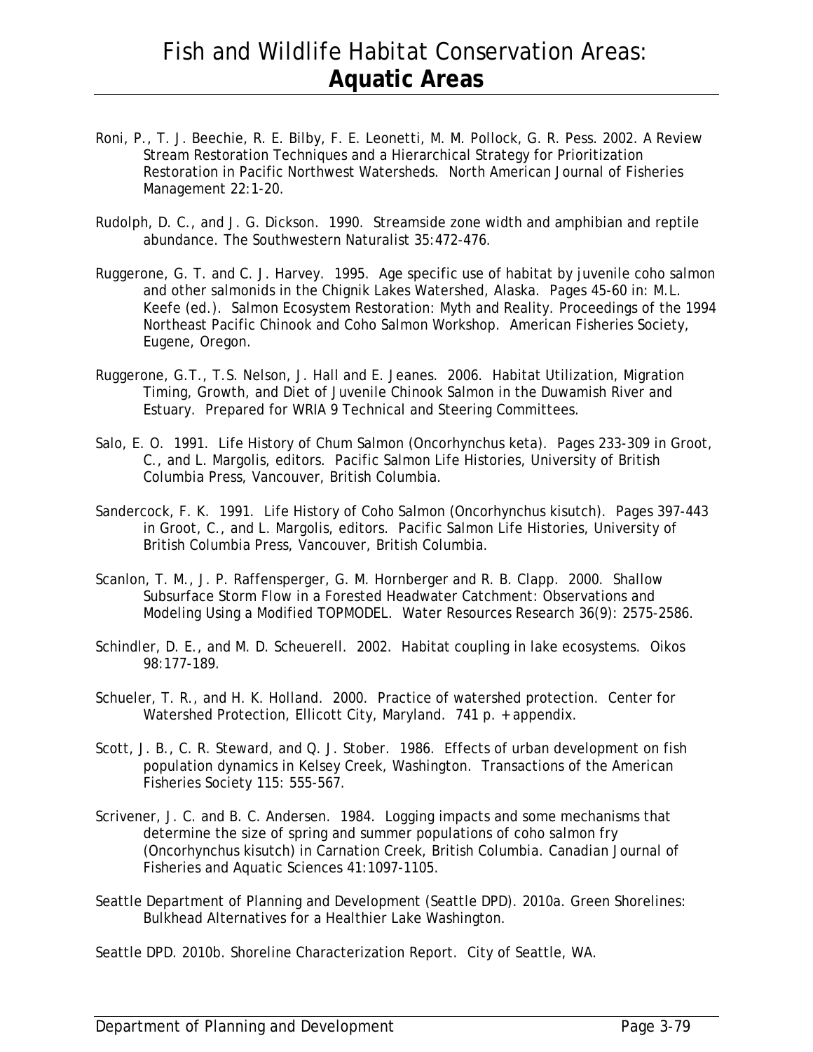Roni, P., T. J. Beechie, R. E. Bilby, F. E. Leonetti, M. M. Pollock, G. R. Pess. 2002. A Review Stream Restoration Techniques and a Hierarchical Strategy for Prioritization Restoration in Pacific Northwest Watersheds. North American Journal of Fisheries Management 22:1-20.

Rudolph, D. C., and J. G. Dickson. 1990. Streamside zone width and amphibian and reptile abundance. The Southwestern Naturalist 35:472-476.

Ruggerone, G. T. and C. J. Harvey. 1995. Age specific use of habitat by juvenile coho salmon and other salmonids in the Chignik Lakes Watershed, Alaska. Pages 45-60 in: M.L. Keefe (ed.). Salmon Ecosystem Restoration: Myth and Reality. Proceedings of the 1994 Northeast Pacific Chinook and Coho Salmon Workshop. American Fisheries Society, Eugene, Oregon.

Ruggerone, G.T., T.S. Nelson, J. Hall and E. Jeanes. 2006. Habitat Utilization, Migration Timing, Growth, and Diet of Juvenile Chinook Salmon in the Duwamish River and Estuary. Prepared for WRIA 9 Technical and Steering Committees.

Salo, E. O. 1991. Life History of Chum Salmon (Oncorhynchus keta). Pages 233-309 in Groot, C., and L. Margolis, editors. Pacific Salmon Life Histories, University of British Columbia Press, Vancouver, British Columbia.

Sandercock, F. K. 1991. Life History of Coho Salmon (Oncorhynchus kisutch). Pages 397-443 in Groot, C., and L. Margolis, editors. Pacific Salmon Life Histories, University of British Columbia Press, Vancouver, British Columbia.

Scanlon, T. M., J. P. Raffensperger, G. M. Hornberger and R. B. Clapp. 2000. Shallow Subsurface Storm Flow in a Forested Headwater Catchment: Observations and Modeling Using a Modified TOPMODEL. Water Resources Research 36(9): 2575-2586.

Schindler, D. E., and M. D. Scheuerell. 2002. Habitat coupling in lake ecosystems. Oikos 98:177-189.

Schueler, T. R., and H. K. Holland. 2000. Practice of watershed protection. Center for Watershed Protection, Ellicott City, Maryland. 741 p. + appendix.

Scott, J. B., C. R. Steward, and Q. J. Stober. 1986. Effects of urban development on fish population dynamics in Kelsey Creek, Washington. Transactions of the American Fisheries Society 115: 555-567.

Scrivener, J. C. and B. C. Andersen. 1984. Logging impacts and some mechanisms that determine the size of spring and summer populations of coho salmon fry (Oncorhynchus kisutch) in Carnation Creek, British Columbia. Canadian Journal of Fisheries and Aquatic Sciences 41:1097-1105.

Seattle Department of Planning and Development (Seattle DPD). 2010a. Green Shorelines: Bulkhead Alternatives for a Healthier Lake Washington.

Seattle DPD. 2010b. Shoreline Characterization Report. City of Seattle, WA.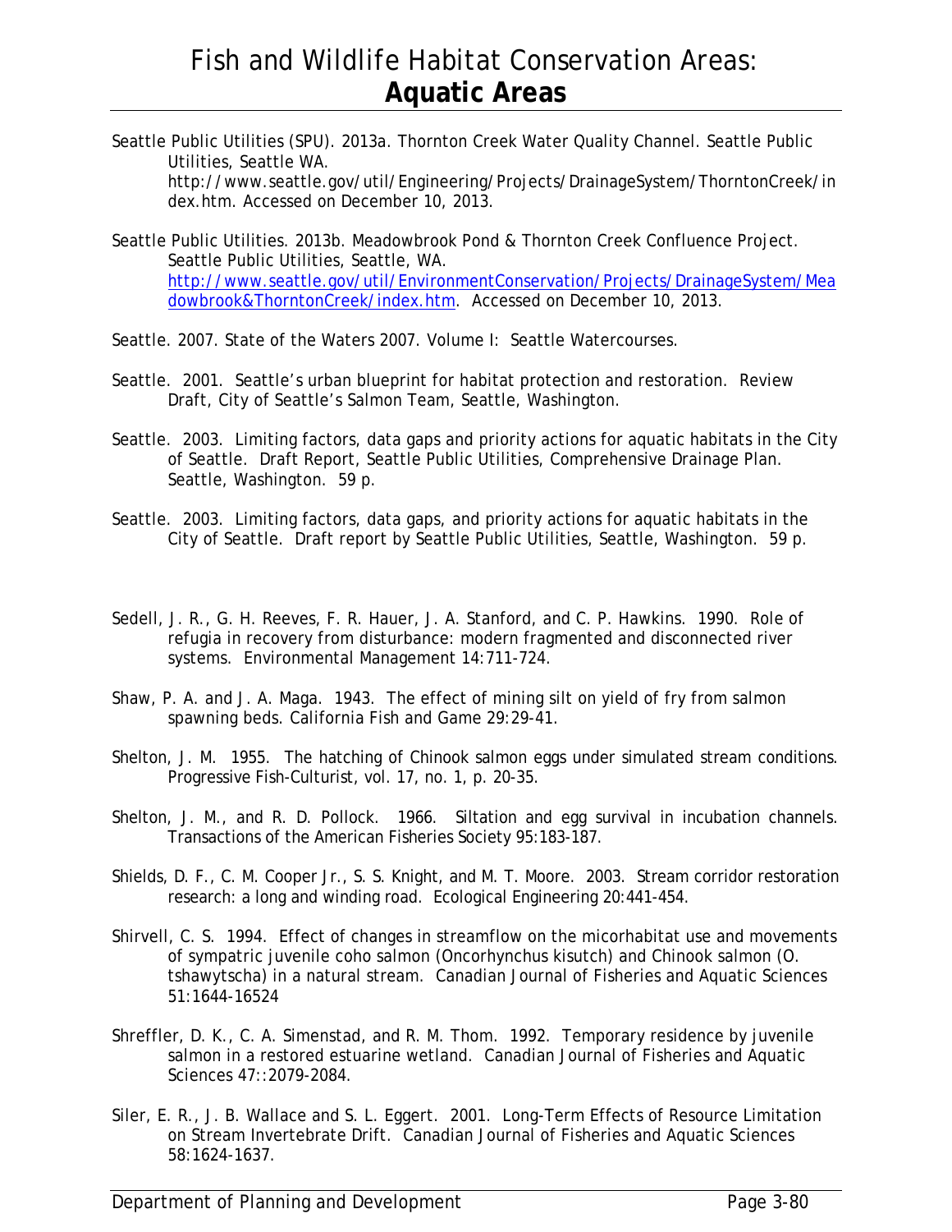Seattle Public Utilities (SPU). 2013a. Thornton Creek Water Quality Channel. Seattle Public Utilities, Seattle WA. http://www.seattle.gov/util/Engineering/Projects/DrainageSystem/ThorntonCreek/index.htm. Accessed on December 10, 2013.

Seattle Public Utilities. 2013b. Meadowbrook Pond & Thornton Creek Confluence Project. Seattle Public Utilities, Seattle, WA. http://www.seattle.gov/util/EnvironmentConservation/Projects/DrainageSystem/Meadowbrook&ThorntonCreek/index.htm. Accessed on December 10, 2013.

Seattle. 2007. State of the Waters 2007. Volume I: Seattle Watercourses.

Seattle. 2001. Seattle's urban blueprint for habitat protection and restoration. Review Draft, City of Seattle's Salmon Team, Seattle, Washington.

Seattle. 2003. Limiting factors, data gaps and priority actions for aquatic habitats in the City of Seattle. Draft Report, Seattle Public Utilities, Comprehensive Drainage Plan. Seattle, Washington. 59 p.

Seattle. 2003. Limiting factors, data gaps, and priority actions for aquatic habitats in the City of Seattle. Draft report by Seattle Public Utilities, Seattle, Washington. 59 p.

Sedell, J. R., G. H. Reeves, F. R. Hauer, J. A. Stanford, and C. P. Hawkins. 1990. Role of refugia in recovery from disturbance: modern fragmented and disconnected river systems. Environmental Management 14:711-724.

Shaw, P. A. and J. A. Maga. 1943. The effect of mining silt on yield of fry from salmon spawning beds. California Fish and Game 29:29-41.

Shelton, J. M. 1955. The hatching of Chinook salmon eggs under simulated stream conditions. Progressive Fish-Culturist, vol. 17, no. 1, p. 20-35.

Shelton, J. M., and R. D. Pollock. 1966. Siltation and egg survival in incubation channels. Transactions of the American Fisheries Society 95:183-187.

Shields, D. F., C. M. Cooper Jr., S. S. Knight, and M. T. Moore. 2003. Stream corridor restoration research: a long and winding road. Ecological Engineering 20:441-454.

Shirvell, C. S. 1994. Effect of changes in streamflow on the micorhabitat use and movements of sympatric juvenile coho salmon (Oncorhynchus kisutch) and Chinook salmon (O. tshawytscha) in a natural stream. Canadian Journal of Fisheries and Aquatic Sciences 51:1644-16524

Shreffler, D. K., C. A. Simenstad, and R. M. Thom. 1992. Temporary residence by juvenile salmon in a restored estuarine wetland. Canadian Journal of Fisheries and Aquatic Sciences 47::2079-2084.

Siler, E. R., J. B. Wallace and S. L. Eggert. 2001. Long-Term Effects of Resource Limitation on Stream Invertebrate Drift. Canadian Journal of Fisheries and Aquatic Sciences 58:1624-1637.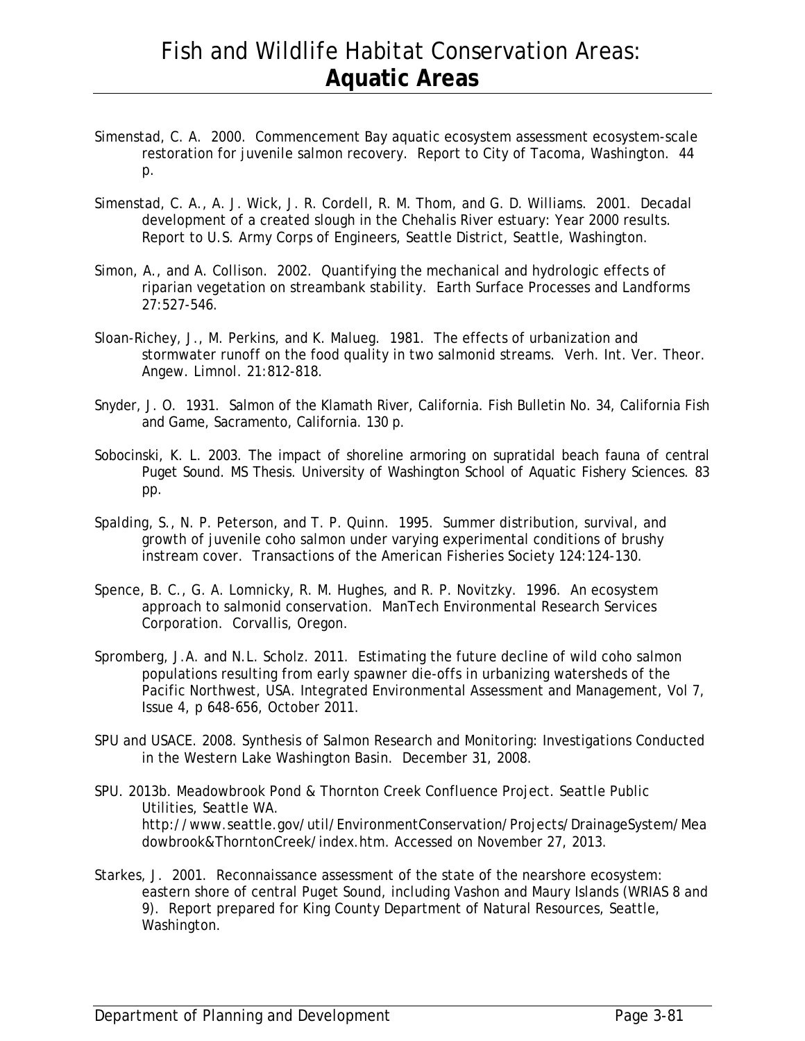Simenstad, C. A. 2000. Commencement Bay aquatic ecosystem assessment ecosystem-scale restoration for juvenile salmon recovery. Report to City of Tacoma, Washington. 44 p.

Simenstad, C. A., A. J. Wick, J. R. Cordell, R. M. Thom, and G. D. Williams. 2001. Decadal development of a created slough in the Chehalis River estuary: Year 2000 results. Report to U.S. Army Corps of Engineers, Seattle District, Seattle, Washington.

Simon, A., and A. Collison. 2002. Quantifying the mechanical and hydrologic effects of riparian vegetation on streambank stability. Earth Surface Processes and Landforms 27:527-546.

Sloan-Richey, J., M. Perkins, and K. Malueg. 1981. The effects of urbanization and stormwater runoff on the food quality in two salmonid streams. Verh. Int. Ver. Theor. Angew. Limnol. 21:812-818.

Snyder, J. O. 1931. Salmon of the Klamath River, California. Fish Bulletin No. 34, California Fish and Game, Sacramento, California. 130 p.

Sobocinski, K. L. 2003. The impact of shoreline armoring on supratidal beach fauna of central Puget Sound. MS Thesis. University of Washington School of Aquatic Fishery Sciences. 83 pp.

Spalding, S., N. P. Peterson, and T. P. Quinn. 1995. Summer distribution, survival, and growth of juvenile coho salmon under varying experimental conditions of brushy instream cover. Transactions of the American Fisheries Society 124:124-130.

Spence, B. C., G. A. Lomnicky, R. M. Hughes, and R. P. Novitzky. 1996. An ecosystem approach to salmonid conservation. ManTech Environmental Research Services Corporation. Corvallis, Oregon.

Spromberg, J.A. and N.L. Scholz. 2011. Estimating the future decline of wild coho salmon populations resulting from early spawner die-offs in urbanizing watersheds of the Pacific Northwest, USA. Integrated Environmental Assessment and Management, Vol 7, Issue 4, p 648-656, October 2011.

SPU and USACE. 2008. Synthesis of Salmon Research and Monitoring: Investigations Conducted in the Western Lake Washington Basin. December 31, 2008.

SPU. 2013b. Meadowbrook Pond & Thornton Creek Confluence Project. Seattle Public Utilities, Seattle WA. http://www.seattle.gov/util/EnvironmentConservation/Projects/DrainageSystem/Meadowbrook&ThorntonCreek/index.htm. Accessed on November 27, 2013.

Starkes, J. 2001. Reconnaissance assessment of the state of the nearshore ecosystem: eastern shore of central Puget Sound, including Vashon and Maury Islands (WRIAS 8 and 9). Report prepared for King County Department of Natural Resources, Seattle, Washington.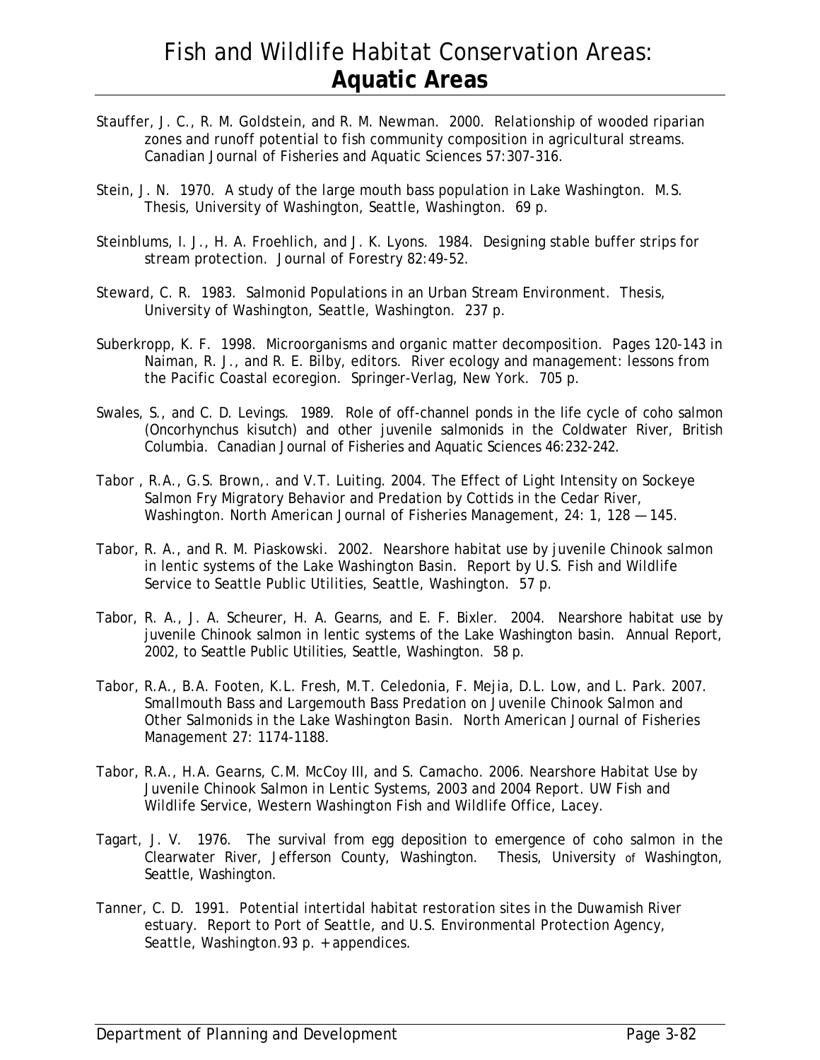Stauffer, J. C., R. M. Goldstein, and R. M. Newman. 2000. Relationship of wooded riparian zones and runoff potential to fish community composition in agricultural streams. Canadian Journal of Fisheries and Aquatic Sciences 57:307-316.

Stein, J. N. 1970. A study of the large mouth bass population in Lake Washington. M.S. Thesis, University of Washington, Seattle, Washington. 69 p.

Steinblums, I. J., H. A. Froehlich, and J. K. Lyons. 1984. Designing stable buffer strips for stream protection. Journal of Forestry 82:49-52.

Steward, C. R. 1983. Salmonid Populations in an Urban Stream Environment. Thesis, University of Washington, Seattle, Washington. 237 p.

Suberkropp, K. F. 1998. Microorganisms and organic matter decomposition. Pages 120-143 in Naiman, R. J., and R. E. Bilby, editors. River ecology and management: lessons from the Pacific Coastal ecoregion. Springer-Verlag, New York. 705 p.

Swales, S., and C. D. Levings. 1989. Role of off-channel ponds in the life cycle of coho salmon (Oncorhynchus kisutch) and other juvenile salmonids in the Coldwater River, British Columbia. Canadian Journal of Fisheries and Aquatic Sciences 46:232-242.

Tabor , R.A., G.S. Brown,. and V.T. Luiting. 2004. The Effect of Light Intensity on Sockeye Salmon Fry Migratory Behavior and Predation by Cottids in the Cedar River, Washington. North American Journal of Fisheries Management, 24: 1, 128 — 145.

Tabor, R. A., and R. M. Piaskowski. 2002. Nearshore habitat use by juvenile Chinook salmon in lentic systems of the Lake Washington Basin. Report by U.S. Fish and Wildlife Service to Seattle Public Utilities, Seattle, Washington. 57 p.

Tabor, R. A., J. A. Scheurer, H. A. Gearns, and E. F. Bixler. 2004. Nearshore habitat use by juvenile Chinook salmon in lentic systems of the Lake Washington basin. Annual Report, 2002, to Seattle Public Utilities, Seattle, Washington. 58 p.

Tabor, R.A., B.A. Footen, K.L. Fresh, M.T. Celedonia, F. Mejia, D.L. Low, and L. Park. 2007. Smallmouth Bass and Largemouth Bass Predation on Juvenile Chinook Salmon and Other Salmonids in the Lake Washington Basin. North American Journal of Fisheries Management 27: 1174-1188.

Tabor, R.A., H.A. Gearns, C.M. McCoy III, and S. Camacho. 2006. Nearshore Habitat Use by Juvenile Chinook Salmon in Lentic Systems, 2003 and 2004 Report. UW Fish and Wildlife Service, Western Washington Fish and Wildlife Office, Lacey.

Tagart, J. V. 1976. The survival from egg deposition to emergence of coho salmon in the Clearwater River, Jefferson County, Washington. Thesis, University of Washington, Seattle, Washington.

Tanner, C. D. 1991. Potential intertidal habitat restoration sites in the Duwamish River estuary. Report to Port of Seattle, and U.S. Environmental Protection Agency, Seattle, Washington.93 p. + appendices.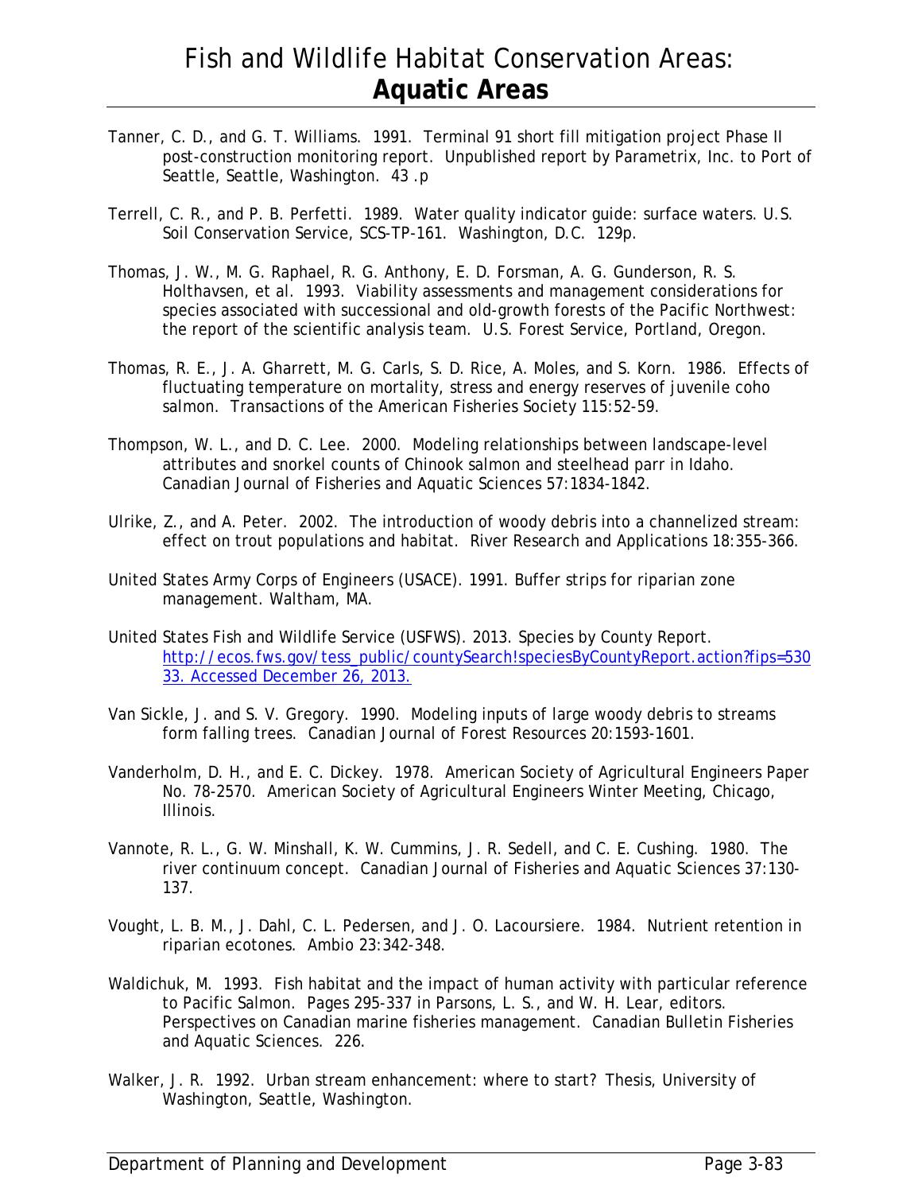Tanner, C. D., and G. T. Williams. 1991. Terminal 91 short fill mitigation project Phase II post-construction monitoring report. Unpublished report by Parametrix, Inc. to Port of Seattle, Seattle, Washington. 43 .p

Terrell, C. R., and P. B. Perfetti. 1989. Water quality indicator guide: surface waters. U.S. Soil Conservation Service, SCS-TP-161. Washington, D.C. 129p.

Thomas, J. W., M. G. Raphael, R. G. Anthony, E. D. Forsman, A. G. Gunderson, R. S. Holthavsen, et al. 1993. Viability assessments and management considerations for species associated with successional and old-growth forests of the Pacific Northwest: the report of the scientific analysis team. U.S. Forest Service, Portland, Oregon.

Thomas, R. E., J. A. Gharrett, M. G. Carls, S. D. Rice, A. Moles, and S. Korn. 1986. Effects of fluctuating temperature on mortality, stress and energy reserves of juvenile coho salmon. Transactions of the American Fisheries Society 115:52-59.

Thompson, W. L., and D. C. Lee. 2000. Modeling relationships between landscape-level attributes and snorkel counts of Chinook salmon and steelhead parr in Idaho. Canadian Journal of Fisheries and Aquatic Sciences 57:1834-1842.

Ulrike, Z., and A. Peter. 2002. The introduction of woody debris into a channelized stream: effect on trout populations and habitat. River Research and Applications 18:355-366.

United States Army Corps of Engineers (USACE). 1991. Buffer strips for riparian zone management. Waltham, MA.

United States Fish and Wildlife Service (USFWS). 2013. Species by County Report. http://ecos.fws.gov/tess_public/countySearch!speciesByCountyReport.action?fips=53033. Accessed December 26, 2013.

Van Sickle, J. and S. V. Gregory. 1990. Modeling inputs of large woody debris to streams form falling trees. Canadian Journal of Forest Resources 20:1593-1601.

Vanderholm, D. H., and E. C. Dickey. 1978. American Society of Agricultural Engineers Paper No. 78-2570. American Society of Agricultural Engineers Winter Meeting, Chicago, Illinois.

Vannote, R. L., G. W. Minshall, K. W. Cummins, J. R. Sedell, and C. E. Cushing. 1980. The river continuum concept. Canadian Journal of Fisheries and Aquatic Sciences 37:130-137.

Vought, L. B. M., J. Dahl, C. L. Pedersen, and J. O. Lacoursiere. 1984. Nutrient retention in riparian ecotones. Ambio 23:342-348.

Waldichuk, M. 1993. Fish habitat and the impact of human activity with particular reference to Pacific Salmon. Pages 295-337 in Parsons, L. S., and W. H. Lear, editors. Perspectives on Canadian marine fisheries management. Canadian Bulletin Fisheries and Aquatic Sciences. 226.

Walker, J. R. 1992. Urban stream enhancement: where to start? Thesis, University of Washington, Seattle, Washington.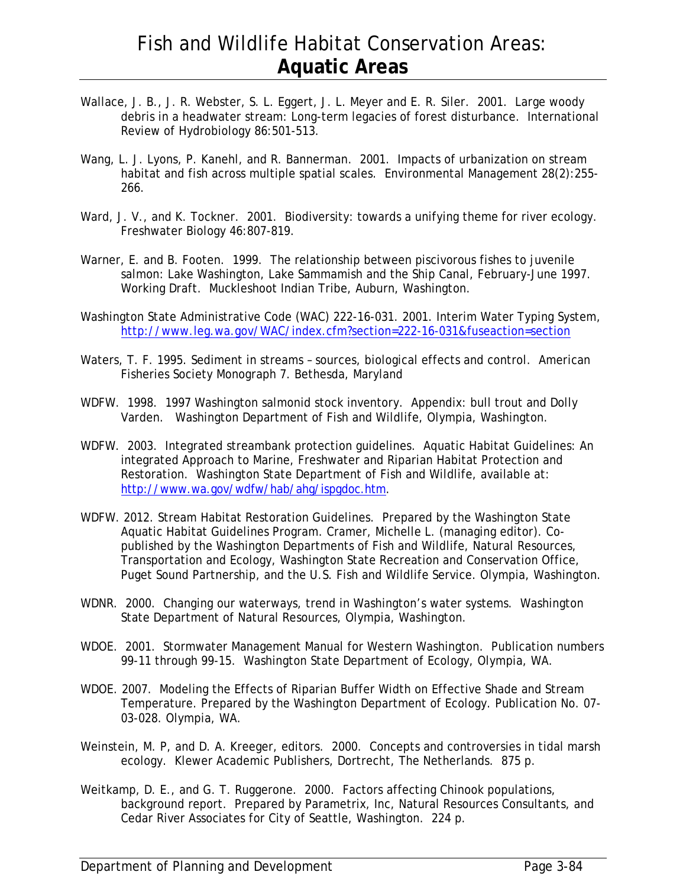Wallace, J. B., J. R. Webster, S. L. Eggert, J. L. Meyer and E. R. Siler. 2001. Large woody debris in a headwater stream: Long-term legacies of forest disturbance. International Review of Hydrobiology 86:501-513.

Wang, L. J. Lyons, P. Kanehl, and R. Bannerman. 2001. Impacts of urbanization on stream habitat and fish across multiple spatial scales. Environmental Management 28(2):255-266.

Ward, J. V., and K. Tockner. 2001. Biodiversity: towards a unifying theme for river ecology. Freshwater Biology 46:807-819.

Warner, E. and B. Footen. 1999. The relationship between piscivorous fishes to juvenile salmon: Lake Washington, Lake Sammamish and the Ship Canal, February-June 1997. Working Draft. Muckleshoot Indian Tribe, Auburn, Washington.

Washington State Administrative Code (WAC) 222-16-031. 2001. Interim Water Typing System, http://www.leg.wa.gov/WAC/index.cfm?section=222-16-031&fuseaction=section

Waters, T. F. 1995. Sediment in streams – sources, biological effects and control. American Fisheries Society Monograph 7. Bethesda, Maryland

WDFW. 1998. 1997 Washington salmonid stock inventory. Appendix: bull trout and Dolly Varden. Washington Department of Fish and Wildlife, Olympia, Washington.

WDFW. 2003. Integrated streambank protection guidelines. Aquatic Habitat Guidelines: An integrated Approach to Marine, Freshwater and Riparian Habitat Protection and Restoration. Washington State Department of Fish and Wildlife, available at: http://www.wa.gov/wdfw/hab/ahg/ispgdoc.htm.

WDFW. 2012. Stream Habitat Restoration Guidelines. Prepared by the Washington State Aquatic Habitat Guidelines Program. Cramer, Michelle L. (managing editor). Co-published by the Washington Departments of Fish and Wildlife, Natural Resources, Transportation and Ecology, Washington State Recreation and Conservation Office, Puget Sound Partnership, and the U.S. Fish and Wildlife Service. Olympia, Washington.

WDNR. 2000. Changing our waterways, trend in Washington's water systems. Washington State Department of Natural Resources, Olympia, Washington.

WDOE. 2001. Stormwater Management Manual for Western Washington. Publication numbers 99-11 through 99-15. Washington State Department of Ecology, Olympia, WA.

WDOE. 2007. Modeling the Effects of Riparian Buffer Width on Effective Shade and Stream Temperature. Prepared by the Washington Department of Ecology. Publication No. 07-03-028. Olympia, WA.

Weinstein, M. P, and D. A. Kreeger, editors. 2000. Concepts and controversies in tidal marsh ecology. Klewer Academic Publishers, Dortrecht, The Netherlands. 875 p.

Weitkamp, D. E., and G. T. Ruggerone. 2000. Factors affecting Chinook populations, background report. Prepared by Parametrix, Inc, Natural Resources Consultants, and Cedar River Associates for City of Seattle, Washington. 224 p.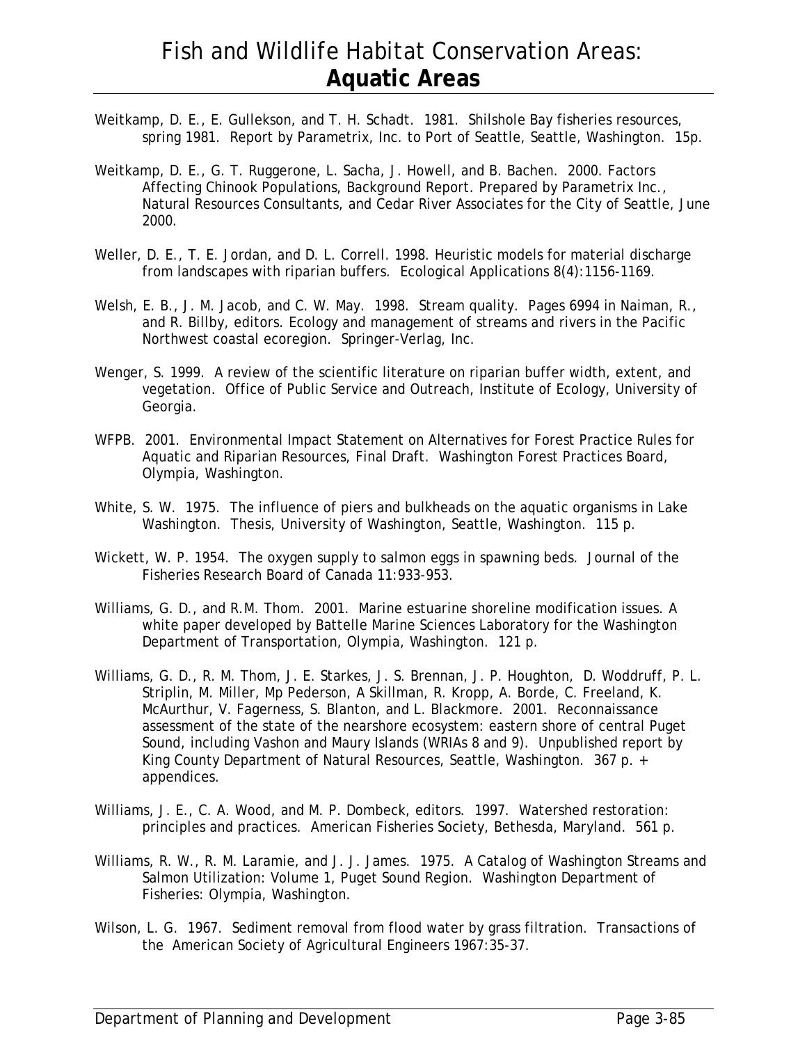Weitkamp, D. E., E. Gullekson, and T. H. Schadt. 1981. Shilshole Bay fisheries resources, spring 1981. Report by Parametrix, Inc. to Port of Seattle, Seattle, Washington. 15p.

Weitkamp, D. E., G. T. Ruggerone, L. Sacha, J. Howell, and B. Bachen. 2000. Factors Affecting Chinook Populations, Background Report. Prepared by Parametrix Inc., Natural Resources Consultants, and Cedar River Associates for the City of Seattle, June 2000.

Weller, D. E., T. E. Jordan, and D. L. Correll. 1998. Heuristic models for material discharge from landscapes with riparian buffers. Ecological Applications 8(4):1156-1169.

Welsh, E. B., J. M. Jacob, and C. W. May. 1998. Stream quality. Pages 6994 in Naiman, R., and R. Billby, editors. Ecology and management of streams and rivers in the Pacific Northwest coastal ecoregion. Springer-Verlag, Inc.

Wenger, S. 1999. A review of the scientific literature on riparian buffer width, extent, and vegetation. Office of Public Service and Outreach, Institute of Ecology, University of Georgia.

WFPB. 2001. Environmental Impact Statement on Alternatives for Forest Practice Rules for Aquatic and Riparian Resources, Final Draft. Washington Forest Practices Board, Olympia, Washington.

White, S. W. 1975. The influence of piers and bulkheads on the aquatic organisms in Lake Washington. Thesis, University of Washington, Seattle, Washington. 115 p.

Wickett, W. P. 1954. The oxygen supply to salmon eggs in spawning beds. Journal of the Fisheries Research Board of Canada 11:933-953.

Williams, G. D., and R.M. Thom. 2001. Marine estuarine shoreline modification issues. A white paper developed by Battelle Marine Sciences Laboratory for the Washington Department of Transportation, Olympia, Washington. 121 p.

Williams, G. D., R. M. Thom, J. E. Starkes, J. S. Brennan, J. P. Houghton, D. Woddruff, P. L. Striplin, M. Miller, Mp Pederson, A Skillman, R. Kropp, A. Borde, C. Freeland, K. McAurthur, V. Fagerness, S. Blanton, and L. Blackmore. 2001. Reconnaissance assessment of the state of the nearshore ecosystem: eastern shore of central Puget Sound, including Vashon and Maury Islands (WRIAs 8 and 9). Unpublished report by King County Department of Natural Resources, Seattle, Washington. 367 p. + appendices.

Williams, J. E., C. A. Wood, and M. P. Dombeck, editors. 1997. Watershed restoration: principles and practices. American Fisheries Society, Bethesda, Maryland. 561 p.

Williams, R. W., R. M. Laramie, and J. J. James. 1975. A Catalog of Washington Streams and Salmon Utilization: Volume 1, Puget Sound Region. Washington Department of Fisheries: Olympia, Washington.

Wilson, L. G. 1967. Sediment removal from flood water by grass filtration. Transactions of the American Society of Agricultural Engineers 1967:35-37.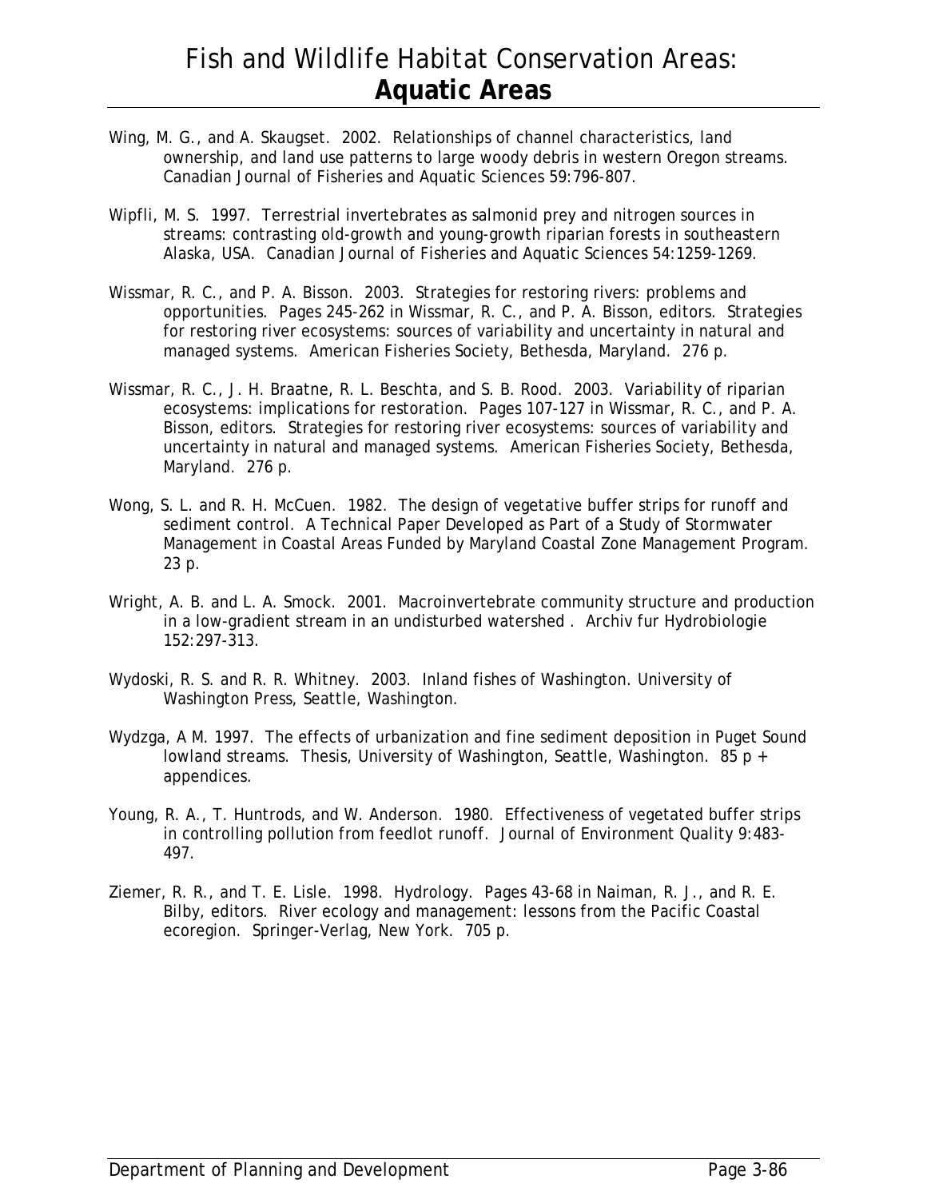Wing, M. G., and A. Skaugset. 2002. Relationships of channel characteristics, land ownership, and land use patterns to large woody debris in western Oregon streams. Canadian Journal of Fisheries and Aquatic Sciences 59:796-807.

Wipfli, M. S. 1997. Terrestrial invertebrates as salmonid prey and nitrogen sources in streams: contrasting old-growth and young-growth riparian forests in southeastern Alaska, USA. Canadian Journal of Fisheries and Aquatic Sciences 54:1259-1269.

Wissmar, R. C., and P. A. Bisson. 2003. Strategies for restoring rivers: problems and opportunities. Pages 245-262 in Wissmar, R. C., and P. A. Bisson, editors. Strategies for restoring river ecosystems: sources of variability and uncertainty in natural and managed systems. American Fisheries Society, Bethesda, Maryland. 276 p.

Wissmar, R. C., J. H. Braatne, R. L. Beschta, and S. B. Rood. 2003. Variability of riparian ecosystems: implications for restoration. Pages 107-127 in Wissmar, R. C., and P. A. Bisson, editors. Strategies for restoring river ecosystems: sources of variability and uncertainty in natural and managed systems. American Fisheries Society, Bethesda, Maryland. 276 p.

Wong, S. L. and R. H. McCuen. 1982. The design of vegetative buffer strips for runoff and sediment control. A Technical Paper Developed as Part of a Study of Stormwater Management in Coastal Areas Funded by Maryland Coastal Zone Management Program. 23 p.

Wright, A. B. and L. A. Smock. 2001. Macroinvertebrate community structure and production in a low-gradient stream in an undisturbed watershed . Archiv fur Hydrobiologie 152:297-313.

Wydoski, R. S. and R. R. Whitney. 2003. Inland fishes of Washington. University of Washington Press, Seattle, Washington.

Wydzga, A M. 1997. The effects of urbanization and fine sediment deposition in Puget Sound lowland streams. Thesis, University of Washington, Seattle, Washington. 85 p + appendices.

Young, R. A., T. Huntrods, and W. Anderson. 1980. Effectiveness of vegetated buffer strips in controlling pollution from feedlot runoff. Journal of Environment Quality 9:483-497.

Ziemer, R. R., and T. E. Lisle. 1998. Hydrology. Pages 43-68 in Naiman, R. J., and R. E. Bilby, editors. River ecology and management: lessons from the Pacific Coastal ecoregion. Springer-Verlag, New York. 705 p.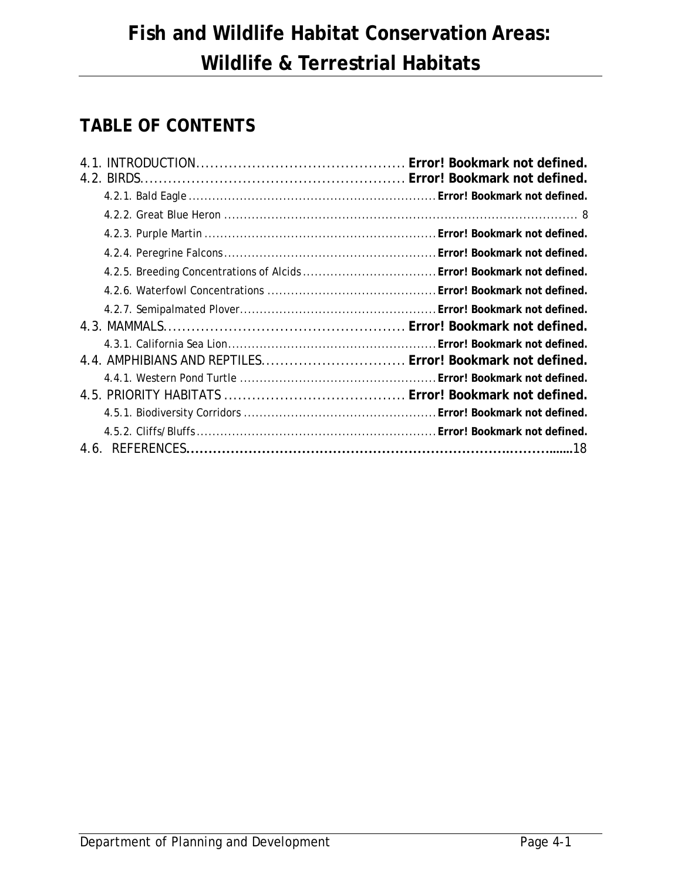# Fish and Wildlife Habitat Conservation Areas: Wildlife & Terrestrial Habitats

## TABLE OF CONTENTS

4.1. INTRODUCTION............................................ **Error! Bookmark not defined.**
4.2. BIRDS....................................................... **Error! Bookmark not defined.**
- 4.2.1. Bald Eagle ............................................................ **Error! Bookmark not defined.**
- 4.2.2. Great Blue Heron ......................................................................................... 8
- 4.2.3. Purple Martin ......................................................... **Error! Bookmark not defined.**
- 4.2.4. Peregrine Falcons.................................................... **Error! Bookmark not defined.**
- 4.2.5. Breeding Concentrations of Alcids ................................ **Error! Bookmark not defined.**
- 4.2.6. Waterfowl Concentrations .......................................... **Error! Bookmark not defined.**
- 4.2.7. Semipalmated Plover................................................ **Error! Bookmark not defined.**

4.3. MAMMALS.................................................. **Error! Bookmark not defined.**
- 4.3.1. California Sea Lion.................................................... **Error! Bookmark not defined.**

4.4. AMPHIBIANS AND REPTILES............................... **Error! Bookmark not defined.**
- 4.4.1. Western Pond Turtle ................................................ **Error! Bookmark not defined.**

4.5. PRIORITY HABITATS ...................................... **Error! Bookmark not defined.**
- 4.5.1. Biodiversity Corridors ............................................... **Error! Bookmark not defined.**
- 4.5.2. Cliffs/Bluffs ........................................................... **Error! Bookmark not defined.**

4.6. REFERENCES.........................................................................................18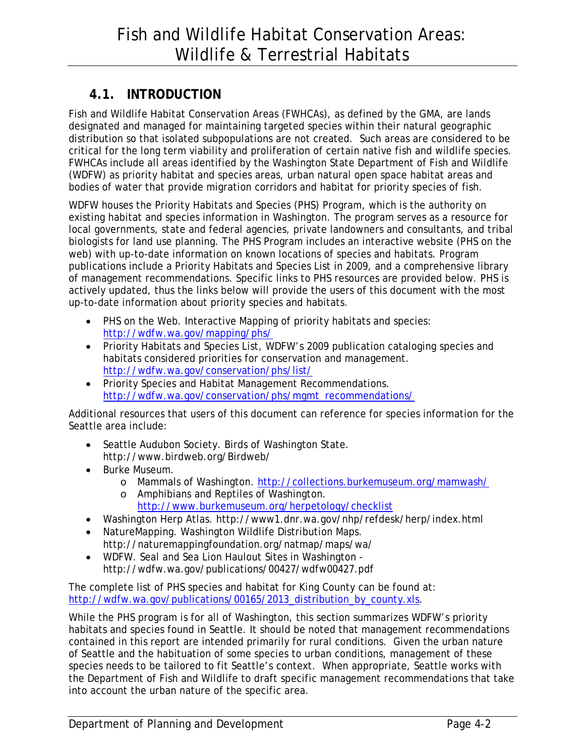# Fish and Wildlife Habitat Conservation Areas: Wildlife & Terrestrial Habitats

## 4.1. INTRODUCTION

Fish and Wildlife Habitat Conservation Areas (FWHCAs), as defined by the GMA, are lands designated and managed for maintaining targeted species within their natural geographic distribution so that isolated subpopulations are not created. Such areas are considered to be critical for the long term viability and proliferation of certain native fish and wildlife species. FWHCAs include all areas identified by the Washington State Department of Fish and Wildlife (WDFW) as priority habitat and species areas, urban natural open space habitat areas and bodies of water that provide migration corridors and habitat for priority species of fish.

WDFW houses the Priority Habitats and Species (PHS) Program, which is the authority on existing habitat and species information in Washington. The program serves as a resource for local governments, state and federal agencies, private landowners and consultants, and tribal biologists for land use planning. The PHS Program includes an interactive website (PHS on the web) with up-to-date information on known locations of species and habitats. Program publications include a Priority Habitats and Species List in 2009, and a comprehensive library of management recommendations. Specific links to PHS resources are provided below. PHS is actively updated, thus the links below will provide the users of this document with the most up-to-date information about priority species and habitats.

- PHS on the Web. Interactive Mapping of priority habitats and species: http://wdfw.wa.gov/mapping/phs/
- Priority Habitats and Species List, WDFW's 2009 publication cataloging species and habitats considered priorities for conservation and management. http://wdfw.wa.gov/conservation/phs/list/
- Priority Species and Habitat Management Recommendations. http://wdfw.wa.gov/conservation/phs/mgmt_recommendations/

Additional resources that users of this document can reference for species information for the Seattle area include:

- Seattle Audubon Society. Birds of Washington State. http://www.birdweb.org/Birdweb/
- Burke Museum.
  - Mammals of Washington. http://collections.burkemuseum.org/mamwash/
  - Amphibians and Reptiles of Washington. http://www.burkemuseum.org/herpetology/checklist
- Washington Herp Atlas. http://www1.dnr.wa.gov/nhp/refdesk/herp/index.html
- NatureMapping. Washington Wildlife Distribution Maps. http://naturemappingfoundation.org/natmap/maps/wa/
- WDFW. Seal and Sea Lion Haulout Sites in Washington - http://wdfw.wa.gov/publications/00427/wdfw00427.pdf

The complete list of PHS species and habitat for King County can be found at: http://wdfw.wa.gov/publications/00165/2013_distribution_by_county.xls.

While the PHS program is for all of Washington, this section summarizes WDFW's priority habitats and species found in Seattle. It should be noted that management recommendations contained in this report are intended primarily for rural conditions. Given the urban nature of Seattle and the habituation of some species to urban conditions, management of these species needs to be tailored to fit Seattle's context. When appropriate, Seattle works with the Department of Fish and Wildlife to draft specific management recommendations that take into account the urban nature of the specific area.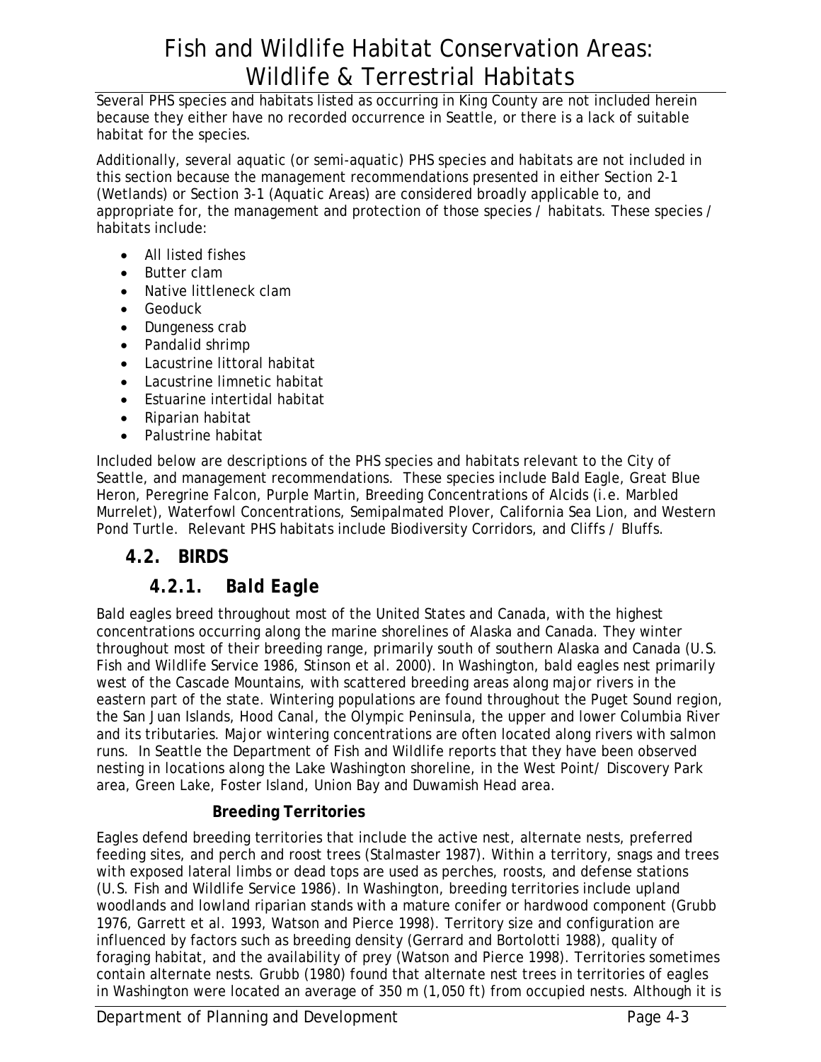Several PHS species and habitats listed as occurring in King County are not included herein because they either have no recorded occurrence in Seattle, or there is a lack of suitable habitat for the species.

Additionally, several aquatic (or semi-aquatic) PHS species and habitats are not included in this section because the management recommendations presented in either Section 2-1 (Wetlands) or Section 3-1 (Aquatic Areas) are considered broadly applicable to, and appropriate for, the management and protection of those species / habitats. These species / habitats include:

- All listed fishes
- Butter clam
- Native littleneck clam
- Geoduck
- Dungeness crab
- Pandalid shrimp
- Lacustrine littoral habitat
- Lacustrine limnetic habitat
- Estuarine intertidal habitat
- Riparian habitat
- Palustrine habitat

Included below are descriptions of the PHS species and habitats relevant to the City of Seattle, and management recommendations. These species include Bald Eagle, Great Blue Heron, Peregrine Falcon, Purple Martin, Breeding Concentrations of Alcids (i.e. Marbled Murrelet), Waterfowl Concentrations, Semipalmated Plover, California Sea Lion, and Western Pond Turtle. Relevant PHS habitats include Biodiversity Corridors, and Cliffs / Bluffs.

## 4.2. BIRDS

### 4.2.1. *Bald Eagle*

Bald eagles breed throughout most of the United States and Canada, with the highest concentrations occurring along the marine shorelines of Alaska and Canada. They winter throughout most of their breeding range, primarily south of southern Alaska and Canada (U.S. Fish and Wildlife Service 1986, Stinson et al. 2000). In Washington, bald eagles nest primarily west of the Cascade Mountains, with scattered breeding areas along major rivers in the eastern part of the state. Wintering populations are found throughout the Puget Sound region, the San Juan Islands, Hood Canal, the Olympic Peninsula, the upper and lower Columbia River and its tributaries. Major wintering concentrations are often located along rivers with salmon runs. In Seattle the Department of Fish and Wildlife reports that they have been observed nesting in locations along the Lake Washington shoreline, in the West Point/ Discovery Park area, Green Lake, Foster Island, Union Bay and Duwamish Head area.

#### Breeding Territories

Eagles defend breeding territories that include the active nest, alternate nests, preferred feeding sites, and perch and roost trees (Stalmaster 1987). Within a territory, snags and trees with exposed lateral limbs or dead tops are used as perches, roosts, and defense stations (U.S. Fish and Wildlife Service 1986). In Washington, breeding territories include upland woodlands and lowland riparian stands with a mature conifer or hardwood component (Grubb 1976, Garrett et al. 1993, Watson and Pierce 1998). Territory size and configuration are influenced by factors such as breeding density (Gerrard and Bortolotti 1988), quality of foraging habitat, and the availability of prey (Watson and Pierce 1998). Territories sometimes contain alternate nests. Grubb (1980) found that alternate nest trees in territories of eagles in Washington were located an average of 350 m (1,050 ft) from occupied nests. Although it is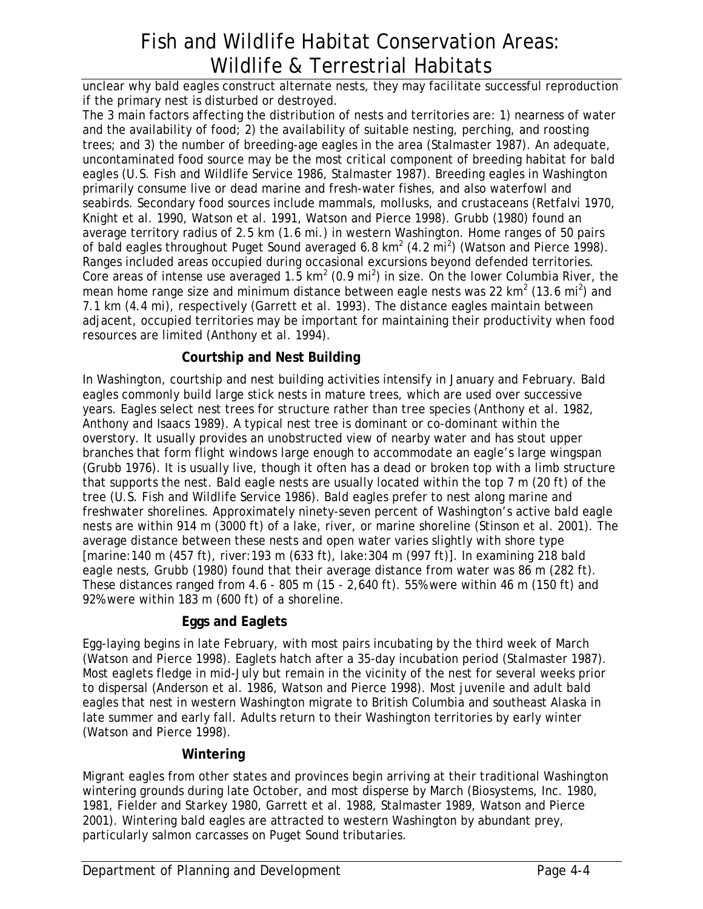unclear why bald eagles construct alternate nests, they may facilitate successful reproduction if the primary nest is disturbed or destroyed.

The 3 main factors affecting the distribution of nests and territories are: 1) nearness of water and the availability of food; 2) the availability of suitable nesting, perching, and roosting trees; and 3) the number of breeding-age eagles in the area (Stalmaster 1987). An adequate, uncontaminated food source may be the most critical component of breeding habitat for bald eagles (U.S. Fish and Wildlife Service 1986, Stalmaster 1987). Breeding eagles in Washington primarily consume live or dead marine and fresh-water fishes, and also waterfowl and seabirds. Secondary food sources include mammals, mollusks, and crustaceans (Retfalvi 1970, Knight et al. 1990, Watson et al. 1991, Watson and Pierce 1998). Grubb (1980) found an average territory radius of 2.5 km (1.6 mi.) in western Washington. Home ranges of 50 pairs of bald eagles throughout Puget Sound averaged 6.8 $km^2$ (4.2 $mi^2$) (Watson and Pierce 1998). Ranges included areas occupied during occasional excursions beyond defended territories. Core areas of intense use averaged 1.5 $km^2$ (0.9 $mi^2$) in size. On the lower Columbia River, the mean home range size and minimum distance between eagle nests was 22 $km^2$ (13.6 $mi^2$) and 7.1 km (4.4 mi), respectively (Garrett et al. 1993). The distance eagles maintain between adjacent, occupied territories may be important for maintaining their productivity when food resources are limited (Anthony et al. 1994).

### Courtship and Nest Building

In Washington, courtship and nest building activities intensify in January and February. Bald eagles commonly build large stick nests in mature trees, which are used over successive years. Eagles select nest trees for structure rather than tree species (Anthony et al. 1982, Anthony and Isaacs 1989). A typical nest tree is dominant or co-dominant within the overstory. It usually provides an unobstructed view of nearby water and has stout upper branches that form flight windows large enough to accommodate an eagle's large wingspan (Grubb 1976). It is usually live, though it often has a dead or broken top with a limb structure that supports the nest. Bald eagle nests are usually located within the top 7 m (20 ft) of the tree (U.S. Fish and Wildlife Service 1986). Bald eagles prefer to nest along marine and freshwater shorelines. Approximately ninety-seven percent of Washington's active bald eagle nests are within 914 m (3000 ft) of a lake, river, or marine shoreline (Stinson et al. 2001). The average distance between these nests and open water varies slightly with shore type [marine:140 m (457 ft), river:193 m (633 ft), lake:304 m (997 ft)]. In examining 218 bald eagle nests, Grubb (1980) found that their average distance from water was 86 m (282 ft). These distances ranged from 4.6 - 805 m (15 - 2,640 ft). 55% were within 46 m (150 ft) and 92% were within 183 m (600 ft) of a shoreline.

### Eggs and Eaglets

Egg-laying begins in late February, with most pairs incubating by the third week of March (Watson and Pierce 1998). Eaglets hatch after a 35-day incubation period (Stalmaster 1987). Most eaglets fledge in mid-July but remain in the vicinity of the nest for several weeks prior to dispersal (Anderson et al. 1986, Watson and Pierce 1998). Most juvenile and adult bald eagles that nest in western Washington migrate to British Columbia and southeast Alaska in late summer and early fall. Adults return to their Washington territories by early winter (Watson and Pierce 1998).

### Wintering

Migrant eagles from other states and provinces begin arriving at their traditional Washington wintering grounds during late October, and most disperse by March (Biosystems, Inc. 1980, 1981, Fielder and Starkey 1980, Garrett et al. 1988, Stalmaster 1989, Watson and Pierce 2001). Wintering bald eagles are attracted to western Washington by abundant prey, particularly salmon carcasses on Puget Sound tributaries.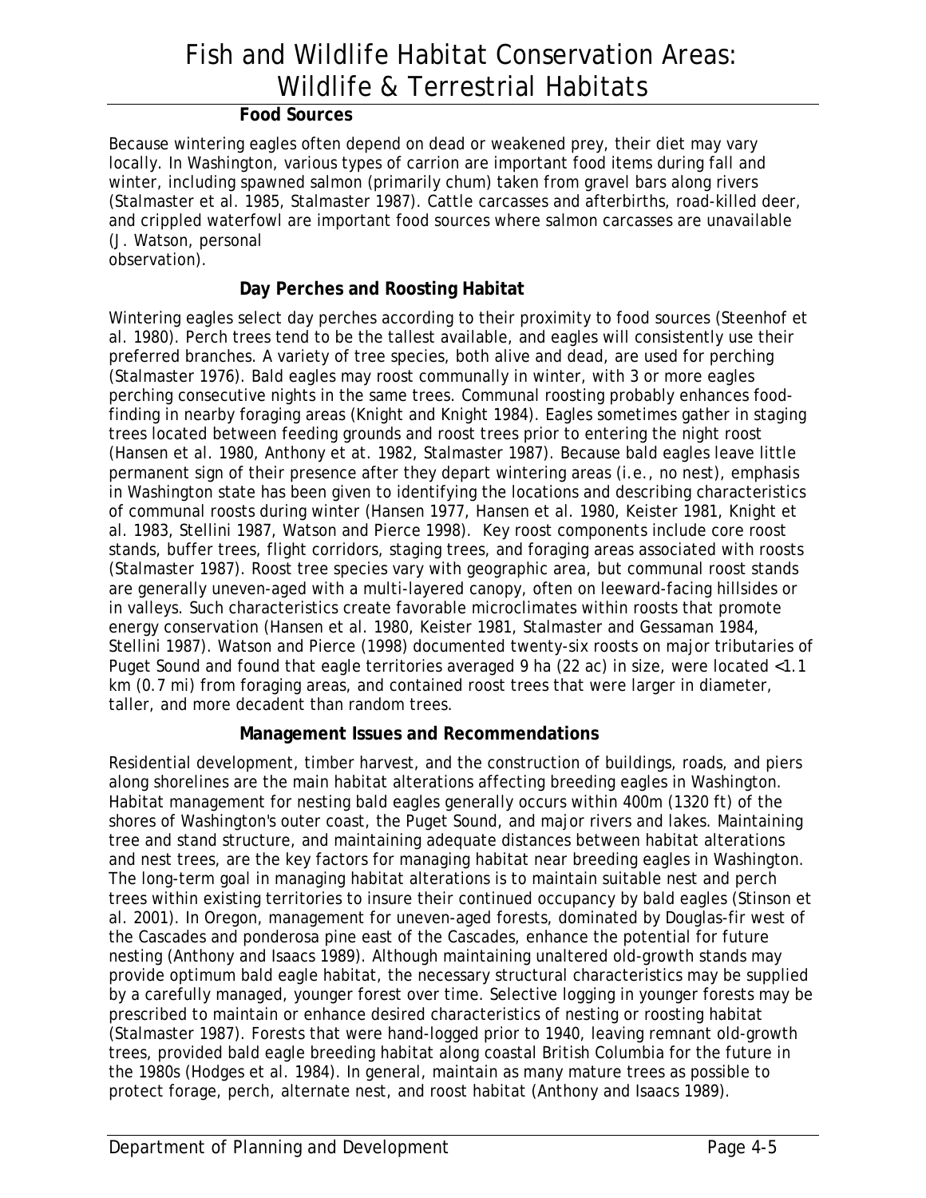### Food Sources

Because wintering eagles often depend on dead or weakened prey, their diet may vary locally. In Washington, various types of carrion are important food items during fall and winter, including spawned salmon (primarily chum) taken from gravel bars along rivers (Stalmaster et al. 1985, Stalmaster 1987). Cattle carcasses and afterbirths, road-killed deer, and crippled waterfowl are important food sources where salmon carcasses are unavailable (J. Watson, personal observation).

### Day Perches and Roosting Habitat

Wintering eagles select day perches according to their proximity to food sources (Steenhof et al. 1980). Perch trees tend to be the tallest available, and eagles will consistently use their preferred branches. A variety of tree species, both alive and dead, are used for perching (Stalmaster 1976). Bald eagles may roost communally in winter, with 3 or more eagles perching consecutive nights in the same trees. Communal roosting probably enhances food-finding in nearby foraging areas (Knight and Knight 1984). Eagles sometimes gather in staging trees located between feeding grounds and roost trees prior to entering the night roost (Hansen et al. 1980, Anthony et at. 1982, Stalmaster 1987). Because bald eagles leave little permanent sign of their presence after they depart wintering areas (i.e., no nest), emphasis in Washington state has been given to identifying the locations and describing characteristics of communal roosts during winter (Hansen 1977, Hansen et al. 1980, Keister 1981, Knight et al. 1983, Stellini 1987, Watson and Pierce 1998). Key roost components include core roost stands, buffer trees, flight corridors, staging trees, and foraging areas associated with roosts (Stalmaster 1987). Roost tree species vary with geographic area, but communal roost stands are generally uneven-aged with a multi-layered canopy, often on leeward-facing hillsides or in valleys. Such characteristics create favorable microclimates within roosts that promote energy conservation (Hansen et al. 1980, Keister 1981, Stalmaster and Gessaman 1984, Stellini 1987). Watson and Pierce (1998) documented twenty-six roosts on major tributaries of Puget Sound and found that eagle territories averaged 9 ha (22 ac) in size, were located <1.1 km (0.7 mi) from foraging areas, and contained roost trees that were larger in diameter, taller, and more decadent than random trees.

### Management Issues and Recommendations

Residential development, timber harvest, and the construction of buildings, roads, and piers along shorelines are the main habitat alterations affecting breeding eagles in Washington. Habitat management for nesting bald eagles generally occurs within 400m (1320 ft) of the shores of Washington's outer coast, the Puget Sound, and major rivers and lakes. Maintaining tree and stand structure, and maintaining adequate distances between habitat alterations and nest trees, are the key factors for managing habitat near breeding eagles in Washington. The long-term goal in managing habitat alterations is to maintain suitable nest and perch trees within existing territories to insure their continued occupancy by bald eagles (Stinson et al. 2001). In Oregon, management for uneven-aged forests, dominated by Douglas-fir west of the Cascades and ponderosa pine east of the Cascades, enhance the potential for future nesting (Anthony and Isaacs 1989). Although maintaining unaltered old-growth stands may provide optimum bald eagle habitat, the necessary structural characteristics may be supplied by a carefully managed, younger forest over time. Selective logging in younger forests may be prescribed to maintain or enhance desired characteristics of nesting or roosting habitat (Stalmaster 1987). Forests that were hand-logged prior to 1940, leaving remnant old-growth trees, provided bald eagle breeding habitat along coastal British Columbia for the future in the 1980s (Hodges et al. 1984). In general, maintain as many mature trees as possible to protect forage, perch, alternate nest, and roost habitat (Anthony and Isaacs 1989).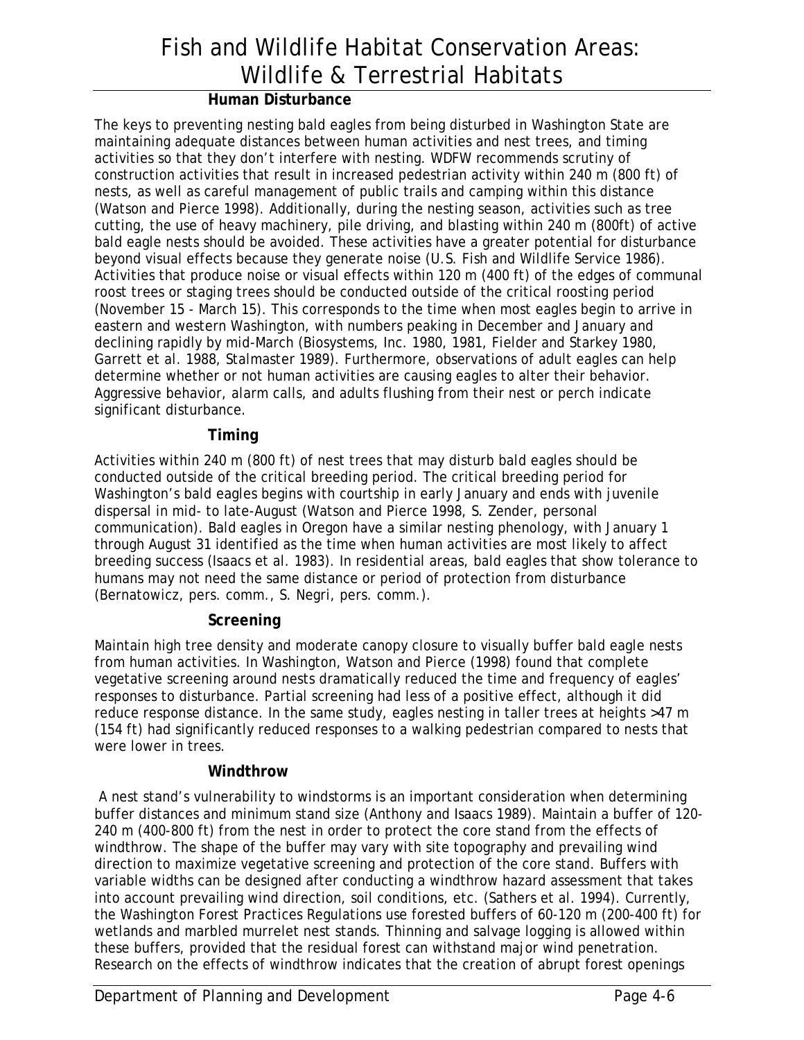#### Human Disturbance

The keys to preventing nesting bald eagles from being disturbed in Washington State are maintaining adequate distances between human activities and nest trees, and timing activities so that they don't interfere with nesting. WDFW recommends scrutiny of construction activities that result in increased pedestrian activity within 240 m (800 ft) of nests, as well as careful management of public trails and camping within this distance (Watson and Pierce 1998). Additionally, during the nesting season, activities such as tree cutting, the use of heavy machinery, pile driving, and blasting within 240 m (800ft) of active bald eagle nests should be avoided. These activities have a greater potential for disturbance beyond visual effects because they generate noise (U.S. Fish and Wildlife Service 1986). Activities that produce noise or visual effects within 120 m (400 ft) of the edges of communal roost trees or staging trees should be conducted outside of the critical roosting period (November 15 - March 15). This corresponds to the time when most eagles begin to arrive in eastern and western Washington, with numbers peaking in December and January and declining rapidly by mid-March (Biosystems, Inc. 1980, 1981, Fielder and Starkey 1980, Garrett et al. 1988, Stalmaster 1989). Furthermore, observations of adult eagles can help determine whether or not human activities are causing eagles to alter their behavior. Aggressive behavior, alarm calls, and adults flushing from their nest or perch indicate significant disturbance.

#### Timing

Activities within 240 m (800 ft) of nest trees that may disturb bald eagles should be conducted outside of the critical breeding period. The critical breeding period for Washington's bald eagles begins with courtship in early January and ends with juvenile dispersal in mid- to late-August (Watson and Pierce 1998, S. Zender, personal communication). Bald eagles in Oregon have a similar nesting phenology, with January 1 through August 31 identified as the time when human activities are most likely to affect breeding success (Isaacs et al. 1983). In residential areas, bald eagles that show tolerance to humans may not need the same distance or period of protection from disturbance (Bernatowicz, pers. comm., S. Negri, pers. comm.).

#### Screening

Maintain high tree density and moderate canopy closure to visually buffer bald eagle nests from human activities. In Washington, Watson and Pierce (1998) found that complete vegetative screening around nests dramatically reduced the time and frequency of eagles' responses to disturbance. Partial screening had less of a positive effect, although it did reduce response distance. In the same study, eagles nesting in taller trees at heights >47 m (154 ft) had significantly reduced responses to a walking pedestrian compared to nests that were lower in trees.

#### Windthrow

A nest stand's vulnerability to windstorms is an important consideration when determining buffer distances and minimum stand size (Anthony and Isaacs 1989). Maintain a buffer of 120-240 m (400-800 ft) from the nest in order to protect the core stand from the effects of windthrow. The shape of the buffer may vary with site topography and prevailing wind direction to maximize vegetative screening and protection of the core stand. Buffers with variable widths can be designed after conducting a windthrow hazard assessment that takes into account prevailing wind direction, soil conditions, etc. (Sathers et al. 1994). Currently, the Washington Forest Practices Regulations use forested buffers of 60-120 m (200-400 ft) for wetlands and marbled murrelet nest stands. Thinning and salvage logging is allowed within these buffers, provided that the residual forest can withstand major wind penetration. Research on the effects of windthrow indicates that the creation of abrupt forest openings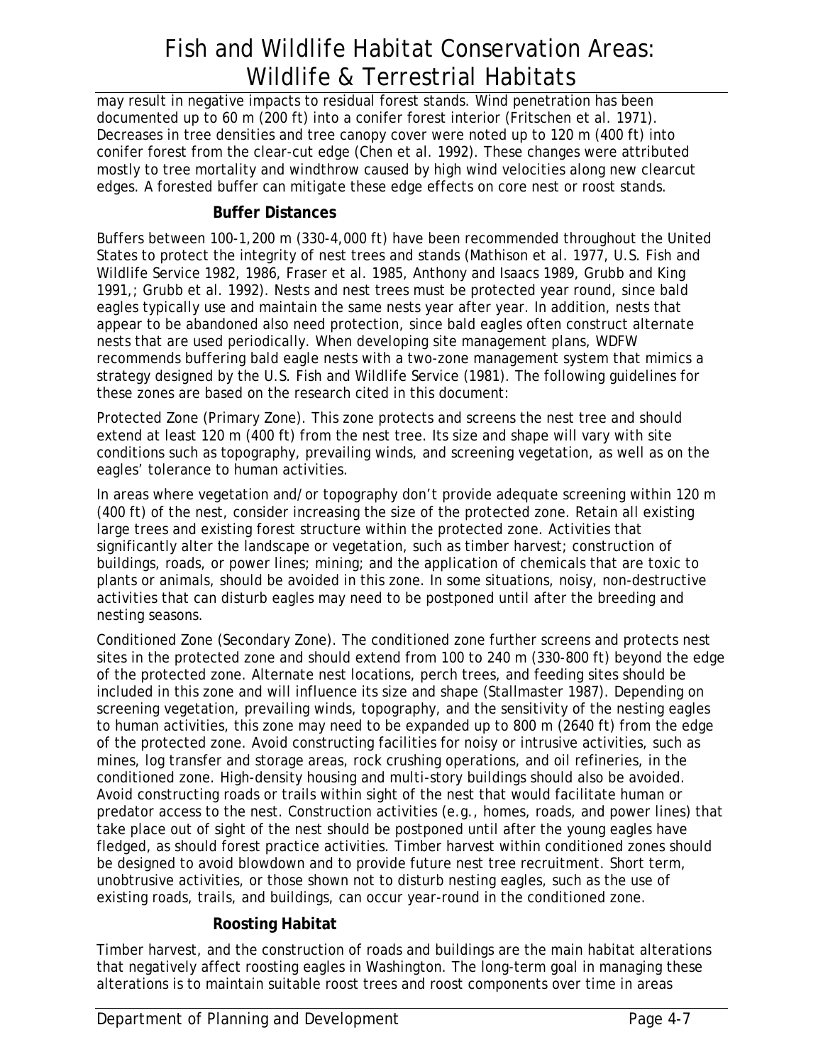may result in negative impacts to residual forest stands. Wind penetration has been documented up to 60 m (200 ft) into a conifer forest interior (Fritschen et al. 1971). Decreases in tree densities and tree canopy cover were noted up to 120 m (400 ft) into conifer forest from the clear-cut edge (Chen et al. 1992). These changes were attributed mostly to tree mortality and windthrow caused by high wind velocities along new clearcut edges. A forested buffer can mitigate these edge effects on core nest or roost stands.

### Buffer Distances

Buffers between 100-1,200 m (330-4,000 ft) have been recommended throughout the United States to protect the integrity of nest trees and stands (Mathison et al. 1977, U.S. Fish and Wildlife Service 1982, 1986, Fraser et al. 1985, Anthony and Isaacs 1989, Grubb and King 1991,; Grubb et al. 1992). Nests and nest trees must be protected year round, since bald eagles typically use and maintain the same nests year after year. In addition, nests that appear to be abandoned also need protection, since bald eagles often construct alternate nests that are used periodically. When developing site management plans, WDFW recommends buffering bald eagle nests with a two-zone management system that mimics a strategy designed by the U.S. Fish and Wildlife Service (1981). The following guidelines for these zones are based on the research cited in this document:

Protected Zone (Primary Zone). This zone protects and screens the nest tree and should extend at least 120 m (400 ft) from the nest tree. Its size and shape will vary with site conditions such as topography, prevailing winds, and screening vegetation, as well as on the eagles' tolerance to human activities.

In areas where vegetation and/or topography don't provide adequate screening within 120 m (400 ft) of the nest, consider increasing the size of the protected zone. Retain all existing large trees and existing forest structure within the protected zone. Activities that significantly alter the landscape or vegetation, such as timber harvest; construction of buildings, roads, or power lines; mining; and the application of chemicals that are toxic to plants or animals, should be avoided in this zone. In some situations, noisy, non-destructive activities that can disturb eagles may need to be postponed until after the breeding and nesting seasons.

Conditioned Zone (Secondary Zone). The conditioned zone further screens and protects nest sites in the protected zone and should extend from 100 to 240 m (330-800 ft) beyond the edge of the protected zone. Alternate nest locations, perch trees, and feeding sites should be included in this zone and will influence its size and shape (Stallmaster 1987). Depending on screening vegetation, prevailing winds, topography, and the sensitivity of the nesting eagles to human activities, this zone may need to be expanded up to 800 m (2640 ft) from the edge of the protected zone. Avoid constructing facilities for noisy or intrusive activities, such as mines, log transfer and storage areas, rock crushing operations, and oil refineries, in the conditioned zone. High-density housing and multi-story buildings should also be avoided. Avoid constructing roads or trails within sight of the nest that would facilitate human or predator access to the nest. Construction activities (e.g., homes, roads, and power lines) that take place out of sight of the nest should be postponed until after the young eagles have fledged, as should forest practice activities. Timber harvest within conditioned zones should be designed to avoid blowdown and to provide future nest tree recruitment. Short term, unobtrusive activities, or those shown not to disturb nesting eagles, such as the use of existing roads, trails, and buildings, can occur year-round in the conditioned zone.

### Roosting Habitat

Timber harvest, and the construction of roads and buildings are the main habitat alterations that negatively affect roosting eagles in Washington. The long-term goal in managing these alterations is to maintain suitable roost trees and roost components over time in areas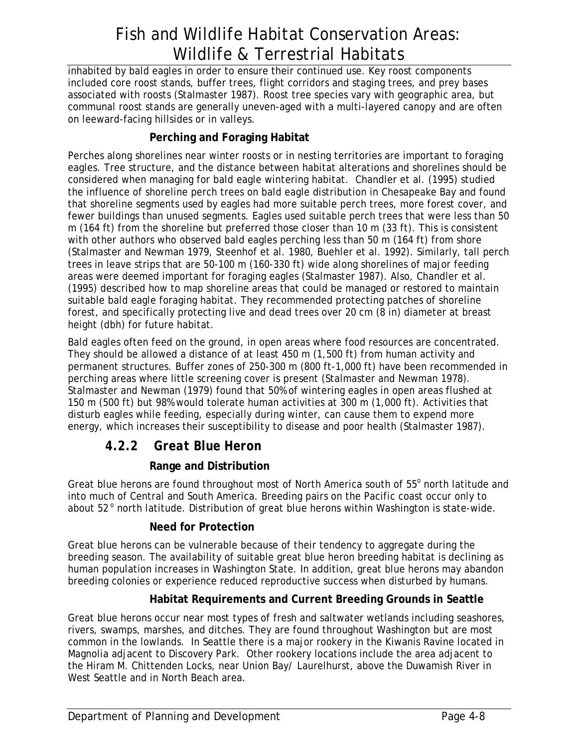inhabited by bald eagles in order to ensure their continued use. Key roost components included core roost stands, buffer trees, flight corridors and staging trees, and prey bases associated with roosts (Stalmaster 1987). Roost tree species vary with geographic area, but communal roost stands are generally uneven-aged with a multi-layered canopy and are often on leeward-facing hillsides or in valleys.

#### Perching and Foraging Habitat

Perches along shorelines near winter roosts or in nesting territories are important to foraging eagles. Tree structure, and the distance between habitat alterations and shorelines should be considered when managing for bald eagle wintering habitat. Chandler et al. (1995) studied the influence of shoreline perch trees on bald eagle distribution in Chesapeake Bay and found that shoreline segments used by eagles had more suitable perch trees, more forest cover, and fewer buildings than unused segments. Eagles used suitable perch trees that were less than 50 m (164 ft) from the shoreline but preferred those closer than 10 m (33 ft). This is consistent with other authors who observed bald eagles perching less than 50 m (164 ft) from shore (Stalmaster and Newman 1979, Steenhof et al. 1980, Buehler et al. 1992). Similarly, tall perch trees in leave strips that are 50-100 m (160-330 ft) wide along shorelines of major feeding areas were deemed important for foraging eagles (Stalmaster 1987). Also, Chandler et al. (1995) described how to map shoreline areas that could be managed or restored to maintain suitable bald eagle foraging habitat. They recommended protecting patches of shoreline forest, and specifically protecting live and dead trees over 20 cm (8 in) diameter at breast height (dbh) for future habitat.

Bald eagles often feed on the ground, in open areas where food resources are concentrated. They should be allowed a distance of at least 450 m (1,500 ft) from human activity and permanent structures. Buffer zones of 250-300 m (800 ft-1,000 ft) have been recommended in perching areas where little screening cover is present (Stalmaster and Newman 1978). Stalmaster and Newman (1979) found that 50% of wintering eagles in open areas flushed at 150 m (500 ft) but 98% would tolerate human activities at 300 m (1,000 ft). Activities that disturb eagles while feeding, especially during winter, can cause them to expend more energy, which increases their susceptibility to disease and poor health (Stalmaster 1987).

### 4.2.2 Great Blue Heron

#### Range and Distribution

Great blue herons are found throughout most of North America south of 55° north latitude and into much of Central and South America. Breeding pairs on the Pacific coast occur only to about 52° north latitude. Distribution of great blue herons within Washington is state-wide.

#### Need for Protection

Great blue herons can be vulnerable because of their tendency to aggregate during the breeding season. The availability of suitable great blue heron breeding habitat is declining as human population increases in Washington State. In addition, great blue herons may abandon breeding colonies or experience reduced reproductive success when disturbed by humans.

#### Habitat Requirements and Current Breeding Grounds in Seattle

Great blue herons occur near most types of fresh and saltwater wetlands including seashores, rivers, swamps, marshes, and ditches. They are found throughout Washington but are most common in the lowlands. In Seattle there is a major rookery in the Kiwanis Ravine located in Magnolia adjacent to Discovery Park. Other rookery locations include the area adjacent to the Hiram M. Chittenden Locks, near Union Bay/ Laurelhurst, above the Duwamish River in West Seattle and in North Beach area.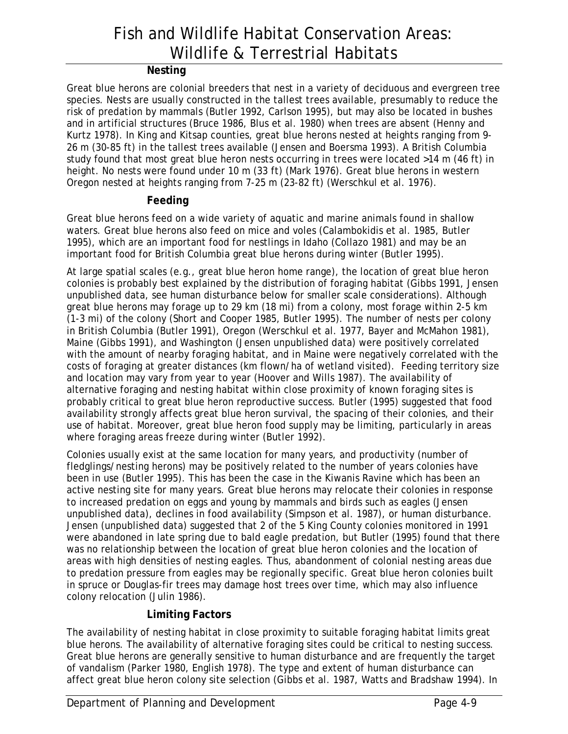#### Nesting

Great blue herons are colonial breeders that nest in a variety of deciduous and evergreen tree species. Nests are usually constructed in the tallest trees available, presumably to reduce the risk of predation by mammals (Butler 1992, Carlson 1995), but may also be located in bushes and in artificial structures (Bruce 1986, Blus et al. 1980) when trees are absent (Henny and Kurtz 1978). In King and Kitsap counties, great blue herons nested at heights ranging from 9-26 m (30-85 ft) in the tallest trees available (Jensen and Boersma 1993). A British Columbia study found that most great blue heron nests occurring in trees were located >14 m (46 ft) in height. No nests were found under 10 m (33 ft) (Mark 1976). Great blue herons in western Oregon nested at heights ranging from 7-25 m (23-82 ft) (Werschkul et al. 1976).

#### Feeding

Great blue herons feed on a wide variety of aquatic and marine animals found in shallow waters. Great blue herons also feed on mice and voles (Calambokidis et al. 1985, Butler 1995), which are an important food for nestlings in Idaho (Collazo 1981) and may be an important food for British Columbia great blue herons during winter (Butler 1995).

At large spatial scales (e.g., great blue heron home range), the location of great blue heron colonies is probably best explained by the distribution of foraging habitat (Gibbs 1991, Jensen unpublished data, see human disturbance below for smaller scale considerations). Although great blue herons may forage up to 29 km (18 mi) from a colony, most forage within 2-5 km (1-3 mi) of the colony (Short and Cooper 1985, Butler 1995). The number of nests per colony in British Columbia (Butler 1991), Oregon (Werschkul et al. 1977, Bayer and McMahon 1981), Maine (Gibbs 1991), and Washington (Jensen unpublished data) were positively correlated with the amount of nearby foraging habitat, and in Maine were negatively correlated with the costs of foraging at greater distances (km flown/ha of wetland visited). Feeding territory size and location may vary from year to year (Hoover and Wills 1987). The availability of alternative foraging and nesting habitat within close proximity of known foraging sites is probably critical to great blue heron reproductive success. Butler (1995) suggested that food availability strongly affects great blue heron survival, the spacing of their colonies, and their use of habitat. Moreover, great blue heron food supply may be limiting, particularly in areas where foraging areas freeze during winter (Butler 1992).

Colonies usually exist at the same location for many years, and productivity (number of fledglings/nesting herons) may be positively related to the number of years colonies have been in use (Butler 1995). This has been the case in the Kiwanis Ravine which has been an active nesting site for many years. Great blue herons may relocate their colonies in response to increased predation on eggs and young by mammals and birds such as eagles (Jensen unpublished data), declines in food availability (Simpson et al. 1987), or human disturbance. Jensen (unpublished data) suggested that 2 of the 5 King County colonies monitored in 1991 were abandoned in late spring due to bald eagle predation, but Butler (1995) found that there was no relationship between the location of great blue heron colonies and the location of areas with high densities of nesting eagles. Thus, abandonment of colonial nesting areas due to predation pressure from eagles may be regionally specific. Great blue heron colonies built in spruce or Douglas-fir trees may damage host trees over time, which may also influence colony relocation (Julin 1986).

#### Limiting Factors

The availability of nesting habitat in close proximity to suitable foraging habitat limits great blue herons. The availability of alternative foraging sites could be critical to nesting success. Great blue herons are generally sensitive to human disturbance and are frequently the target of vandalism (Parker 1980, English 1978). The type and extent of human disturbance can affect great blue heron colony site selection (Gibbs et al. 1987, Watts and Bradshaw 1994). In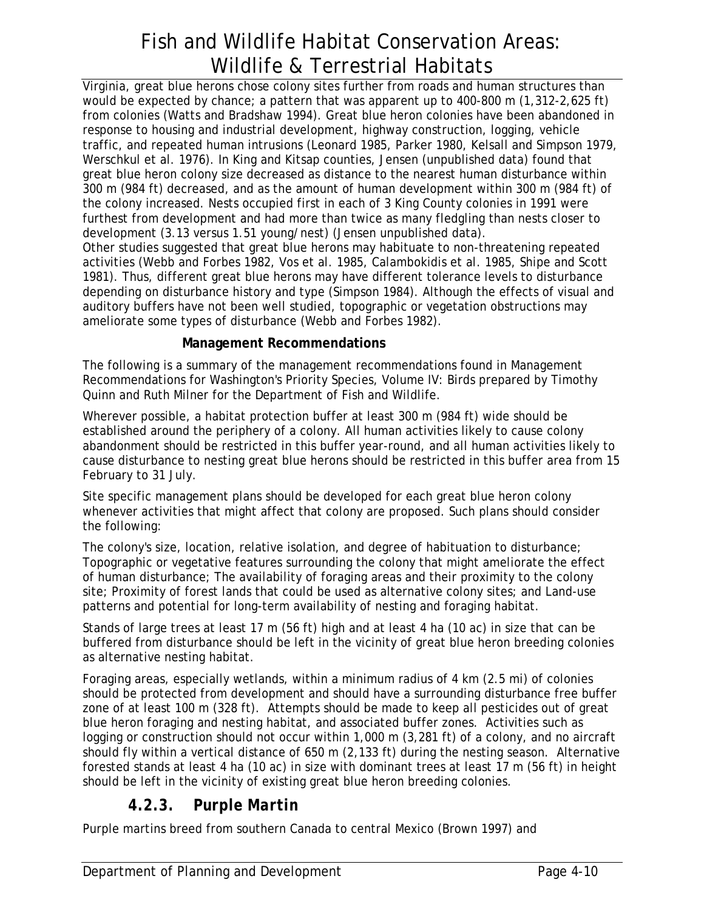Virginia, great blue herons chose colony sites further from roads and human structures than would be expected by chance; a pattern that was apparent up to 400-800 m (1,312-2,625 ft) from colonies (Watts and Bradshaw 1994). Great blue heron colonies have been abandoned in response to housing and industrial development, highway construction, logging, vehicle traffic, and repeated human intrusions (Leonard 1985, Parker 1980, Kelsall and Simpson 1979, Werschkul et al. 1976). In King and Kitsap counties, Jensen (unpublished data) found that great blue heron colony size decreased as distance to the nearest human disturbance within 300 m (984 ft) decreased, and as the amount of human development within 300 m (984 ft) of the colony increased. Nests occupied first in each of 3 King County colonies in 1991 were furthest from development and had more than twice as many fledgling than nests closer to development (3.13 versus 1.51 young/nest) (Jensen unpublished data).

Other studies suggested that great blue herons may habituate to non-threatening repeated activities (Webb and Forbes 1982, Vos et al. 1985, Calambokidis et al. 1985, Shipe and Scott 1981). Thus, different great blue herons may have different tolerance levels to disturbance depending on disturbance history and type (Simpson 1984). Although the effects of visual and auditory buffers have not been well studied, topographic or vegetation obstructions may ameliorate some types of disturbance (Webb and Forbes 1982).

**Management Recommendations**

The following is a summary of the management recommendations found in Management Recommendations for Washington's Priority Species, Volume IV: Birds prepared by Timothy Quinn and Ruth Milner for the Department of Fish and Wildlife.

Wherever possible, a habitat protection buffer at least 300 m (984 ft) wide should be established around the periphery of a colony. All human activities likely to cause colony abandonment should be restricted in this buffer year-round, and all human activities likely to cause disturbance to nesting great blue herons should be restricted in this buffer area from 15 February to 31 July.

Site specific management plans should be developed for each great blue heron colony whenever activities that might affect that colony are proposed. Such plans should consider the following:

The colony's size, location, relative isolation, and degree of habituation to disturbance; Topographic or vegetative features surrounding the colony that might ameliorate the effect of human disturbance; The availability of foraging areas and their proximity to the colony site; Proximity of forest lands that could be used as alternative colony sites; and Land-use patterns and potential for long-term availability of nesting and foraging habitat.

Stands of large trees at least 17 m (56 ft) high and at least 4 ha (10 ac) in size that can be buffered from disturbance should be left in the vicinity of great blue heron breeding colonies as alternative nesting habitat.

Foraging areas, especially wetlands, within a minimum radius of 4 km (2.5 mi) of colonies should be protected from development and should have a surrounding disturbance free buffer zone of at least 100 m (328 ft). Attempts should be made to keep all pesticides out of great blue heron foraging and nesting habitat, and associated buffer zones. Activities such as logging or construction should not occur within 1,000 m (3,281 ft) of a colony, and no aircraft should fly within a vertical distance of 650 m (2,133 ft) during the nesting season. Alternative forested stands at least 4 ha (10 ac) in size with dominant trees at least 17 m (56 ft) in height should be left in the vicinity of existing great blue heron breeding colonies.

### 4.2.3. *Purple Martin*

Purple martins breed from southern Canada to central Mexico (Brown 1997) and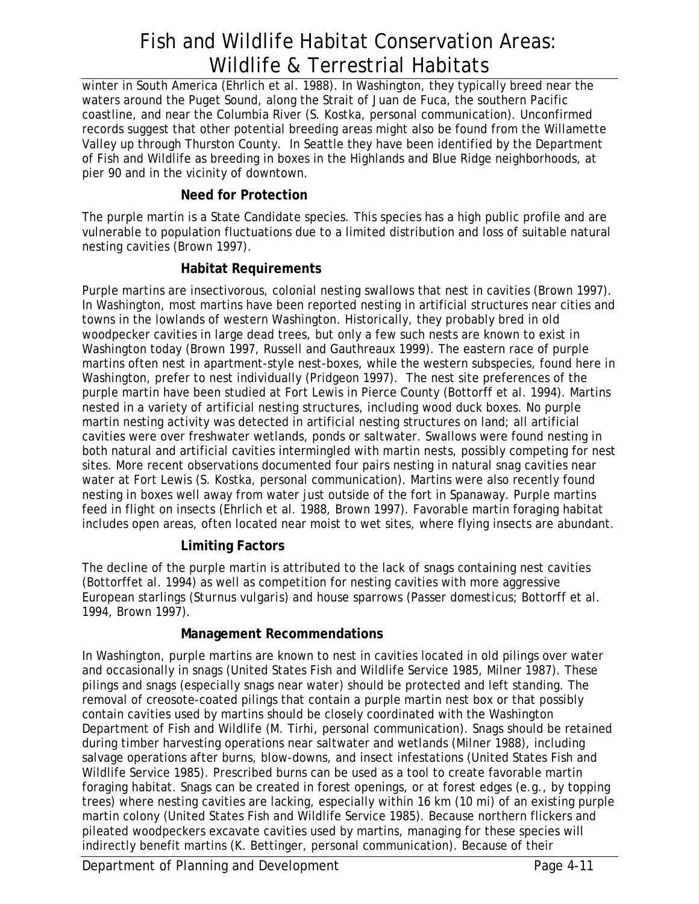winter in South America (Ehrlich et al. 1988). In Washington, they typically breed near the waters around the Puget Sound, along the Strait of Juan de Fuca, the southern Pacific coastline, and near the Columbia River (S. Kostka, personal communication). Unconfirmed records suggest that other potential breeding areas might also be found from the Willamette Valley up through Thurston County. In Seattle they have been identified by the Department of Fish and Wildlife as breeding in boxes in the Highlands and Blue Ridge neighborhoods, at pier 90 and in the vicinity of downtown.

### Need for Protection

The purple martin is a State Candidate species. This species has a high public profile and are vulnerable to population fluctuations due to a limited distribution and loss of suitable natural nesting cavities (Brown 1997).

### Habitat Requirements

Purple martins are insectivorous, colonial nesting swallows that nest in cavities (Brown 1997). In Washington, most martins have been reported nesting in artificial structures near cities and towns in the lowlands of western Washington. Historically, they probably bred in old woodpecker cavities in large dead trees, but only a few such nests are known to exist in Washington today (Brown 1997, Russell and Gauthreaux 1999). The eastern race of purple martins often nest in apartment-style nest-boxes, while the western subspecies, found here in Washington, prefer to nest individually (Pridgeon 1997). The nest site preferences of the purple martin have been studied at Fort Lewis in Pierce County (Bottorff et al. 1994). Martins nested in a variety of artificial nesting structures, including wood duck boxes. No purple martin nesting activity was detected in artificial nesting structures on land; all artificial cavities were over freshwater wetlands, ponds or saltwater. Swallows were found nesting in both natural and artificial cavities intermingled with martin nests, possibly competing for nest sites. More recent observations documented four pairs nesting in natural snag cavities near water at Fort Lewis (S. Kostka, personal communication). Martins were also recently found nesting in boxes well away from water just outside of the fort in Spanaway. Purple martins feed in flight on insects (Ehrlich et al. 1988, Brown 1997). Favorable martin foraging habitat includes open areas, often located near moist to wet sites, where flying insects are abundant.

### Limiting Factors

The decline of the purple martin is attributed to the lack of snags containing nest cavities (Bottorffet al. 1994) as well as competition for nesting cavities with more aggressive European starlings (*Sturnus vulgaris*) and house sparrows (*Passer domesticus*; Bottorff et al. 1994, Brown 1997).

### Management Recommendations

In Washington, purple martins are known to nest in cavities located in old pilings over water and occasionally in snags (United States Fish and Wildlife Service 1985, Milner 1987). These pilings and snags (especially snags near water) should be protected and left standing. The removal of creosote-coated pilings that contain a purple martin nest box or that possibly contain cavities used by martins should be closely coordinated with the Washington Department of Fish and Wildlife (M. Tirhi, personal communication). Snags should be retained during timber harvesting operations near saltwater and wetlands (Milner 1988), including salvage operations after burns, blow-downs, and insect infestations (United States Fish and Wildlife Service 1985). Prescribed burns can be used as a tool to create favorable martin foraging habitat. Snags can be created in forest openings, or at forest edges (e.g., by topping trees) where nesting cavities are lacking, especially within 16 km (10 mi) of an existing purple martin colony (United States Fish and Wildlife Service 1985). Because northern flickers and pileated woodpeckers excavate cavities used by martins, managing for these species will indirectly benefit martins (K. Bettinger, personal communication). Because of their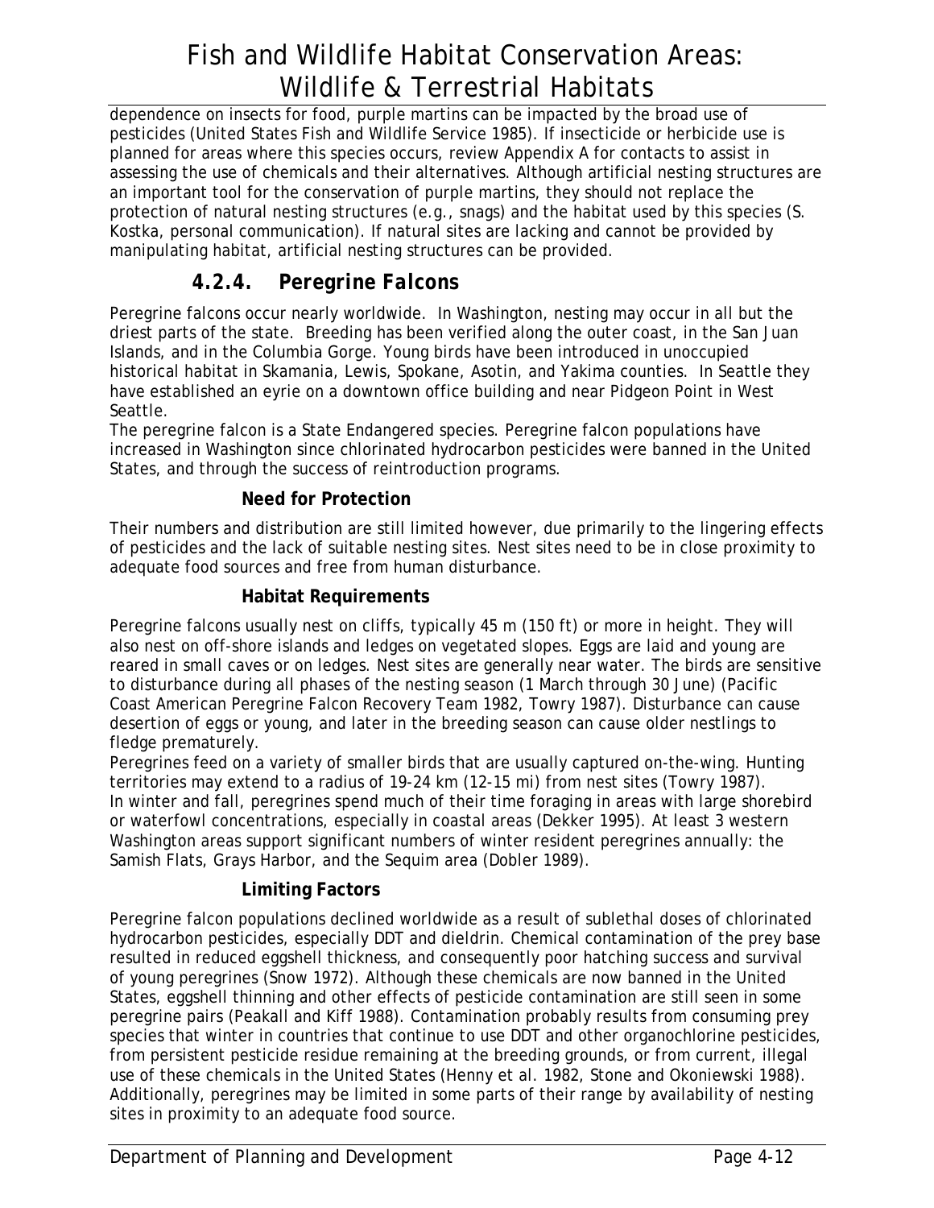dependence on insects for food, purple martins can be impacted by the broad use of pesticides (United States Fish and Wildlife Service 1985). If insecticide or herbicide use is planned for areas where this species occurs, review Appendix A for contacts to assist in assessing the use of chemicals and their alternatives. Although artificial nesting structures are an important tool for the conservation of purple martins, they should not replace the protection of natural nesting structures (e.g., snags) and the habitat used by this species (S. Kostka, personal communication). If natural sites are lacking and cannot be provided by manipulating habitat, artificial nesting structures can be provided.

### 4.2.4. Peregrine Falcons

Peregrine falcons occur nearly worldwide. In Washington, nesting may occur in all but the driest parts of the state. Breeding has been verified along the outer coast, in the San Juan Islands, and in the Columbia Gorge. Young birds have been introduced in unoccupied historical habitat in Skamania, Lewis, Spokane, Asotin, and Yakima counties. In Seattle they have established an eyrie on a downtown office building and near Pidgeon Point in West Seattle.

The peregrine falcon is a State Endangered species. Peregrine falcon populations have increased in Washington since chlorinated hydrocarbon pesticides were banned in the United States, and through the success of reintroduction programs.

#### Need for Protection

Their numbers and distribution are still limited however, due primarily to the lingering effects of pesticides and the lack of suitable nesting sites. Nest sites need to be in close proximity to adequate food sources and free from human disturbance.

#### Habitat Requirements

Peregrine falcons usually nest on cliffs, typically 45 m (150 ft) or more in height. They will also nest on off-shore islands and ledges on vegetated slopes. Eggs are laid and young are reared in small caves or on ledges. Nest sites are generally near water. The birds are sensitive to disturbance during all phases of the nesting season (1 March through 30 June) (Pacific Coast American Peregrine Falcon Recovery Team 1982, Towry 1987). Disturbance can cause desertion of eggs or young, and later in the breeding season can cause older nestlings to fledge prematurely.

Peregrines feed on a variety of smaller birds that are usually captured on-the-wing. Hunting territories may extend to a radius of 19-24 km (12-15 mi) from nest sites (Towry 1987). In winter and fall, peregrines spend much of their time foraging in areas with large shorebird or waterfowl concentrations, especially in coastal areas (Dekker 1995). At least 3 western Washington areas support significant numbers of winter resident peregrines annually: the Samish Flats, Grays Harbor, and the Sequim area (Dobler 1989).

#### Limiting Factors

Peregrine falcon populations declined worldwide as a result of sublethal doses of chlorinated hydrocarbon pesticides, especially DDT and dieldrin. Chemical contamination of the prey base resulted in reduced eggshell thickness, and consequently poor hatching success and survival of young peregrines (Snow 1972). Although these chemicals are now banned in the United States, eggshell thinning and other effects of pesticide contamination are still seen in some peregrine pairs (Peakall and Kiff 1988). Contamination probably results from consuming prey species that winter in countries that continue to use DDT and other organochlorine pesticides, from persistent pesticide residue remaining at the breeding grounds, or from current, illegal use of these chemicals in the United States (Henny et al. 1982, Stone and Okoniewski 1988). Additionally, peregrines may be limited in some parts of their range by availability of nesting sites in proximity to an adequate food source.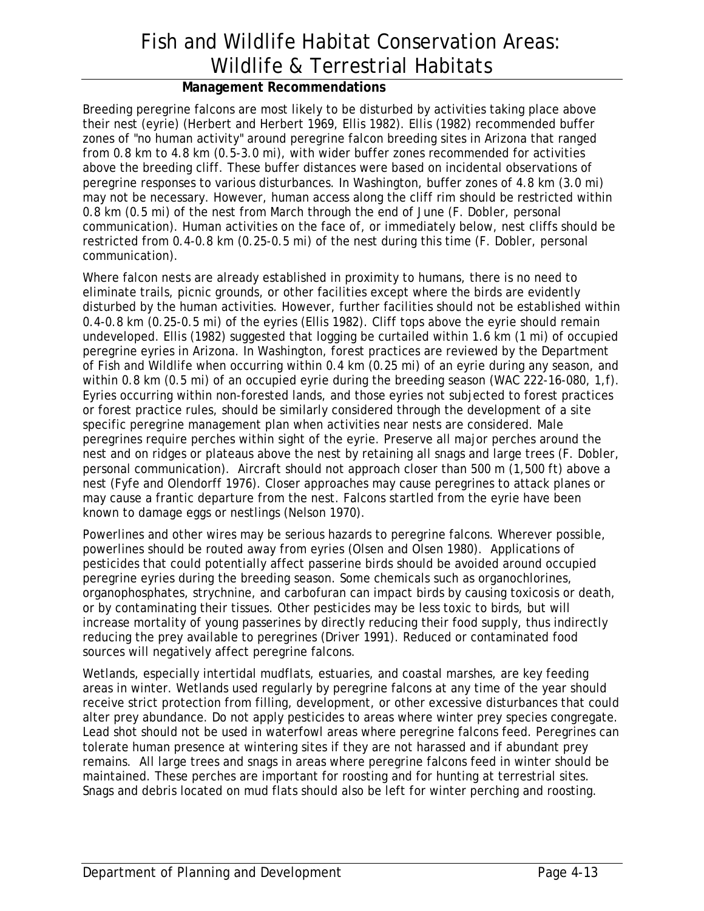**Management Recommendations**

Breeding peregrine falcons are most likely to be disturbed by activities taking place above their nest (eyrie) (Herbert and Herbert 1969, Ellis 1982). Ellis (1982) recommended buffer zones of "no human activity" around peregrine falcon breeding sites in Arizona that ranged from 0.8 km to 4.8 km (0.5-3.0 mi), with wider buffer zones recommended for activities above the breeding cliff. These buffer distances were based on incidental observations of peregrine responses to various disturbances. In Washington, buffer zones of 4.8 km (3.0 mi) may not be necessary. However, human access along the cliff rim should be restricted within 0.8 km (0.5 mi) of the nest from March through the end of June (F. Dobler, personal communication). Human activities on the face of, or immediately below, nest cliffs should be restricted from 0.4-0.8 km (0.25-0.5 mi) of the nest during this time (F. Dobler, personal communication).

Where falcon nests are already established in proximity to humans, there is no need to eliminate trails, picnic grounds, or other facilities except where the birds are evidently disturbed by the human activities. However, further facilities should not be established within 0.4-0.8 km (0.25-0.5 mi) of the eyries (Ellis 1982). Cliff tops above the eyrie should remain undeveloped. Ellis (1982) suggested that logging be curtailed within 1.6 km (1 mi) of occupied peregrine eyries in Arizona. In Washington, forest practices are reviewed by the Department of Fish and Wildlife when occurring within 0.4 km (0.25 mi) of an eyrie during any season, and within 0.8 km (0.5 mi) of an occupied eyrie during the breeding season (WAC 222-16-080, 1,f). Eyries occurring within non-forested lands, and those eyries not subjected to forest practices or forest practice rules, should be similarly considered through the development of a site specific peregrine management plan when activities near nests are considered. Male peregrines require perches within sight of the eyrie. Preserve all major perches around the nest and on ridges or plateaus above the nest by retaining all snags and large trees (F. Dobler, personal communication). Aircraft should not approach closer than 500 m (1,500 ft) above a nest (Fyfe and Olendorff 1976). Closer approaches may cause peregrines to attack planes or may cause a frantic departure from the nest. Falcons startled from the eyrie have been known to damage eggs or nestlings (Nelson 1970).

Powerlines and other wires may be serious hazards to peregrine falcons. Wherever possible, powerlines should be routed away from eyries (Olsen and Olsen 1980). Applications of pesticides that could potentially affect passerine birds should be avoided around occupied peregrine eyries during the breeding season. Some chemicals such as organochlorines, organophosphates, strychnine, and carbofuran can impact birds by causing toxicosis or death, or by contaminating their tissues. Other pesticides may be less toxic to birds, but will increase mortality of young passerines by directly reducing their food supply, thus indirectly reducing the prey available to peregrines (Driver 1991). Reduced or contaminated food sources will negatively affect peregrine falcons.

Wetlands, especially intertidal mudflats, estuaries, and coastal marshes, are key feeding areas in winter. Wetlands used regularly by peregrine falcons at any time of the year should receive strict protection from filling, development, or other excessive disturbances that could alter prey abundance. Do not apply pesticides to areas where winter prey species congregate. Lead shot should not be used in waterfowl areas where peregrine falcons feed. Peregrines can tolerate human presence at wintering sites if they are not harassed and if abundant prey remains. All large trees and snags in areas where peregrine falcons feed in winter should be maintained. These perches are important for roosting and for hunting at terrestrial sites. Snags and debris located on mud flats should also be left for winter perching and roosting.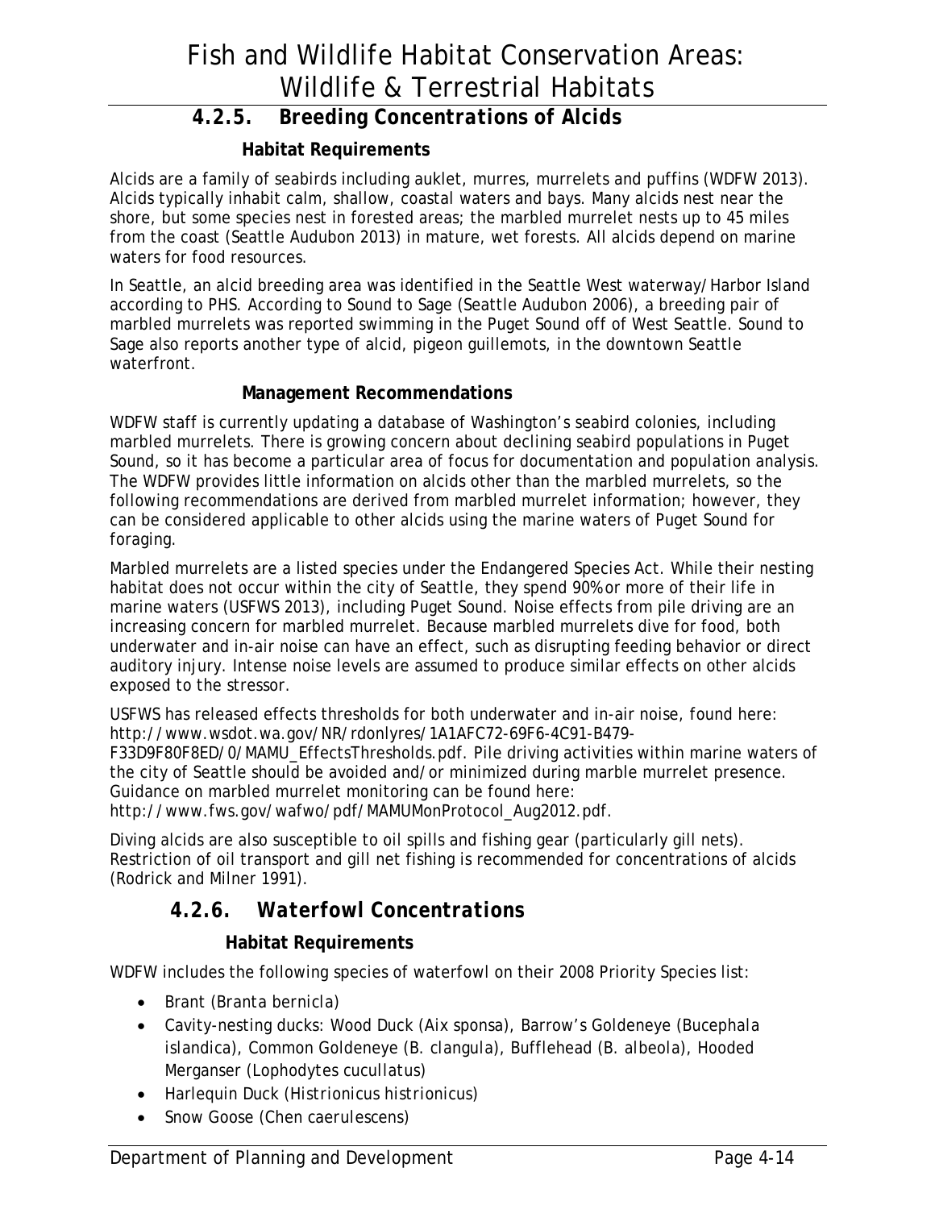### 4.2.5. *Breeding Concentrations of Alcids*

#### Habitat Requirements

Alcids are a family of seabirds including auklet, murres, murrelets and puffins (WDFW 2013). Alcids typically inhabit calm, shallow, coastal waters and bays. Many alcids nest near the shore, but some species nest in forested areas; the marbled murrelet nests up to 45 miles from the coast (Seattle Audubon 2013) in mature, wet forests. All alcids depend on marine waters for food resources.

In Seattle, an alcid breeding area was identified in the Seattle West waterway/Harbor Island according to PHS. According to Sound to Sage (Seattle Audubon 2006), a breeding pair of marbled murrelets was reported swimming in the Puget Sound off of West Seattle. Sound to Sage also reports another type of alcid, pigeon guillemots, in the downtown Seattle waterfront.

#### Management Recommendations

WDFW staff is currently updating a database of Washington's seabird colonies, including marbled murrelets. There is growing concern about declining seabird populations in Puget Sound, so it has become a particular area of focus for documentation and population analysis. The WDFW provides little information on alcids other than the marbled murrelets, so the following recommendations are derived from marbled murrelet information; however, they can be considered applicable to other alcids using the marine waters of Puget Sound for foraging.

Marbled murrelets are a listed species under the Endangered Species Act. While their nesting habitat does not occur within the city of Seattle, they spend 90% or more of their life in marine waters (USFWS 2013), including Puget Sound. Noise effects from pile driving are an increasing concern for marbled murrelet. Because marbled murrelets dive for food, both underwater and in-air noise can have an effect, such as disrupting feeding behavior or direct auditory injury. Intense noise levels are assumed to produce similar effects on other alcids exposed to the stressor.

USFWS has released effects thresholds for both underwater and in-air noise, found here: http://www.wsdot.wa.gov/NR/rdonlyres/1A1AFC72-69F6-4C91-B479-F33D9F80F8ED/0/MAMU_EffectsThresholds.pdf. Pile driving activities within marine waters of the city of Seattle should be avoided and/or minimized during marble murrelet presence. Guidance on marbled murrelet monitoring can be found here: http://www.fws.gov/wafwo/pdf/MAMUMonProtocol_Aug2012.pdf.

Diving alcids are also susceptible to oil spills and fishing gear (particularly gill nets). Restriction of oil transport and gill net fishing is recommended for concentrations of alcids (Rodrick and Milner 1991).

### 4.2.6. *Waterfowl Concentrations*

#### Habitat Requirements

WDFW includes the following species of waterfowl on their 2008 Priority Species list:

- Brant (*Branta bernicla*)
- Cavity-nesting ducks: Wood Duck (*Aix sponsa*), Barrow's Goldeneye (*Bucephala islandica*), Common Goldeneye (*B. clangula*), Bufflehead (*B. albeola*), Hooded Merganser (*Lophodytes cucullatus*)
- Harlequin Duck (*Histrionicus histrionicus*)
- Snow Goose (*Chen caerulescens*)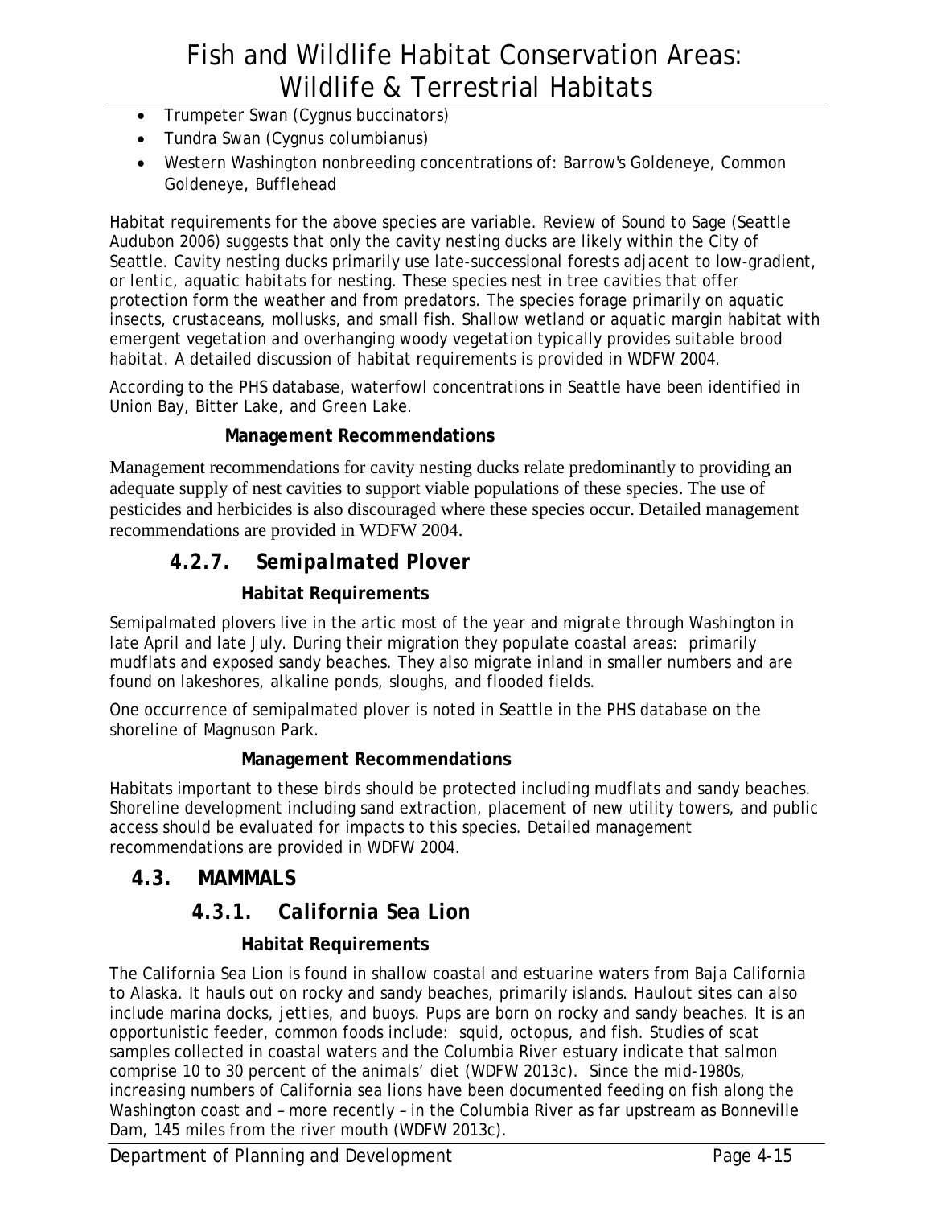- Trumpeter Swan (*Cygnus buccinators*)
- Tundra Swan (*Cygnus columbianus*)
- Western Washington nonbreeding concentrations of: Barrow's Goldeneye, Common Goldeneye, Bufflehead

Habitat requirements for the above species are variable. Review of Sound to Sage (Seattle Audubon 2006) suggests that only the cavity nesting ducks are likely within the City of Seattle. Cavity nesting ducks primarily use late-successional forests adjacent to low-gradient, or lentic, aquatic habitats for nesting. These species nest in tree cavities that offer protection form the weather and from predators. The species forage primarily on aquatic insects, crustaceans, mollusks, and small fish. Shallow wetland or aquatic margin habitat with emergent vegetation and overhanging woody vegetation typically provides suitable brood habitat. A detailed discussion of habitat requirements is provided in WDFW 2004.

According to the PHS database, waterfowl concentrations in Seattle have been identified in Union Bay, Bitter Lake, and Green Lake.

**Management Recommendations**

Management recommendations for cavity nesting ducks relate predominantly to providing an adequate supply of nest cavities to support viable populations of these species. The use of pesticides and herbicides is also discouraged where these species occur. Detailed management recommendations are provided in WDFW 2004.

### 4.2.7. *Semipalmated Plover*

**Habitat Requirements**

Semipalmated plovers live in the artic most of the year and migrate through Washington in late April and late July. During their migration they populate coastal areas: primarily mudflats and exposed sandy beaches. They also migrate inland in smaller numbers and are found on lakeshores, alkaline ponds, sloughs, and flooded fields.

One occurrence of semipalmated plover is noted in Seattle in the PHS database on the shoreline of Magnuson Park.

**Management Recommendations**

Habitats important to these birds should be protected including mudflats and sandy beaches. Shoreline development including sand extraction, placement of new utility towers, and public access should be evaluated for impacts to this species. Detailed management recommendations are provided in WDFW 2004.

## 4.3. MAMMALS

### 4.3.1. *California Sea Lion*

**Habitat Requirements**

The California Sea Lion is found in shallow coastal and estuarine waters from Baja California to Alaska. It hauls out on rocky and sandy beaches, primarily islands. Haulout sites can also include marina docks, jetties, and buoys. Pups are born on rocky and sandy beaches. It is an opportunistic feeder, common foods include: squid, octopus, and fish. Studies of scat samples collected in coastal waters and the Columbia River estuary indicate that salmon comprise 10 to 30 percent of the animals' diet (WDFW 2013c). Since the mid-1980s, increasing numbers of California sea lions have been documented feeding on fish along the Washington coast and – more recently – in the Columbia River as far upstream as Bonneville Dam, 145 miles from the river mouth (WDFW 2013c).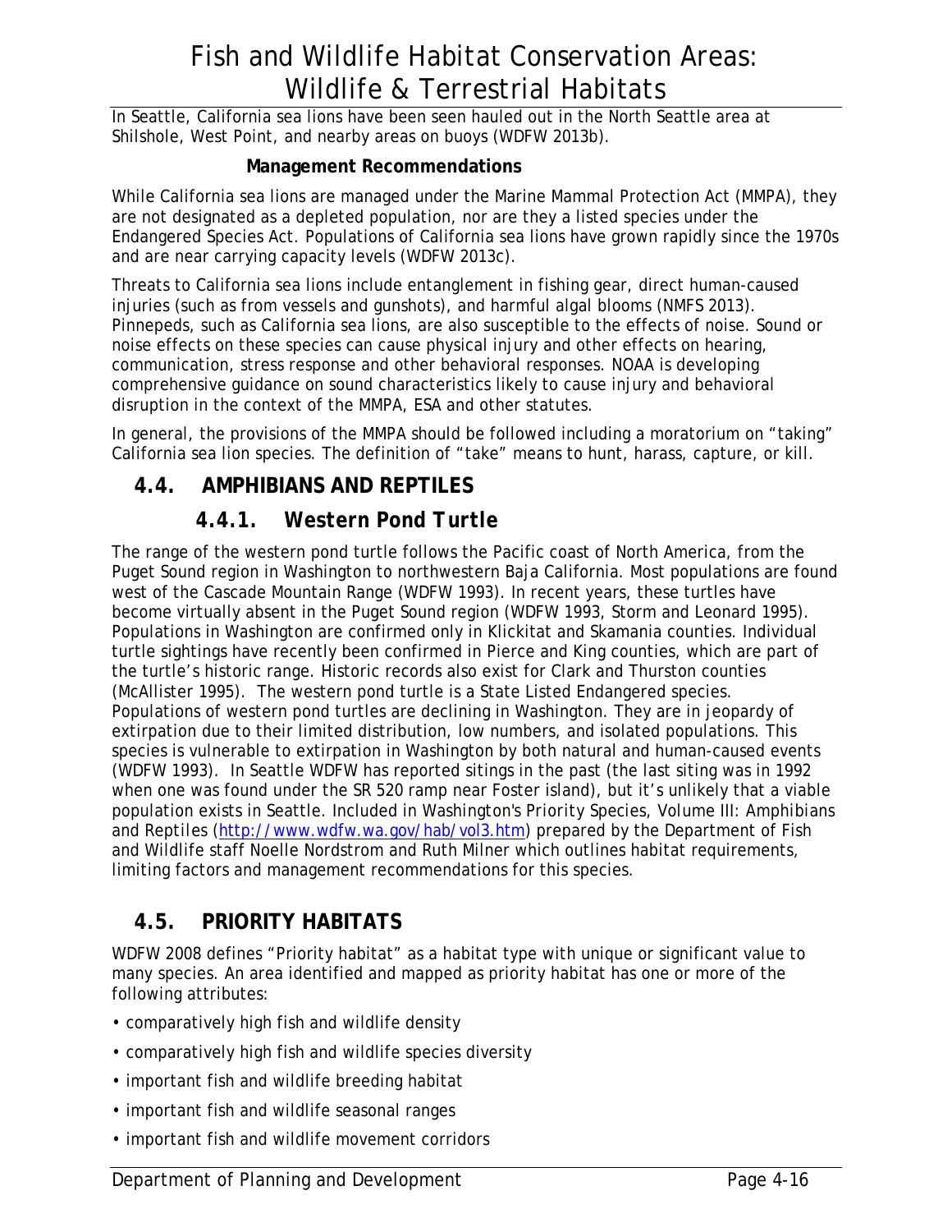In Seattle, California sea lions have been seen hauled out in the North Seattle area at Shilshole, West Point, and nearby areas on buoys (WDFW 2013b).

**Management Recommendations**

While California sea lions are managed under the Marine Mammal Protection Act (MMPA), they are not designated as a depleted population, nor are they a listed species under the Endangered Species Act. Populations of California sea lions have grown rapidly since the 1970s and are near carrying capacity levels (WDFW 2013c).

Threats to California sea lions include entanglement in fishing gear, direct human-caused injuries (such as from vessels and gunshots), and harmful algal blooms (NMFS 2013). Pinnepeds, such as California sea lions, are also susceptible to the effects of noise. Sound or noise effects on these species can cause physical injury and other effects on hearing, communication, stress response and other behavioral responses. NOAA is developing comprehensive guidance on sound characteristics likely to cause injury and behavioral disruption in the context of the MMPA, ESA and other statutes.

In general, the provisions of the MMPA should be followed including a moratorium on "taking" California sea lion species. The definition of "take" means to hunt, harass, capture, or kill.

## 4.4. AMPHIBIANS AND REPTILES

### 4.4.1. Western Pond Turtle

The range of the western pond turtle follows the Pacific coast of North America, from the Puget Sound region in Washington to northwestern Baja California. Most populations are found west of the Cascade Mountain Range (WDFW 1993). In recent years, these turtles have become virtually absent in the Puget Sound region (WDFW 1993, Storm and Leonard 1995). Populations in Washington are confirmed only in Klickitat and Skamania counties. Individual turtle sightings have recently been confirmed in Pierce and King counties, which are part of the turtle's historic range. Historic records also exist for Clark and Thurston counties (McAllister 1995). The western pond turtle is a State Listed Endangered species. Populations of western pond turtles are declining in Washington. They are in jeopardy of extirpation due to their limited distribution, low numbers, and isolated populations. This species is vulnerable to extirpation in Washington by both natural and human-caused events (WDFW 1993). In Seattle WDFW has reported sitings in the past (the last siting was in 1992 when one was found under the SR 520 ramp near Foster island), but it's unlikely that a viable population exists in Seattle. Included in *Washington's Priority Species, Volume III: Amphibians and Reptiles* (http://www.wdfw.wa.gov/hab/vol3.htm) prepared by the Department of Fish and Wildlife staff Noelle Nordstrom and Ruth Milner which outlines habitat requirements, limiting factors and management recommendations for this species.

## 4.5. PRIORITY HABITATS

WDFW 2008 defines "Priority habitat" as a habitat type with unique or significant value to many species. An area identified and mapped as priority habitat has one or more of the following attributes:

- comparatively high fish and wildlife density
- comparatively high fish and wildlife species diversity
- important fish and wildlife breeding habitat
- important fish and wildlife seasonal ranges
- important fish and wildlife movement corridors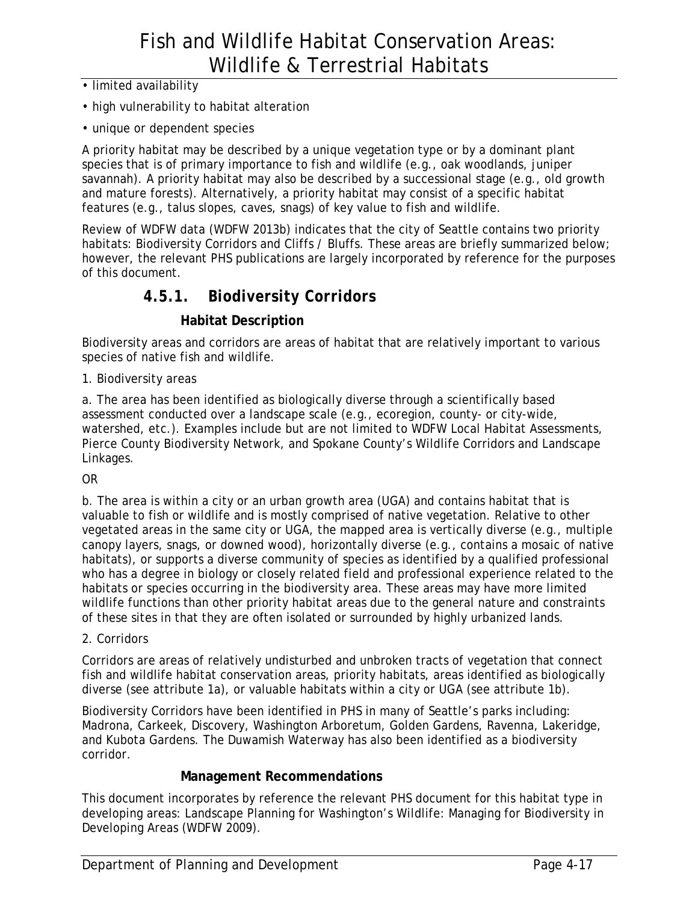- limited availability
- high vulnerability to habitat alteration
- unique or dependent species

A priority habitat may be described by a unique vegetation type or by a dominant plant species that is of primary importance to fish and wildlife (e.g., oak woodlands, juniper savannah). A priority habitat may also be described by a successional stage (e.g., old growth and mature forests). Alternatively, a priority habitat may consist of a specific habitat features (e.g., talus slopes, caves, snags) of key value to fish and wildlife.

Review of WDFW data (WDFW 2013b) indicates that the city of Seattle contains two priority habitats: Biodiversity Corridors and Cliffs / Bluffs. These areas are briefly summarized below; however, the relevant PHS publications are largely incorporated by reference for the purposes of this document.

### 4.5.1. Biodiversity Corridors

#### Habitat Description

Biodiversity areas and corridors are areas of habitat that are relatively important to various species of native fish and wildlife.

1. Biodiversity areas

a. The area has been identified as biologically diverse through a scientifically based assessment conducted over a landscape scale (e.g., ecoregion, county- or city-wide, watershed, etc.). Examples include but are not limited to WDFW Local Habitat Assessments, Pierce County Biodiversity Network, and Spokane County's Wildlife Corridors and Landscape Linkages.

OR

b. The area is within a city or an urban growth area (UGA) and contains habitat that is valuable to fish or wildlife and is mostly comprised of native vegetation. Relative to other vegetated areas in the same city or UGA, the mapped area is vertically diverse (e.g., multiple canopy layers, snags, or downed wood), horizontally diverse (e.g., contains a mosaic of native habitats), or supports a diverse community of species as identified by a qualified professional who has a degree in biology or closely related field and professional experience related to the habitats or species occurring in the biodiversity area. These areas may have more limited wildlife functions than other priority habitat areas due to the general nature and constraints of these sites in that they are often isolated or surrounded by highly urbanized lands.

2. Corridors

Corridors are areas of relatively undisturbed and unbroken tracts of vegetation that connect fish and wildlife habitat conservation areas, priority habitats, areas identified as biologically diverse (see attribute 1a), or valuable habitats within a city or UGA (see attribute 1b).

Biodiversity Corridors have been identified in PHS in many of Seattle's parks including: Madrona, Carkeek, Discovery, Washington Arboretum, Golden Gardens, Ravenna, Lakeridge, and Kubota Gardens. The Duwamish Waterway has also been identified as a biodiversity corridor.

#### Management Recommendations

This document incorporates by reference the relevant PHS document for this habitat type in developing areas: Landscape Planning for Washington's Wildlife: Managing for Biodiversity in Developing Areas (WDFW 2009).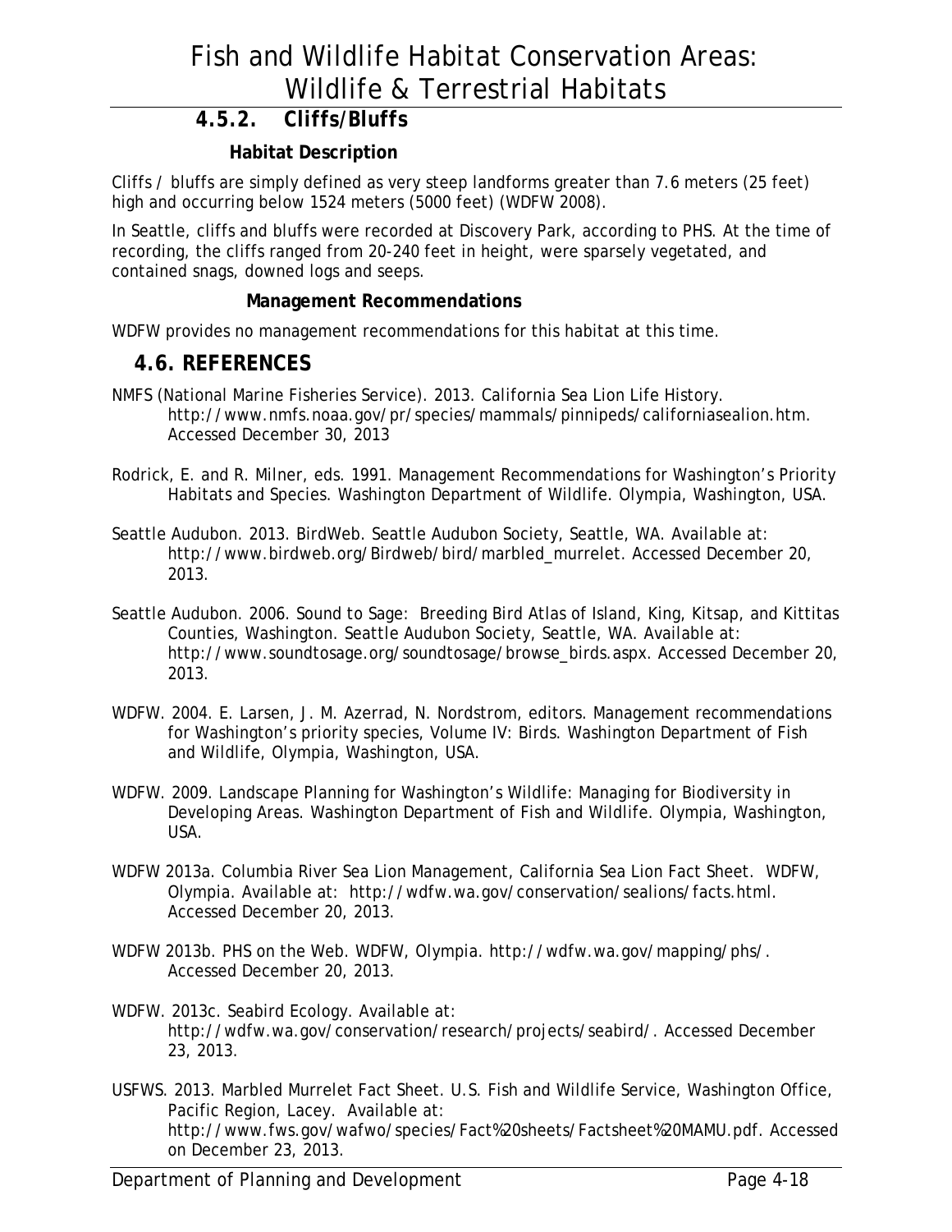### 4.5.2. Cliffs/Bluffs

#### Habitat Description

Cliffs / bluffs are simply defined as very steep landforms greater than 7.6 meters (25 feet) high and occurring below 1524 meters (5000 feet) (WDFW 2008).

In Seattle, cliffs and bluffs were recorded at Discovery Park, according to PHS. At the time of recording, the cliffs ranged from 20-240 feet in height, were sparsely vegetated, and contained snags, downed logs and seeps.

#### Management Recommendations

WDFW provides no management recommendations for this habitat at this time.

## 4.6. REFERENCES

NMFS (National Marine Fisheries Service). 2013. California Sea Lion Life History. http://www.nmfs.noaa.gov/pr/species/mammals/pinnipeds/californiasealion.htm. Accessed December 30, 2013

Rodrick, E. and R. Milner, eds. 1991. Management Recommendations for Washington's Priority Habitats and Species. Washington Department of Wildlife. Olympia, Washington, USA.

Seattle Audubon. 2013. BirdWeb. Seattle Audubon Society, Seattle, WA. Available at: http://www.birdweb.org/Birdweb/bird/marbled_murrelet. Accessed December 20, 2013.

Seattle Audubon. 2006. Sound to Sage: Breeding Bird Atlas of Island, King, Kitsap, and Kittitas Counties, Washington. Seattle Audubon Society, Seattle, WA. Available at: http://www.soundtosage.org/soundtosage/browse_birds.aspx. Accessed December 20, 2013.

WDFW. 2004. E. Larsen, J. M. Azerrad, N. Nordstrom, editors. Management recommendations for Washington's priority species, Volume IV: Birds. Washington Department of Fish and Wildlife, Olympia, Washington, USA.

WDFW. 2009. Landscape Planning for Washington's Wildlife: Managing for Biodiversity in Developing Areas. Washington Department of Fish and Wildlife. Olympia, Washington, USA.

WDFW 2013a. Columbia River Sea Lion Management, California Sea Lion Fact Sheet. WDFW, Olympia. Available at: http://wdfw.wa.gov/conservation/sealions/facts.html. Accessed December 20, 2013.

WDFW 2013b. PHS on the Web. WDFW, Olympia. http://wdfw.wa.gov/mapping/phs/. Accessed December 20, 2013.

WDFW. 2013c. Seabird Ecology. Available at: http://wdfw.wa.gov/conservation/research/projects/seabird/. Accessed December 23, 2013.

USFWS. 2013. Marbled Murrelet Fact Sheet. U.S. Fish and Wildlife Service, Washington Office, Pacific Region, Lacey. Available at: http://www.fws.gov/wafwo/species/Fact%20sheets/Factsheet%20MAMU.pdf. Accessed on December 23, 2013.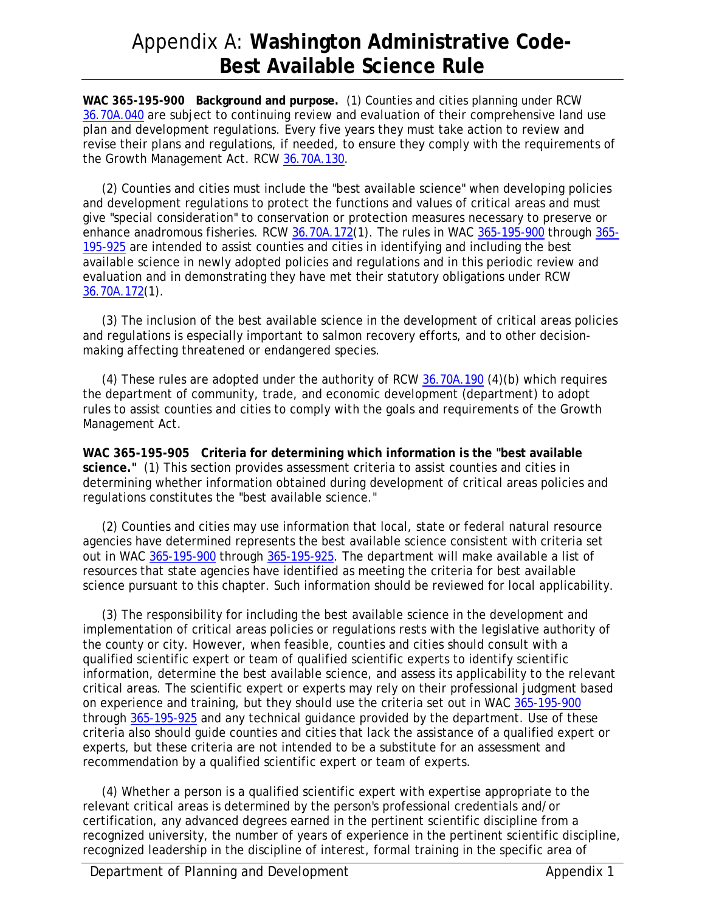# Appendix A: **Washington Administrative Code- Best Available Science Rule**

**WAC 365-195-900 Background and purpose.** (1) Counties and cities planning under RCW 36.70A.040 are subject to continuing review and evaluation of their comprehensive land use plan and development regulations. Every five years they must take action to review and revise their plans and regulations, if needed, to ensure they comply with the requirements of the Growth Management Act. RCW 36.70A.130.

(2) Counties and cities must include the "best available science" when developing policies and development regulations to protect the functions and values of critical areas and must give "special consideration" to conservation or protection measures necessary to preserve or enhance anadromous fisheries. RCW 36.70A.172(1). The rules in WAC 365-195-900 through 365-195-925 are intended to assist counties and cities in identifying and including the best available science in newly adopted policies and regulations and in this periodic review and evaluation and in demonstrating they have met their statutory obligations under RCW 36.70A.172(1).

(3) The inclusion of the best available science in the development of critical areas policies and regulations is especially important to salmon recovery efforts, and to other decision-making affecting threatened or endangered species.

(4) These rules are adopted under the authority of RCW 36.70A.190 (4)(b) which requires the department of community, trade, and economic development (department) to adopt rules to assist counties and cities to comply with the goals and requirements of the Growth Management Act.

**WAC 365-195-905 Criteria for determining which information is the "best available science."** (1) This section provides assessment criteria to assist counties and cities in determining whether information obtained during development of critical areas policies and regulations constitutes the "best available science."

(2) Counties and cities may use information that local, state or federal natural resource agencies have determined represents the best available science consistent with criteria set out in WAC 365-195-900 through 365-195-925. The department will make available a list of resources that state agencies have identified as meeting the criteria for best available science pursuant to this chapter. Such information should be reviewed for local applicability.

(3) The responsibility for including the best available science in the development and implementation of critical areas policies or regulations rests with the legislative authority of the county or city. However, when feasible, counties and cities should consult with a qualified scientific expert or team of qualified scientific experts to identify scientific information, determine the best available science, and assess its applicability to the relevant critical areas. The scientific expert or experts may rely on their professional judgment based on experience and training, but they should use the criteria set out in WAC 365-195-900 through 365-195-925 and any technical guidance provided by the department. Use of these criteria also should guide counties and cities that lack the assistance of a qualified expert or experts, but these criteria are not intended to be a substitute for an assessment and recommendation by a qualified scientific expert or team of experts.

(4) Whether a person is a qualified scientific expert with expertise appropriate to the relevant critical areas is determined by the person's professional credentials and/or certification, any advanced degrees earned in the pertinent scientific discipline from a recognized university, the number of years of experience in the pertinent scientific discipline, recognized leadership in the discipline of interest, formal training in the specific area of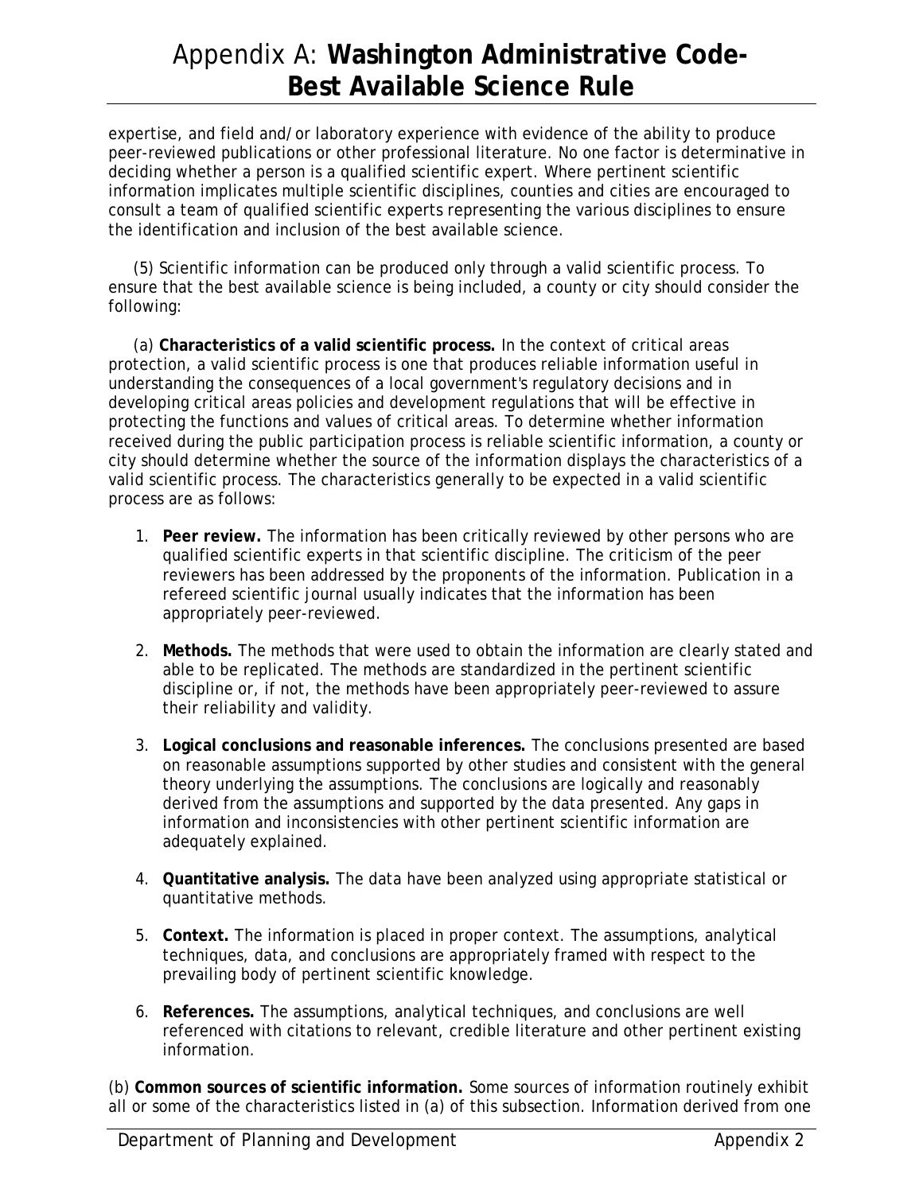expertise, and field and/or laboratory experience with evidence of the ability to produce peer-reviewed publications or other professional literature. No one factor is determinative in deciding whether a person is a qualified scientific expert. Where pertinent scientific information implicates multiple scientific disciplines, counties and cities are encouraged to consult a team of qualified scientific experts representing the various disciplines to ensure the identification and inclusion of the best available science.

(5) Scientific information can be produced only through a valid scientific process. To ensure that the best available science is being included, a county or city should consider the following:

(a) **Characteristics of a valid scientific process.** In the context of critical areas protection, a valid scientific process is one that produces reliable information useful in understanding the consequences of a local government's regulatory decisions and in developing critical areas policies and development regulations that will be effective in protecting the functions and values of critical areas. To determine whether information received during the public participation process is reliable scientific information, a county or city should determine whether the source of the information displays the characteristics of a valid scientific process. The characteristics generally to be expected in a valid scientific process are as follows:

1. **Peer review.** The information has been critically reviewed by other persons who are qualified scientific experts in that scientific discipline. The criticism of the peer reviewers has been addressed by the proponents of the information. Publication in a refereed scientific journal usually indicates that the information has been appropriately peer-reviewed.
2. **Methods.** The methods that were used to obtain the information are clearly stated and able to be replicated. The methods are standardized in the pertinent scientific discipline or, if not, the methods have been appropriately peer-reviewed to assure their reliability and validity.
3. **Logical conclusions and reasonable inferences.** The conclusions presented are based on reasonable assumptions supported by other studies and consistent with the general theory underlying the assumptions. The conclusions are logically and reasonably derived from the assumptions and supported by the data presented. Any gaps in information and inconsistencies with other pertinent scientific information are adequately explained.
4. **Quantitative analysis.** The data have been analyzed using appropriate statistical or quantitative methods.
5. **Context.** The information is placed in proper context. The assumptions, analytical techniques, data, and conclusions are appropriately framed with respect to the prevailing body of pertinent scientific knowledge.
6. **References.** The assumptions, analytical techniques, and conclusions are well referenced with citations to relevant, credible literature and other pertinent existing information.

(b) **Common sources of scientific information.** Some sources of information routinely exhibit all or some of the characteristics listed in (a) of this subsection. Information derived from one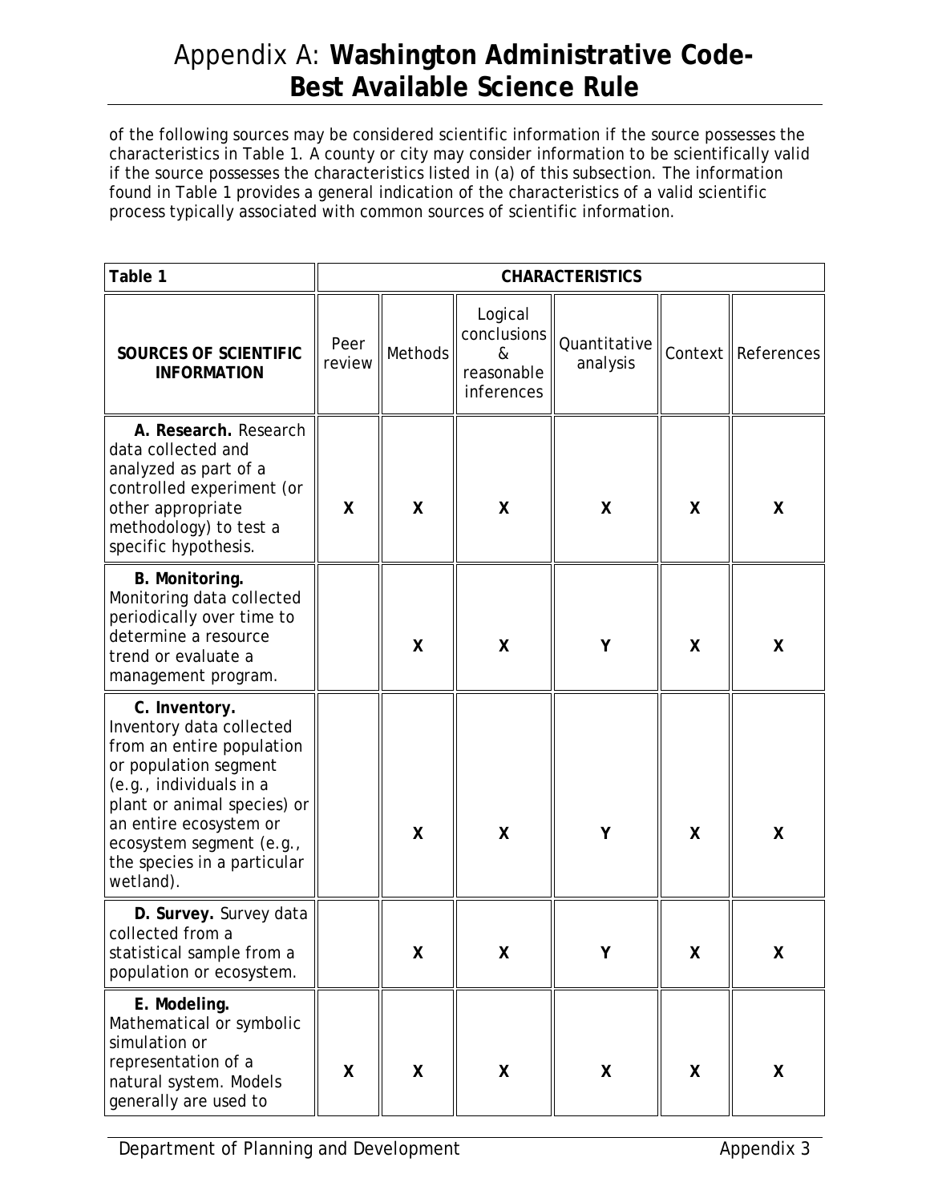# Appendix A: **Washington Administrative Code-Best Available Science Rule**

of the following sources may be considered scientific information if the source possesses the characteristics in Table 1. A county or city may consider information to be scientifically valid if the source possesses the characteristics listed in (a) of this subsection. The information found in Table 1 provides a general indication of the characteristics of a valid scientific process typically associated with common sources of scientific information.

| **Table 1** | **CHARACTERISTICS** | | | | | |
|---|---|---|---|---|---|---|
| **SOURCES OF SCIENTIFIC INFORMATION** | Peer review | Methods | Logical conclusions & reasonable inferences | Quantitative analysis | Context | References |
| **A. Research.** Research data collected and analyzed as part of a controlled experiment (or other appropriate methodology) to test a specific hypothesis. | **X** | **X** | **X** | **X** | **X** | **X** |
| **B. Monitoring.** Monitoring data collected periodically over time to determine a resource trend or evaluate a management program. | | **X** | **X** | **Y** | **X** | **X** |
| **C. Inventory.** Inventory data collected from an entire population or population segment (e.g., individuals in a plant or animal species) or an entire ecosystem or ecosystem segment (e.g., the species in a particular wetland). | | **X** | **X** | **Y** | **X** | **X** |
| **D. Survey.** Survey data collected from a statistical sample from a population or ecosystem. | | **X** | **X** | **Y** | **X** | **X** |
| **E. Modeling.** Mathematical or symbolic simulation or representation of a natural system. Models generally are used to | **X** | **X** | **X** | **X** | **X** | **X** |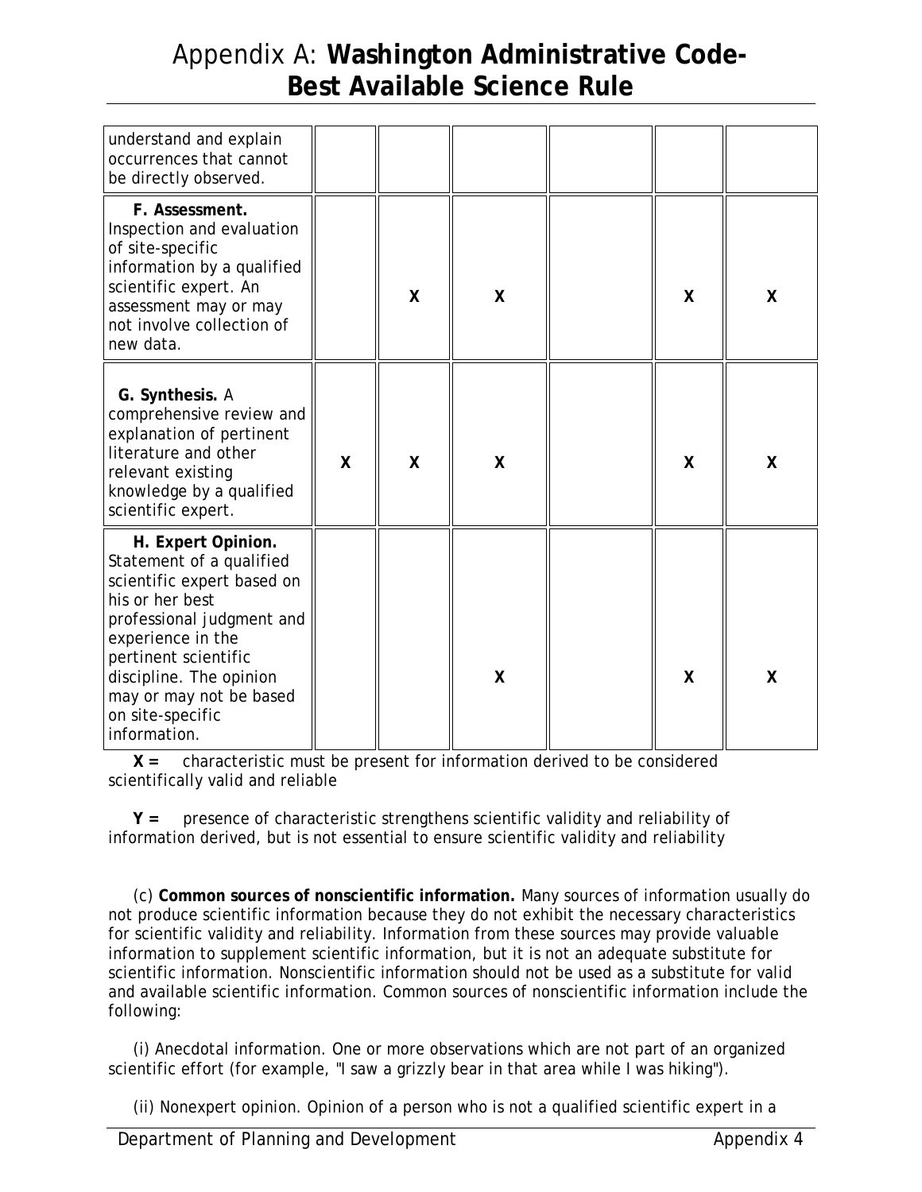# Appendix A: **Washington Administrative Code-Best Available Science Rule**

| | | | | | | |
|---|---|---|---|---|---|---|
| understand and explain occurrences that cannot be directly observed. | | | | | | |
| **F. Assessment.** Inspection and evaluation of site-specific information by a qualified scientific expert. An assessment may or may not involve collection of new data. | | X | X | | X | X |
| **G. Synthesis.** A comprehensive review and explanation of pertinent literature and other relevant existing knowledge by a qualified scientific expert. | X | X | X | | X | X |
| **H. Expert Opinion.** Statement of a qualified scientific expert based on his or her best professional judgment and experience in the pertinent scientific discipline. The opinion may or may not be based on site-specific information. | | | X | | X | X |

**X =** characteristic must be present for information derived to be considered scientifically valid and reliable

**Y =** presence of characteristic strengthens scientific validity and reliability of information derived, but is not essential to ensure scientific validity and reliability

(c) **Common sources of nonscientific information.** Many sources of information usually do not produce scientific information because they do not exhibit the necessary characteristics for scientific validity and reliability. Information from these sources may provide valuable information to supplement scientific information, but it is not an adequate substitute for scientific information. Nonscientific information should not be used as a substitute for valid and available scientific information. Common sources of nonscientific information include the following:

(i) Anecdotal information. One or more observations which are not part of an organized scientific effort (for example, "I saw a grizzly bear in that area while I was hiking").

(ii) Nonexpert opinion. Opinion of a person who is not a qualified scientific expert in a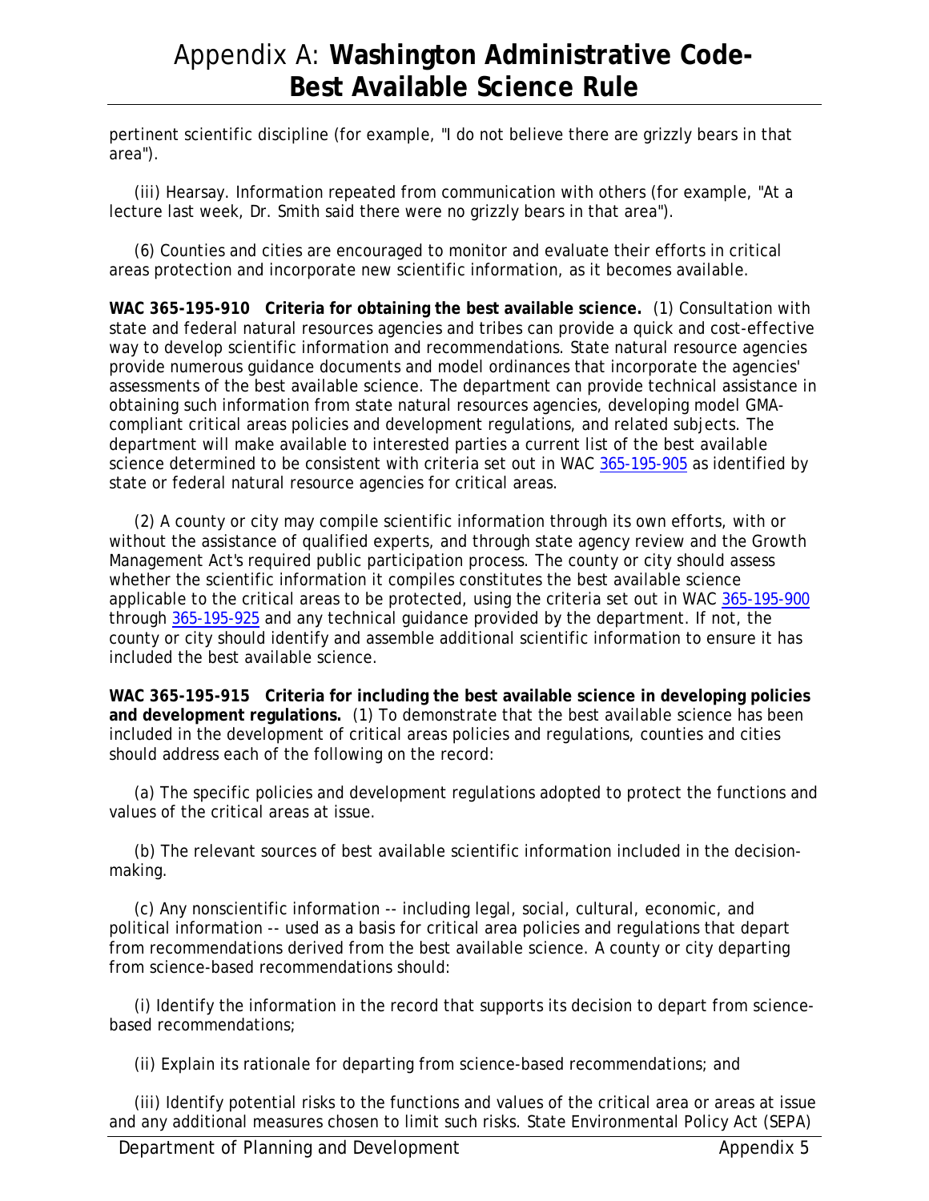pertinent scientific discipline (for example, "I do not believe there are grizzly bears in that area").

(iii) Hearsay. Information repeated from communication with others (for example, "At a lecture last week, Dr. Smith said there were no grizzly bears in that area").

(6) Counties and cities are encouraged to monitor and evaluate their efforts in critical areas protection and incorporate new scientific information, as it becomes available.

**WAC 365-195-910 Criteria for obtaining the best available science.** (1) Consultation with state and federal natural resources agencies and tribes can provide a quick and cost-effective way to develop scientific information and recommendations. State natural resource agencies provide numerous guidance documents and model ordinances that incorporate the agencies' assessments of the best available science. The department can provide technical assistance in obtaining such information from state natural resources agencies, developing model GMA-compliant critical areas policies and development regulations, and related subjects. The department will make available to interested parties a current list of the best available science determined to be consistent with criteria set out in WAC 365-195-905 as identified by state or federal natural resource agencies for critical areas.

(2) A county or city may compile scientific information through its own efforts, with or without the assistance of qualified experts, and through state agency review and the Growth Management Act's required public participation process. The county or city should assess whether the scientific information it compiles constitutes the best available science applicable to the critical areas to be protected, using the criteria set out in WAC 365-195-900 through 365-195-925 and any technical guidance provided by the department. If not, the county or city should identify and assemble additional scientific information to ensure it has included the best available science.

**WAC 365-195-915 Criteria for including the best available science in developing policies and development regulations.** (1) To demonstrate that the best available science has been included in the development of critical areas policies and regulations, counties and cities should address each of the following on the record:

(a) The specific policies and development regulations adopted to protect the functions and values of the critical areas at issue.

(b) The relevant sources of best available scientific information included in the decision-making.

(c) Any nonscientific information -- including legal, social, cultural, economic, and political information -- used as a basis for critical area policies and regulations that depart from recommendations derived from the best available science. A county or city departing from science-based recommendations should:

(i) Identify the information in the record that supports its decision to depart from science-based recommendations;

(ii) Explain its rationale for departing from science-based recommendations; and

(iii) Identify potential risks to the functions and values of the critical area or areas at issue and any additional measures chosen to limit such risks. State Environmental Policy Act (SEPA)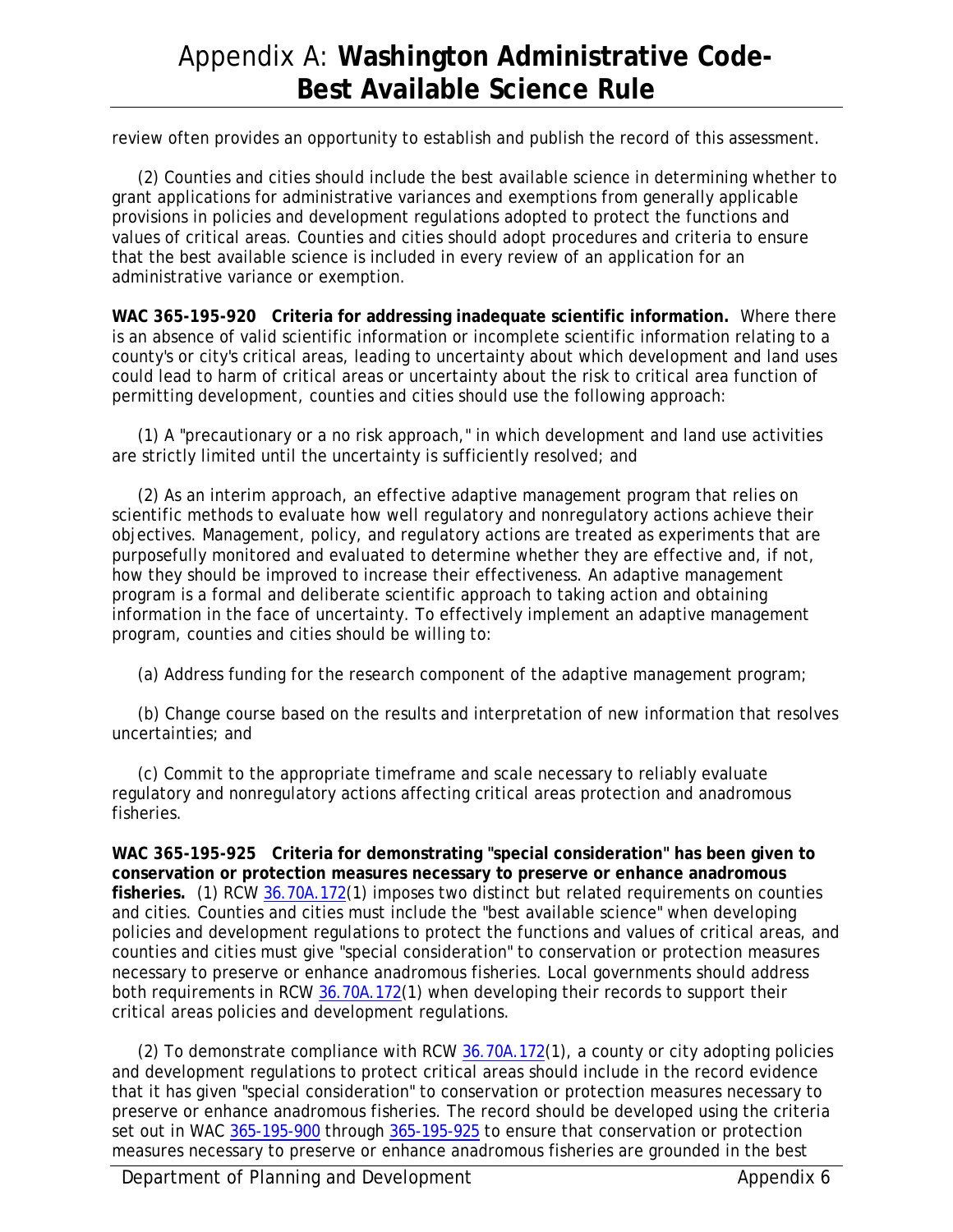review often provides an opportunity to establish and publish the record of this assessment.

(2) Counties and cities should include the best available science in determining whether to grant applications for administrative variances and exemptions from generally applicable provisions in policies and development regulations adopted to protect the functions and values of critical areas. Counties and cities should adopt procedures and criteria to ensure that the best available science is included in every review of an application for an administrative variance or exemption.

**WAC 365-195-920 Criteria for addressing inadequate scientific information.** Where there is an absence of valid scientific information or incomplete scientific information relating to a county's or city's critical areas, leading to uncertainty about which development and land uses could lead to harm of critical areas or uncertainty about the risk to critical area function of permitting development, counties and cities should use the following approach:

(1) A "precautionary or a no risk approach," in which development and land use activities are strictly limited until the uncertainty is sufficiently resolved; and

(2) As an interim approach, an effective adaptive management program that relies on scientific methods to evaluate how well regulatory and nonregulatory actions achieve their objectives. Management, policy, and regulatory actions are treated as experiments that are purposefully monitored and evaluated to determine whether they are effective and, if not, how they should be improved to increase their effectiveness. An adaptive management program is a formal and deliberate scientific approach to taking action and obtaining information in the face of uncertainty. To effectively implement an adaptive management program, counties and cities should be willing to:

(a) Address funding for the research component of the adaptive management program;

(b) Change course based on the results and interpretation of new information that resolves uncertainties; and

(c) Commit to the appropriate timeframe and scale necessary to reliably evaluate regulatory and nonregulatory actions affecting critical areas protection and anadromous fisheries.

**WAC 365-195-925 Criteria for demonstrating "special consideration" has been given to conservation or protection measures necessary to preserve or enhance anadromous fisheries.** (1) RCW 36.70A.172(1) imposes two distinct but related requirements on counties and cities. Counties and cities must include the "best available science" when developing policies and development regulations to protect the functions and values of critical areas, and counties and cities must give "special consideration" to conservation or protection measures necessary to preserve or enhance anadromous fisheries. Local governments should address both requirements in RCW 36.70A.172(1) when developing their records to support their critical areas policies and development regulations.

(2) To demonstrate compliance with RCW 36.70A.172(1), a county or city adopting policies and development regulations to protect critical areas should include in the record evidence that it has given "special consideration" to conservation or protection measures necessary to preserve or enhance anadromous fisheries. The record should be developed using the criteria set out in WAC 365-195-900 through 365-195-925 to ensure that conservation or protection measures necessary to preserve or enhance anadromous fisheries are grounded in the best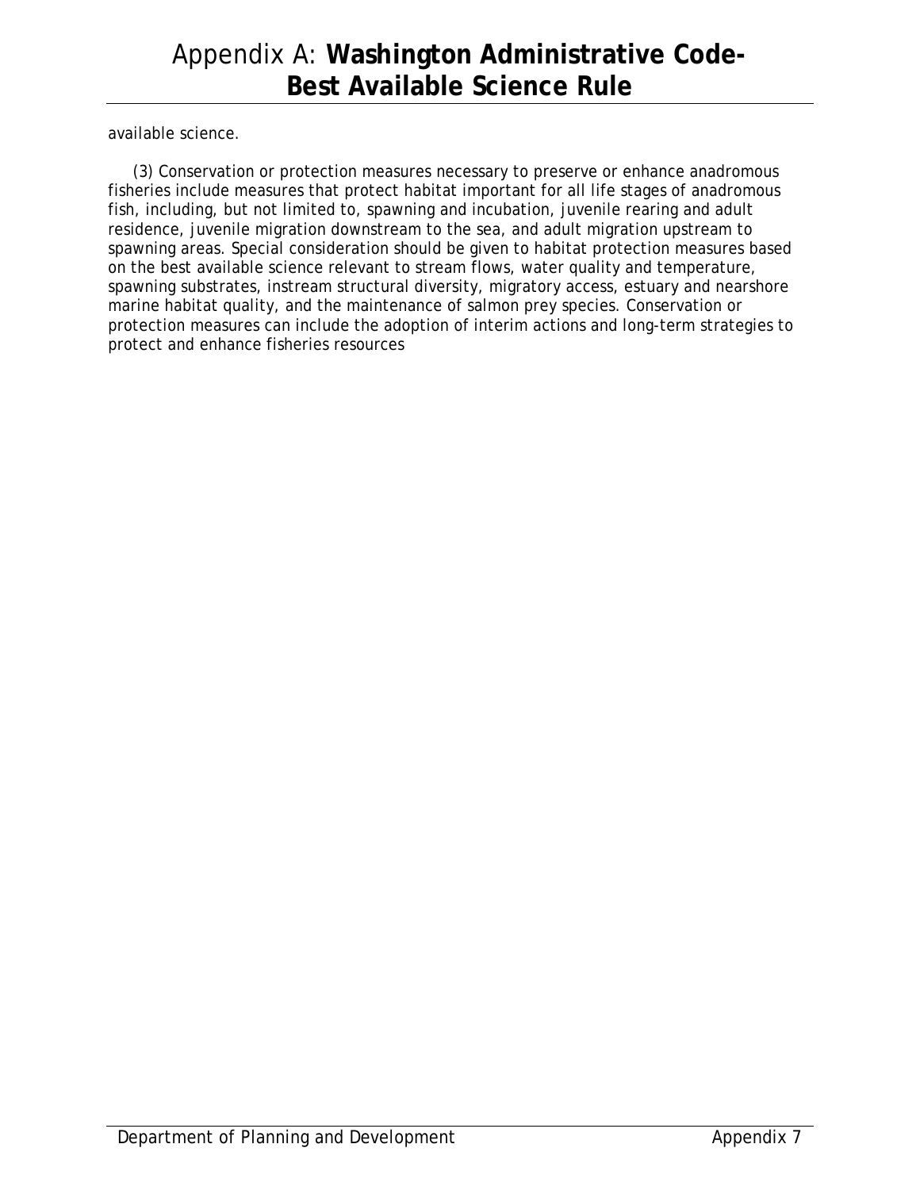available science.

(3) Conservation or protection measures necessary to preserve or enhance anadromous fisheries include measures that protect habitat important for all life stages of anadromous fish, including, but not limited to, spawning and incubation, juvenile rearing and adult residence, juvenile migration downstream to the sea, and adult migration upstream to spawning areas. Special consideration should be given to habitat protection measures based on the best available science relevant to stream flows, water quality and temperature, spawning substrates, instream structural diversity, migratory access, estuary and nearshore marine habitat quality, and the maintenance of salmon prey species. Conservation or protection measures can include the adoption of interim actions and long-term strategies to protect and enhance fisheries resources